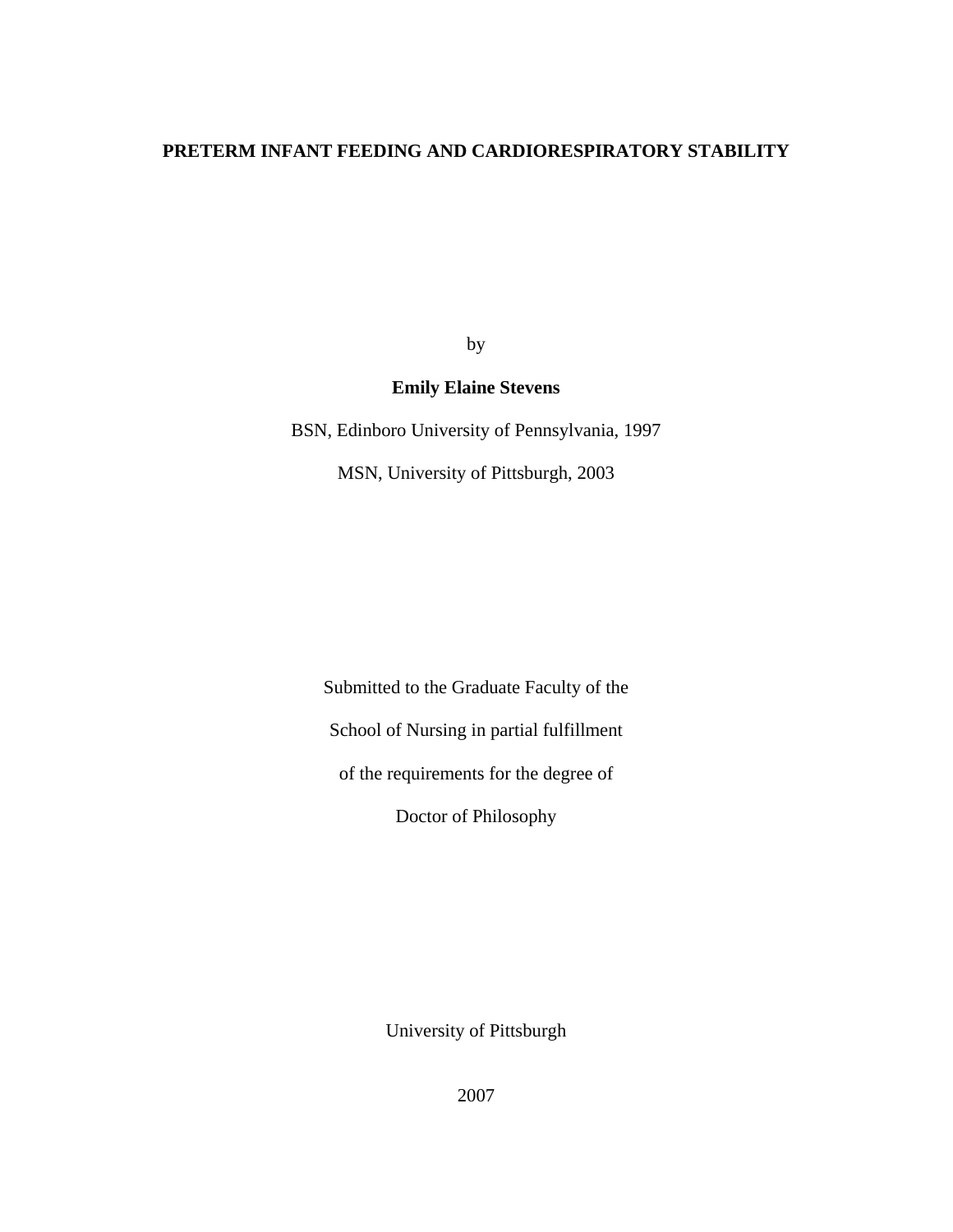# PRETERM INFANT FEEDING AND CARDIORESPIRATORY STABILITY

by

**Emily Elaine Stevens**

BSN, Edinboro University of Pennsylvania, 1997

MSN, University of Pittsburgh, 2003

Submitted to the Graduate Faculty of the

School of Nursing in partial fulfillment

of the requirements for the degree of

Doctor of Philosophy

University of Pittsburgh

2007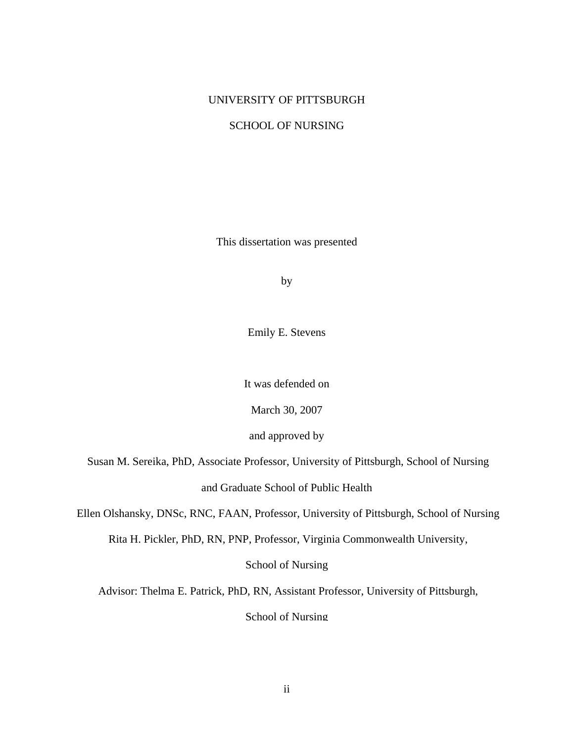UNIVERSITY OF PITTSBURGH

SCHOOL OF NURSING

This dissertation was presented

by

Emily E. Stevens

It was defended on

March 30, 2007

and approved by

Susan M. Sereika, PhD, Associate Professor, University of Pittsburgh, School of Nursing and Graduate School of Public Health

Ellen Olshansky, DNSc, RNC, FAAN, Professor, University of Pittsburgh, School of Nursing

Rita H. Pickler, PhD, RN, PNP, Professor, Virginia Commonwealth University, School of Nursing

Advisor: Thelma E. Patrick, PhD, RN, Assistant Professor, University of Pittsburgh, School of Nursing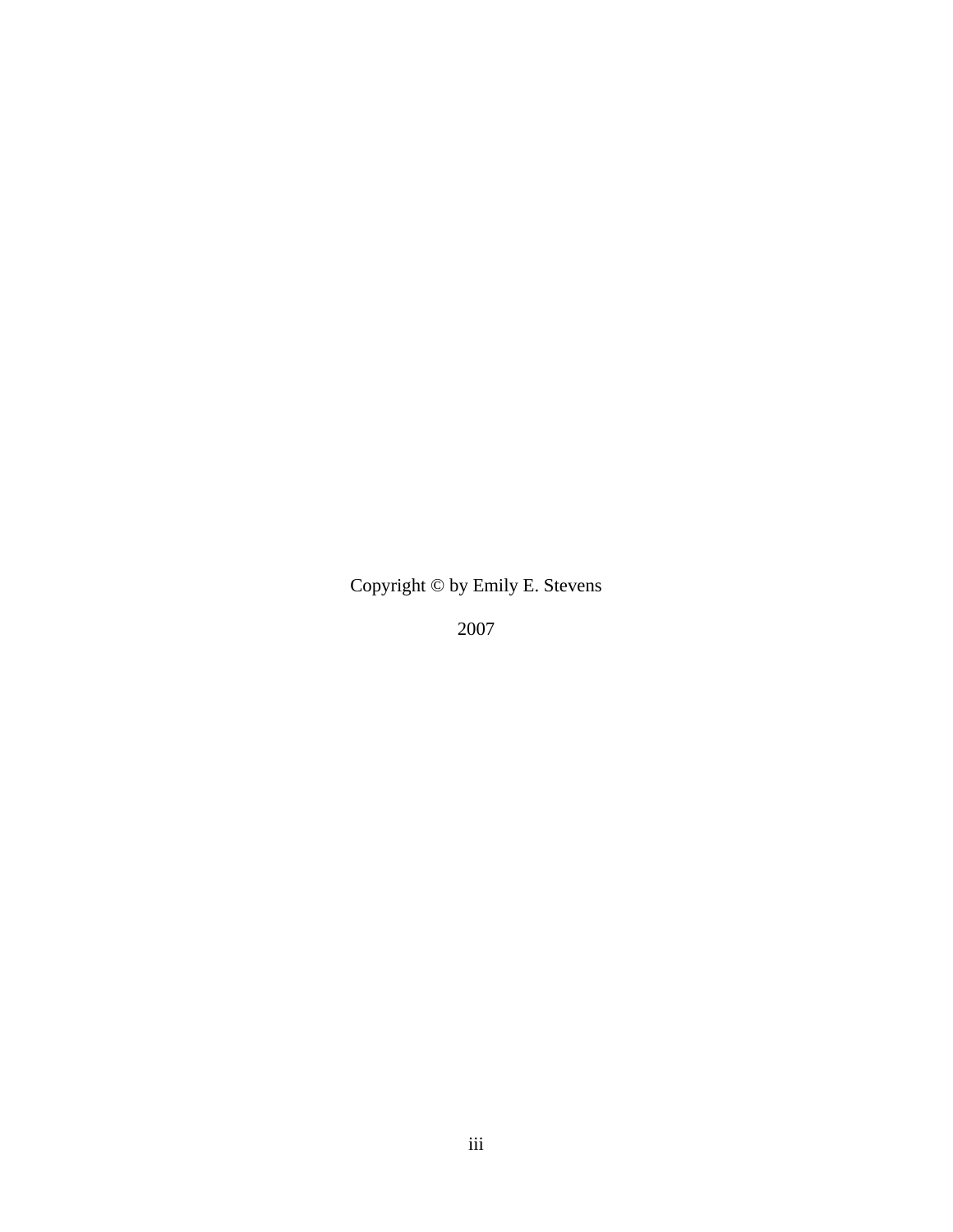Copyright © by Emily E. Stevens

2007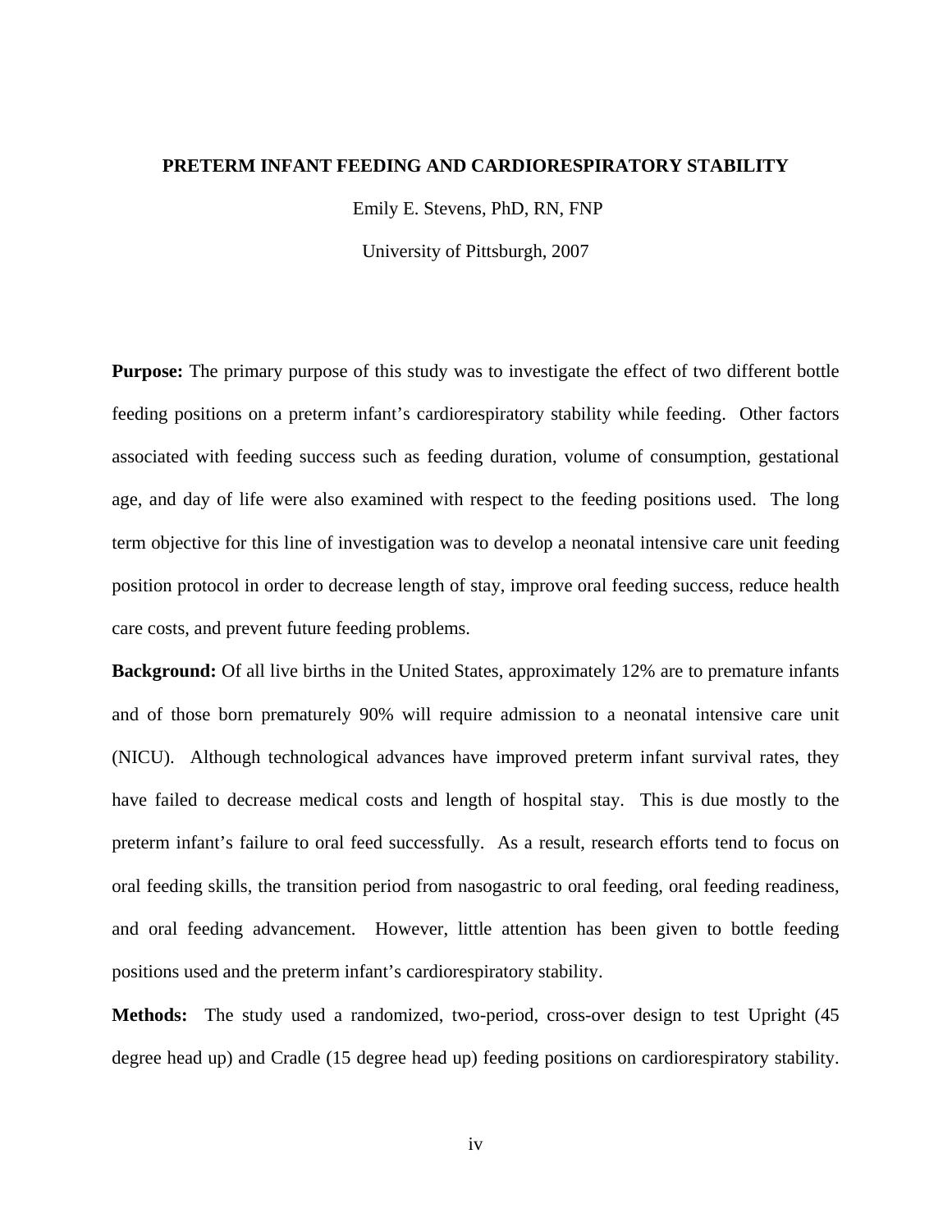**PRETERM INFANT FEEDING AND CARDIORESPIRATORY STABILITY**

Emily E. Stevens, PhD, RN, FNP

University of Pittsburgh, 2007

**Purpose:** The primary purpose of this study was to investigate the effect of two different bottle feeding positions on a preterm infant's cardiorespiratory stability while feeding. Other factors associated with feeding success such as feeding duration, volume of consumption, gestational age, and day of life were also examined with respect to the feeding positions used. The long term objective for this line of investigation was to develop a neonatal intensive care unit feeding position protocol in order to decrease length of stay, improve oral feeding success, reduce health care costs, and prevent future feeding problems.

**Background:** Of all live births in the United States, approximately 12% are to premature infants and of those born prematurely 90% will require admission to a neonatal intensive care unit (NICU). Although technological advances have improved preterm infant survival rates, they have failed to decrease medical costs and length of hospital stay. This is due mostly to the preterm infant's failure to oral feed successfully. As a result, research efforts tend to focus on oral feeding skills, the transition period from nasogastric to oral feeding, oral feeding readiness, and oral feeding advancement. However, little attention has been given to bottle feeding positions used and the preterm infant's cardiorespiratory stability.

**Methods:** The study used a randomized, two-period, cross-over design to test Upright (45 degree head up) and Cradle (15 degree head up) feeding positions on cardiorespiratory stability.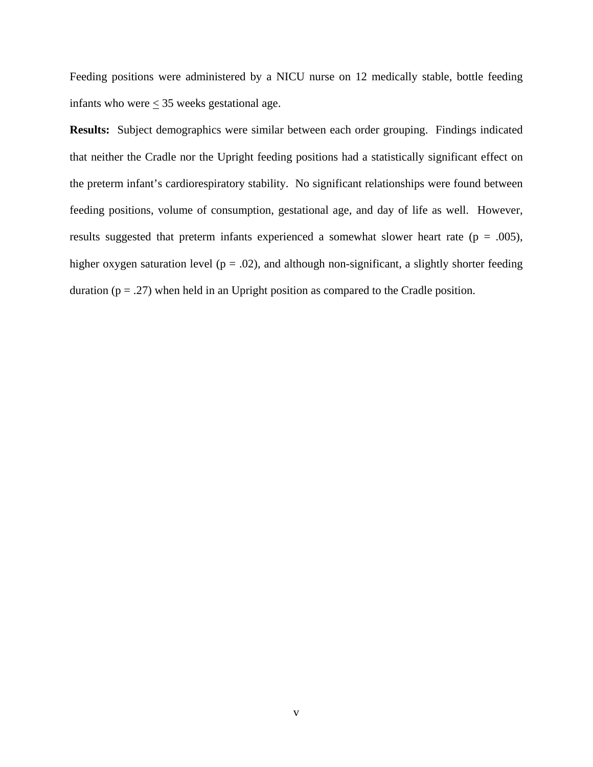Feeding positions were administered by a NICU nurse on 12 medically stable, bottle feeding infants who were ≤ 35 weeks gestational age.

**Results:** Subject demographics were similar between each order grouping. Findings indicated that neither the Cradle nor the Upright feeding positions had a statistically significant effect on the preterm infant's cardiorespiratory stability. No significant relationships were found between feeding positions, volume of consumption, gestational age, and day of life as well. However, results suggested that preterm infants experienced a somewhat slower heart rate ($p = .005$), higher oxygen saturation level ($p = .02$), and although non-significant, a slightly shorter feeding duration ($p = .27$) when held in an Upright position as compared to the Cradle position.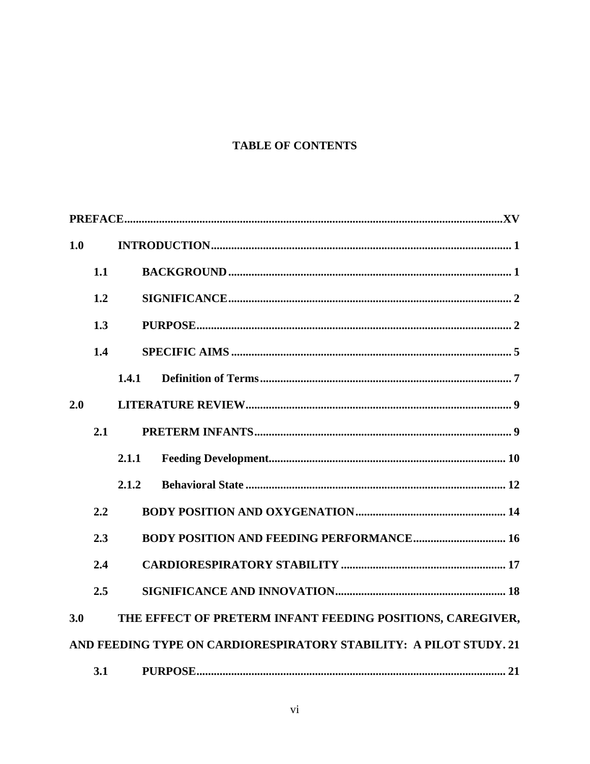# TABLE OF CONTENTS

**PREFACE** ..... **XV**

**1.0 INTRODUCTION** ..... **1**

- **1.1 BACKGROUND** ..... **1**
- **1.2 SIGNIFICANCE** ..... **2**
- **1.3 PURPOSE** ..... **2**
- **1.4 SPECIFIC AIMS** ..... **5**
  - **1.4.1 Definition of Terms** ..... **7**

**2.0 LITERATURE REVIEW** ..... **9**

- **2.1 PRETERM INFANTS** ..... **9**
  - **2.1.1 Feeding Development** ..... **10**
  - **2.1.2 Behavioral State** ..... **12**
- **2.2 BODY POSITION AND OXYGENATION** ..... **14**
- **2.3 BODY POSITION AND FEEDING PERFORMANCE** ..... **16**
- **2.4 CARDIORESPIRATORY STABILITY** ..... **17**
- **2.5 SIGNIFICANCE AND INNOVATION** ..... **18**

**3.0 THE EFFECT OF PRETERM INFANT FEEDING POSITIONS, CAREGIVER, AND FEEDING TYPE ON CARDIORESPIRATORY STABILITY: A PILOT STUDY** . **21**

- **3.1 PURPOSE** ..... **21**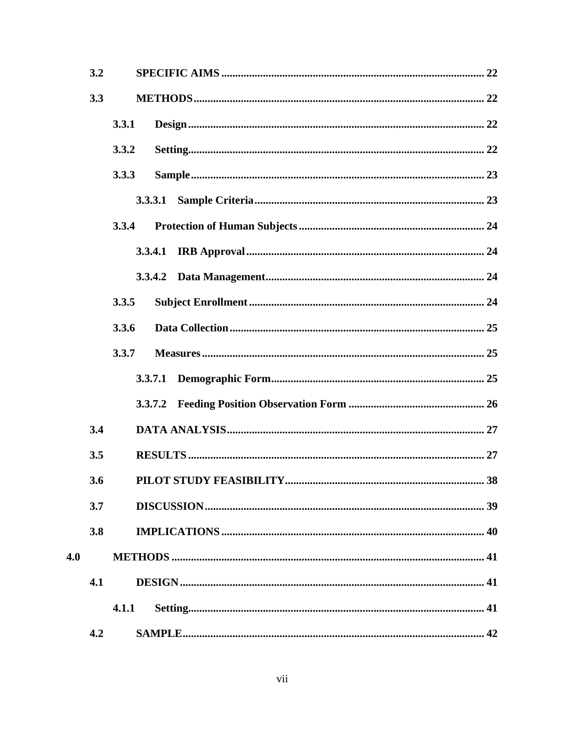3.2 SPECIFIC AIMS ........................................................................................ 22

3.3 METHODS ................................................................................................ 22

3.3.1 Design ................................................................................................ 22

3.3.2 Setting ................................................................................................ 22

3.3.3 Sample ................................................................................................ 23

3.3.3.1 Sample Criteria ............................................................................ 23

3.3.4 Protection of Human Subjects ........................................................ 24

3.3.4.1 IRB Approval ................................................................................ 24

3.3.4.2 Data Management ........................................................................ 24

3.3.5 Subject Enrollment ............................................................................ 24

3.3.6 Data Collection ................................................................................. 25

3.3.7 Measures ............................................................................................ 25

3.3.7.1 Demographic Form ...................................................................... 25

3.3.7.2 Feeding Position Observation Form ............................................ 26

3.4 DATA ANALYSIS ..................................................................................... 27

3.5 RESULTS ................................................................................................... 27

3.6 PILOT STUDY FEASIBILITY ................................................................... 38

3.7 DISCUSSION ............................................................................................. 39

3.8 IMPLICATIONS ........................................................................................ 40

4.0 METHODS ....................................................................................................... 41

4.1 DESIGN ...................................................................................................... 41

4.1.1 Setting ................................................................................................ 41

4.2 SAMPLE ..................................................................................................... 42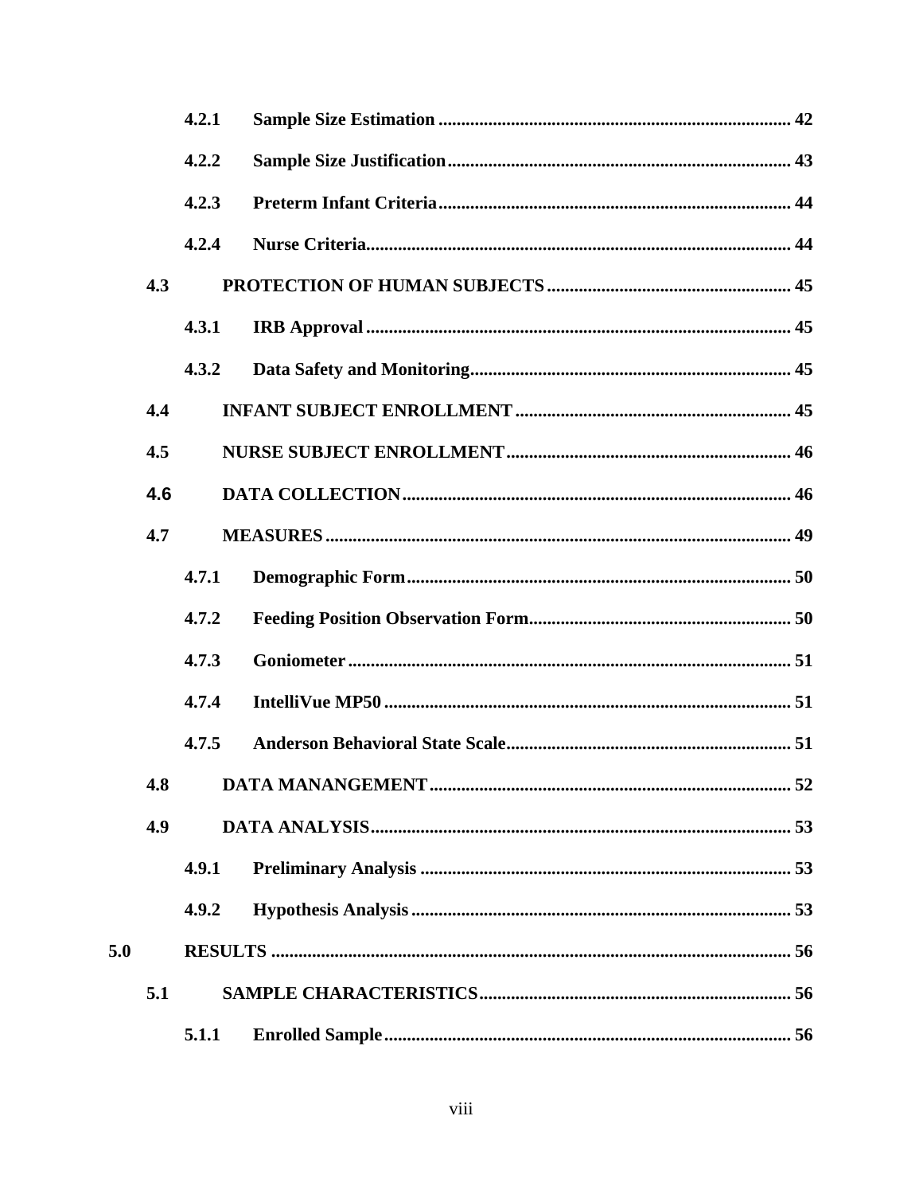4.2.1 Sample Size Estimation ............................................................................. 42

4.2.2 Sample Size Justification........................................................................... 43

4.2.3 Preterm Infant Criteria............................................................................. 44

4.2.4 Nurse Criteria............................................................................................ 44

4.3 PROTECTION OF HUMAN SUBJECTS ..................................................... 45

4.3.1 IRB Approval ............................................................................................ 45

4.3.2 Data Safety and Monitoring...................................................................... 45

4.4 INFANT SUBJECT ENROLLMENT ............................................................ 45

4.5 NURSE SUBJECT ENROLLMENT.............................................................. 46

4.6 DATA COLLECTION..................................................................................... 46

4.7 MEASURES ..................................................................................................... 49

4.7.1 Demographic Form.................................................................................... 50

4.7.2 Feeding Position Observation Form......................................................... 50

4.7.3 Goniometer ................................................................................................ 51

4.7.4 IntelliVue MP50 ........................................................................................ 51

4.7.5 Anderson Behavioral State Scale.............................................................. 51

4.8 DATA MANANGEMENT ............................................................................... 52

4.9 DATA ANALYSIS............................................................................................ 53

4.9.1 Preliminary Analysis ................................................................................ 53

4.9.2 Hypothesis Analysis .................................................................................. 53

5.0 RESULTS ................................................................................................................. 56

5.1 SAMPLE CHARACTERISTICS.................................................................... 56

5.1.1 Enrolled Sample........................................................................................ 56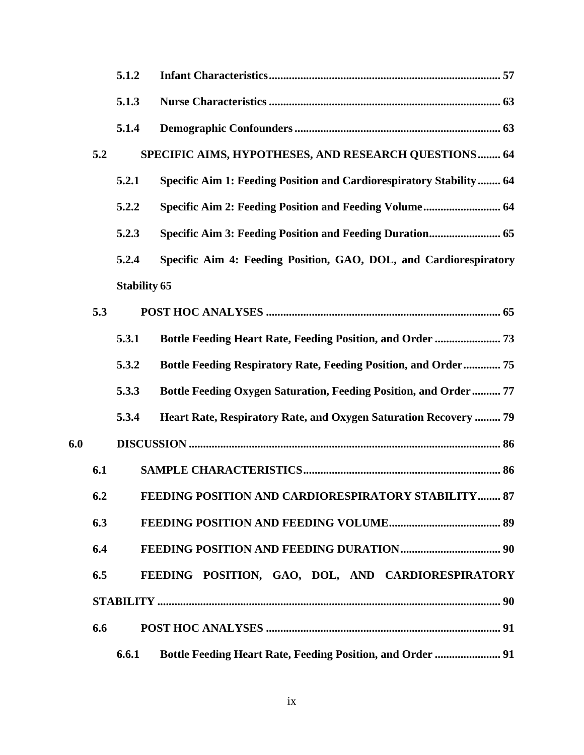5.1.2 **Infant Characteristics** ........ 57

5.1.3 **Nurse Characteristics** ........ 63

5.1.4 **Demographic Confounders** ........ 63

5.2 **SPECIFIC AIMS, HYPOTHESES, AND RESEARCH QUESTIONS** ........ 64

5.2.1 **Specific Aim 1: Feeding Position and Cardiorespiratory Stability** ........ 64

5.2.2 **Specific Aim 2: Feeding Position and Feeding Volume** ........ 64

5.2.3 **Specific Aim 3: Feeding Position and Feeding Duration** ........ 65

5.2.4 **Specific Aim 4: Feeding Position, GAO, DOL, and Cardiorespiratory Stability** 65

5.3 **POST HOC ANALYSES** ........ 65

5.3.1 **Bottle Feeding Heart Rate, Feeding Position, and Order** ........ 73

5.3.2 **Bottle Feeding Respiratory Rate, Feeding Position, and Order** ........ 75

5.3.3 **Bottle Feeding Oxygen Saturation, Feeding Position, and Order** ........ 77

5.3.4 **Heart Rate, Respiratory Rate, and Oxygen Saturation Recovery** ........ 79

6.0 **DISCUSSION** ........ 86

6.1 **SAMPLE CHARACTERISTICS** ........ 86

6.2 **FEEDING POSITION AND CARDIORESPIRATORY STABILITY** ........ 87

6.3 **FEEDING POSITION AND FEEDING VOLUME** ........ 89

6.4 **FEEDING POSITION AND FEEDING DURATION** ........ 90

6.5 **FEEDING POSITION, GAO, DOL, AND CARDIORESPIRATORY STABILITY** ........ 90

6.6 **POST HOC ANALYSES** ........ 91

6.6.1 **Bottle Feeding Heart Rate, Feeding Position, and Order** ........ 91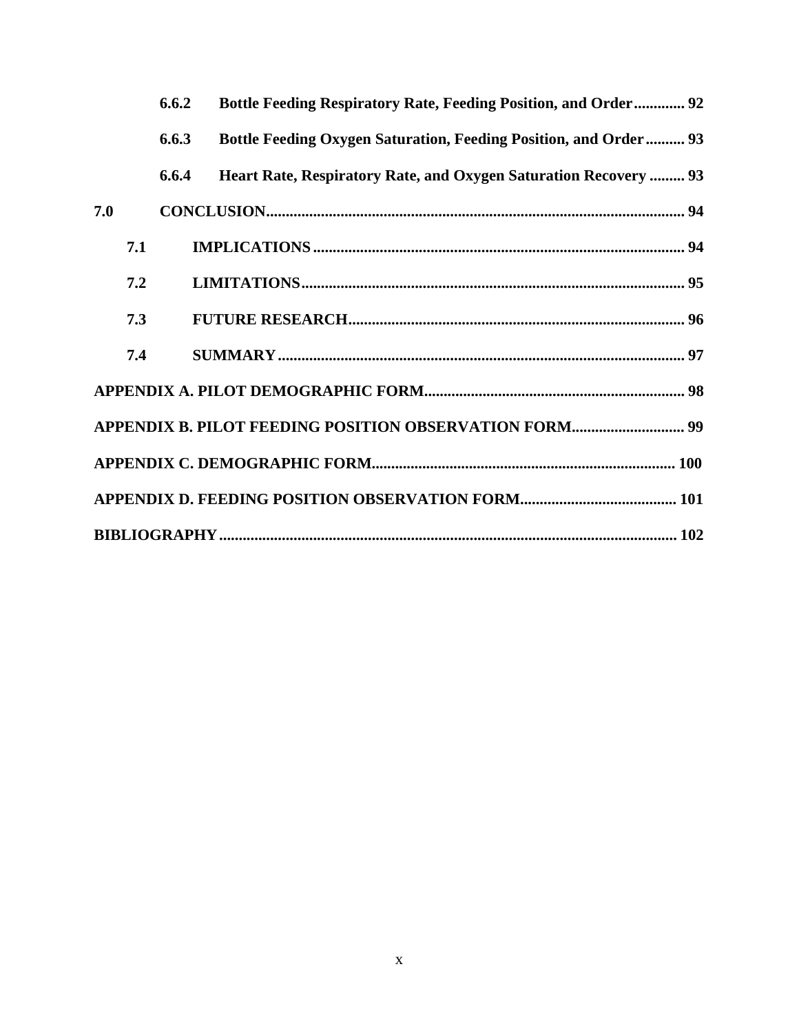6.6.2 **Bottle Feeding Respiratory Rate, Feeding Position, and Order** ............. 92

6.6.3 **Bottle Feeding Oxygen Saturation, Feeding Position, and Order** .......... 93

6.6.4 **Heart Rate, Respiratory Rate, and Oxygen Saturation Recovery** ......... 93

**7.0 CONCLUSION** ........................................................................................................... 94

**7.1 IMPLICATIONS** .............................................................................................. 94

**7.2 LIMITATIONS** .................................................................................................. 95

**7.3 FUTURE RESEARCH** ..................................................................................... 96

**7.4 SUMMARY** ....................................................................................................... 97

**APPENDIX A. PILOT DEMOGRAPHIC FORM** ................................................................... 98

**APPENDIX B. PILOT FEEDING POSITION OBSERVATION FORM** ............................. 99

**APPENDIX C. DEMOGRAPHIC FORM** ............................................................................ 100

**APPENDIX D. FEEDING POSITION OBSERVATION FORM** ........................................ 101

**BIBLIOGRAPHY** ..................................................................................................................... 102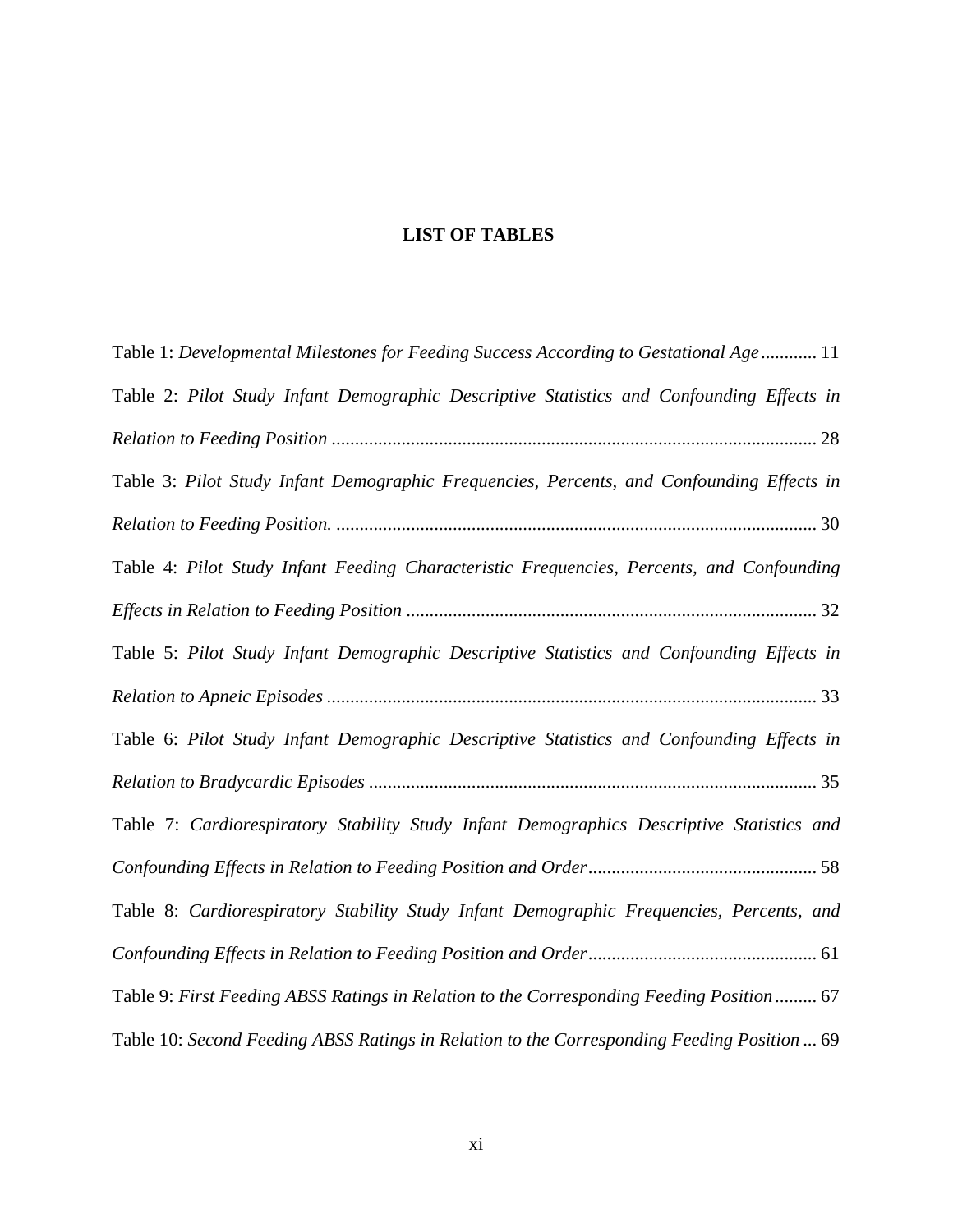# LIST OF TABLES

Table 1: *Developmental Milestones for Feeding Success According to Gestational Age* ............ 11

Table 2: *Pilot Study Infant Demographic Descriptive Statistics and Confounding Effects in Relation to Feeding Position* ........................................................................................................ 28

Table 3: *Pilot Study Infant Demographic Frequencies, Percents, and Confounding Effects in Relation to Feeding Position.* ....................................................................................................... 30

Table 4: *Pilot Study Infant Feeding Characteristic Frequencies, Percents, and Confounding Effects in Relation to Feeding Position* ....................................................................................... 32

Table 5: *Pilot Study Infant Demographic Descriptive Statistics and Confounding Effects in Relation to Apneic Episodes* ......................................................................................................... 33

Table 6: *Pilot Study Infant Demographic Descriptive Statistics and Confounding Effects in Relation to Bradycardic Episodes* ................................................................................................ 35

Table 7: *Cardiorespiratory Stability Study Infant Demographics Descriptive Statistics and Confounding Effects in Relation to Feeding Position and Order* ................................................. 58

Table 8: *Cardiorespiratory Stability Study Infant Demographic Frequencies, Percents, and Confounding Effects in Relation to Feeding Position and Order* ................................................. 61

Table 9: *First Feeding ABSS Ratings in Relation to the Corresponding Feeding Position* ......... 67

Table 10: *Second Feeding ABSS Ratings in Relation to the Corresponding Feeding Position* ... 69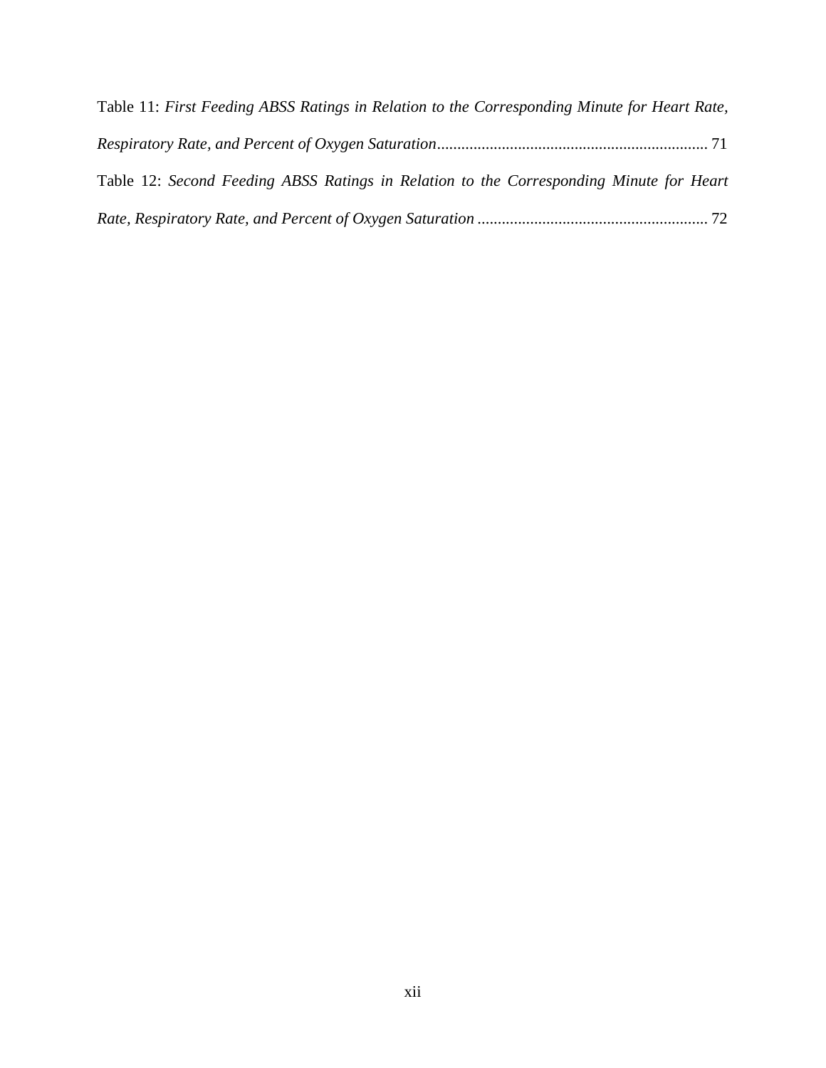Table 11: *First Feeding ABSS Ratings in Relation to the Corresponding Minute for Heart Rate, Respiratory Rate, and Percent of Oxygen Saturation*.................................................................. 71

Table 12: *Second Feeding ABSS Ratings in Relation to the Corresponding Minute for Heart Rate, Respiratory Rate, and Percent of Oxygen Saturation* ........................................................ 72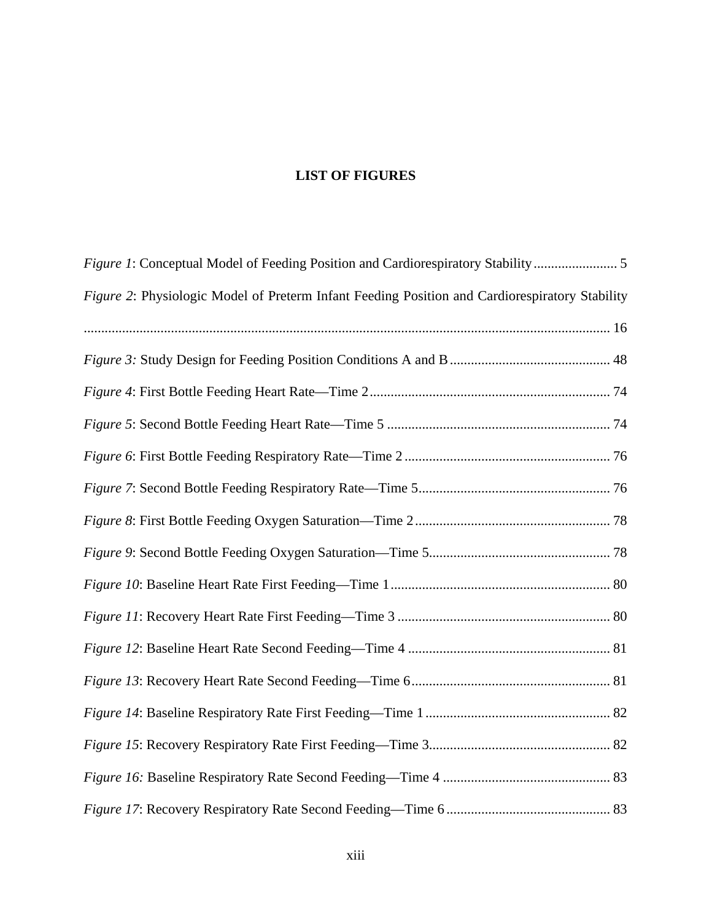# LIST OF FIGURES

*Figure 1*: Conceptual Model of Feeding Position and Cardiorespiratory Stability ........................ 5

*Figure 2*: Physiologic Model of Preterm Infant Feeding Position and Cardiorespiratory Stability ..................................................................................................................................... 16

*Figure 3:* Study Design for Feeding Position Conditions A and B .............................................. 48

*Figure 4*: First Bottle Feeding Heart Rate—Time 2 ..................................................................... 74

*Figure 5*: Second Bottle Feeding Heart Rate—Time 5 ................................................................ 74

*Figure 6*: First Bottle Feeding Respiratory Rate—Time 2 ........................................................... 76

*Figure 7*: Second Bottle Feeding Respiratory Rate—Time 5....................................................... 76

*Figure 8*: First Bottle Feeding Oxygen Saturation—Time 2 ........................................................ 78

*Figure 9*: Second Bottle Feeding Oxygen Saturation—Time 5.................................................... 78

*Figure 10*: Baseline Heart Rate First Feeding—Time 1 ............................................................... 80

*Figure 11*: Recovery Heart Rate First Feeding—Time 3 ............................................................. 80

*Figure 12*: Baseline Heart Rate Second Feeding—Time 4 ........................................................... 81

*Figure 13*: Recovery Heart Rate Second Feeding—Time 6 .......................................................... 81

*Figure 14*: Baseline Respiratory Rate First Feeding—Time 1 ..................................................... 82

*Figure 15*: Recovery Respiratory Rate First Feeding—Time 3.................................................... 82

*Figure 16:* Baseline Respiratory Rate Second Feeding—Time 4 ................................................ 83

*Figure 17*: Recovery Respiratory Rate Second Feeding—Time 6 ............................................... 83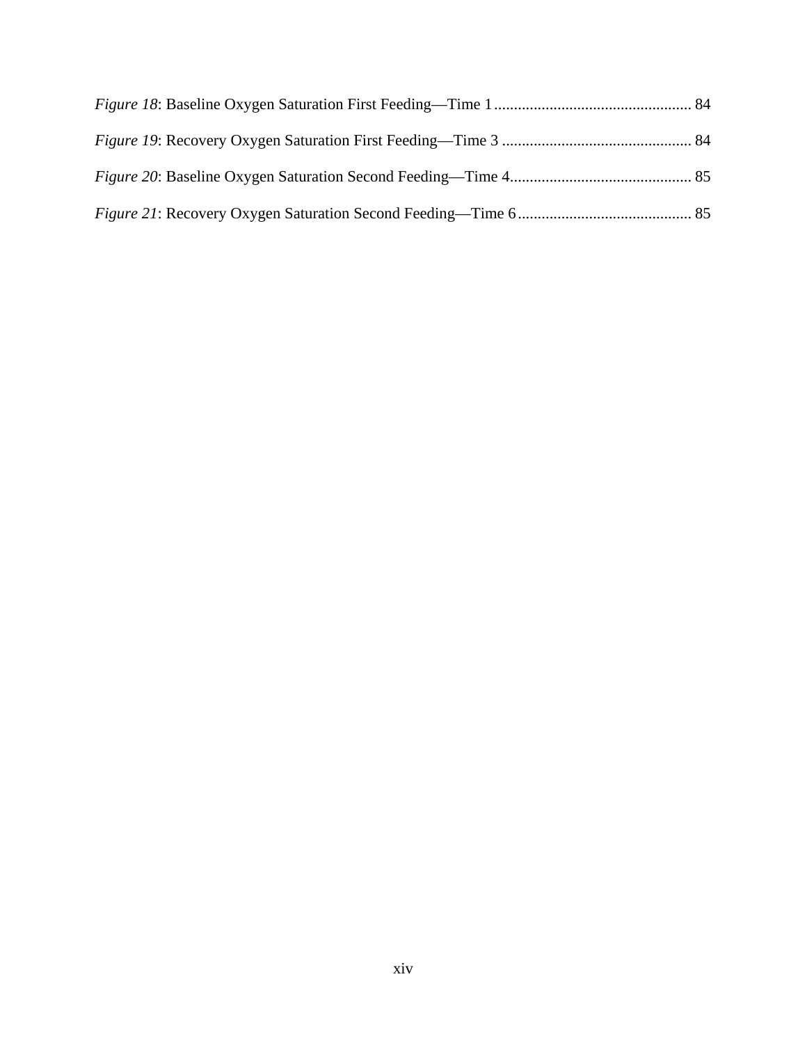*Figure 18*: Baseline Oxygen Saturation First Feeding—Time 1 ................................................ 84

*Figure 19*: Recovery Oxygen Saturation First Feeding—Time 3 ............................................... 84

*Figure 20*: Baseline Oxygen Saturation Second Feeding—Time 4............................................. 85

*Figure 21*: Recovery Oxygen Saturation Second Feeding—Time 6 ........................................... 85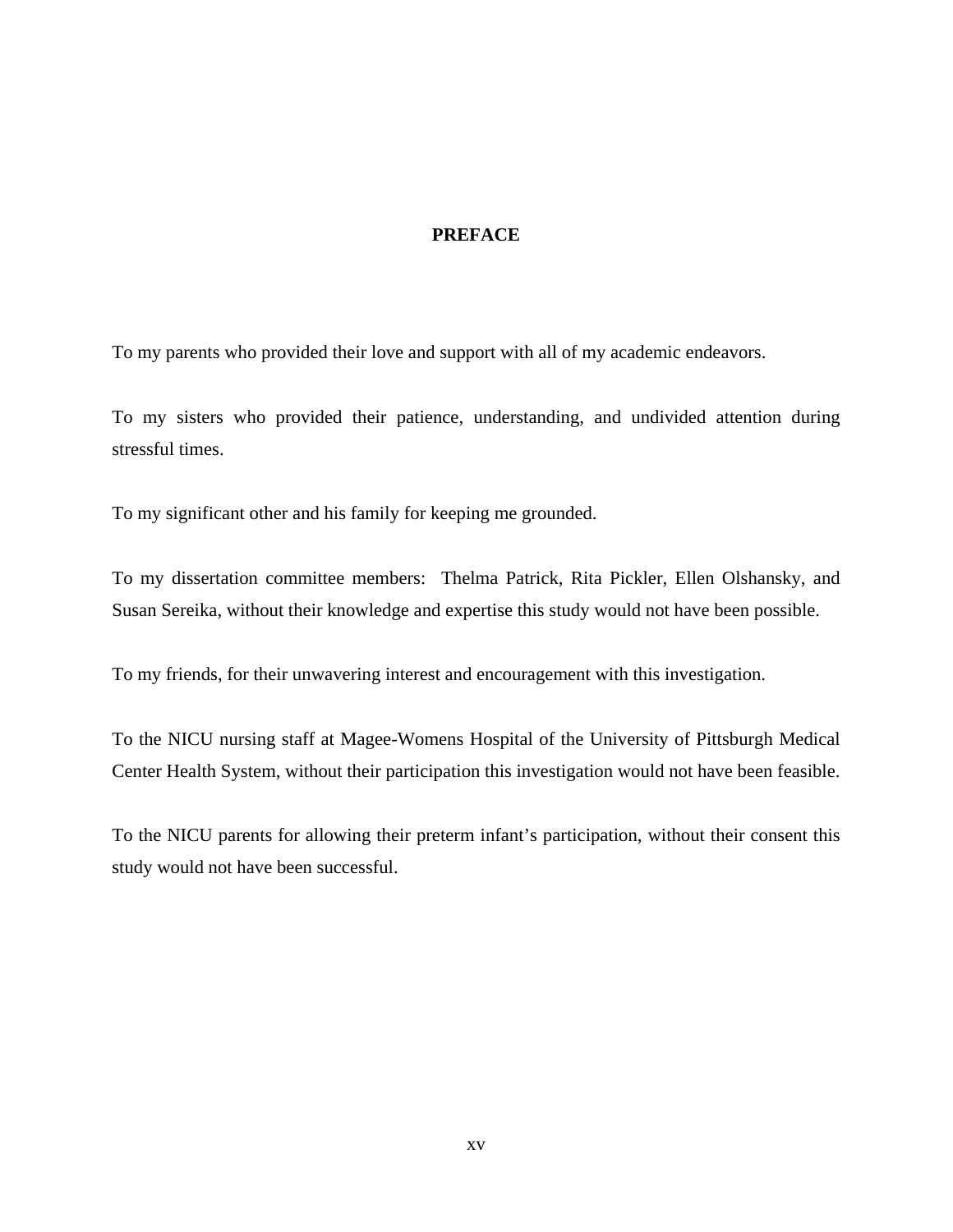# PREFACE

To my parents who provided their love and support with all of my academic endeavors.

To my sisters who provided their patience, understanding, and undivided attention during stressful times.

To my significant other and his family for keeping me grounded.

To my dissertation committee members:  Thelma Patrick, Rita Pickler, Ellen Olshansky, and Susan Sereika, without their knowledge and expertise this study would not have been possible.

To my friends, for their unwavering interest and encouragement with this investigation.

To the NICU nursing staff at Magee-Womens Hospital of the University of Pittsburgh Medical Center Health System, without their participation this investigation would not have been feasible.

To the NICU parents for allowing their preterm infant's participation, without their consent this study would not have been successful.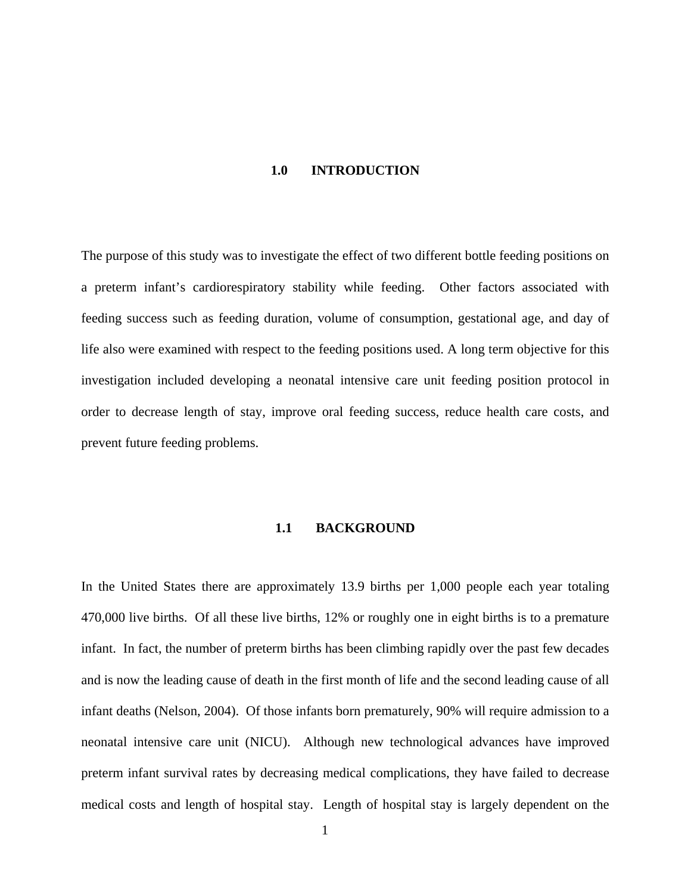# 1.0 INTRODUCTION

The purpose of this study was to investigate the effect of two different bottle feeding positions on a preterm infant's cardiorespiratory stability while feeding. Other factors associated with feeding success such as feeding duration, volume of consumption, gestational age, and day of life also were examined with respect to the feeding positions used. A long term objective for this investigation included developing a neonatal intensive care unit feeding position protocol in order to decrease length of stay, improve oral feeding success, reduce health care costs, and prevent future feeding problems.

## 1.1 BACKGROUND

In the United States there are approximately 13.9 births per 1,000 people each year totaling 470,000 live births. Of all these live births, 12% or roughly one in eight births is to a premature infant. In fact, the number of preterm births has been climbing rapidly over the past few decades and is now the leading cause of death in the first month of life and the second leading cause of all infant deaths (Nelson, 2004). Of those infants born prematurely, 90% will require admission to a neonatal intensive care unit (NICU). Although new technological advances have improved preterm infant survival rates by decreasing medical complications, they have failed to decrease medical costs and length of hospital stay. Length of hospital stay is largely dependent on the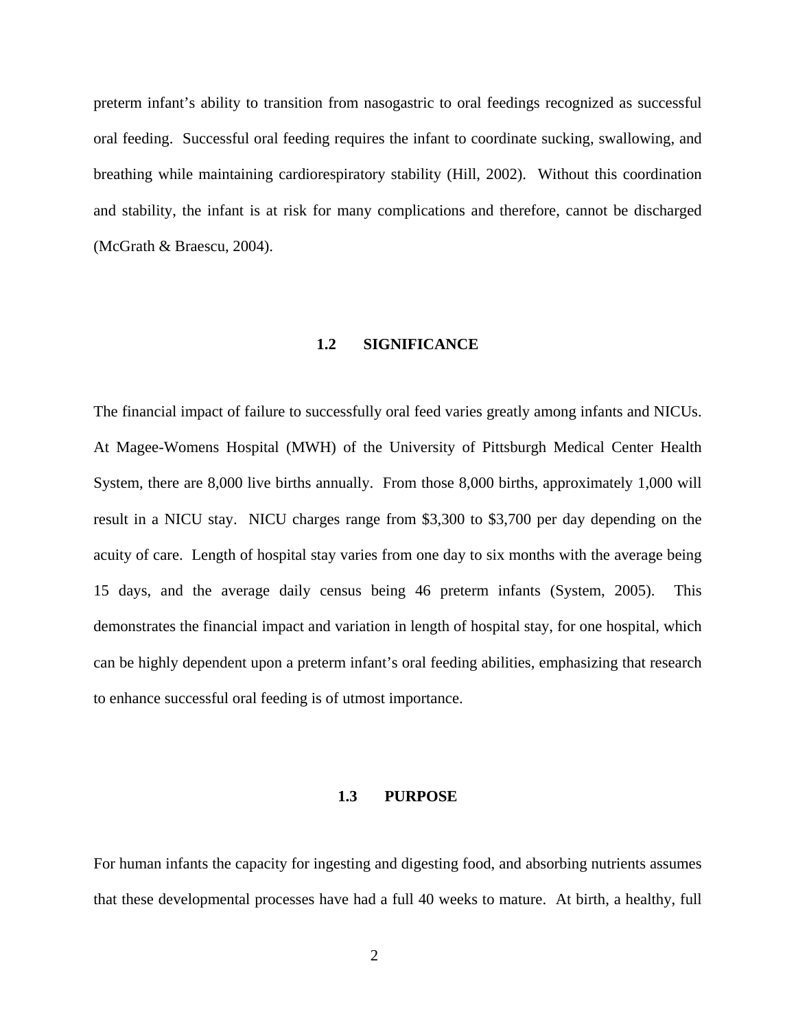preterm infant's ability to transition from nasogastric to oral feedings recognized as successful oral feeding. Successful oral feeding requires the infant to coordinate sucking, swallowing, and breathing while maintaining cardiorespiratory stability (Hill, 2002). Without this coordination and stability, the infant is at risk for many complications and therefore, cannot be discharged (McGrath & Braescu, 2004).

## 1.2 SIGNIFICANCE

The financial impact of failure to successfully oral feed varies greatly among infants and NICUs. At Magee-Womens Hospital (MWH) of the University of Pittsburgh Medical Center Health System, there are 8,000 live births annually. From those 8,000 births, approximately 1,000 will result in a NICU stay. NICU charges range from $3,300 to $3,700 per day depending on the acuity of care. Length of hospital stay varies from one day to six months with the average being 15 days, and the average daily census being 46 preterm infants (System, 2005). This demonstrates the financial impact and variation in length of hospital stay, for one hospital, which can be highly dependent upon a preterm infant's oral feeding abilities, emphasizing that research to enhance successful oral feeding is of utmost importance.

## 1.3 PURPOSE

For human infants the capacity for ingesting and digesting food, and absorbing nutrients assumes that these developmental processes have had a full 40 weeks to mature. At birth, a healthy, full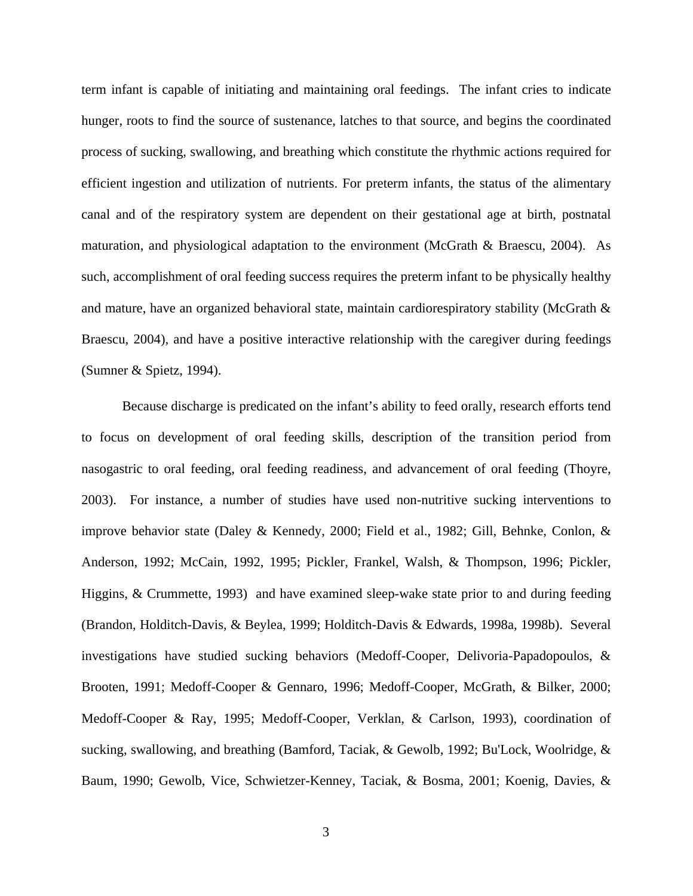term infant is capable of initiating and maintaining oral feedings. The infant cries to indicate hunger, roots to find the source of sustenance, latches to that source, and begins the coordinated process of sucking, swallowing, and breathing which constitute the rhythmic actions required for efficient ingestion and utilization of nutrients. For preterm infants, the status of the alimentary canal and of the respiratory system are dependent on their gestational age at birth, postnatal maturation, and physiological adaptation to the environment (McGrath & Braescu, 2004). As such, accomplishment of oral feeding success requires the preterm infant to be physically healthy and mature, have an organized behavioral state, maintain cardiorespiratory stability (McGrath & Braescu, 2004), and have a positive interactive relationship with the caregiver during feedings (Sumner & Spietz, 1994).

Because discharge is predicated on the infant's ability to feed orally, research efforts tend to focus on development of oral feeding skills, description of the transition period from nasogastric to oral feeding, oral feeding readiness, and advancement of oral feeding (Thoyre, 2003). For instance, a number of studies have used non-nutritive sucking interventions to improve behavior state (Daley & Kennedy, 2000; Field et al., 1982; Gill, Behnke, Conlon, & Anderson, 1992; McCain, 1992, 1995; Pickler, Frankel, Walsh, & Thompson, 1996; Pickler, Higgins, & Crummette, 1993) and have examined sleep-wake state prior to and during feeding (Brandon, Holditch-Davis, & Beylea, 1999; Holditch-Davis & Edwards, 1998a, 1998b). Several investigations have studied sucking behaviors (Medoff-Cooper, Delivoria-Papadopoulos, & Brooten, 1991; Medoff-Cooper & Gennaro, 1996; Medoff-Cooper, McGrath, & Bilker, 2000; Medoff-Cooper & Ray, 1995; Medoff-Cooper, Verklan, & Carlson, 1993), coordination of sucking, swallowing, and breathing (Bamford, Taciak, & Gewolb, 1992; Bu'Lock, Woolridge, & Baum, 1990; Gewolb, Vice, Schwietzer-Kenney, Taciak, & Bosma, 2001; Koenig, Davies, &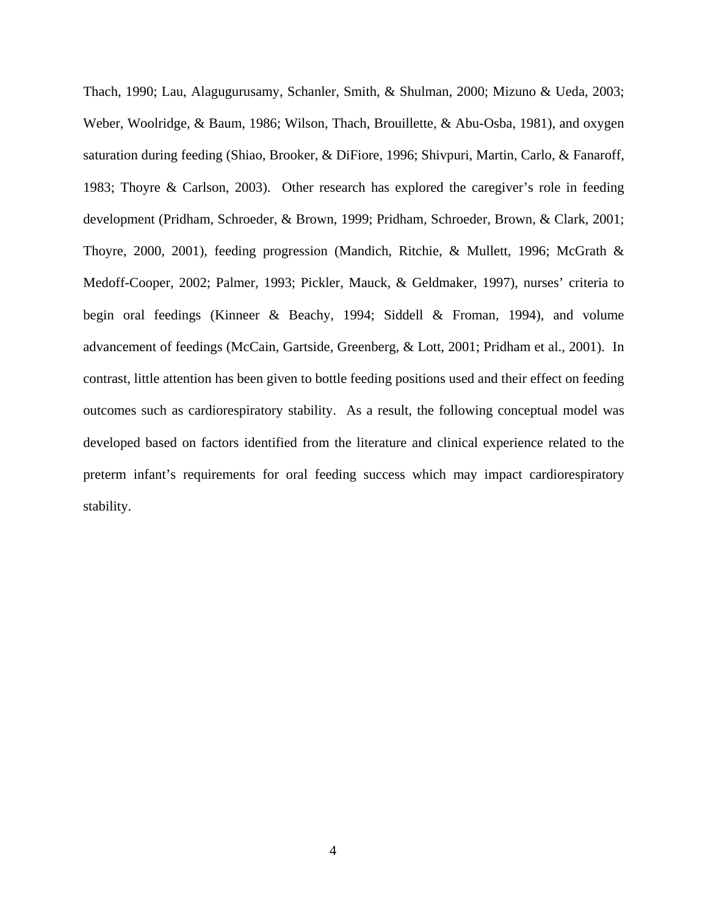Thach, 1990; Lau, Alagugurusamy, Schanler, Smith, & Shulman, 2000; Mizuno & Ueda, 2003; Weber, Woolridge, & Baum, 1986; Wilson, Thach, Brouillette, & Abu-Osba, 1981), and oxygen saturation during feeding (Shiao, Brooker, & DiFiore, 1996; Shivpuri, Martin, Carlo, & Fanaroff, 1983; Thoyre & Carlson, 2003). Other research has explored the caregiver's role in feeding development (Pridham, Schroeder, & Brown, 1999; Pridham, Schroeder, Brown, & Clark, 2001; Thoyre, 2000, 2001), feeding progression (Mandich, Ritchie, & Mullett, 1996; McGrath & Medoff-Cooper, 2002; Palmer, 1993; Pickler, Mauck, & Geldmaker, 1997), nurses' criteria to begin oral feedings (Kinneer & Beachy, 1994; Siddell & Froman, 1994), and volume advancement of feedings (McCain, Gartside, Greenberg, & Lott, 2001; Pridham et al., 2001). In contrast, little attention has been given to bottle feeding positions used and their effect on feeding outcomes such as cardiorespiratory stability. As a result, the following conceptual model was developed based on factors identified from the literature and clinical experience related to the preterm infant's requirements for oral feeding success which may impact cardiorespiratory stability.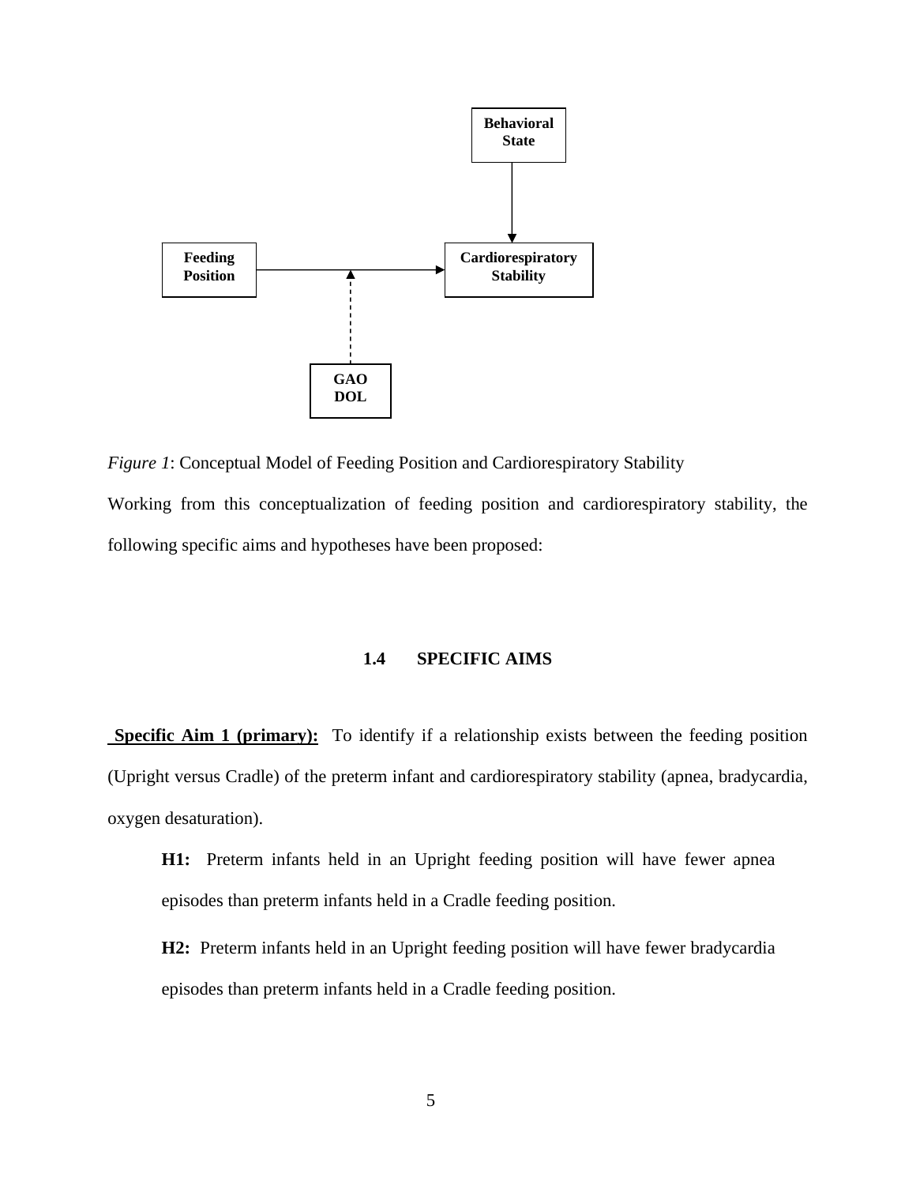Behavioral State

Feeding Position

Cardiorespiratory Stability

GAO DOL

*Figure 1*: Conceptual Model of Feeding Position and Cardiorespiratory Stability

Working from this conceptualization of feeding position and cardiorespiratory stability, the following specific aims and hypotheses have been proposed:

### 1.4 SPECIFIC AIMS

**Specific Aim 1 (primary):** To identify if a relationship exists between the feeding position (Upright versus Cradle) of the preterm infant and cardiorespiratory stability (apnea, bradycardia, oxygen desaturation).

> **H1:** Preterm infants held in an Upright feeding position will have fewer apnea episodes than preterm infants held in a Cradle feeding position.
>
> **H2:** Preterm infants held in an Upright feeding position will have fewer bradycardia episodes than preterm infants held in a Cradle feeding position.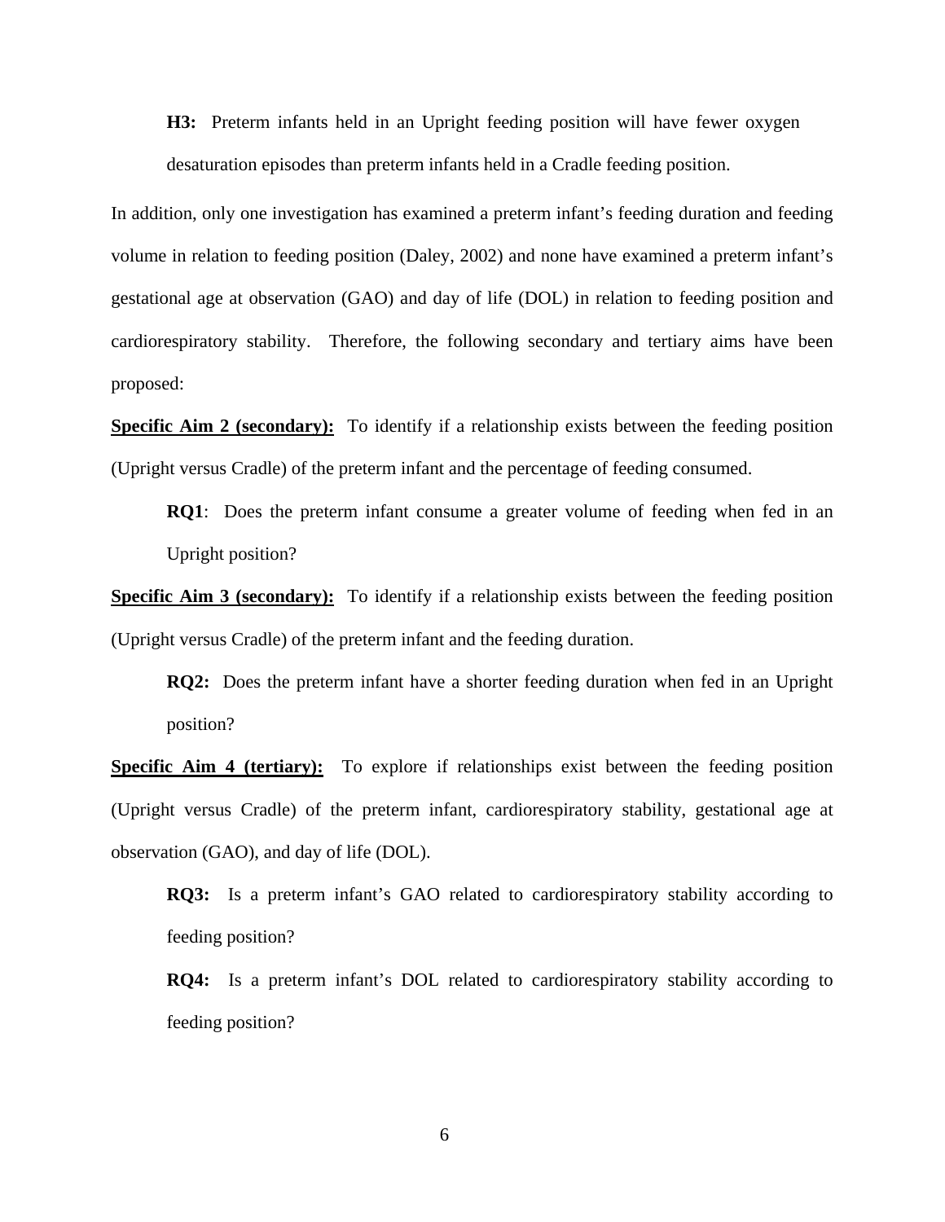**H3:** Preterm infants held in an Upright feeding position will have fewer oxygen desaturation episodes than preterm infants held in a Cradle feeding position.

In addition, only one investigation has examined a preterm infant's feeding duration and feeding volume in relation to feeding position (Daley, 2002) and none have examined a preterm infant's gestational age at observation (GAO) and day of life (DOL) in relation to feeding position and cardiorespiratory stability. Therefore, the following secondary and tertiary aims have been proposed:

**Specific Aim 2 (secondary):** To identify if a relationship exists between the feeding position (Upright versus Cradle) of the preterm infant and the percentage of feeding consumed.

**RQ1**: Does the preterm infant consume a greater volume of feeding when fed in an Upright position?

**Specific Aim 3 (secondary):** To identify if a relationship exists between the feeding position (Upright versus Cradle) of the preterm infant and the feeding duration.

**RQ2:** Does the preterm infant have a shorter feeding duration when fed in an Upright position?

**Specific Aim 4 (tertiary):** To explore if relationships exist between the feeding position (Upright versus Cradle) of the preterm infant, cardiorespiratory stability, gestational age at observation (GAO), and day of life (DOL).

**RQ3:** Is a preterm infant's GAO related to cardiorespiratory stability according to feeding position?

**RQ4:** Is a preterm infant's DOL related to cardiorespiratory stability according to feeding position?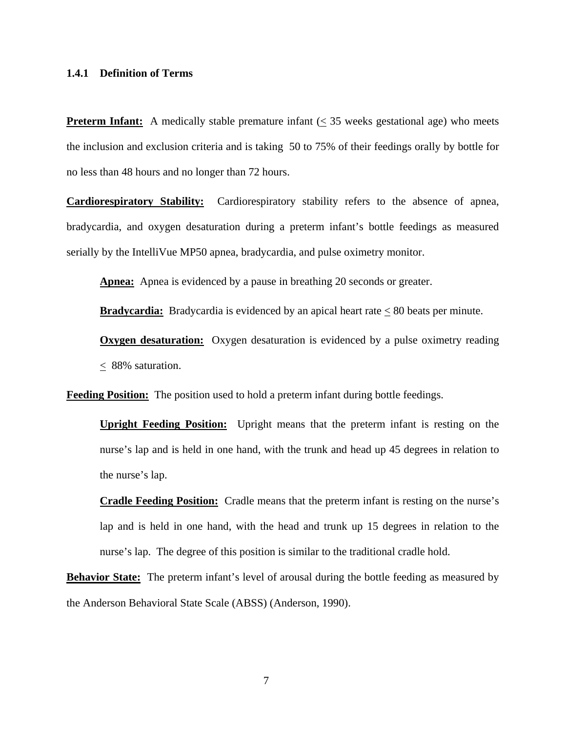### 1.4.1 Definition of Terms

**Preterm Infant:** A medically stable premature infant ($\leq$ 35 weeks gestational age) who meets the inclusion and exclusion criteria and is taking 50 to 75% of their feedings orally by bottle for no less than 48 hours and no longer than 72 hours.

**Cardiorespiratory Stability:** Cardiorespiratory stability refers to the absence of apnea, bradycardia, and oxygen desaturation during a preterm infant's bottle feedings as measured serially by the IntelliVue MP50 apnea, bradycardia, and pulse oximetry monitor.

> **Apnea:** Apnea is evidenced by a pause in breathing 20 seconds or greater.
>
> **Bradycardia:** Bradycardia is evidenced by an apical heart rate $\leq$ 80 beats per minute.
>
> **Oxygen desaturation:** Oxygen desaturation is evidenced by a pulse oximetry reading $\leq$ 88% saturation.

**Feeding Position:** The position used to hold a preterm infant during bottle feedings.

> **Upright Feeding Position:** Upright means that the preterm infant is resting on the nurse's lap and is held in one hand, with the trunk and head up 45 degrees in relation to the nurse's lap.
>
> **Cradle Feeding Position:** Cradle means that the preterm infant is resting on the nurse's lap and is held in one hand, with the head and trunk up 15 degrees in relation to the nurse's lap. The degree of this position is similar to the traditional cradle hold.

**Behavior State:** The preterm infant's level of arousal during the bottle feeding as measured by the Anderson Behavioral State Scale (ABSS) (Anderson, 1990).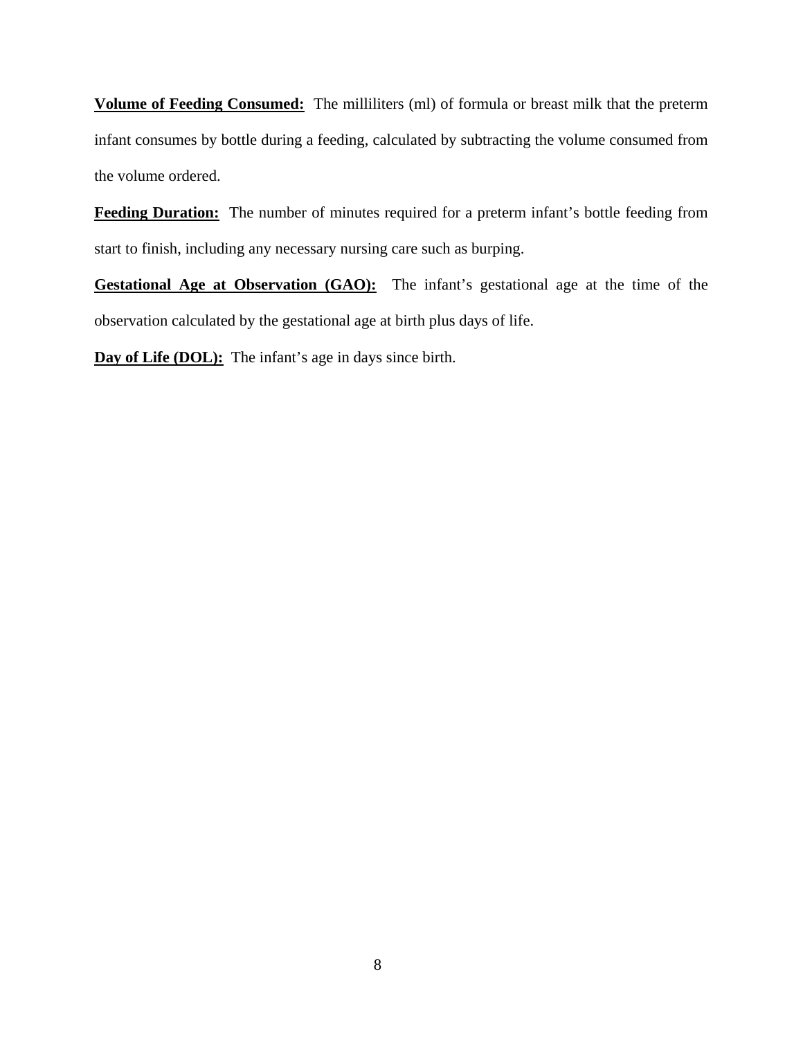**Volume of Feeding Consumed:** The milliliters (ml) of formula or breast milk that the preterm infant consumes by bottle during a feeding, calculated by subtracting the volume consumed from the volume ordered.

**Feeding Duration:** The number of minutes required for a preterm infant's bottle feeding from start to finish, including any necessary nursing care such as burping.

**Gestational Age at Observation (GAO):** The infant's gestational age at the time of the observation calculated by the gestational age at birth plus days of life.

**Day of Life (DOL):** The infant's age in days since birth.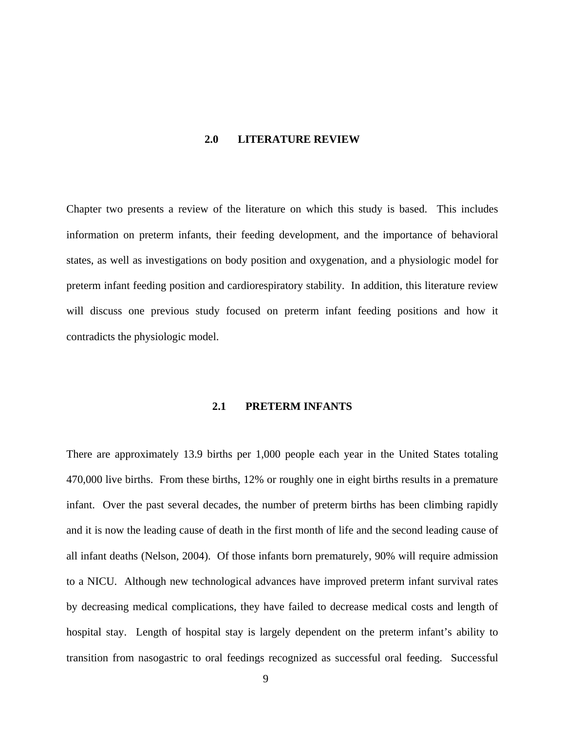# 2.0 LITERATURE REVIEW

Chapter two presents a review of the literature on which this study is based. This includes information on preterm infants, their feeding development, and the importance of behavioral states, as well as investigations on body position and oxygenation, and a physiologic model for preterm infant feeding position and cardiorespiratory stability. In addition, this literature review will discuss one previous study focused on preterm infant feeding positions and how it contradicts the physiologic model.

## 2.1 PRETERM INFANTS

There are approximately 13.9 births per 1,000 people each year in the United States totaling 470,000 live births. From these births, 12% or roughly one in eight births results in a premature infant. Over the past several decades, the number of preterm births has been climbing rapidly and it is now the leading cause of death in the first month of life and the second leading cause of all infant deaths (Nelson, 2004). Of those infants born prematurely, 90% will require admission to a NICU. Although new technological advances have improved preterm infant survival rates by decreasing medical complications, they have failed to decrease medical costs and length of hospital stay. Length of hospital stay is largely dependent on the preterm infant's ability to transition from nasogastric to oral feedings recognized as successful oral feeding. Successful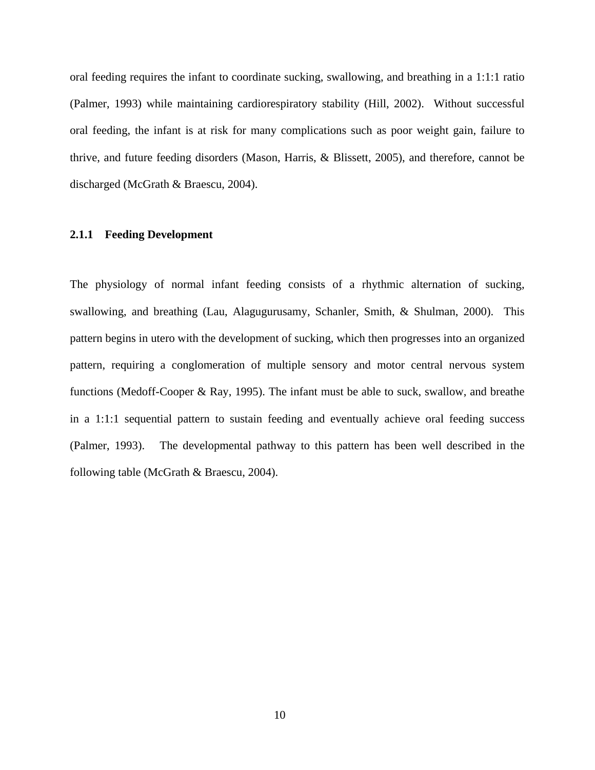oral feeding requires the infant to coordinate sucking, swallowing, and breathing in a 1:1:1 ratio (Palmer, 1993) while maintaining cardiorespiratory stability (Hill, 2002). Without successful oral feeding, the infant is at risk for many complications such as poor weight gain, failure to thrive, and future feeding disorders (Mason, Harris, & Blissett, 2005), and therefore, cannot be discharged (McGrath & Braescu, 2004).

### 2.1.1 Feeding Development

The physiology of normal infant feeding consists of a rhythmic alternation of sucking, swallowing, and breathing (Lau, Alagugurusamy, Schanler, Smith, & Shulman, 2000). This pattern begins in utero with the development of sucking, which then progresses into an organized pattern, requiring a conglomeration of multiple sensory and motor central nervous system functions (Medoff-Cooper & Ray, 1995). The infant must be able to suck, swallow, and breathe in a 1:1:1 sequential pattern to sustain feeding and eventually achieve oral feeding success (Palmer, 1993). The developmental pathway to this pattern has been well described in the following table (McGrath & Braescu, 2004).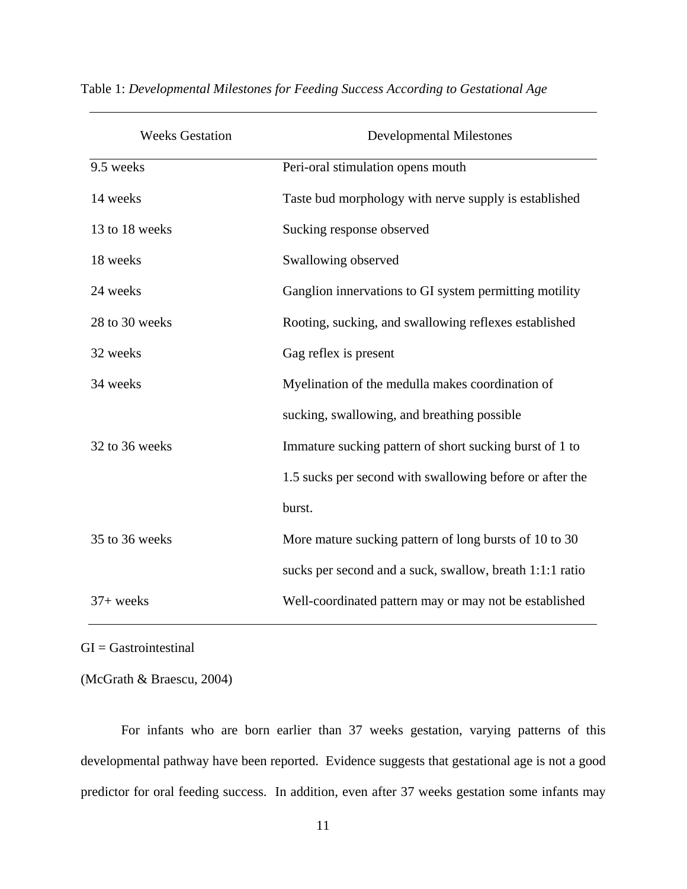Table 1: *Developmental Milestones for Feeding Success According to Gestational Age*

| Weeks Gestation | Developmental Milestones |
|---|---|
| 9.5 weeks | Peri-oral stimulation opens mouth |
| 14 weeks | Taste bud morphology with nerve supply is established |
| 13 to 18 weeks | Sucking response observed |
| 18 weeks | Swallowing observed |
| 24 weeks | Ganglion innervations to GI system permitting motility |
| 28 to 30 weeks | Rooting, sucking, and swallowing reflexes established |
| 32 weeks | Gag reflex is present |
| 34 weeks | Myelination of the medulla makes coordination of sucking, swallowing, and breathing possible |
| 32 to 36 weeks | Immature sucking pattern of short sucking burst of 1 to 1.5 sucks per second with swallowing before or after the burst. |
| 35 to 36 weeks | More mature sucking pattern of long bursts of 10 to 30 sucks per second and a suck, swallow, breath 1:1:1 ratio |
| 37+ weeks | Well-coordinated pattern may or may not be established |

GI = Gastrointestinal

(McGrath & Braescu, 2004)

For infants who are born earlier than 37 weeks gestation, varying patterns of this developmental pathway have been reported. Evidence suggests that gestational age is not a good predictor for oral feeding success. In addition, even after 37 weeks gestation some infants may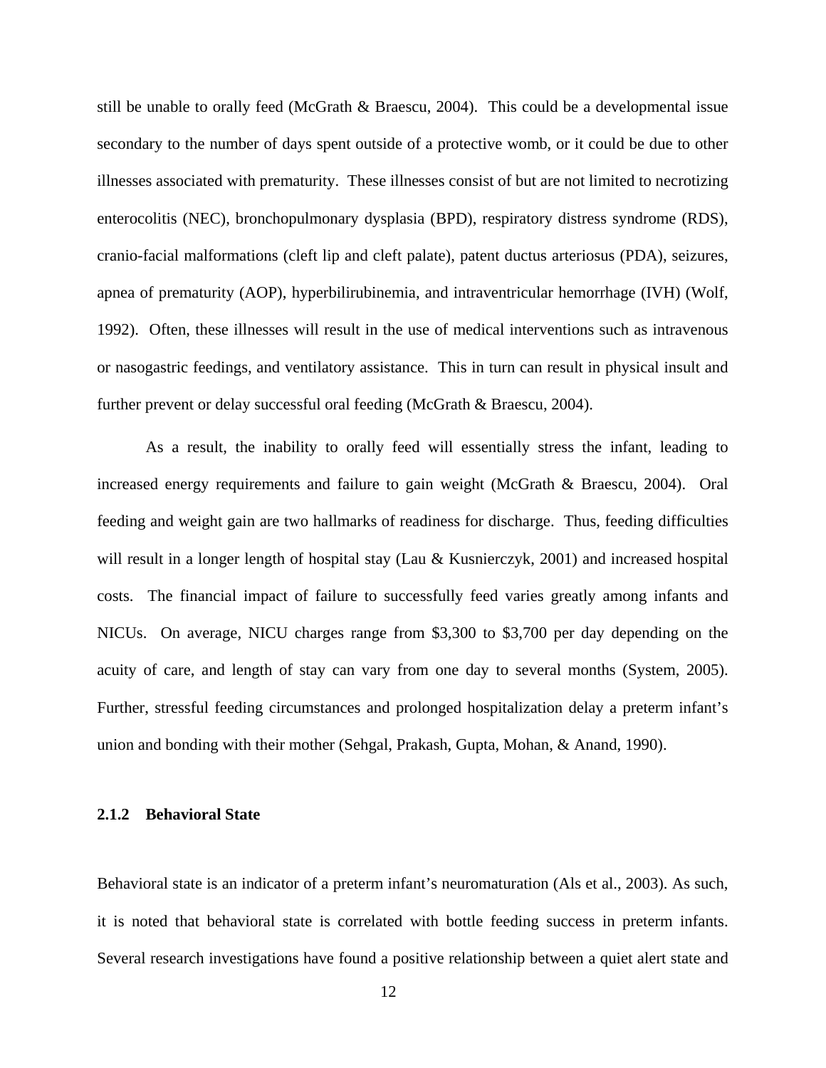still be unable to orally feed (McGrath & Braescu, 2004). This could be a developmental issue secondary to the number of days spent outside of a protective womb, or it could be due to other illnesses associated with prematurity. These illnesses consist of but are not limited to necrotizing enterocolitis (NEC), bronchopulmonary dysplasia (BPD), respiratory distress syndrome (RDS), cranio-facial malformations (cleft lip and cleft palate), patent ductus arteriosus (PDA), seizures, apnea of prematurity (AOP), hyperbilirubinemia, and intraventricular hemorrhage (IVH) (Wolf, 1992). Often, these illnesses will result in the use of medical interventions such as intravenous or nasogastric feedings, and ventilatory assistance. This in turn can result in physical insult and further prevent or delay successful oral feeding (McGrath & Braescu, 2004).

As a result, the inability to orally feed will essentially stress the infant, leading to increased energy requirements and failure to gain weight (McGrath & Braescu, 2004). Oral feeding and weight gain are two hallmarks of readiness for discharge. Thus, feeding difficulties will result in a longer length of hospital stay (Lau & Kusnierczyk, 2001) and increased hospital costs. The financial impact of failure to successfully feed varies greatly among infants and NICUs. On average, NICU charges range from $3,300 to $3,700 per day depending on the acuity of care, and length of stay can vary from one day to several months (System, 2005). Further, stressful feeding circumstances and prolonged hospitalization delay a preterm infant's union and bonding with their mother (Sehgal, Prakash, Gupta, Mohan, & Anand, 1990).

### 2.1.2 Behavioral State

Behavioral state is an indicator of a preterm infant's neuromaturation (Als et al., 2003). As such, it is noted that behavioral state is correlated with bottle feeding success in preterm infants. Several research investigations have found a positive relationship between a quiet alert state and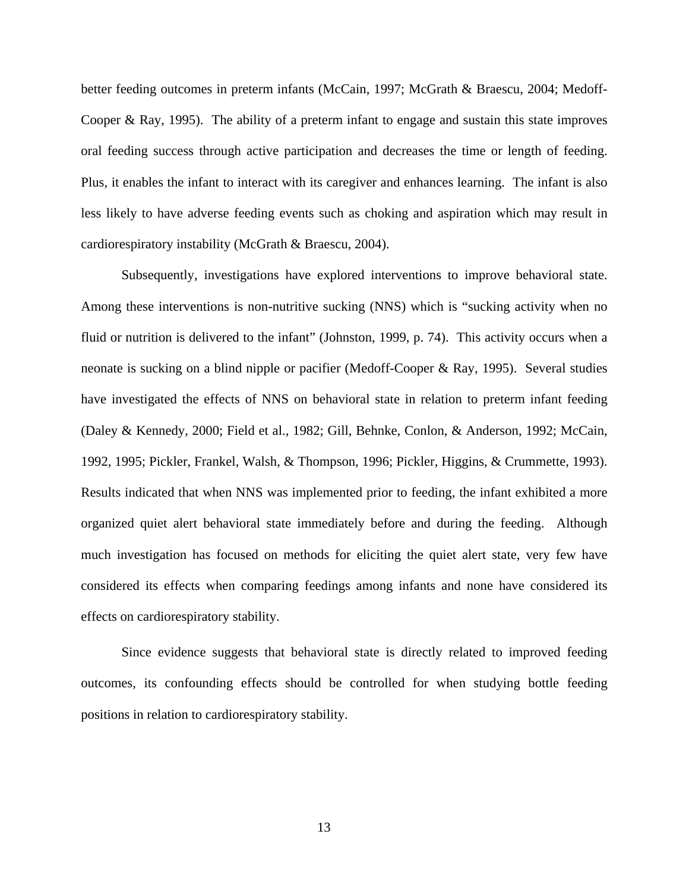better feeding outcomes in preterm infants (McCain, 1997; McGrath & Braescu, 2004; Medoff-Cooper & Ray, 1995). The ability of a preterm infant to engage and sustain this state improves oral feeding success through active participation and decreases the time or length of feeding. Plus, it enables the infant to interact with its caregiver and enhances learning. The infant is also less likely to have adverse feeding events such as choking and aspiration which may result in cardiorespiratory instability (McGrath & Braescu, 2004).

Subsequently, investigations have explored interventions to improve behavioral state. Among these interventions is non-nutritive sucking (NNS) which is "sucking activity when no fluid or nutrition is delivered to the infant" (Johnston, 1999, p. 74). This activity occurs when a neonate is sucking on a blind nipple or pacifier (Medoff-Cooper & Ray, 1995). Several studies have investigated the effects of NNS on behavioral state in relation to preterm infant feeding (Daley & Kennedy, 2000; Field et al., 1982; Gill, Behnke, Conlon, & Anderson, 1992; McCain, 1992, 1995; Pickler, Frankel, Walsh, & Thompson, 1996; Pickler, Higgins, & Crummette, 1993). Results indicated that when NNS was implemented prior to feeding, the infant exhibited a more organized quiet alert behavioral state immediately before and during the feeding. Although much investigation has focused on methods for eliciting the quiet alert state, very few have considered its effects when comparing feedings among infants and none have considered its effects on cardiorespiratory stability.

Since evidence suggests that behavioral state is directly related to improved feeding outcomes, its confounding effects should be controlled for when studying bottle feeding positions in relation to cardiorespiratory stability.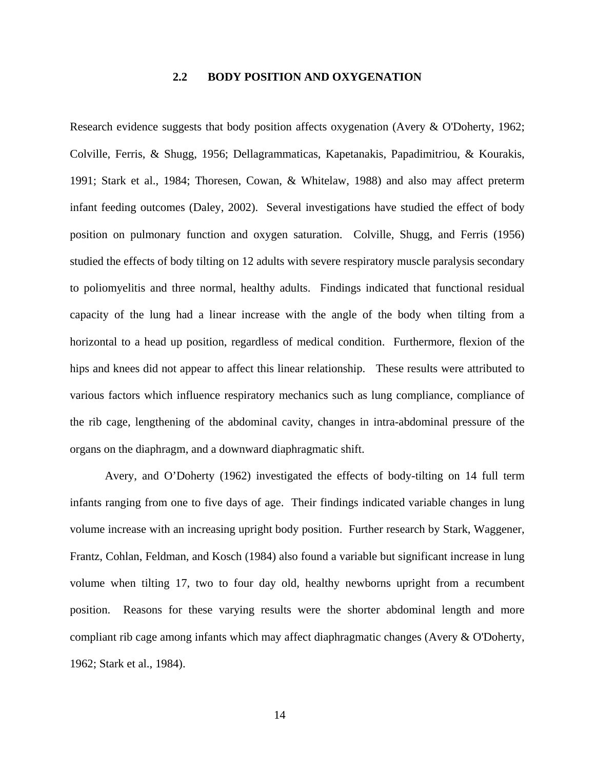## 2.2 BODY POSITION AND OXYGENATION

Research evidence suggests that body position affects oxygenation (Avery & O'Doherty, 1962; Colville, Ferris, & Shugg, 1956; Dellagrammaticas, Kapetanakis, Papadimitriou, & Kourakis, 1991; Stark et al., 1984; Thoresen, Cowan, & Whitelaw, 1988) and also may affect preterm infant feeding outcomes (Daley, 2002). Several investigations have studied the effect of body position on pulmonary function and oxygen saturation. Colville, Shugg, and Ferris (1956) studied the effects of body tilting on 12 adults with severe respiratory muscle paralysis secondary to poliomyelitis and three normal, healthy adults. Findings indicated that functional residual capacity of the lung had a linear increase with the angle of the body when tilting from a horizontal to a head up position, regardless of medical condition. Furthermore, flexion of the hips and knees did not appear to affect this linear relationship. These results were attributed to various factors which influence respiratory mechanics such as lung compliance, compliance of the rib cage, lengthening of the abdominal cavity, changes in intra-abdominal pressure of the organs on the diaphragm, and a downward diaphragmatic shift.

Avery, and O'Doherty (1962) investigated the effects of body-tilting on 14 full term infants ranging from one to five days of age. Their findings indicated variable changes in lung volume increase with an increasing upright body position. Further research by Stark, Waggener, Frantz, Cohlan, Feldman, and Kosch (1984) also found a variable but significant increase in lung volume when tilting 17, two to four day old, healthy newborns upright from a recumbent position. Reasons for these varying results were the shorter abdominal length and more compliant rib cage among infants which may affect diaphragmatic changes (Avery & O'Doherty, 1962; Stark et al., 1984).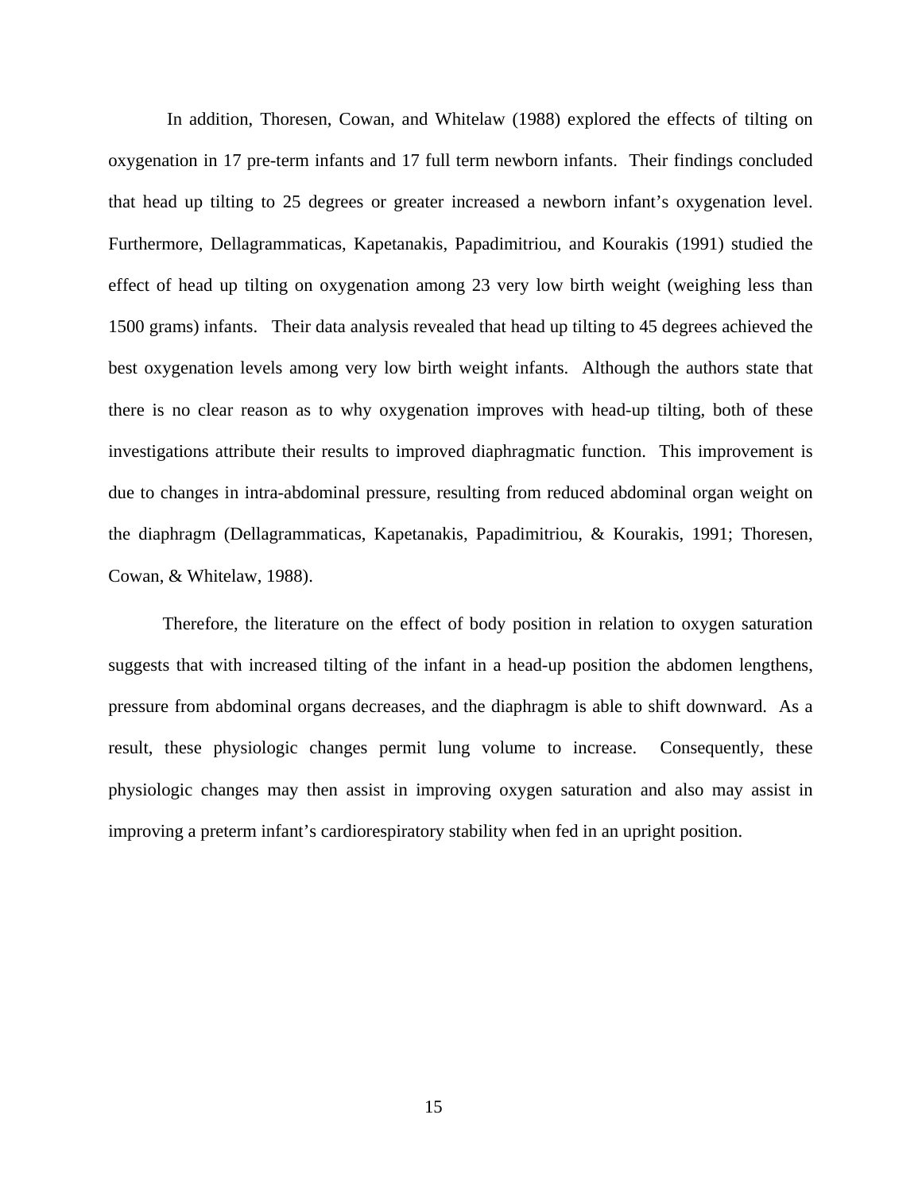In addition, Thoresen, Cowan, and Whitelaw (1988) explored the effects of tilting on oxygenation in 17 pre-term infants and 17 full term newborn infants. Their findings concluded that head up tilting to 25 degrees or greater increased a newborn infant's oxygenation level. Furthermore, Dellagrammaticas, Kapetanakis, Papadimitriou, and Kourakis (1991) studied the effect of head up tilting on oxygenation among 23 very low birth weight (weighing less than 1500 grams) infants. Their data analysis revealed that head up tilting to 45 degrees achieved the best oxygenation levels among very low birth weight infants. Although the authors state that there is no clear reason as to why oxygenation improves with head-up tilting, both of these investigations attribute their results to improved diaphragmatic function. This improvement is due to changes in intra-abdominal pressure, resulting from reduced abdominal organ weight on the diaphragm (Dellagrammaticas, Kapetanakis, Papadimitriou, & Kourakis, 1991; Thoresen, Cowan, & Whitelaw, 1988).

Therefore, the literature on the effect of body position in relation to oxygen saturation suggests that with increased tilting of the infant in a head-up position the abdomen lengthens, pressure from abdominal organs decreases, and the diaphragm is able to shift downward. As a result, these physiologic changes permit lung volume to increase. Consequently, these physiologic changes may then assist in improving oxygen saturation and also may assist in improving a preterm infant's cardiorespiratory stability when fed in an upright position.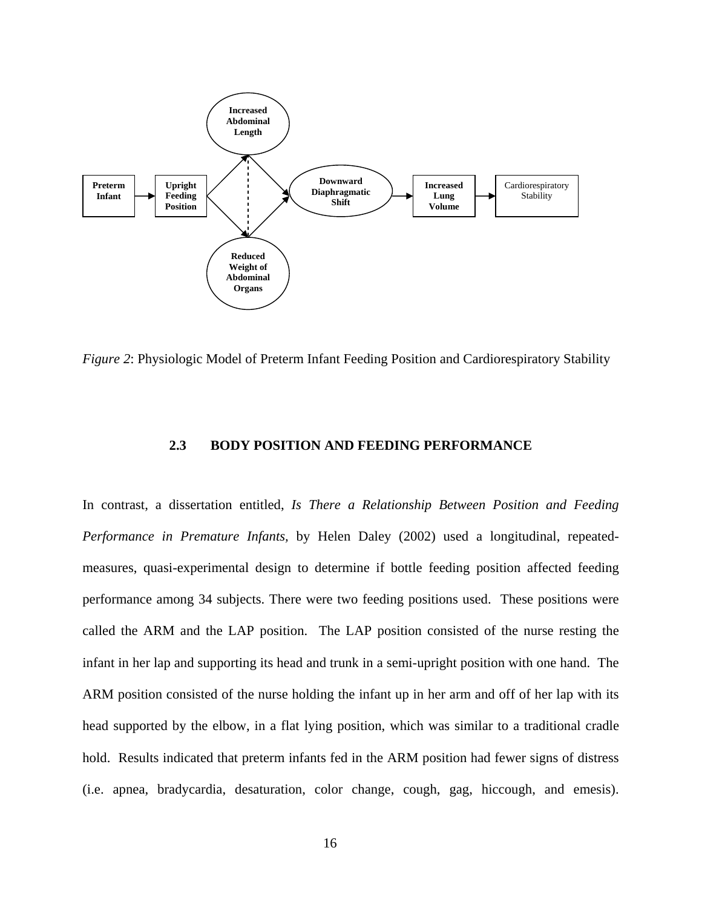Increased Abdominal Length

Preterm Infant → Upright Feeding Position → Downward Diaphragmatic Shift → Increased Lung Volume → Cardiorespiratory Stability

Reduced Weight of Abdominal Organs

*Figure 2*: Physiologic Model of Preterm Infant Feeding Position and Cardiorespiratory Stability

### 2.3 BODY POSITION AND FEEDING PERFORMANCE

In contrast, a dissertation entitled, *Is There a Relationship Between Position and Feeding Performance in Premature Infants,* by Helen Daley (2002) used a longitudinal, repeated-measures, quasi-experimental design to determine if bottle feeding position affected feeding performance among 34 subjects. There were two feeding positions used. These positions were called the ARM and the LAP position. The LAP position consisted of the nurse resting the infant in her lap and supporting its head and trunk in a semi-upright position with one hand. The ARM position consisted of the nurse holding the infant up in her arm and off of her lap with its head supported by the elbow, in a flat lying position, which was similar to a traditional cradle hold. Results indicated that preterm infants fed in the ARM position had fewer signs of distress (i.e. apnea, bradycardia, desaturation, color change, cough, gag, hiccough, and emesis).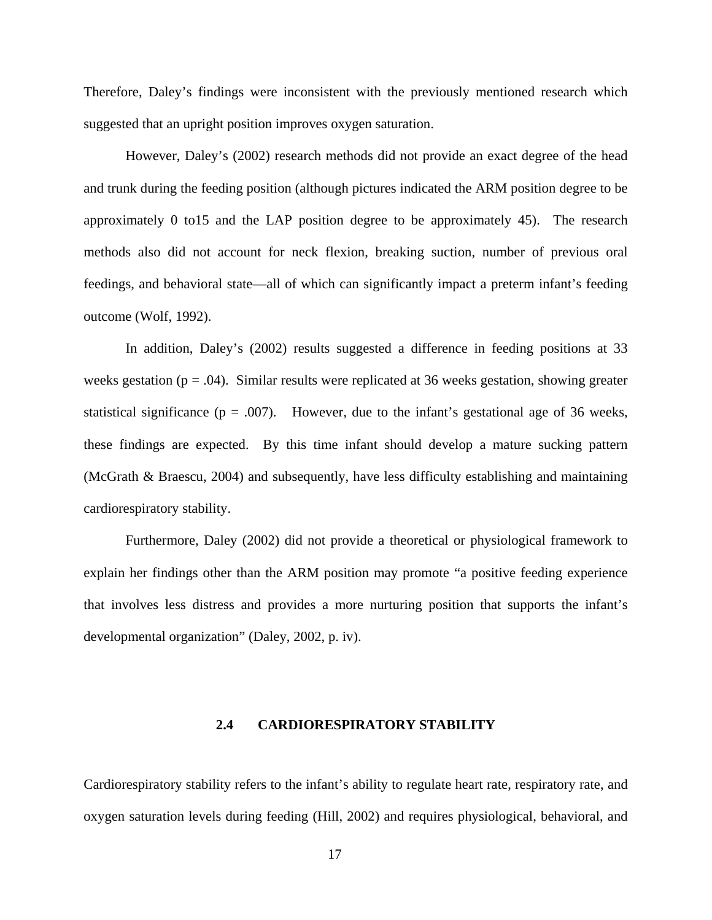Therefore, Daley's findings were inconsistent with the previously mentioned research which suggested that an upright position improves oxygen saturation.

However, Daley's (2002) research methods did not provide an exact degree of the head and trunk during the feeding position (although pictures indicated the ARM position degree to be approximately 0 to15 and the LAP position degree to be approximately 45). The research methods also did not account for neck flexion, breaking suction, number of previous oral feedings, and behavioral state—all of which can significantly impact a preterm infant's feeding outcome (Wolf, 1992).

In addition, Daley's (2002) results suggested a difference in feeding positions at 33 weeks gestation ($p = .04$). Similar results were replicated at 36 weeks gestation, showing greater statistical significance ($p = .007$). However, due to the infant's gestational age of 36 weeks, these findings are expected. By this time infant should develop a mature sucking pattern (McGrath & Braescu, 2004) and subsequently, have less difficulty establishing and maintaining cardiorespiratory stability.

Furthermore, Daley (2002) did not provide a theoretical or physiological framework to explain her findings other than the ARM position may promote "a positive feeding experience that involves less distress and provides a more nurturing position that supports the infant's developmental organization" (Daley, 2002, p. iv).

## 2.4 CARDIORESPIRATORY STABILITY

Cardiorespiratory stability refers to the infant's ability to regulate heart rate, respiratory rate, and oxygen saturation levels during feeding (Hill, 2002) and requires physiological, behavioral, and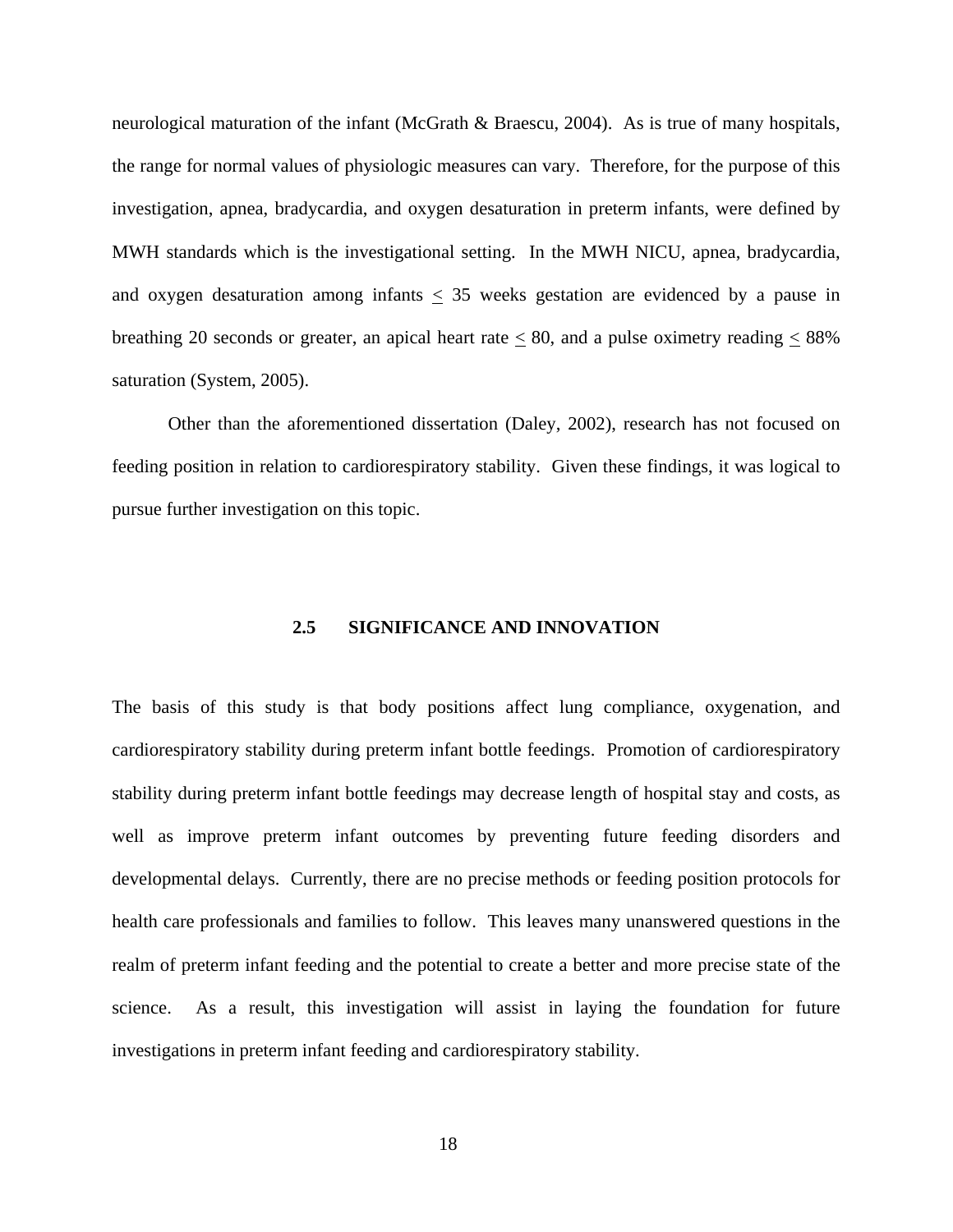neurological maturation of the infant (McGrath & Braescu, 2004). As is true of many hospitals, the range for normal values of physiologic measures can vary. Therefore, for the purpose of this investigation, apnea, bradycardia, and oxygen desaturation in preterm infants, were defined by MWH standards which is the investigational setting. In the MWH NICU, apnea, bradycardia, and oxygen desaturation among infants $\leq$ 35 weeks gestation are evidenced by a pause in breathing 20 seconds or greater, an apical heart rate $\leq$ 80, and a pulse oximetry reading $\leq$ 88% saturation (System, 2005).

Other than the aforementioned dissertation (Daley, 2002), research has not focused on feeding position in relation to cardiorespiratory stability. Given these findings, it was logical to pursue further investigation on this topic.

## 2.5 SIGNIFICANCE AND INNOVATION

The basis of this study is that body positions affect lung compliance, oxygenation, and cardiorespiratory stability during preterm infant bottle feedings. Promotion of cardiorespiratory stability during preterm infant bottle feedings may decrease length of hospital stay and costs, as well as improve preterm infant outcomes by preventing future feeding disorders and developmental delays. Currently, there are no precise methods or feeding position protocols for health care professionals and families to follow. This leaves many unanswered questions in the realm of preterm infant feeding and the potential to create a better and more precise state of the science. As a result, this investigation will assist in laying the foundation for future investigations in preterm infant feeding and cardiorespiratory stability.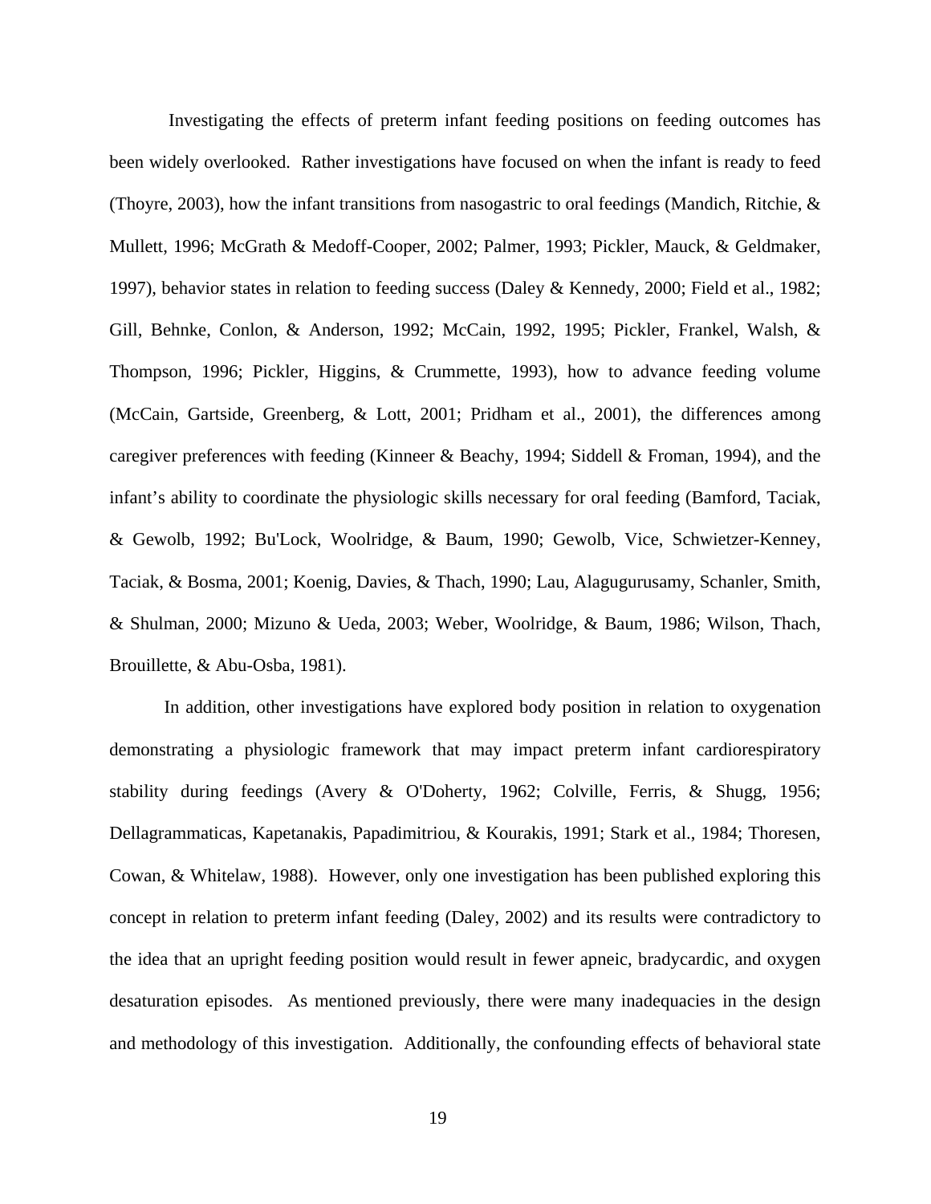Investigating the effects of preterm infant feeding positions on feeding outcomes has been widely overlooked. Rather investigations have focused on when the infant is ready to feed (Thoyre, 2003), how the infant transitions from nasogastric to oral feedings (Mandich, Ritchie, & Mullett, 1996; McGrath & Medoff-Cooper, 2002; Palmer, 1993; Pickler, Mauck, & Geldmaker, 1997), behavior states in relation to feeding success (Daley & Kennedy, 2000; Field et al., 1982; Gill, Behnke, Conlon, & Anderson, 1992; McCain, 1992, 1995; Pickler, Frankel, Walsh, & Thompson, 1996; Pickler, Higgins, & Crummette, 1993), how to advance feeding volume (McCain, Gartside, Greenberg, & Lott, 2001; Pridham et al., 2001), the differences among caregiver preferences with feeding (Kinneer & Beachy, 1994; Siddell & Froman, 1994), and the infant's ability to coordinate the physiologic skills necessary for oral feeding (Bamford, Taciak, & Gewolb, 1992; Bu'Lock, Woolridge, & Baum, 1990; Gewolb, Vice, Schwietzer-Kenney, Taciak, & Bosma, 2001; Koenig, Davies, & Thach, 1990; Lau, Alagugurusamy, Schanler, Smith, & Shulman, 2000; Mizuno & Ueda, 2003; Weber, Woolridge, & Baum, 1986; Wilson, Thach, Brouillette, & Abu-Osba, 1981).

In addition, other investigations have explored body position in relation to oxygenation demonstrating a physiologic framework that may impact preterm infant cardiorespiratory stability during feedings (Avery & O'Doherty, 1962; Colville, Ferris, & Shugg, 1956; Dellagrammaticas, Kapetanakis, Papadimitriou, & Kourakis, 1991; Stark et al., 1984; Thoresen, Cowan, & Whitelaw, 1988). However, only one investigation has been published exploring this concept in relation to preterm infant feeding (Daley, 2002) and its results were contradictory to the idea that an upright feeding position would result in fewer apneic, bradycardic, and oxygen desaturation episodes. As mentioned previously, there were many inadequacies in the design and methodology of this investigation. Additionally, the confounding effects of behavioral state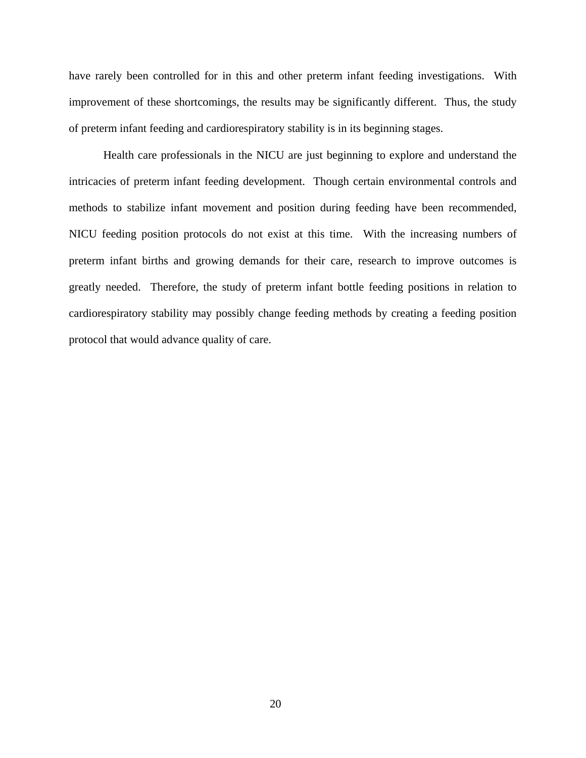have rarely been controlled for in this and other preterm infant feeding investigations. With improvement of these shortcomings, the results may be significantly different. Thus, the study of preterm infant feeding and cardiorespiratory stability is in its beginning stages.

Health care professionals in the NICU are just beginning to explore and understand the intricacies of preterm infant feeding development. Though certain environmental controls and methods to stabilize infant movement and position during feeding have been recommended, NICU feeding position protocols do not exist at this time. With the increasing numbers of preterm infant births and growing demands for their care, research to improve outcomes is greatly needed. Therefore, the study of preterm infant bottle feeding positions in relation to cardiorespiratory stability may possibly change feeding methods by creating a feeding position protocol that would advance quality of care.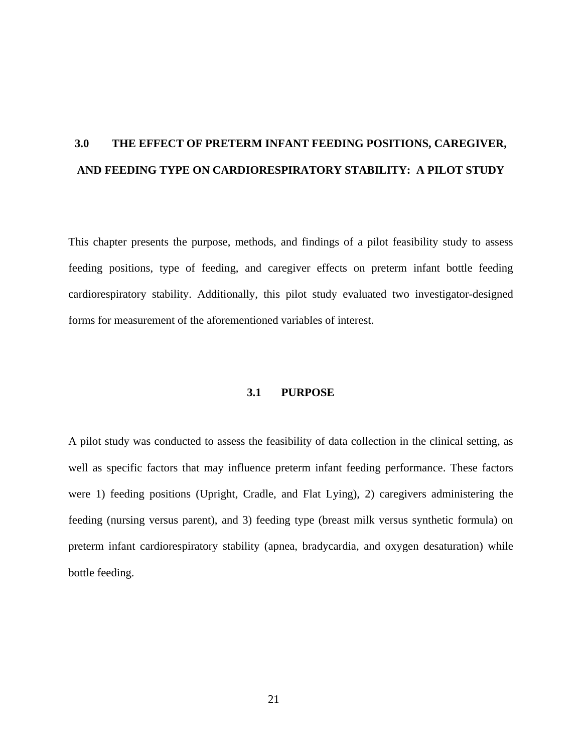# 3.0 THE EFFECT OF PRETERM INFANT FEEDING POSITIONS, CAREGIVER, AND FEEDING TYPE ON CARDIORESPIRATORY STABILITY: A PILOT STUDY

This chapter presents the purpose, methods, and findings of a pilot feasibility study to assess feeding positions, type of feeding, and caregiver effects on preterm infant bottle feeding cardiorespiratory stability. Additionally, this pilot study evaluated two investigator-designed forms for measurement of the aforementioned variables of interest.

## 3.1 PURPOSE

A pilot study was conducted to assess the feasibility of data collection in the clinical setting, as well as specific factors that may influence preterm infant feeding performance. These factors were 1) feeding positions (Upright, Cradle, and Flat Lying), 2) caregivers administering the feeding (nursing versus parent), and 3) feeding type (breast milk versus synthetic formula) on preterm infant cardiorespiratory stability (apnea, bradycardia, and oxygen desaturation) while bottle feeding.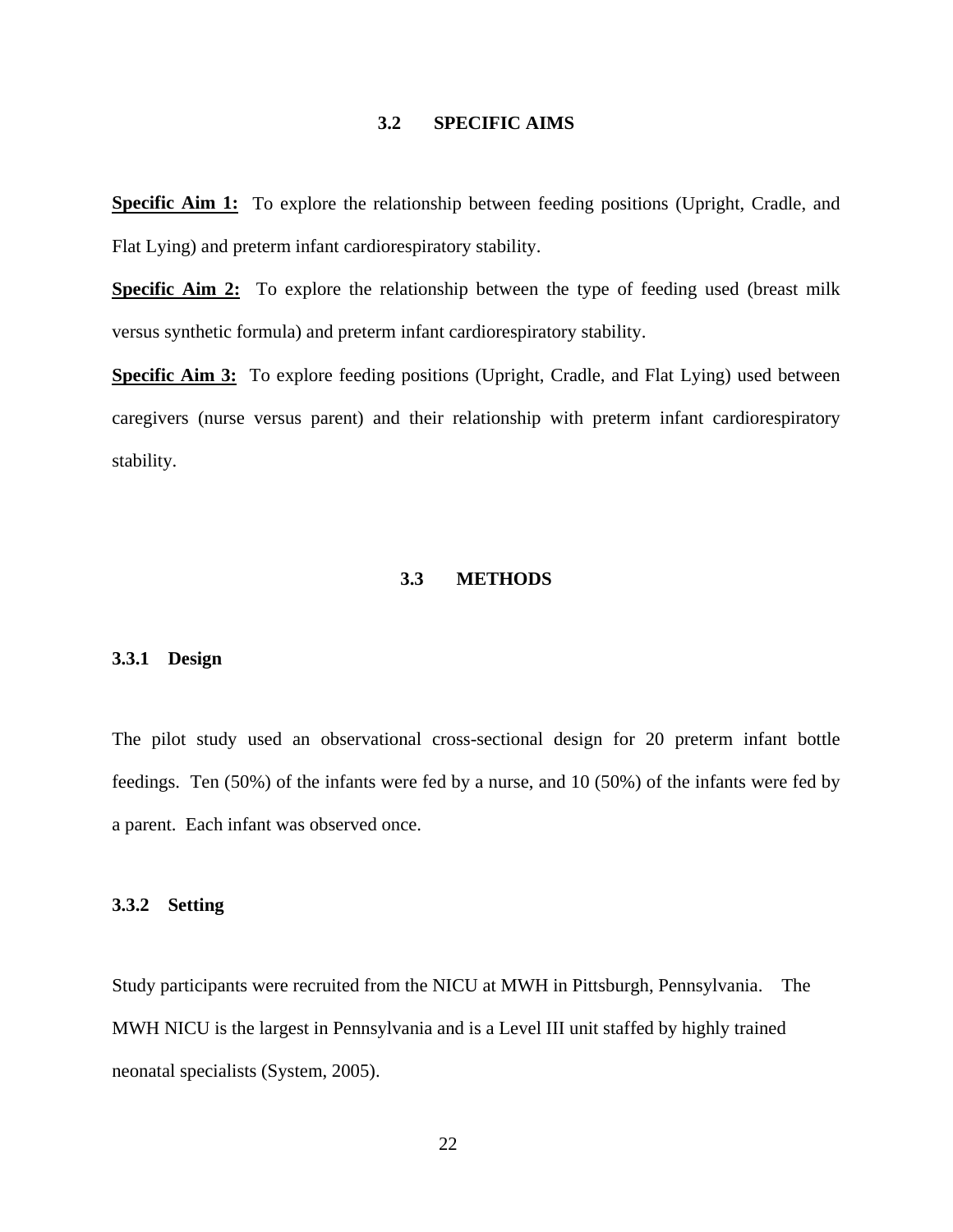## 3.2 SPECIFIC AIMS

**Specific Aim 1:** To explore the relationship between feeding positions (Upright, Cradle, and Flat Lying) and preterm infant cardiorespiratory stability.

**Specific Aim 2:** To explore the relationship between the type of feeding used (breast milk versus synthetic formula) and preterm infant cardiorespiratory stability.

**Specific Aim 3:** To explore feeding positions (Upright, Cradle, and Flat Lying) used between caregivers (nurse versus parent) and their relationship with preterm infant cardiorespiratory stability.

## 3.3 METHODS

### 3.3.1 Design

The pilot study used an observational cross-sectional design for 20 preterm infant bottle feedings. Ten (50%) of the infants were fed by a nurse, and 10 (50%) of the infants were fed by a parent. Each infant was observed once.

### 3.3.2 Setting

Study participants were recruited from the NICU at MWH in Pittsburgh, Pennsylvania. The MWH NICU is the largest in Pennsylvania and is a Level III unit staffed by highly trained neonatal specialists (System, 2005).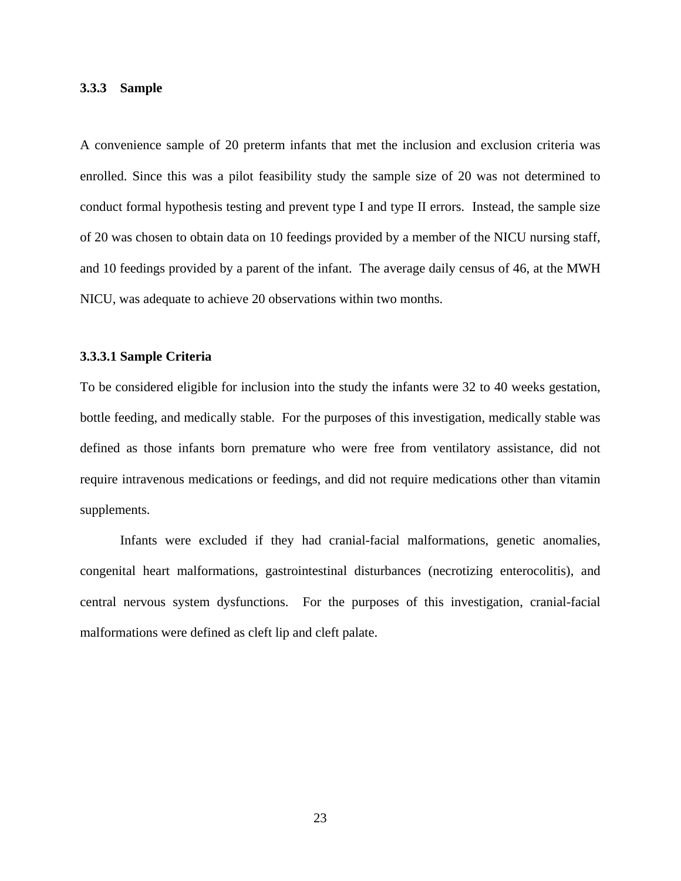### 3.3.3 Sample

A convenience sample of 20 preterm infants that met the inclusion and exclusion criteria was enrolled. Since this was a pilot feasibility study the sample size of 20 was not determined to conduct formal hypothesis testing and prevent type I and type II errors. Instead, the sample size of 20 was chosen to obtain data on 10 feedings provided by a member of the NICU nursing staff, and 10 feedings provided by a parent of the infant. The average daily census of 46, at the MWH NICU, was adequate to achieve 20 observations within two months.

#### 3.3.3.1 Sample Criteria

To be considered eligible for inclusion into the study the infants were 32 to 40 weeks gestation, bottle feeding, and medically stable. For the purposes of this investigation, medically stable was defined as those infants born premature who were free from ventilatory assistance, did not require intravenous medications or feedings, and did not require medications other than vitamin supplements.

Infants were excluded if they had cranial-facial malformations, genetic anomalies, congenital heart malformations, gastrointestinal disturbances (necrotizing enterocolitis), and central nervous system dysfunctions. For the purposes of this investigation, cranial-facial malformations were defined as cleft lip and cleft palate.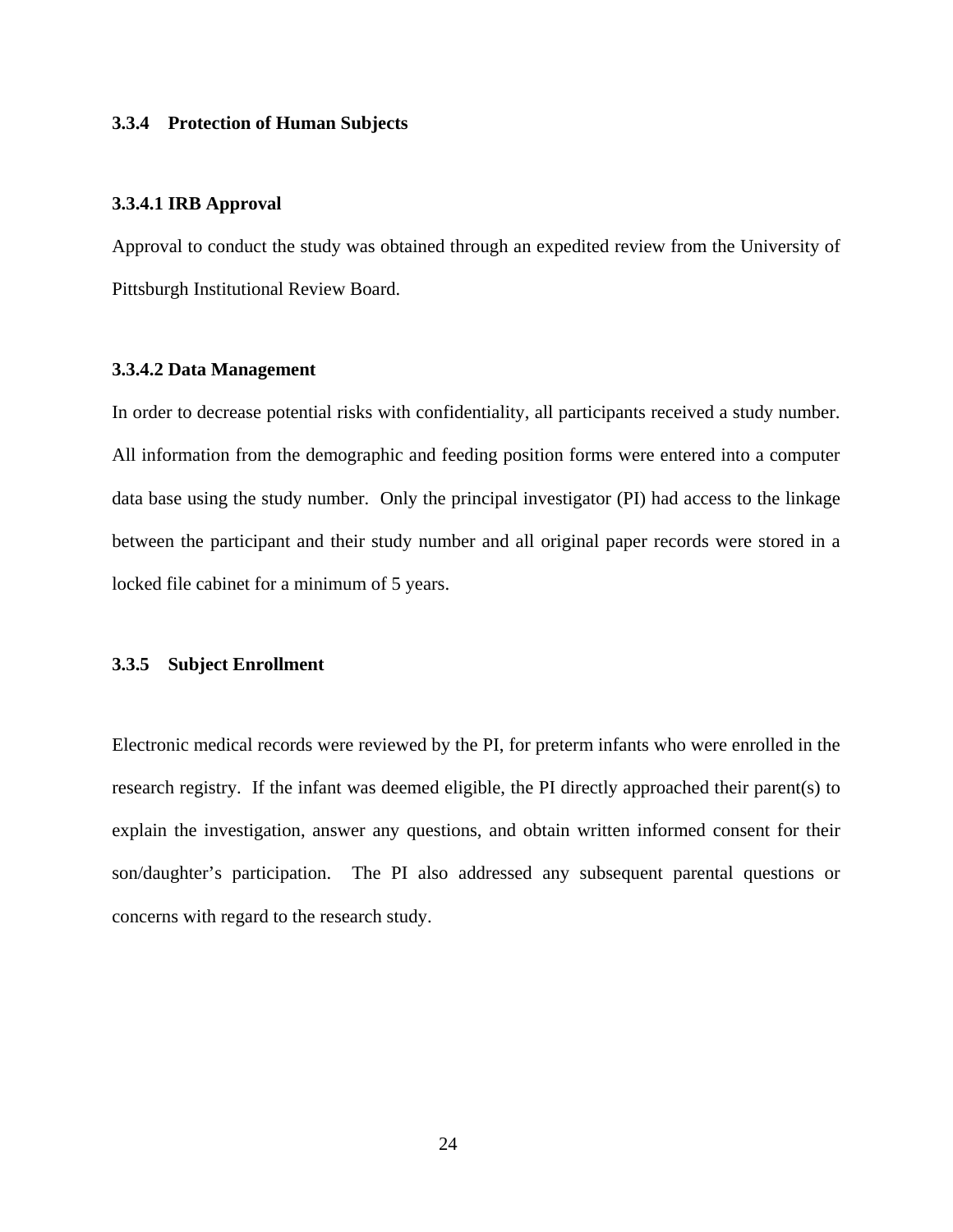### 3.3.4 Protection of Human Subjects

#### 3.3.4.1 IRB Approval

Approval to conduct the study was obtained through an expedited review from the University of Pittsburgh Institutional Review Board.

#### 3.3.4.2 Data Management

In order to decrease potential risks with confidentiality, all participants received a study number. All information from the demographic and feeding position forms were entered into a computer data base using the study number. Only the principal investigator (PI) had access to the linkage between the participant and their study number and all original paper records were stored in a locked file cabinet for a minimum of 5 years.

### 3.3.5 Subject Enrollment

Electronic medical records were reviewed by the PI, for preterm infants who were enrolled in the research registry. If the infant was deemed eligible, the PI directly approached their parent(s) to explain the investigation, answer any questions, and obtain written informed consent for their son/daughter's participation. The PI also addressed any subsequent parental questions or concerns with regard to the research study.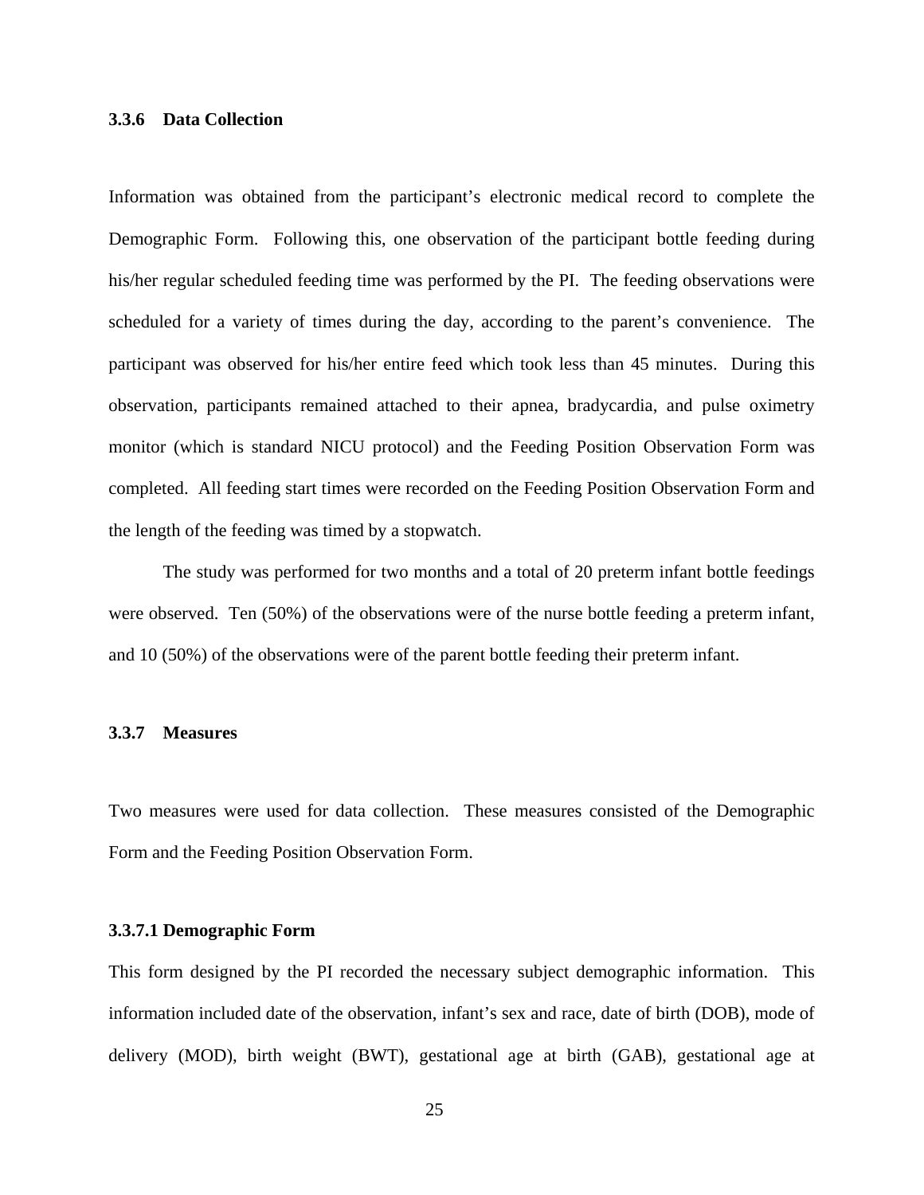### 3.3.6 Data Collection

Information was obtained from the participant's electronic medical record to complete the Demographic Form. Following this, one observation of the participant bottle feeding during his/her regular scheduled feeding time was performed by the PI. The feeding observations were scheduled for a variety of times during the day, according to the parent's convenience. The participant was observed for his/her entire feed which took less than 45 minutes. During this observation, participants remained attached to their apnea, bradycardia, and pulse oximetry monitor (which is standard NICU protocol) and the Feeding Position Observation Form was completed. All feeding start times were recorded on the Feeding Position Observation Form and the length of the feeding was timed by a stopwatch.

The study was performed for two months and a total of 20 preterm infant bottle feedings were observed. Ten (50%) of the observations were of the nurse bottle feeding a preterm infant, and 10 (50%) of the observations were of the parent bottle feeding their preterm infant.

### 3.3.7 Measures

Two measures were used for data collection. These measures consisted of the Demographic Form and the Feeding Position Observation Form.

#### 3.3.7.1 Demographic Form

This form designed by the PI recorded the necessary subject demographic information. This information included date of the observation, infant's sex and race, date of birth (DOB), mode of delivery (MOD), birth weight (BWT), gestational age at birth (GAB), gestational age at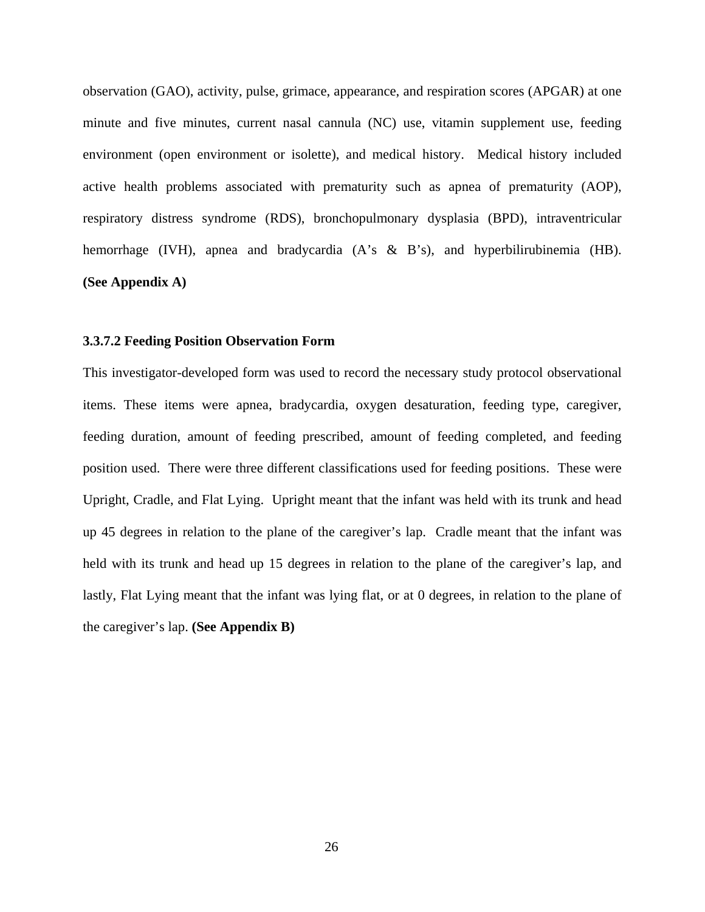observation (GAO), activity, pulse, grimace, appearance, and respiration scores (APGAR) at one minute and five minutes, current nasal cannula (NC) use, vitamin supplement use, feeding environment (open environment or isolette), and medical history. Medical history included active health problems associated with prematurity such as apnea of prematurity (AOP), respiratory distress syndrome (RDS), bronchopulmonary dysplasia (BPD), intraventricular hemorrhage (IVH), apnea and bradycardia (A's & B's), and hyperbilirubinemia (HB). **(See Appendix A)**

#### 3.3.7.2 Feeding Position Observation Form

This investigator-developed form was used to record the necessary study protocol observational items. These items were apnea, bradycardia, oxygen desaturation, feeding type, caregiver, feeding duration, amount of feeding prescribed, amount of feeding completed, and feeding position used. There were three different classifications used for feeding positions. These were Upright, Cradle, and Flat Lying. Upright meant that the infant was held with its trunk and head up 45 degrees in relation to the plane of the caregiver's lap. Cradle meant that the infant was held with its trunk and head up 15 degrees in relation to the plane of the caregiver's lap, and lastly, Flat Lying meant that the infant was lying flat, or at 0 degrees, in relation to the plane of the caregiver's lap. **(See Appendix B)**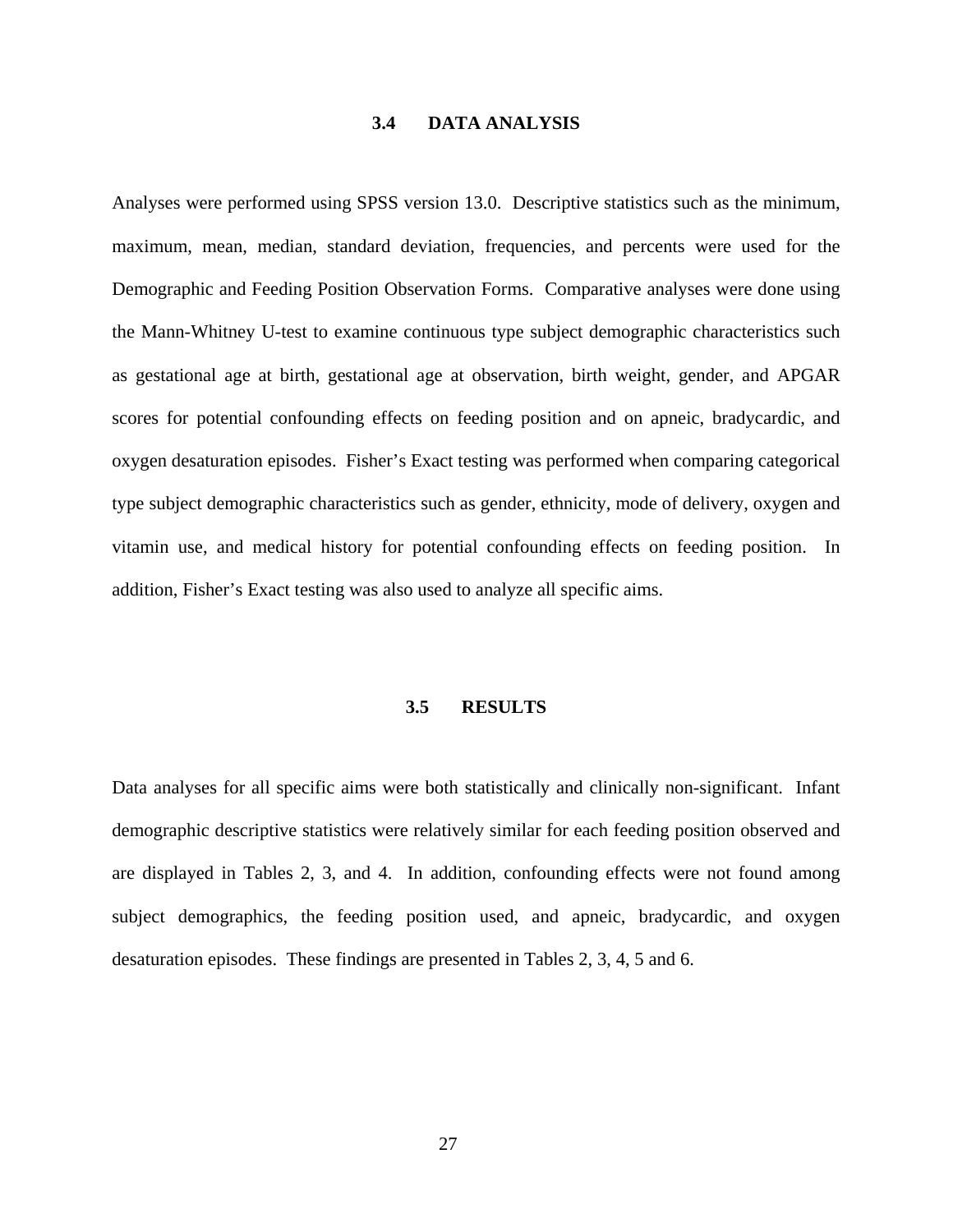## 3.4 DATA ANALYSIS

Analyses were performed using SPSS version 13.0. Descriptive statistics such as the minimum, maximum, mean, median, standard deviation, frequencies, and percents were used for the Demographic and Feeding Position Observation Forms. Comparative analyses were done using the Mann-Whitney U-test to examine continuous type subject demographic characteristics such as gestational age at birth, gestational age at observation, birth weight, gender, and APGAR scores for potential confounding effects on feeding position and on apneic, bradycardic, and oxygen desaturation episodes. Fisher's Exact testing was performed when comparing categorical type subject demographic characteristics such as gender, ethnicity, mode of delivery, oxygen and vitamin use, and medical history for potential confounding effects on feeding position. In addition, Fisher's Exact testing was also used to analyze all specific aims.

## 3.5 RESULTS

Data analyses for all specific aims were both statistically and clinically non-significant. Infant demographic descriptive statistics were relatively similar for each feeding position observed and are displayed in Tables 2, 3, and 4. In addition, confounding effects were not found among subject demographics, the feeding position used, and apneic, bradycardic, and oxygen desaturation episodes. These findings are presented in Tables 2, 3, 4, 5 and 6.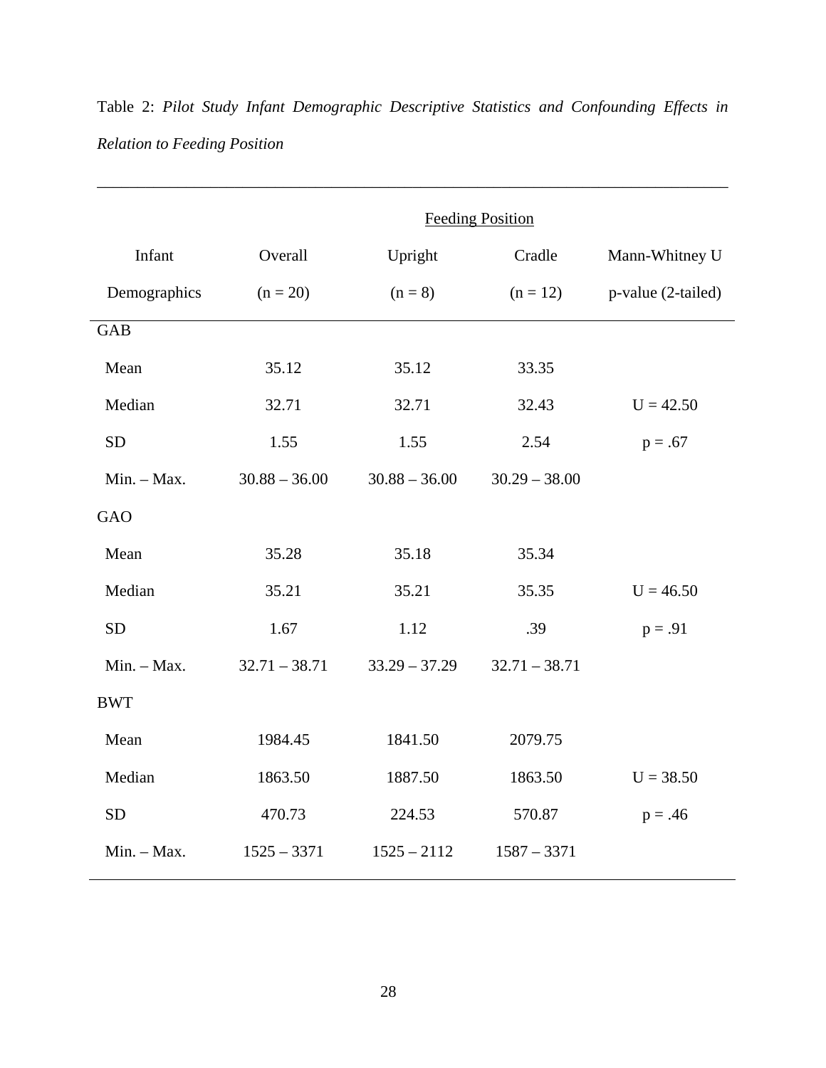Table 2: *Pilot Study Infant Demographic Descriptive Statistics and Confounding Effects in Relation to Feeding Position*

| Infant Demographics | Overall (n = 20) | Feeding Position: Upright (n = 8) | Feeding Position: Cradle (n = 12) | Mann-Whitney U p-value (2-tailed) |
|---|---|---|---|---|
| GAB | | | | |
| Mean | 35.12 | 35.12 | 33.35 | |
| Median | 32.71 | 32.71 | 32.43 | U = 42.50 |
| SD | 1.55 | 1.55 | 2.54 | p = .67 |
| Min. – Max. | 30.88 – 36.00 | 30.88 – 36.00 | 30.29 – 38.00 | |
| GAO | | | | |
| Mean | 35.28 | 35.18 | 35.34 | |
| Median | 35.21 | 35.21 | 35.35 | U = 46.50 |
| SD | 1.67 | 1.12 | .39 | p = .91 |
| Min. – Max. | 32.71 – 38.71 | 33.29 – 37.29 | 32.71 – 38.71 | |
| BWT | | | | |
| Mean | 1984.45 | 1841.50 | 2079.75 | |
| Median | 1863.50 | 1887.50 | 1863.50 | U = 38.50 |
| SD | 470.73 | 224.53 | 570.87 | p = .46 |
| Min. – Max. | 1525 – 3371 | 1525 – 2112 | 1587 – 3371 | |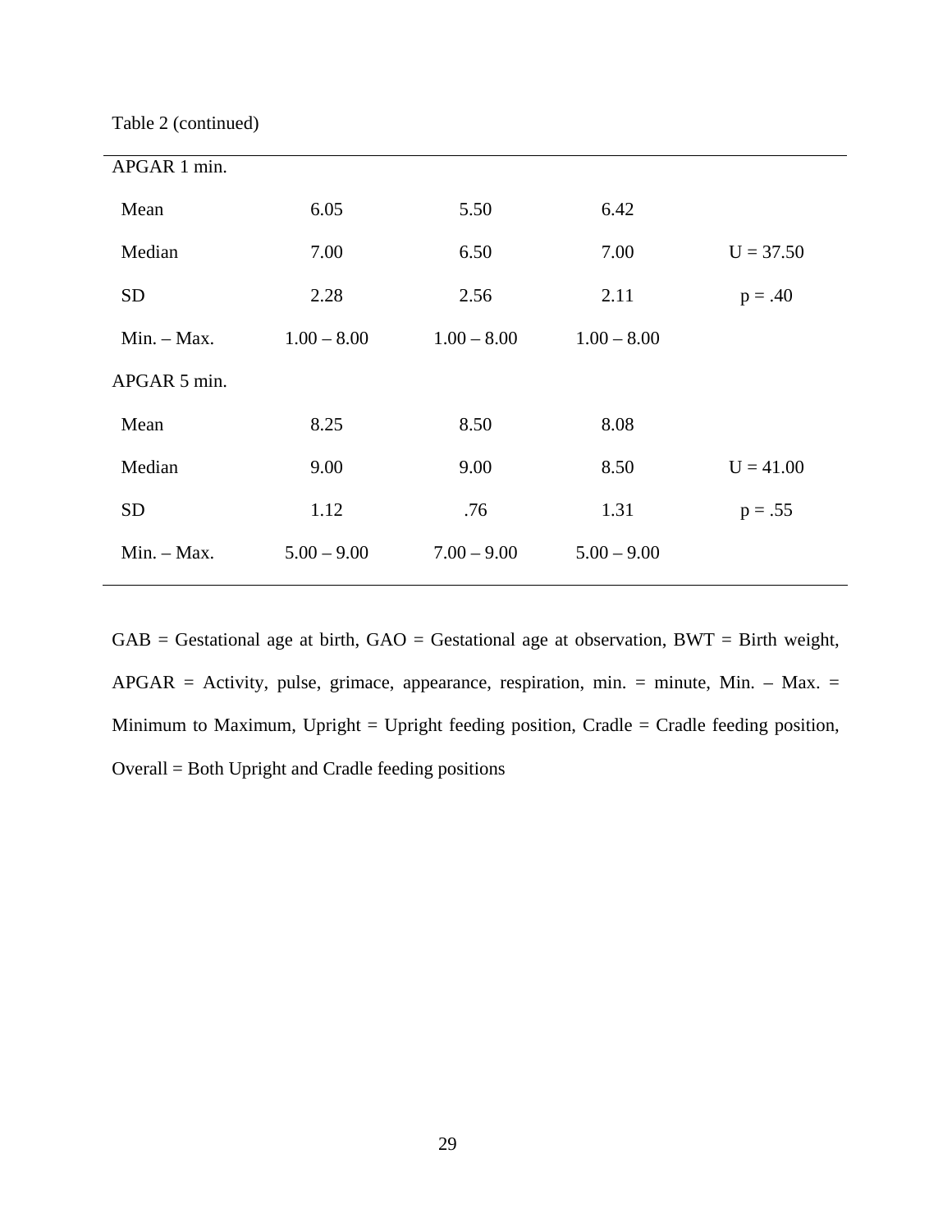Table 2 (continued)

| | | | | |
|---|---|---|---|---|
| APGAR 1 min. | | | | |
| Mean | 6.05 | 5.50 | 6.42 | |
| Median | 7.00 | 6.50 | 7.00 | U = 37.50 |
| SD | 2.28 | 2.56 | 2.11 | p = .40 |
| Min. – Max. | 1.00 – 8.00 | 1.00 – 8.00 | 1.00 – 8.00 | |
| APGAR 5 min. | | | | |
| Mean | 8.25 | 8.50 | 8.08 | |
| Median | 9.00 | 9.00 | 8.50 | U = 41.00 |
| SD | 1.12 | .76 | 1.31 | p = .55 |
| Min. – Max. | 5.00 – 9.00 | 7.00 – 9.00 | 5.00 – 9.00 | |

GAB = Gestational age at birth, GAO = Gestational age at observation, BWT = Birth weight, APGAR = Activity, pulse, grimace, appearance, respiration, min. = minute, Min. – Max. = Minimum to Maximum, Upright = Upright feeding position, Cradle = Cradle feeding position, Overall = Both Upright and Cradle feeding positions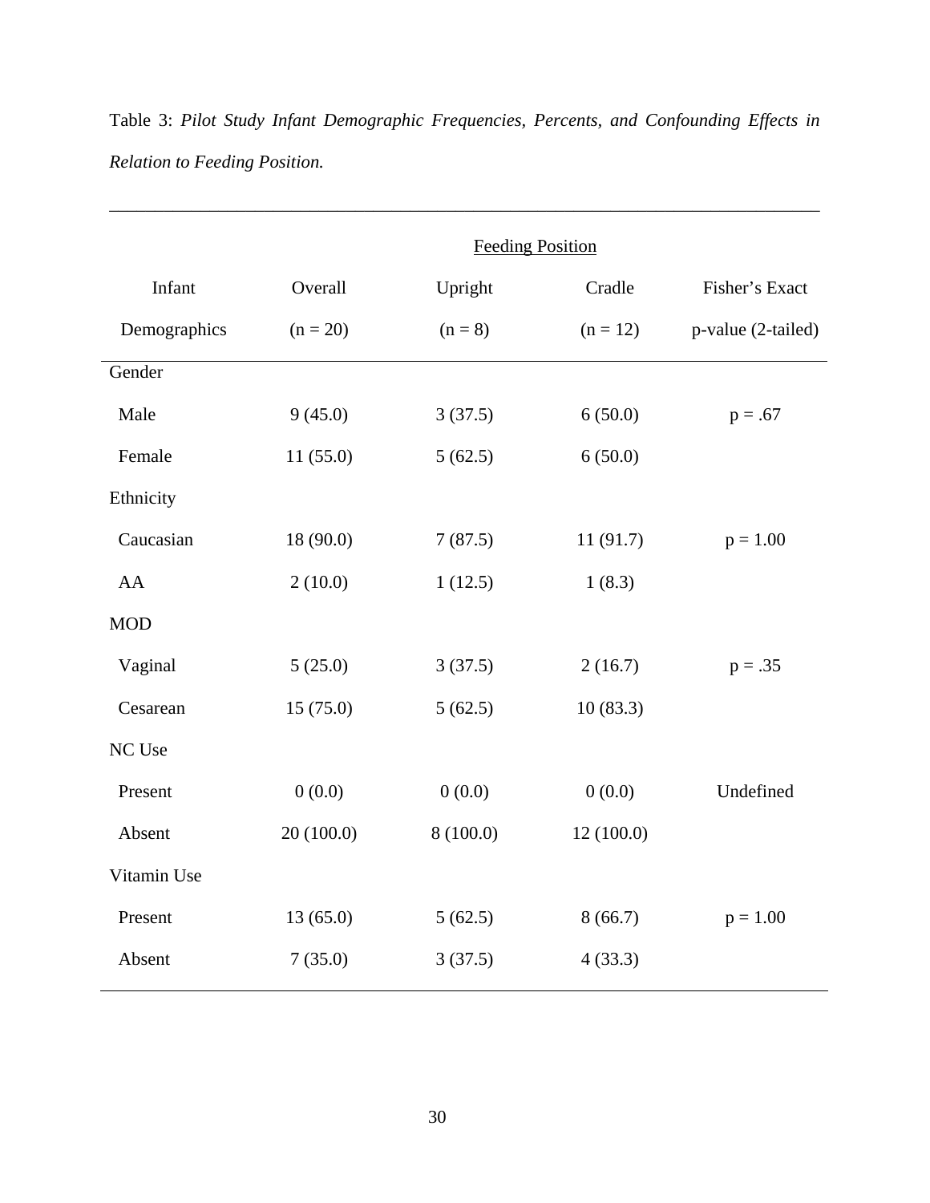Table 3: *Pilot Study Infant Demographic Frequencies, Percents, and Confounding Effects in Relation to Feeding Position.*

| | | Feeding Position | | |
|---|---|---|---|---|
| Infant Demographics | Overall (n = 20) | Upright (n = 8) | Cradle (n = 12) | Fisher's Exact p-value (2-tailed) |
| Gender | | | | |
| Male | 9 (45.0) | 3 (37.5) | 6 (50.0) | p = .67 |
| Female | 11 (55.0) | 5 (62.5) | 6 (50.0) | |
| Ethnicity | | | | |
| Caucasian | 18 (90.0) | 7 (87.5) | 11 (91.7) | p = 1.00 |
| AA | 2 (10.0) | 1 (12.5) | 1 (8.3) | |
| MOD | | | | |
| Vaginal | 5 (25.0) | 3 (37.5) | 2 (16.7) | p = .35 |
| Cesarean | 15 (75.0) | 5 (62.5) | 10 (83.3) | |
| NC Use | | | | |
| Present | 0 (0.0) | 0 (0.0) | 0 (0.0) | Undefined |
| Absent | 20 (100.0) | 8 (100.0) | 12 (100.0) | |
| Vitamin Use | | | | |
| Present | 13 (65.0) | 5 (62.5) | 8 (66.7) | p = 1.00 |
| Absent | 7 (35.0) | 3 (37.5) | 4 (33.3) | |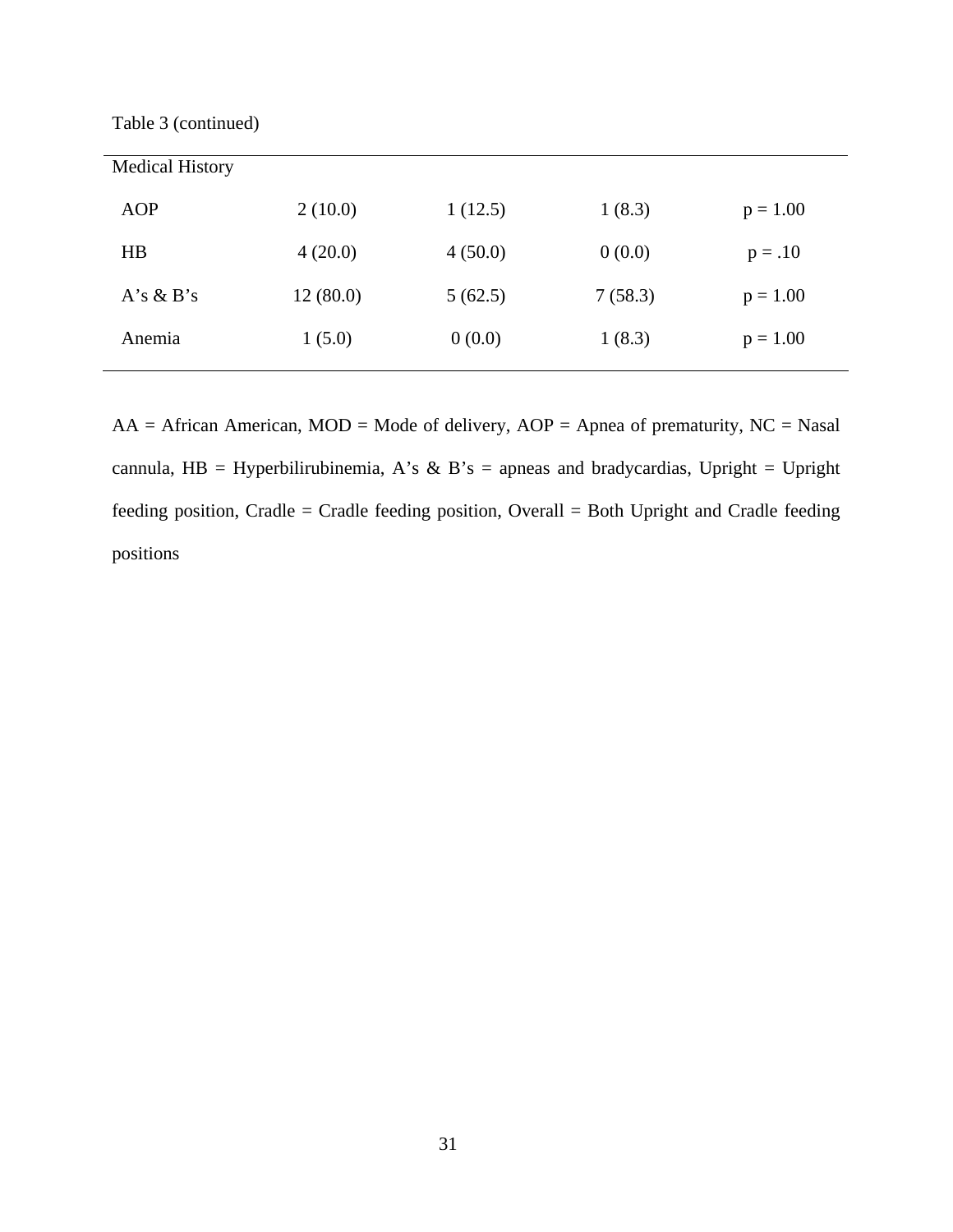Table 3 (continued)

| Medical History | | | | |
|---|---|---|---|---|
| AOP | 2 (10.0) | 1 (12.5) | 1 (8.3) | p = 1.00 |
| HB | 4 (20.0) | 4 (50.0) | 0 (0.0) | p = .10 |
| A's & B's | 12 (80.0) | 5 (62.5) | 7 (58.3) | p = 1.00 |
| Anemia | 1 (5.0) | 0 (0.0) | 1 (8.3) | p = 1.00 |

AA = African American, MOD = Mode of delivery, AOP = Apnea of prematurity, NC = Nasal cannula, HB = Hyperbilirubinemia, A's & B's = apneas and bradycardias, Upright = Upright feeding position, Cradle = Cradle feeding position, Overall = Both Upright and Cradle feeding positions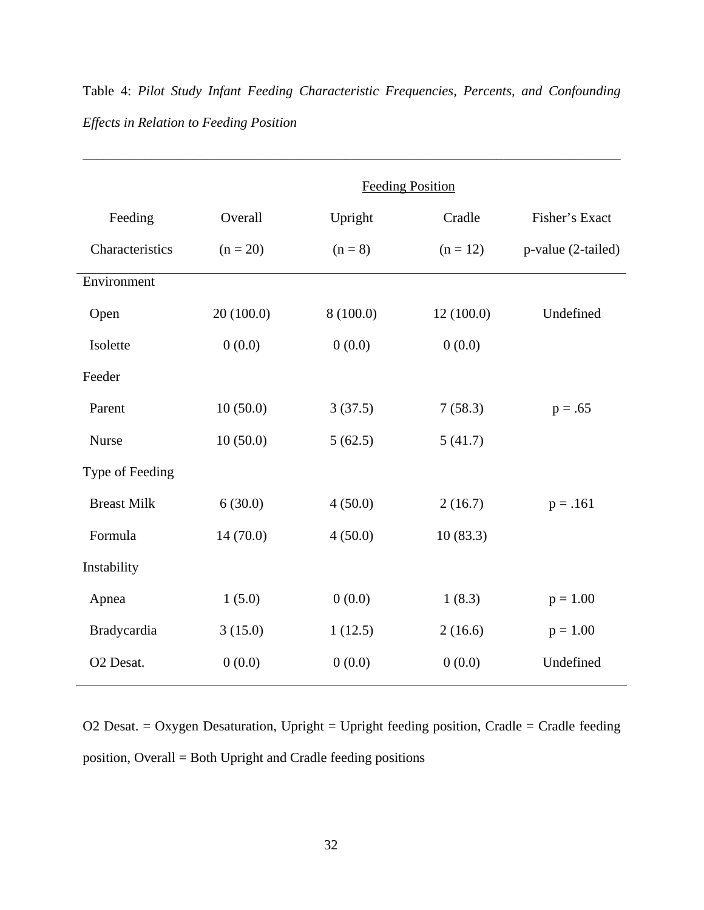Table 4: *Pilot Study Infant Feeding Characteristic Frequencies, Percents, and Confounding Effects in Relation to Feeding Position*

| Feeding Characteristics | Overall (n = 20) | Feeding Position Upright (n = 8) | Cradle (n = 12) | Fisher's Exact p-value (2-tailed) |
|---|---|---|---|---|
| Environment | | | | |
| Open | 20 (100.0) | 8 (100.0) | 12 (100.0) | Undefined |
| Isolette | 0 (0.0) | 0 (0.0) | 0 (0.0) | |
| Feeder | | | | |
| Parent | 10 (50.0) | 3 (37.5) | 7 (58.3) | p = .65 |
| Nurse | 10 (50.0) | 5 (62.5) | 5 (41.7) | |
| Type of Feeding | | | | |
| Breast Milk | 6 (30.0) | 4 (50.0) | 2 (16.7) | p = .161 |
| Formula | 14 (70.0) | 4 (50.0) | 10 (83.3) | |
| Instability | | | | |
| Apnea | 1 (5.0) | 0 (0.0) | 1 (8.3) | p = 1.00 |
| Bradycardia | 3 (15.0) | 1 (12.5) | 2 (16.6) | p = 1.00 |
| O2 Desat. | 0 (0.0) | 0 (0.0) | 0 (0.0) | Undefined |

O2 Desat. = Oxygen Desaturation, Upright = Upright feeding position, Cradle = Cradle feeding position, Overall = Both Upright and Cradle feeding positions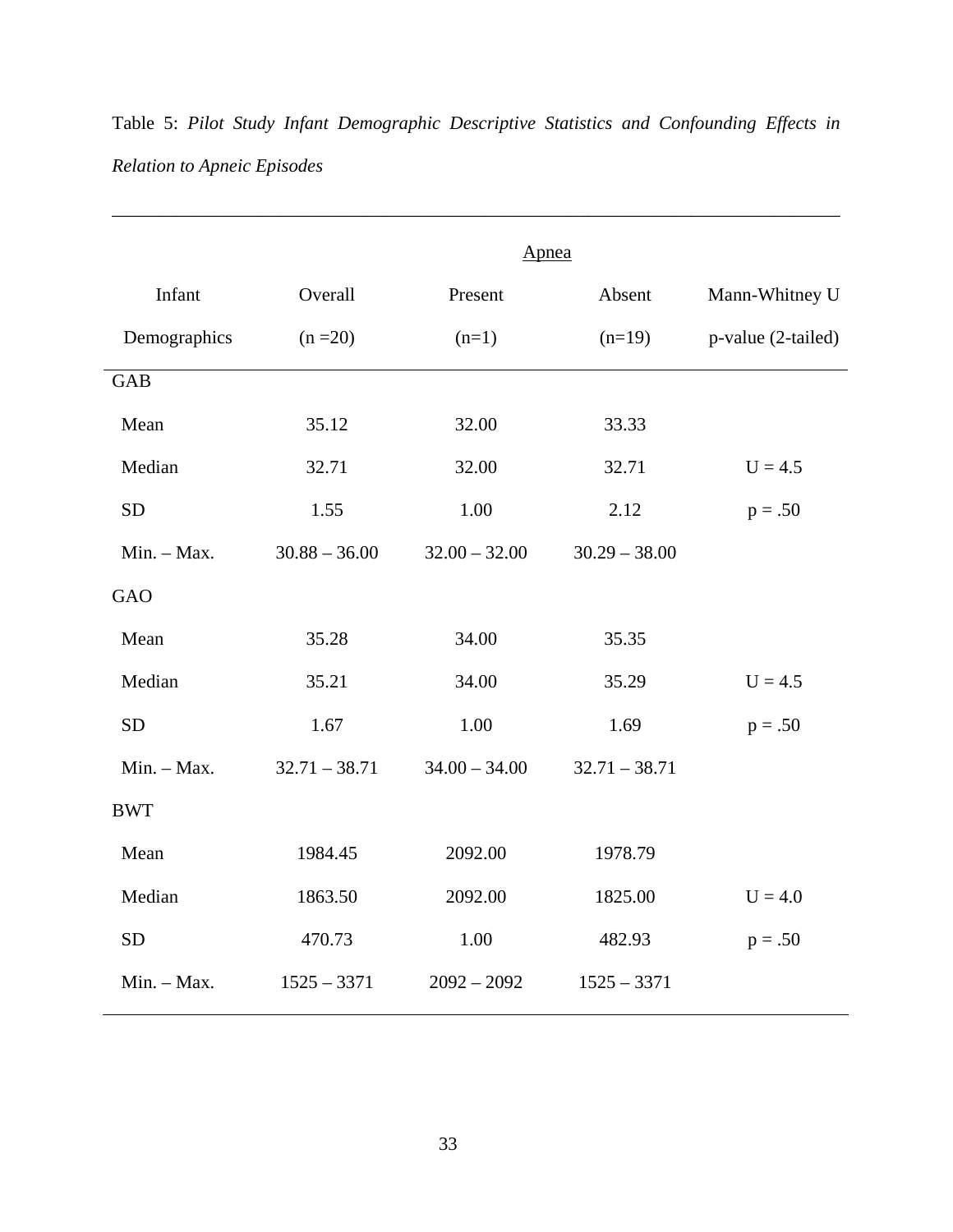Table 5: *Pilot Study Infant Demographic Descriptive Statistics and Confounding Effects in Relation to Apneic Episodes*

| Infant Demographics | Overall (n =20) | Apnea Present (n=1) | Apnea Absent (n=19) | Mann-Whitney U p-value (2-tailed) |
|---|---|---|---|---|
| GAB | | | | |
| Mean | 35.12 | 32.00 | 33.33 | |
| Median | 32.71 | 32.00 | 32.71 | U = 4.5 |
| SD | 1.55 | 1.00 | 2.12 | p = .50 |
| Min. – Max. | 30.88 – 36.00 | 32.00 – 32.00 | 30.29 – 38.00 | |
| GAO | | | | |
| Mean | 35.28 | 34.00 | 35.35 | |
| Median | 35.21 | 34.00 | 35.29 | U = 4.5 |
| SD | 1.67 | 1.00 | 1.69 | p = .50 |
| Min. – Max. | 32.71 – 38.71 | 34.00 – 34.00 | 32.71 – 38.71 | |
| BWT | | | | |
| Mean | 1984.45 | 2092.00 | 1978.79 | |
| Median | 1863.50 | 2092.00 | 1825.00 | U = 4.0 |
| SD | 470.73 | 1.00 | 482.93 | p = .50 |
| Min. – Max. | 1525 – 3371 | 2092 – 2092 | 1525 – 3371 | |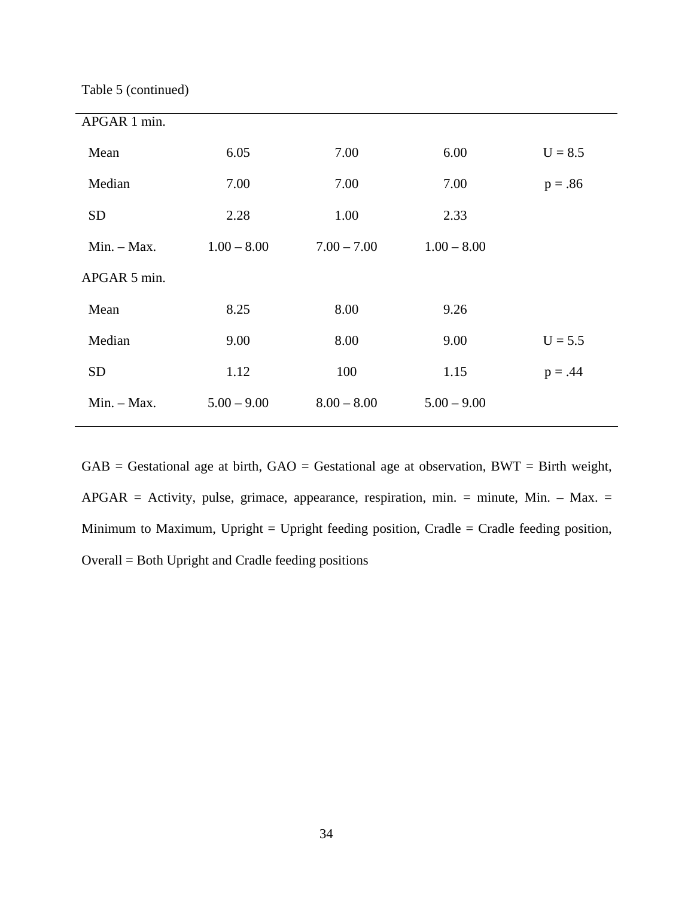Table 5 (continued)

| | | | | |
|---|---|---|---|---|
| APGAR 1 min. | | | | |
| Mean | 6.05 | 7.00 | 6.00 | U = 8.5 |
| Median | 7.00 | 7.00 | 7.00 | p = .86 |
| SD | 2.28 | 1.00 | 2.33 | |
| Min. – Max. | 1.00 – 8.00 | 7.00 – 7.00 | 1.00 – 8.00 | |
| APGAR 5 min. | | | | |
| Mean | 8.25 | 8.00 | 9.26 | |
| Median | 9.00 | 8.00 | 9.00 | U = 5.5 |
| SD | 1.12 | 100 | 1.15 | p = .44 |
| Min. – Max. | 5.00 – 9.00 | 8.00 – 8.00 | 5.00 – 9.00 | |

GAB = Gestational age at birth, GAO = Gestational age at observation, BWT = Birth weight, APGAR = Activity, pulse, grimace, appearance, respiration, min. = minute, Min. – Max. = Minimum to Maximum, Upright = Upright feeding position, Cradle = Cradle feeding position, Overall = Both Upright and Cradle feeding positions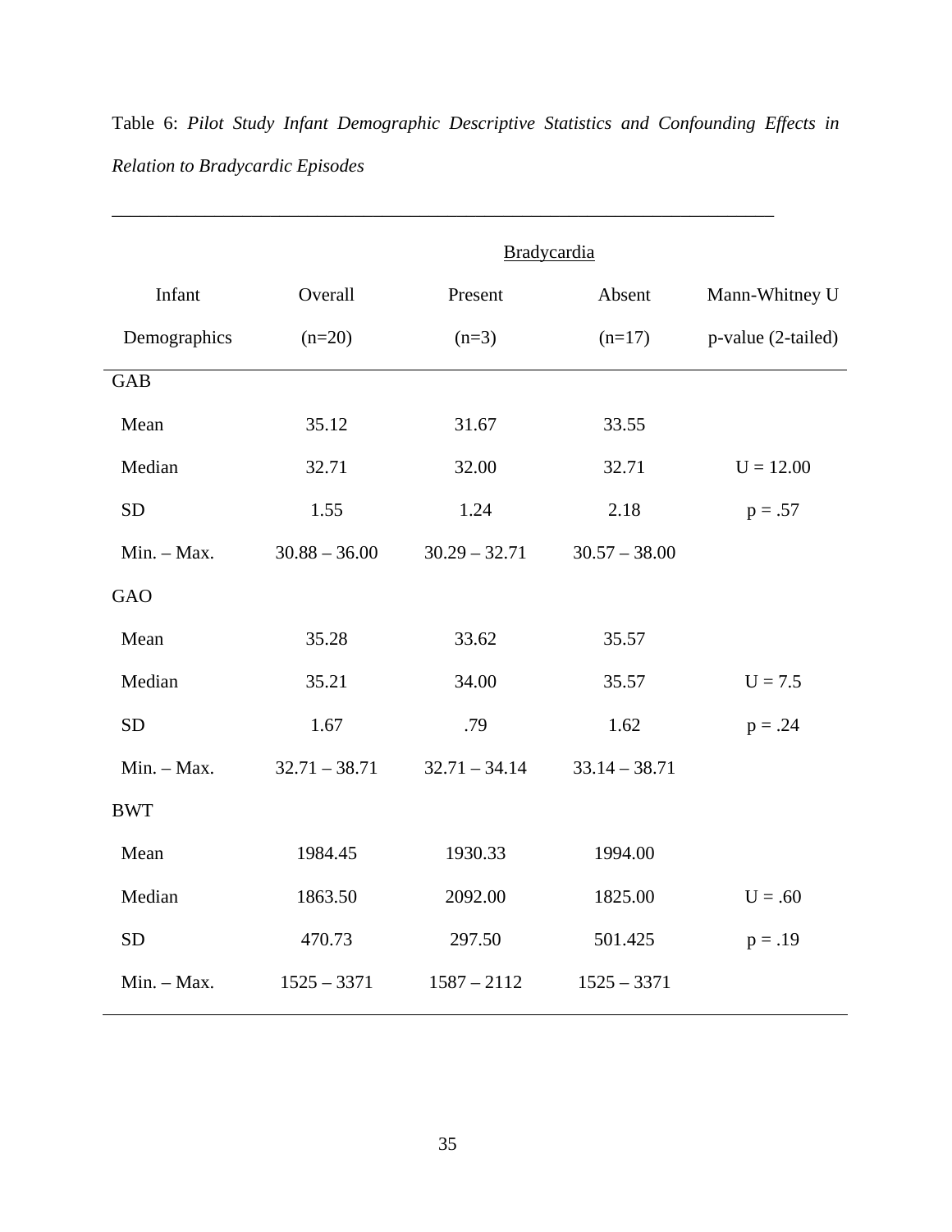Table 6: *Pilot Study Infant Demographic Descriptive Statistics and Confounding Effects in Relation to Bradycardic Episodes*

| | | Bradycardia | | |
|---|---|---|---|---|
| Infant Demographics | Overall (n=20) | Present (n=3) | Absent (n=17) | Mann-Whitney U p-value (2-tailed) |
| GAB | | | | |
| Mean | 35.12 | 31.67 | 33.55 | |
| Median | 32.71 | 32.00 | 32.71 | U = 12.00 |
| SD | 1.55 | 1.24 | 2.18 | p = .57 |
| Min. – Max. | 30.88 – 36.00 | 30.29 – 32.71 | 30.57 – 38.00 | |
| GAO | | | | |
| Mean | 35.28 | 33.62 | 35.57 | |
| Median | 35.21 | 34.00 | 35.57 | U = 7.5 |
| SD | 1.67 | .79 | 1.62 | p = .24 |
| Min. – Max. | 32.71 – 38.71 | 32.71 – 34.14 | 33.14 – 38.71 | |
| BWT | | | | |
| Mean | 1984.45 | 1930.33 | 1994.00 | |
| Median | 1863.50 | 2092.00 | 1825.00 | U = .60 |
| SD | 470.73 | 297.50 | 501.425 | p = .19 |
| Min. – Max. | 1525 – 3371 | 1587 – 2112 | 1525 – 3371 | |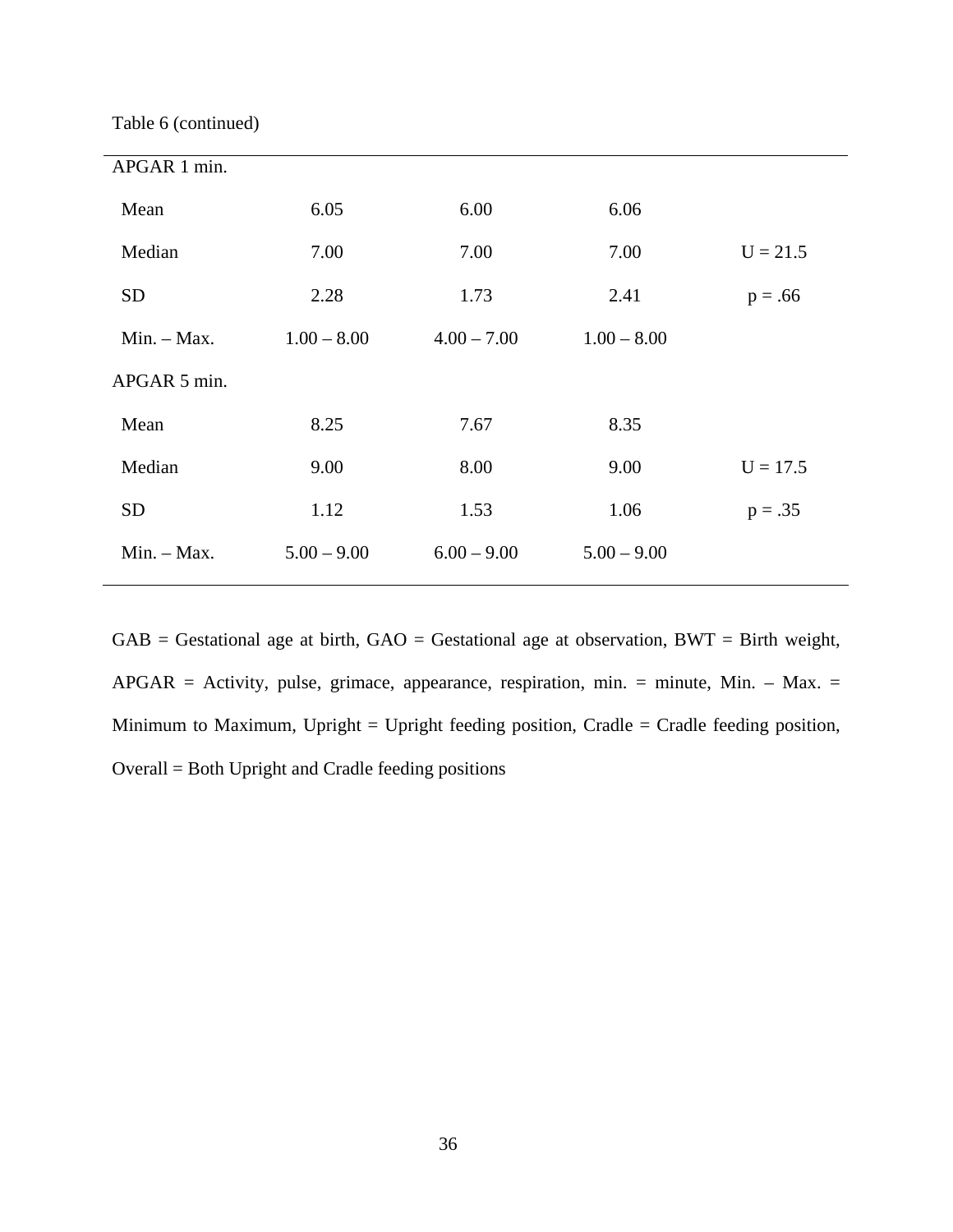Table 6 (continued)

| | | | | |
|---|---|---|---|---|
| APGAR 1 min. | | | | |
| Mean | 6.05 | 6.00 | 6.06 | |
| Median | 7.00 | 7.00 | 7.00 | U = 21.5 |
| SD | 2.28 | 1.73 | 2.41 | p = .66 |
| Min. – Max. | 1.00 – 8.00 | 4.00 – 7.00 | 1.00 – 8.00 | |
| APGAR 5 min. | | | | |
| Mean | 8.25 | 7.67 | 8.35 | |
| Median | 9.00 | 8.00 | 9.00 | U = 17.5 |
| SD | 1.12 | 1.53 | 1.06 | p = .35 |
| Min. – Max. | 5.00 – 9.00 | 6.00 – 9.00 | 5.00 – 9.00 | |

GAB = Gestational age at birth, GAO = Gestational age at observation, BWT = Birth weight, APGAR = Activity, pulse, grimace, appearance, respiration, min. = minute, Min. – Max. = Minimum to Maximum, Upright = Upright feeding position, Cradle = Cradle feeding position, Overall = Both Upright and Cradle feeding positions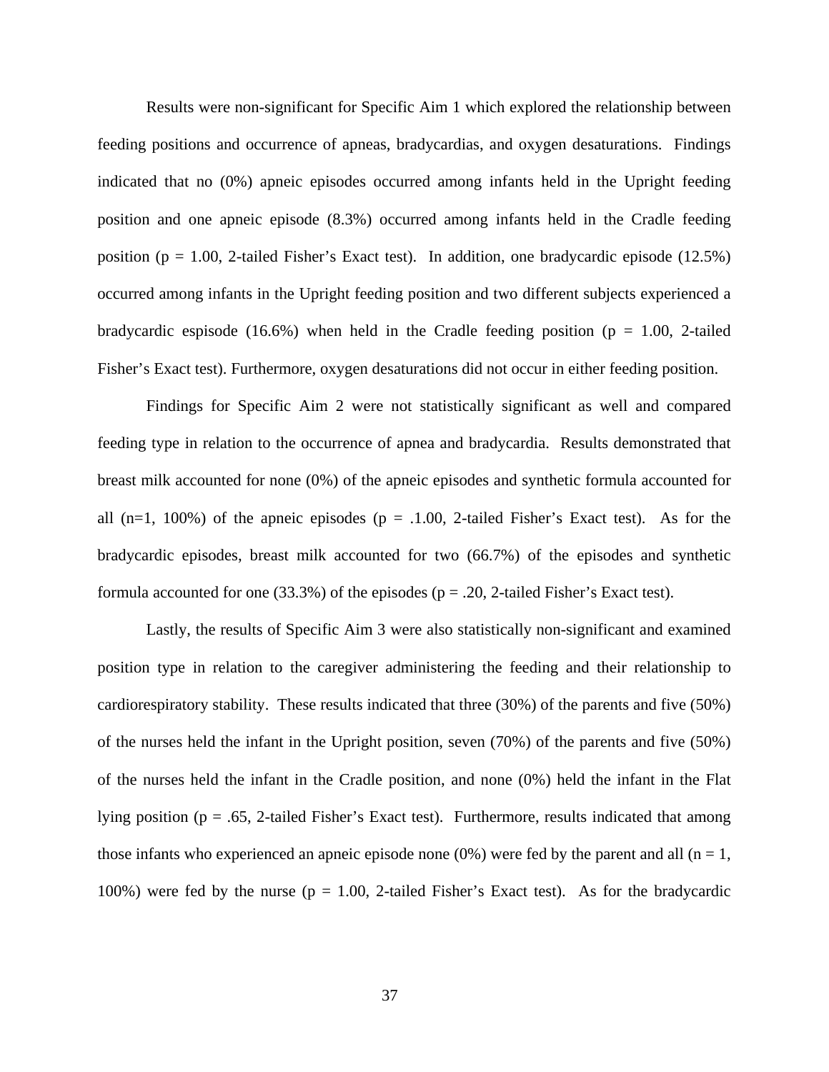Results were non-significant for Specific Aim 1 which explored the relationship between feeding positions and occurrence of apneas, bradycardias, and oxygen desaturations. Findings indicated that no (0%) apneic episodes occurred among infants held in the Upright feeding position and one apneic episode (8.3%) occurred among infants held in the Cradle feeding position ($p = 1.00$, 2-tailed Fisher's Exact test). In addition, one bradycardic episode (12.5%) occurred among infants in the Upright feeding position and two different subjects experienced a bradycardic espisode (16.6%) when held in the Cradle feeding position ($p = 1.00$, 2-tailed Fisher's Exact test). Furthermore, oxygen desaturations did not occur in either feeding position.

Findings for Specific Aim 2 were not statistically significant as well and compared feeding type in relation to the occurrence of apnea and bradycardia. Results demonstrated that breast milk accounted for none (0%) of the apneic episodes and synthetic formula accounted for all ($n=1$, 100%) of the apneic episodes ($p = .1.00$, 2-tailed Fisher's Exact test). As for the bradycardic episodes, breast milk accounted for two (66.7%) of the episodes and synthetic formula accounted for one (33.3%) of the episodes ($p = .20$, 2-tailed Fisher's Exact test).

Lastly, the results of Specific Aim 3 were also statistically non-significant and examined position type in relation to the caregiver administering the feeding and their relationship to cardiorespiratory stability. These results indicated that three (30%) of the parents and five (50%) of the nurses held the infant in the Upright position, seven (70%) of the parents and five (50%) of the nurses held the infant in the Cradle position, and none (0%) held the infant in the Flat lying position ($p = .65$, 2-tailed Fisher's Exact test). Furthermore, results indicated that among those infants who experienced an apneic episode none (0%) were fed by the parent and all ($n = 1$, 100%) were fed by the nurse ($p = 1.00$, 2-tailed Fisher's Exact test). As for the bradycardic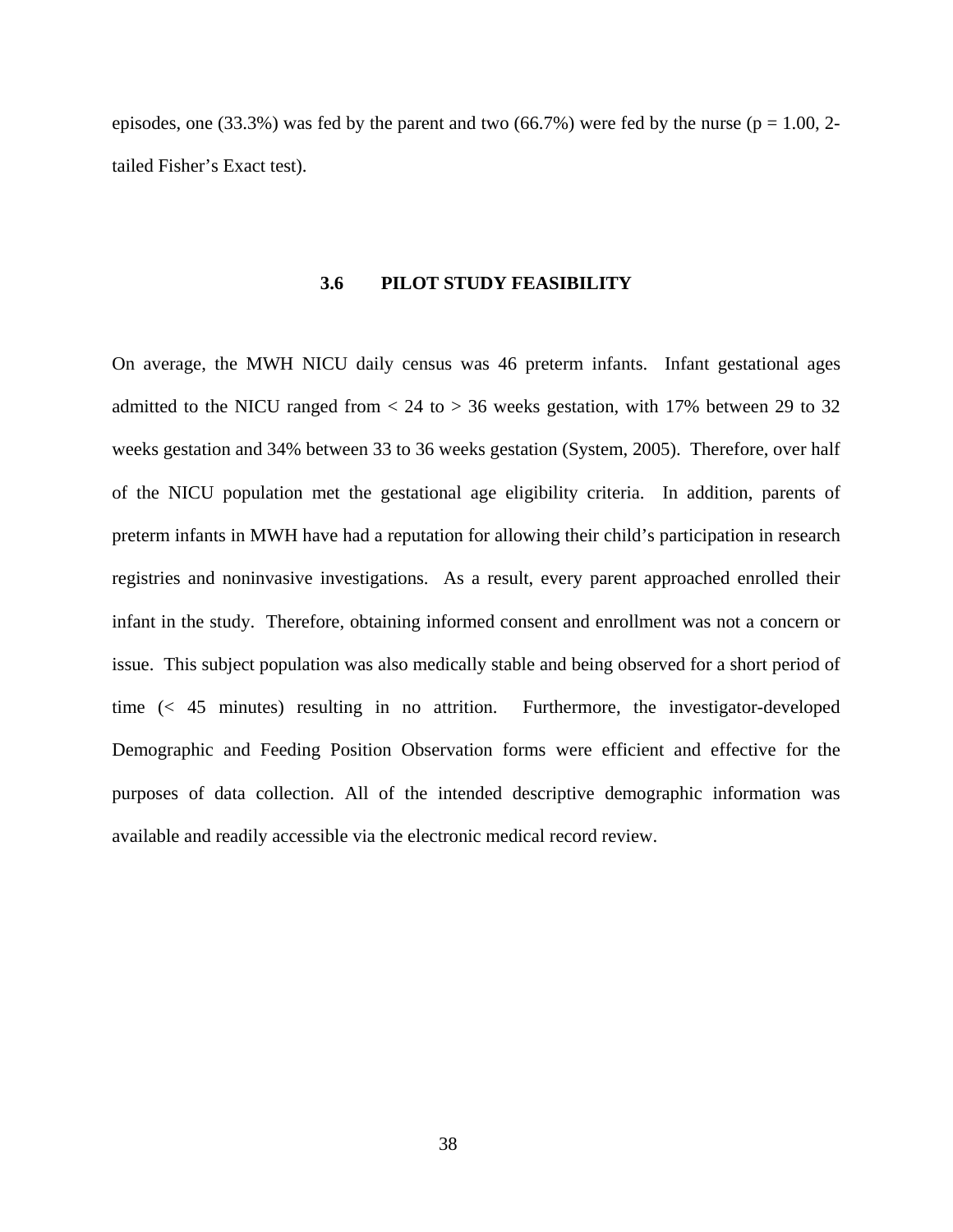episodes, one (33.3%) was fed by the parent and two (66.7%) were fed by the nurse ($p = 1.00$, 2-tailed Fisher's Exact test).

## 3.6 PILOT STUDY FEASIBILITY

On average, the MWH NICU daily census was 46 preterm infants. Infant gestational ages admitted to the NICU ranged from < 24 to > 36 weeks gestation, with 17% between 29 to 32 weeks gestation and 34% between 33 to 36 weeks gestation (System, 2005). Therefore, over half of the NICU population met the gestational age eligibility criteria. In addition, parents of preterm infants in MWH have had a reputation for allowing their child's participation in research registries and noninvasive investigations. As a result, every parent approached enrolled their infant in the study. Therefore, obtaining informed consent and enrollment was not a concern or issue. This subject population was also medically stable and being observed for a short period of time (< 45 minutes) resulting in no attrition. Furthermore, the investigator-developed Demographic and Feeding Position Observation forms were efficient and effective for the purposes of data collection. All of the intended descriptive demographic information was available and readily accessible via the electronic medical record review.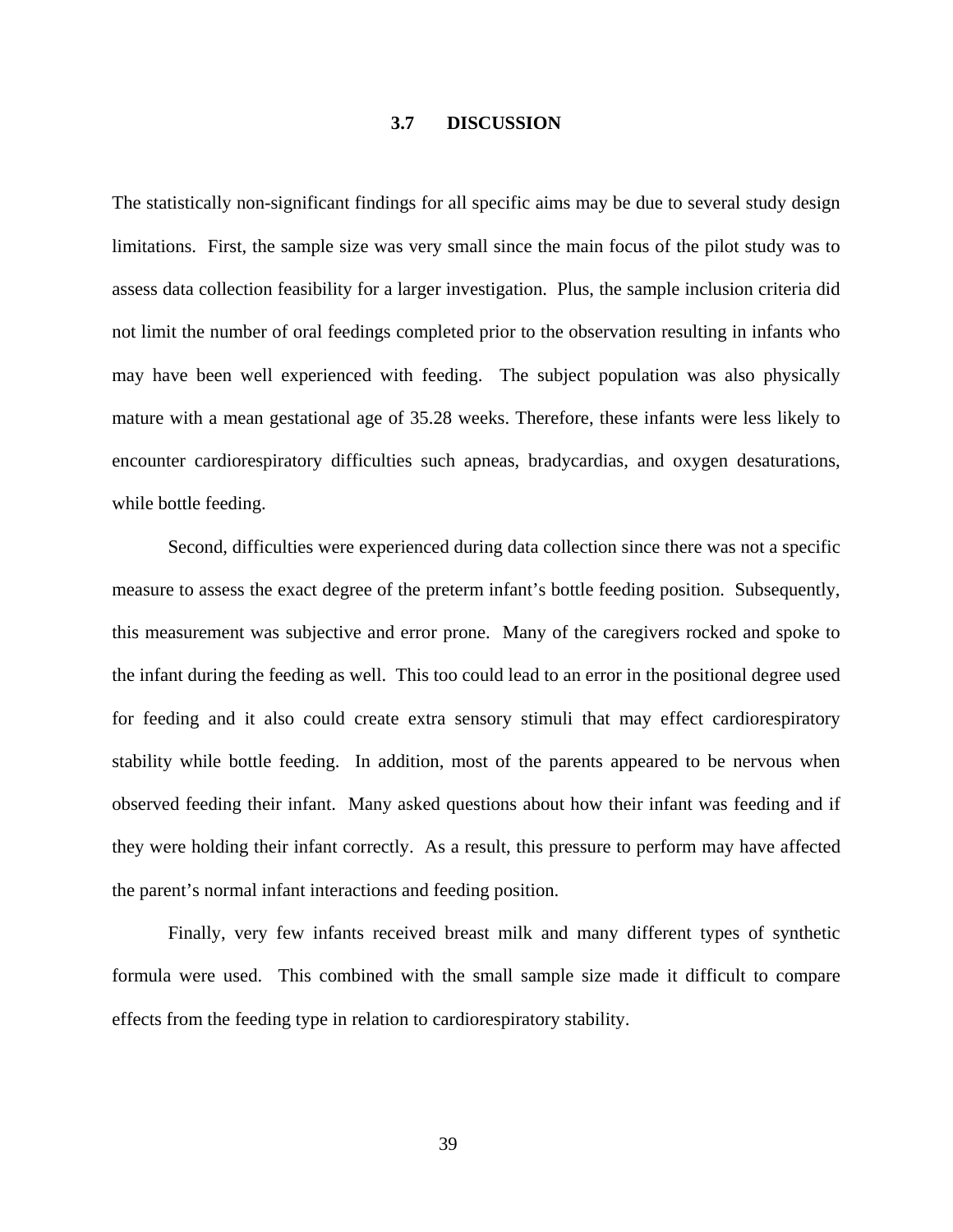### 3.7 DISCUSSION

The statistically non-significant findings for all specific aims may be due to several study design limitations. First, the sample size was very small since the main focus of the pilot study was to assess data collection feasibility for a larger investigation. Plus, the sample inclusion criteria did not limit the number of oral feedings completed prior to the observation resulting in infants who may have been well experienced with feeding. The subject population was also physically mature with a mean gestational age of 35.28 weeks. Therefore, these infants were less likely to encounter cardiorespiratory difficulties such apneas, bradycardias, and oxygen desaturations, while bottle feeding.

Second, difficulties were experienced during data collection since there was not a specific measure to assess the exact degree of the preterm infant's bottle feeding position. Subsequently, this measurement was subjective and error prone. Many of the caregivers rocked and spoke to the infant during the feeding as well. This too could lead to an error in the positional degree used for feeding and it also could create extra sensory stimuli that may effect cardiorespiratory stability while bottle feeding. In addition, most of the parents appeared to be nervous when observed feeding their infant. Many asked questions about how their infant was feeding and if they were holding their infant correctly. As a result, this pressure to perform may have affected the parent's normal infant interactions and feeding position.

Finally, very few infants received breast milk and many different types of synthetic formula were used. This combined with the small sample size made it difficult to compare effects from the feeding type in relation to cardiorespiratory stability.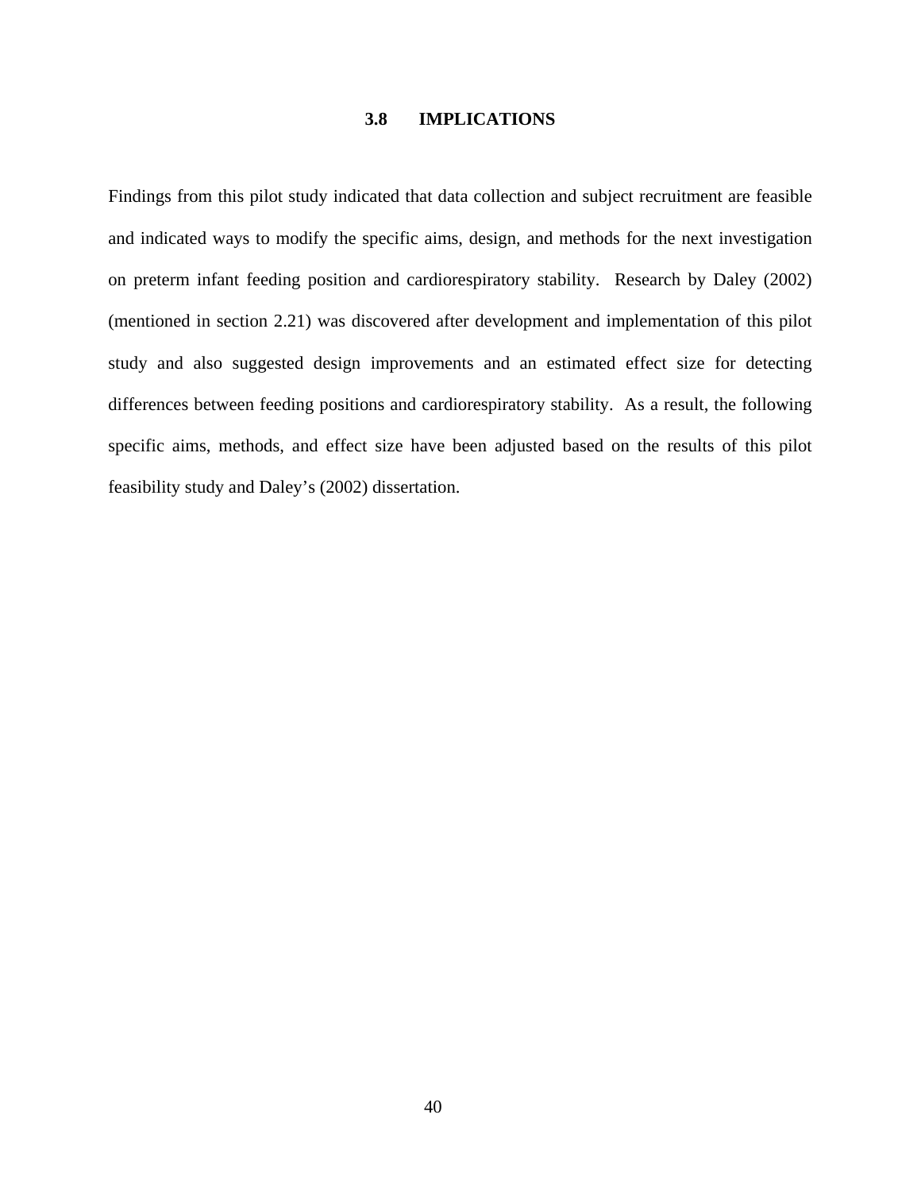## 3.8 IMPLICATIONS

Findings from this pilot study indicated that data collection and subject recruitment are feasible and indicated ways to modify the specific aims, design, and methods for the next investigation on preterm infant feeding position and cardiorespiratory stability. Research by Daley (2002) (mentioned in section 2.21) was discovered after development and implementation of this pilot study and also suggested design improvements and an estimated effect size for detecting differences between feeding positions and cardiorespiratory stability. As a result, the following specific aims, methods, and effect size have been adjusted based on the results of this pilot feasibility study and Daley's (2002) dissertation.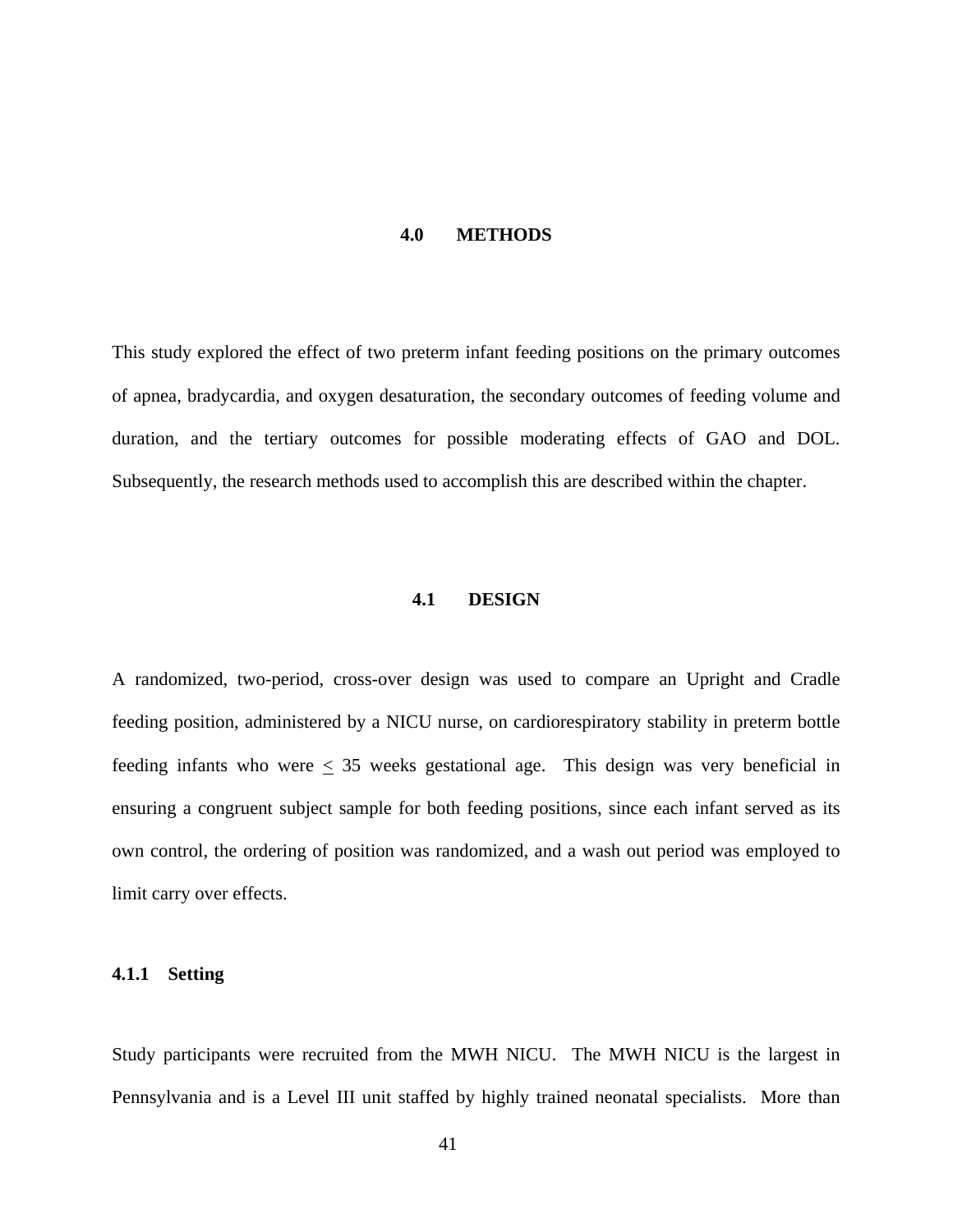# 4.0 METHODS

This study explored the effect of two preterm infant feeding positions on the primary outcomes of apnea, bradycardia, and oxygen desaturation, the secondary outcomes of feeding volume and duration, and the tertiary outcomes for possible moderating effects of GAO and DOL. Subsequently, the research methods used to accomplish this are described within the chapter.

## 4.1 DESIGN

A randomized, two-period, cross-over design was used to compare an Upright and Cradle feeding position, administered by a NICU nurse, on cardiorespiratory stability in preterm bottle feeding infants who were $\leq$ 35 weeks gestational age. This design was very beneficial in ensuring a congruent subject sample for both feeding positions, since each infant served as its own control, the ordering of position was randomized, and a wash out period was employed to limit carry over effects.

### 4.1.1 Setting

Study participants were recruited from the MWH NICU. The MWH NICU is the largest in Pennsylvania and is a Level III unit staffed by highly trained neonatal specialists. More than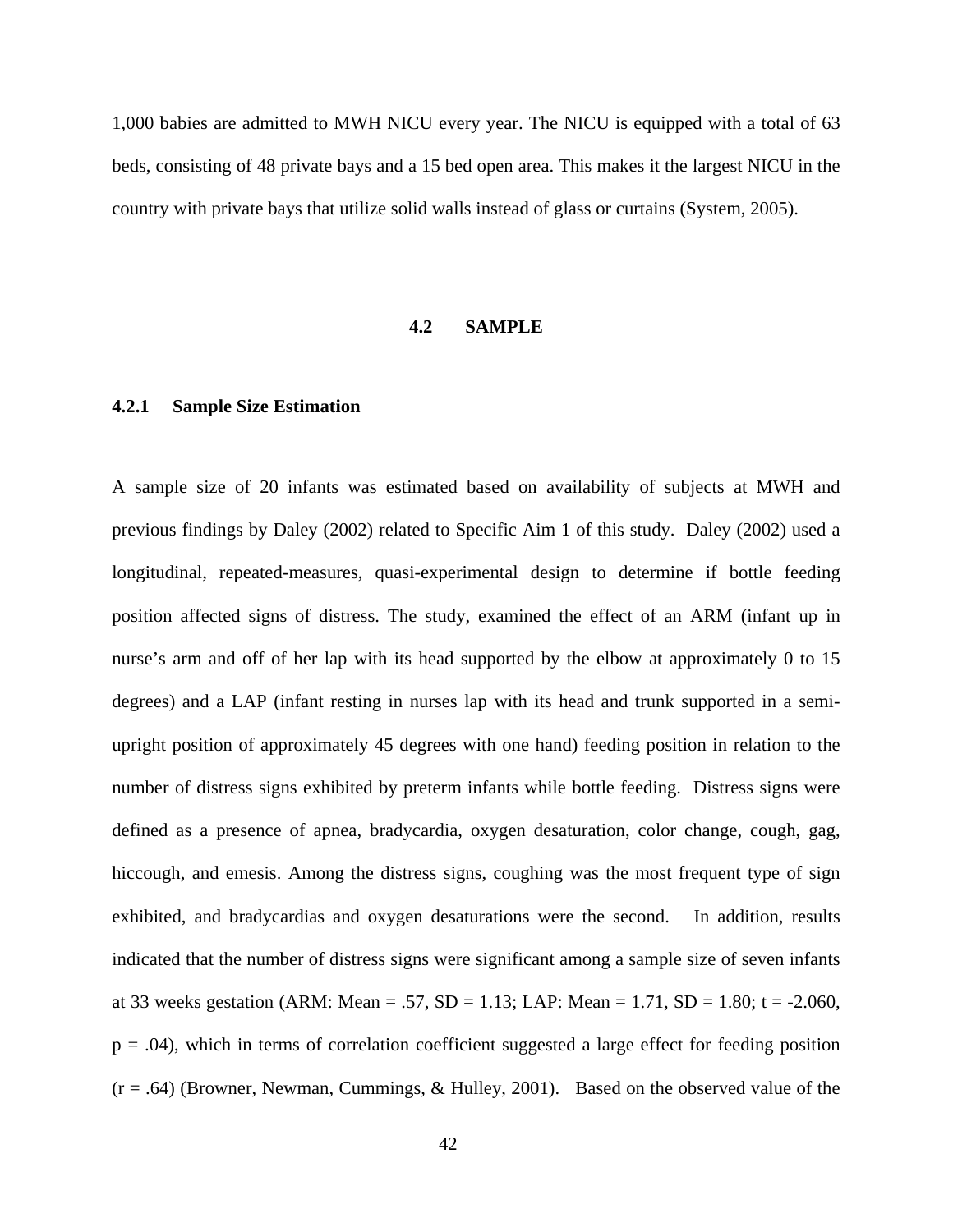1,000 babies are admitted to MWH NICU every year. The NICU is equipped with a total of 63 beds, consisting of 48 private bays and a 15 bed open area. This makes it the largest NICU in the country with private bays that utilize solid walls instead of glass or curtains (System, 2005).

## 4.2 SAMPLE

### 4.2.1 Sample Size Estimation

A sample size of 20 infants was estimated based on availability of subjects at MWH and previous findings by Daley (2002) related to Specific Aim 1 of this study. Daley (2002) used a longitudinal, repeated-measures, quasi-experimental design to determine if bottle feeding position affected signs of distress. The study, examined the effect of an ARM (infant up in nurse's arm and off of her lap with its head supported by the elbow at approximately 0 to 15 degrees) and a LAP (infant resting in nurses lap with its head and trunk supported in a semi-upright position of approximately 45 degrees with one hand) feeding position in relation to the number of distress signs exhibited by preterm infants while bottle feeding. Distress signs were defined as a presence of apnea, bradycardia, oxygen desaturation, color change, cough, gag, hiccough, and emesis. Among the distress signs, coughing was the most frequent type of sign exhibited, and bradycardias and oxygen desaturations were the second. In addition, results indicated that the number of distress signs were significant among a sample size of seven infants at 33 weeks gestation (ARM: Mean = .57, SD = 1.13; LAP: Mean = 1.71, SD = 1.80; $t = -2.060$, $p = .04$), which in terms of correlation coefficient suggested a large effect for feeding position ($r = .64$) (Browner, Newman, Cummings, & Hulley, 2001). Based on the observed value of the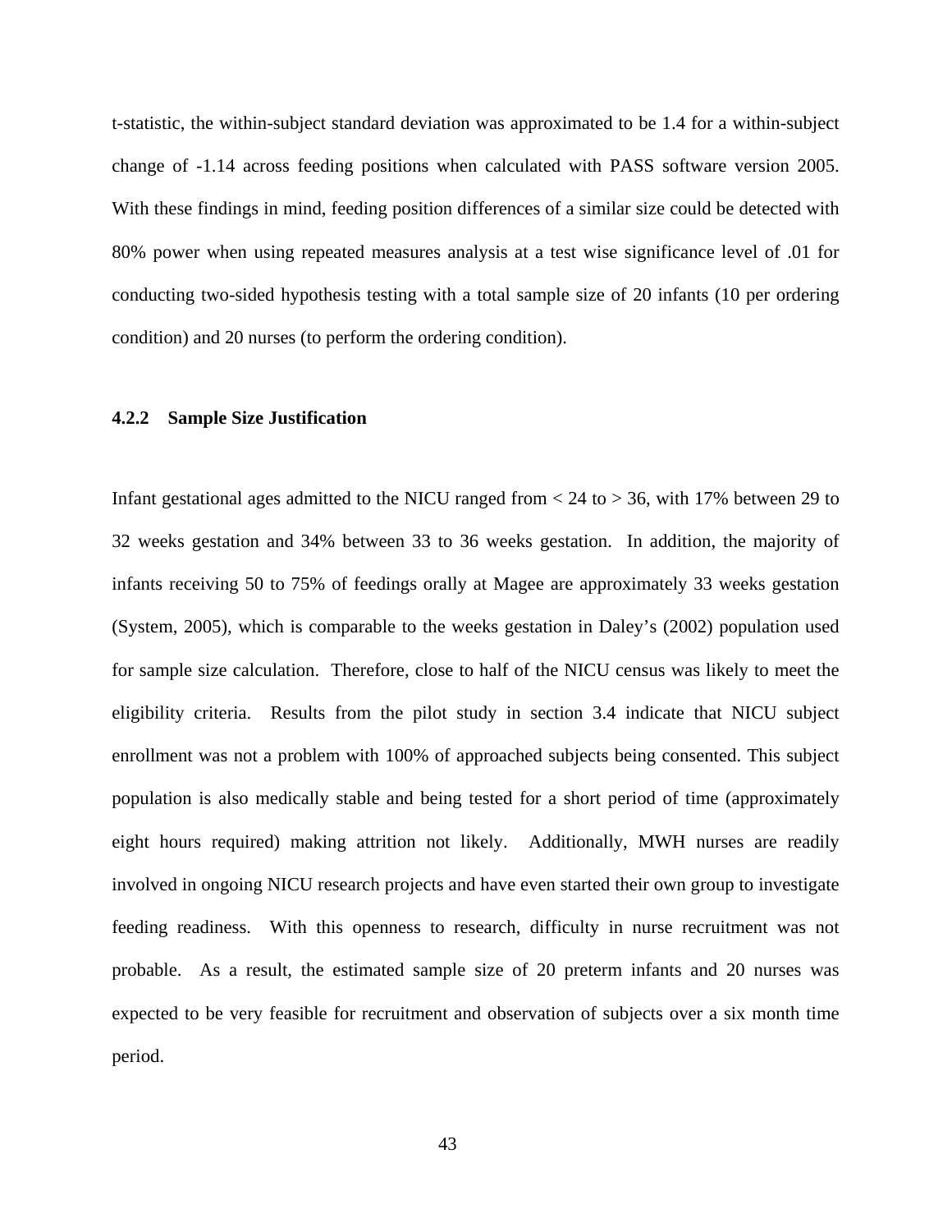t-statistic, the within-subject standard deviation was approximated to be 1.4 for a within-subject change of -1.14 across feeding positions when calculated with PASS software version 2005. With these findings in mind, feeding position differences of a similar size could be detected with 80% power when using repeated measures analysis at a test wise significance level of .01 for conducting two-sided hypothesis testing with a total sample size of 20 infants (10 per ordering condition) and 20 nurses (to perform the ordering condition).

### 4.2.2 Sample Size Justification

Infant gestational ages admitted to the NICU ranged from < 24 to > 36, with 17% between 29 to 32 weeks gestation and 34% between 33 to 36 weeks gestation. In addition, the majority of infants receiving 50 to 75% of feedings orally at Magee are approximately 33 weeks gestation (System, 2005), which is comparable to the weeks gestation in Daley's (2002) population used for sample size calculation. Therefore, close to half of the NICU census was likely to meet the eligibility criteria. Results from the pilot study in section 3.4 indicate that NICU subject enrollment was not a problem with 100% of approached subjects being consented. This subject population is also medically stable and being tested for a short period of time (approximately eight hours required) making attrition not likely. Additionally, MWH nurses are readily involved in ongoing NICU research projects and have even started their own group to investigate feeding readiness. With this openness to research, difficulty in nurse recruitment was not probable. As a result, the estimated sample size of 20 preterm infants and 20 nurses was expected to be very feasible for recruitment and observation of subjects over a six month time period.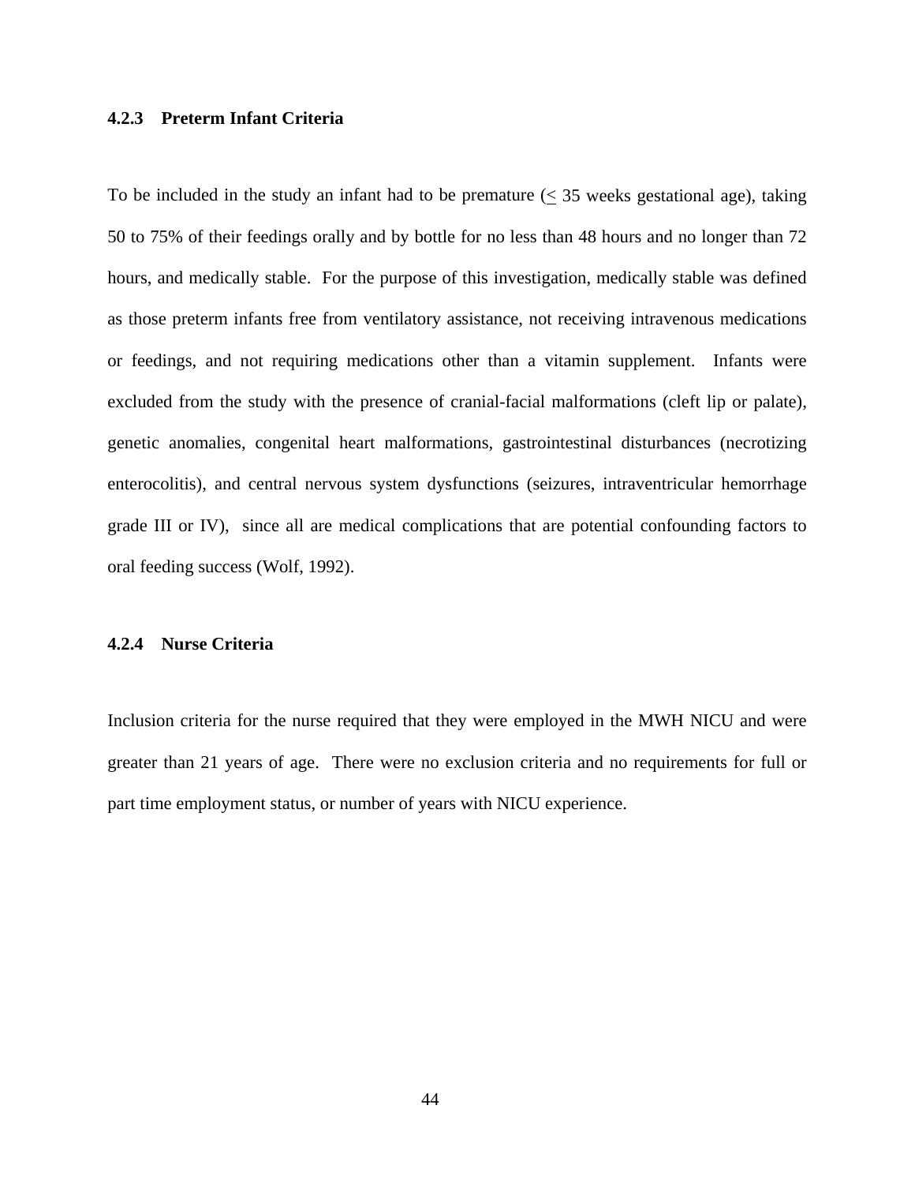### 4.2.3 Preterm Infant Criteria

To be included in the study an infant had to be premature ($\leq$ 35 weeks gestational age), taking 50 to 75% of their feedings orally and by bottle for no less than 48 hours and no longer than 72 hours, and medically stable. For the purpose of this investigation, medically stable was defined as those preterm infants free from ventilatory assistance, not receiving intravenous medications or feedings, and not requiring medications other than a vitamin supplement. Infants were excluded from the study with the presence of cranial-facial malformations (cleft lip or palate), genetic anomalies, congenital heart malformations, gastrointestinal disturbances (necrotizing enterocolitis), and central nervous system dysfunctions (seizures, intraventricular hemorrhage grade III or IV), since all are medical complications that are potential confounding factors to oral feeding success (Wolf, 1992).

### 4.2.4 Nurse Criteria

Inclusion criteria for the nurse required that they were employed in the MWH NICU and were greater than 21 years of age. There were no exclusion criteria and no requirements for full or part time employment status, or number of years with NICU experience.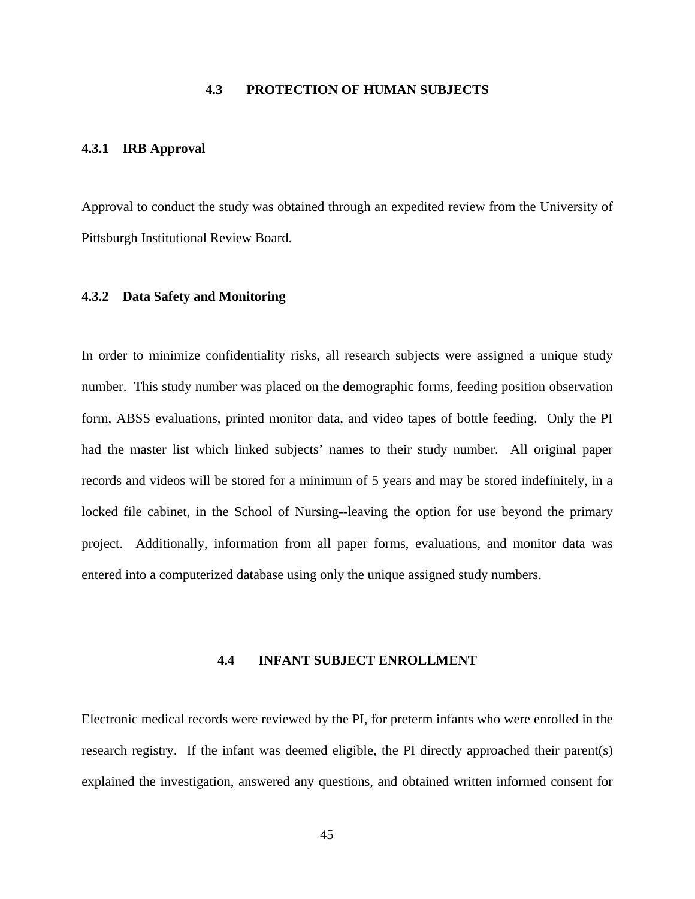## 4.3 PROTECTION OF HUMAN SUBJECTS

### 4.3.1 IRB Approval

Approval to conduct the study was obtained through an expedited review from the University of Pittsburgh Institutional Review Board.

### 4.3.2 Data Safety and Monitoring

In order to minimize confidentiality risks, all research subjects were assigned a unique study number. This study number was placed on the demographic forms, feeding position observation form, ABSS evaluations, printed monitor data, and video tapes of bottle feeding. Only the PI had the master list which linked subjects' names to their study number. All original paper records and videos will be stored for a minimum of 5 years and may be stored indefinitely, in a locked file cabinet, in the School of Nursing--leaving the option for use beyond the primary project. Additionally, information from all paper forms, evaluations, and monitor data was entered into a computerized database using only the unique assigned study numbers.

## 4.4 INFANT SUBJECT ENROLLMENT

Electronic medical records were reviewed by the PI, for preterm infants who were enrolled in the research registry. If the infant was deemed eligible, the PI directly approached their parent(s) explained the investigation, answered any questions, and obtained written informed consent for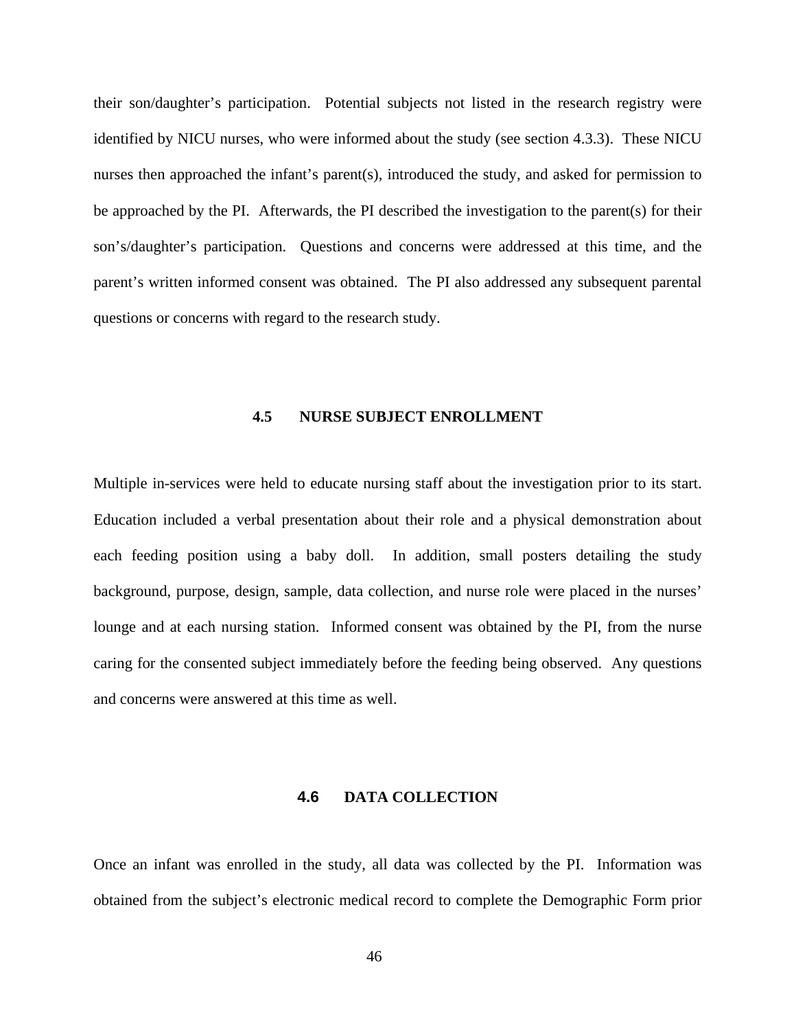their son/daughter's participation. Potential subjects not listed in the research registry were identified by NICU nurses, who were informed about the study (see section 4.3.3). These NICU nurses then approached the infant's parent(s), introduced the study, and asked for permission to be approached by the PI. Afterwards, the PI described the investigation to the parent(s) for their son's/daughter's participation. Questions and concerns were addressed at this time, and the parent's written informed consent was obtained. The PI also addressed any subsequent parental questions or concerns with regard to the research study.

## 4.5 NURSE SUBJECT ENROLLMENT

Multiple in-services were held to educate nursing staff about the investigation prior to its start. Education included a verbal presentation about their role and a physical demonstration about each feeding position using a baby doll. In addition, small posters detailing the study background, purpose, design, sample, data collection, and nurse role were placed in the nurses' lounge and at each nursing station. Informed consent was obtained by the PI, from the nurse caring for the consented subject immediately before the feeding being observed. Any questions and concerns were answered at this time as well.

## 4.6 DATA COLLECTION

Once an infant was enrolled in the study, all data was collected by the PI. Information was obtained from the subject's electronic medical record to complete the Demographic Form prior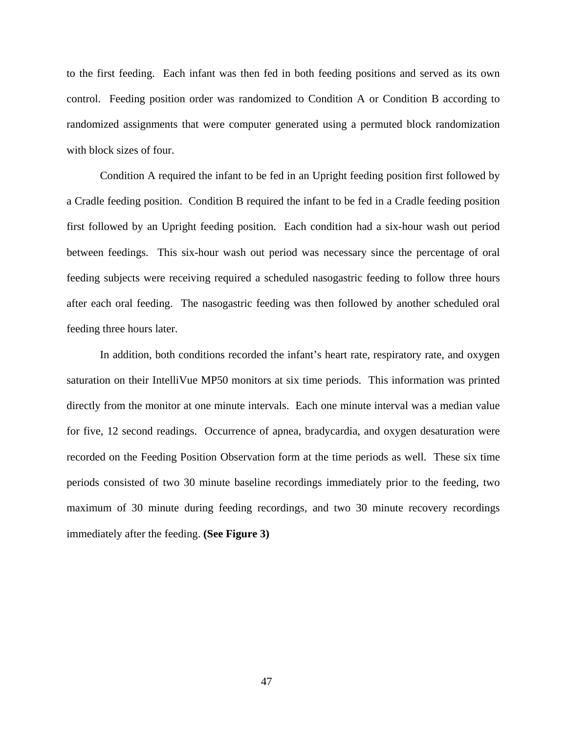to the first feeding. Each infant was then fed in both feeding positions and served as its own control. Feeding position order was randomized to Condition A or Condition B according to randomized assignments that were computer generated using a permuted block randomization with block sizes of four.

Condition A required the infant to be fed in an Upright feeding position first followed by a Cradle feeding position. Condition B required the infant to be fed in a Cradle feeding position first followed by an Upright feeding position. Each condition had a six-hour wash out period between feedings. This six-hour wash out period was necessary since the percentage of oral feeding subjects were receiving required a scheduled nasogastric feeding to follow three hours after each oral feeding. The nasogastric feeding was then followed by another scheduled oral feeding three hours later.

In addition, both conditions recorded the infant's heart rate, respiratory rate, and oxygen saturation on their IntelliVue MP50 monitors at six time periods. This information was printed directly from the monitor at one minute intervals. Each one minute interval was a median value for five, 12 second readings. Occurrence of apnea, bradycardia, and oxygen desaturation were recorded on the Feeding Position Observation form at the time periods as well. These six time periods consisted of two 30 minute baseline recordings immediately prior to the feeding, two maximum of 30 minute during feeding recordings, and two 30 minute recovery recordings immediately after the feeding. **(See Figure 3)**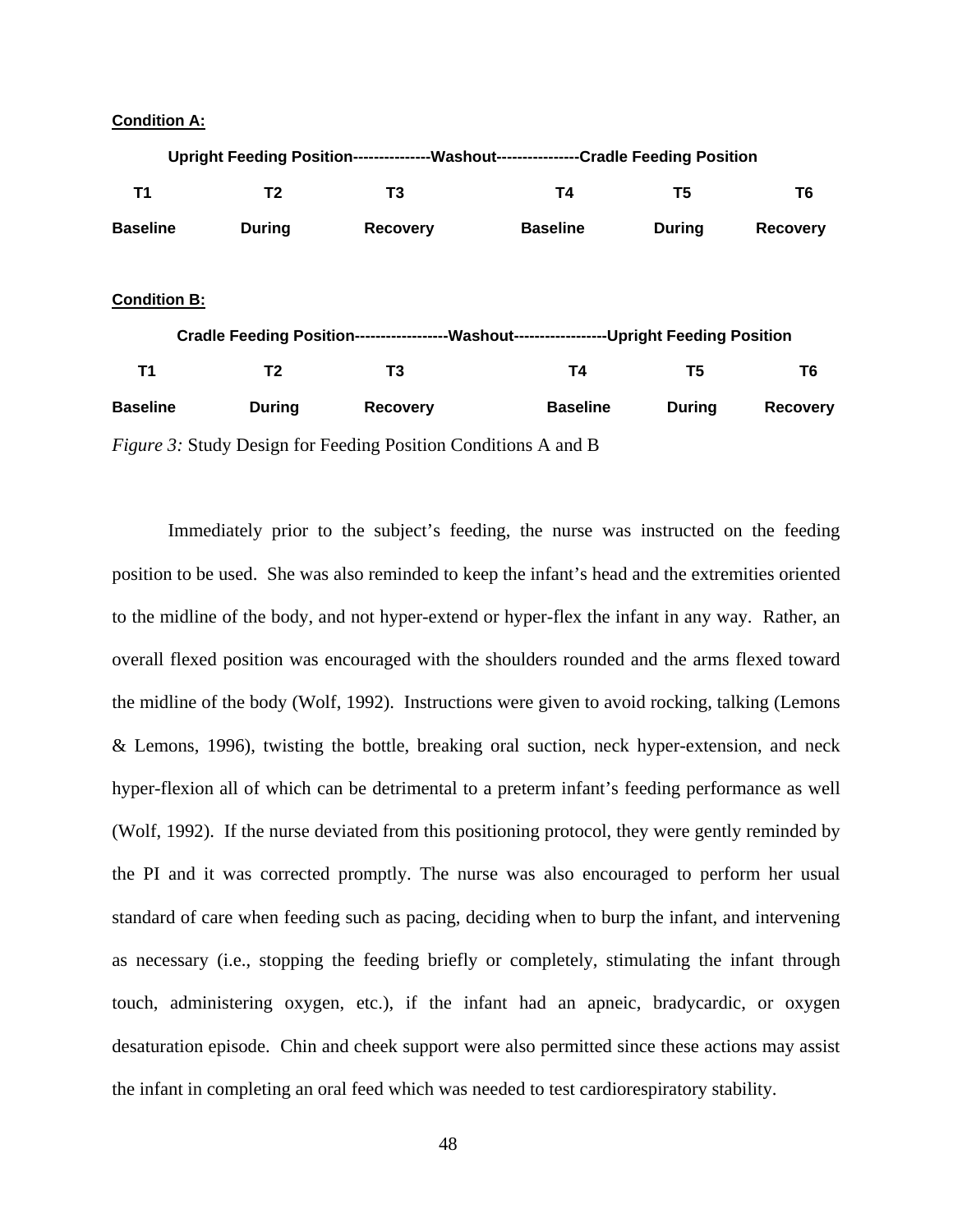**Condition A:**

| Upright Feeding Position | ---------------Washout--------------- | Cradle Feeding Position | | | |
|---|---|---|---|---|---|
| T1 | T2 | T3 | T4 | T5 | T6 |
| Baseline | During | Recovery | Baseline | During | Recovery |

**Condition B:**

| Cradle Feeding Position | ---------------Washout--------------- | Upright Feeding Position | | | |
|---|---|---|---|---|---|
| T1 | T2 | T3 | T4 | T5 | T6 |
| Baseline | During | Recovery | Baseline | During | Recovery |

*Figure 3:* Study Design for Feeding Position Conditions A and B

Immediately prior to the subject's feeding, the nurse was instructed on the feeding position to be used. She was also reminded to keep the infant's head and the extremities oriented to the midline of the body, and not hyper-extend or hyper-flex the infant in any way. Rather, an overall flexed position was encouraged with the shoulders rounded and the arms flexed toward the midline of the body (Wolf, 1992). Instructions were given to avoid rocking, talking (Lemons & Lemons, 1996), twisting the bottle, breaking oral suction, neck hyper-extension, and neck hyper-flexion all of which can be detrimental to a preterm infant's feeding performance as well (Wolf, 1992). If the nurse deviated from this positioning protocol, they were gently reminded by the PI and it was corrected promptly. The nurse was also encouraged to perform her usual standard of care when feeding such as pacing, deciding when to burp the infant, and intervening as necessary (i.e., stopping the feeding briefly or completely, stimulating the infant through touch, administering oxygen, etc.), if the infant had an apneic, bradycardic, or oxygen desaturation episode. Chin and cheek support were also permitted since these actions may assist the infant in completing an oral feed which was needed to test cardiorespiratory stability.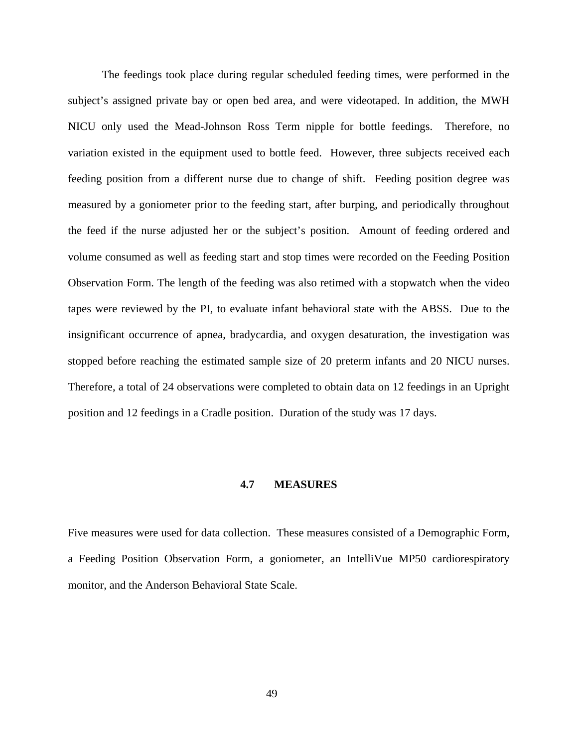The feedings took place during regular scheduled feeding times, were performed in the subject's assigned private bay or open bed area, and were videotaped. In addition, the MWH NICU only used the Mead-Johnson Ross Term nipple for bottle feedings. Therefore, no variation existed in the equipment used to bottle feed. However, three subjects received each feeding position from a different nurse due to change of shift. Feeding position degree was measured by a goniometer prior to the feeding start, after burping, and periodically throughout the feed if the nurse adjusted her or the subject's position. Amount of feeding ordered and volume consumed as well as feeding start and stop times were recorded on the Feeding Position Observation Form. The length of the feeding was also retimed with a stopwatch when the video tapes were reviewed by the PI, to evaluate infant behavioral state with the ABSS. Due to the insignificant occurrence of apnea, bradycardia, and oxygen desaturation, the investigation was stopped before reaching the estimated sample size of 20 preterm infants and 20 NICU nurses. Therefore, a total of 24 observations were completed to obtain data on 12 feedings in an Upright position and 12 feedings in a Cradle position. Duration of the study was 17 days.

## 4.7 MEASURES

Five measures were used for data collection. These measures consisted of a Demographic Form, a Feeding Position Observation Form, a goniometer, an IntelliVue MP50 cardiorespiratory monitor, and the Anderson Behavioral State Scale.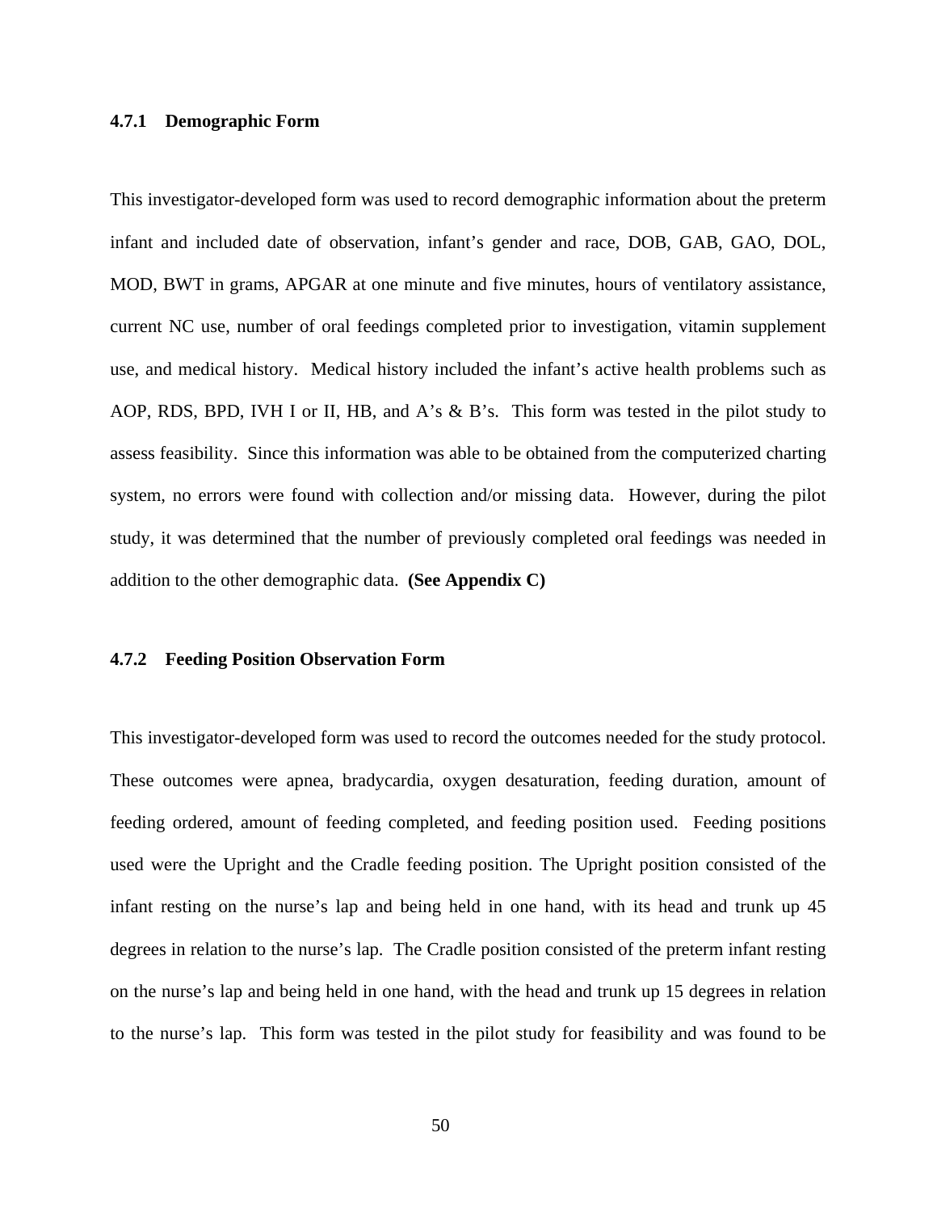### 4.7.1 Demographic Form

This investigator-developed form was used to record demographic information about the preterm infant and included date of observation, infant's gender and race, DOB, GAB, GAO, DOL, MOD, BWT in grams, APGAR at one minute and five minutes, hours of ventilatory assistance, current NC use, number of oral feedings completed prior to investigation, vitamin supplement use, and medical history. Medical history included the infant's active health problems such as AOP, RDS, BPD, IVH I or II, HB, and A's & B's. This form was tested in the pilot study to assess feasibility. Since this information was able to be obtained from the computerized charting system, no errors were found with collection and/or missing data. However, during the pilot study, it was determined that the number of previously completed oral feedings was needed in addition to the other demographic data. **(See Appendix C)**

### 4.7.2 Feeding Position Observation Form

This investigator-developed form was used to record the outcomes needed for the study protocol. These outcomes were apnea, bradycardia, oxygen desaturation, feeding duration, amount of feeding ordered, amount of feeding completed, and feeding position used. Feeding positions used were the Upright and the Cradle feeding position. The Upright position consisted of the infant resting on the nurse's lap and being held in one hand, with its head and trunk up 45 degrees in relation to the nurse's lap. The Cradle position consisted of the preterm infant resting on the nurse's lap and being held in one hand, with the head and trunk up 15 degrees in relation to the nurse's lap. This form was tested in the pilot study for feasibility and was found to be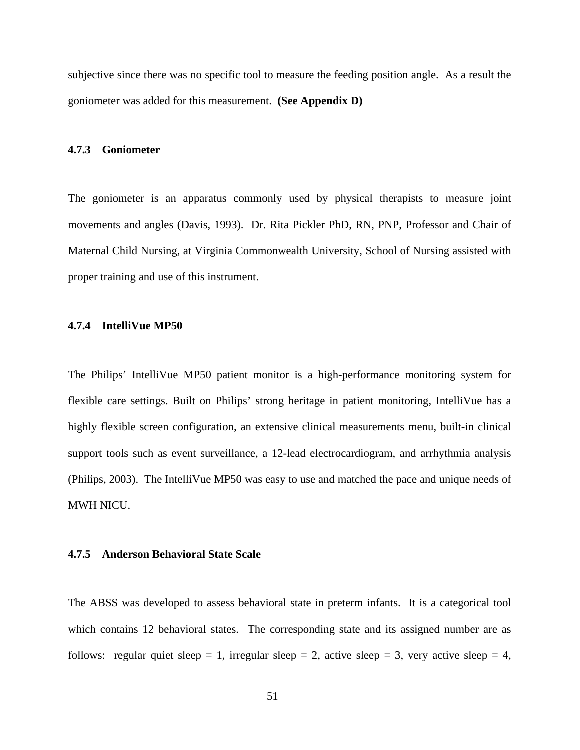subjective since there was no specific tool to measure the feeding position angle. As a result the goniometer was added for this measurement. **(See Appendix D)**

### 4.7.3 Goniometer

The goniometer is an apparatus commonly used by physical therapists to measure joint movements and angles (Davis, 1993). Dr. Rita Pickler PhD, RN, PNP, Professor and Chair of Maternal Child Nursing, at Virginia Commonwealth University, School of Nursing assisted with proper training and use of this instrument.

### 4.7.4 IntelliVue MP50

The Philips' IntelliVue MP50 patient monitor is a high-performance monitoring system for flexible care settings. Built on Philips' strong heritage in patient monitoring, IntelliVue has a highly flexible screen configuration, an extensive clinical measurements menu, built-in clinical support tools such as event surveillance, a 12-lead electrocardiogram, and arrhythmia analysis (Philips, 2003). The IntelliVue MP50 was easy to use and matched the pace and unique needs of MWH NICU.

### 4.7.5 Anderson Behavioral State Scale

The ABSS was developed to assess behavioral state in preterm infants. It is a categorical tool which contains 12 behavioral states. The corresponding state and its assigned number are as follows: regular quiet sleep = 1, irregular sleep = 2, active sleep = 3, very active sleep = 4,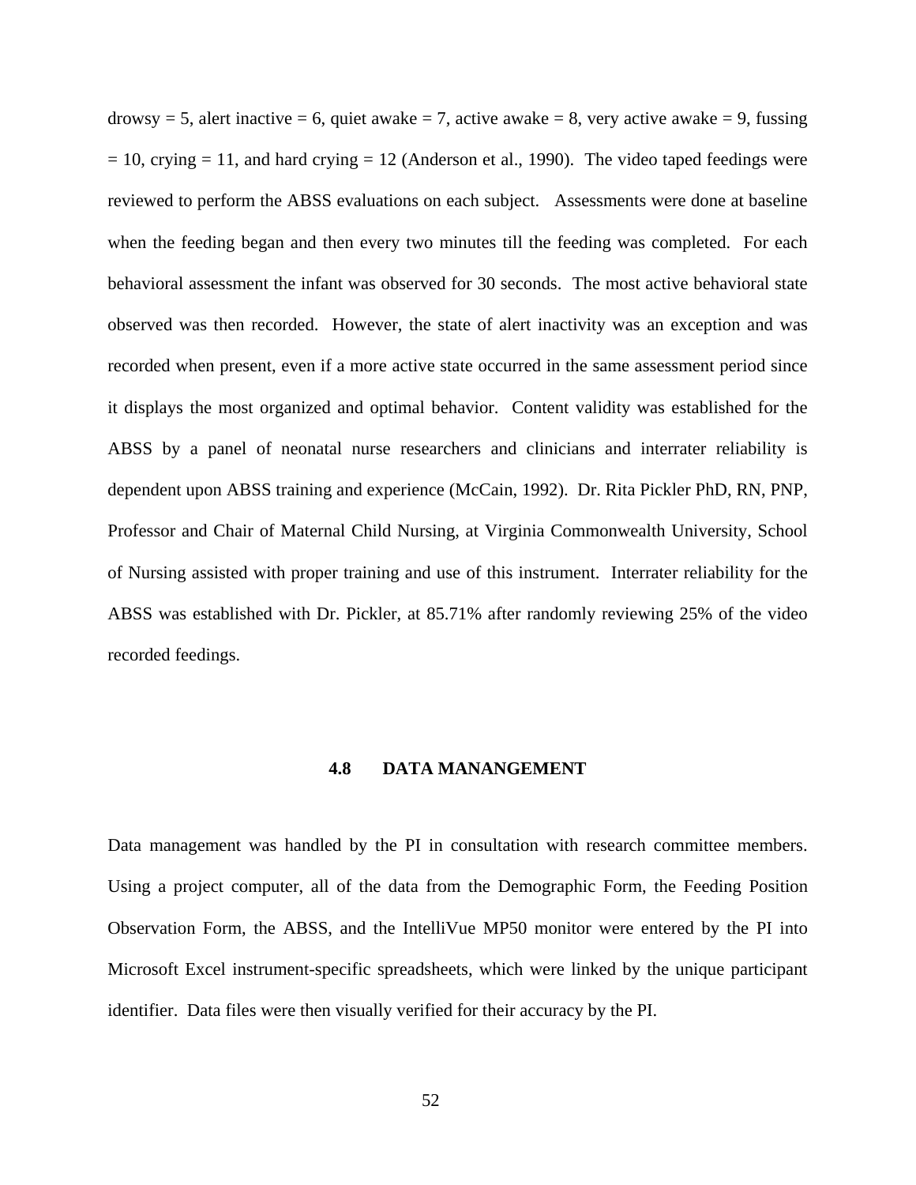drowsy = 5, alert inactive = 6, quiet awake = 7, active awake = 8, very active awake = 9, fussing = 10, crying = 11, and hard crying = 12 (Anderson et al., 1990). The video taped feedings were reviewed to perform the ABSS evaluations on each subject. Assessments were done at baseline when the feeding began and then every two minutes till the feeding was completed. For each behavioral assessment the infant was observed for 30 seconds. The most active behavioral state observed was then recorded. However, the state of alert inactivity was an exception and was recorded when present, even if a more active state occurred in the same assessment period since it displays the most organized and optimal behavior. Content validity was established for the ABSS by a panel of neonatal nurse researchers and clinicians and interrater reliability is dependent upon ABSS training and experience (McCain, 1992). Dr. Rita Pickler PhD, RN, PNP, Professor and Chair of Maternal Child Nursing, at Virginia Commonwealth University, School of Nursing assisted with proper training and use of this instrument. Interrater reliability for the ABSS was established with Dr. Pickler, at 85.71% after randomly reviewing 25% of the video recorded feedings.

### 4.8 DATA MANANGEMENT

Data management was handled by the PI in consultation with research committee members. Using a project computer, all of the data from the Demographic Form, the Feeding Position Observation Form, the ABSS, and the IntelliVue MP50 monitor were entered by the PI into Microsoft Excel instrument-specific spreadsheets, which were linked by the unique participant identifier. Data files were then visually verified for their accuracy by the PI.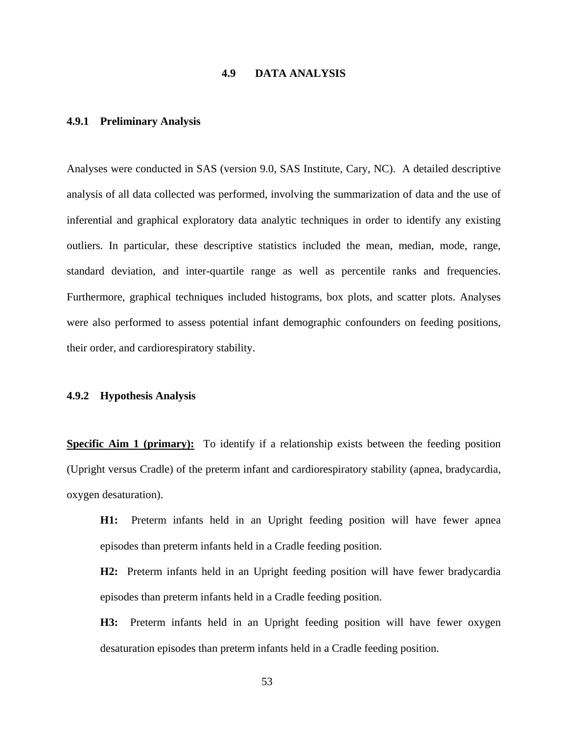## 4.9 DATA ANALYSIS

### 4.9.1 Preliminary Analysis

Analyses were conducted in SAS (version 9.0, SAS Institute, Cary, NC). A detailed descriptive analysis of all data collected was performed, involving the summarization of data and the use of inferential and graphical exploratory data analytic techniques in order to identify any existing outliers. In particular, these descriptive statistics included the mean, median, mode, range, standard deviation, and inter-quartile range as well as percentile ranks and frequencies. Furthermore, graphical techniques included histograms, box plots, and scatter plots. Analyses were also performed to assess potential infant demographic confounders on feeding positions, their order, and cardiorespiratory stability.

### 4.9.2 Hypothesis Analysis

**Specific Aim 1 (primary):** To identify if a relationship exists between the feeding position (Upright versus Cradle) of the preterm infant and cardiorespiratory stability (apnea, bradycardia, oxygen desaturation).

> **H1:** Preterm infants held in an Upright feeding position will have fewer apnea episodes than preterm infants held in a Cradle feeding position.
>
> **H2:** Preterm infants held in an Upright feeding position will have fewer bradycardia episodes than preterm infants held in a Cradle feeding position.
>
> **H3:** Preterm infants held in an Upright feeding position will have fewer oxygen desaturation episodes than preterm infants held in a Cradle feeding position.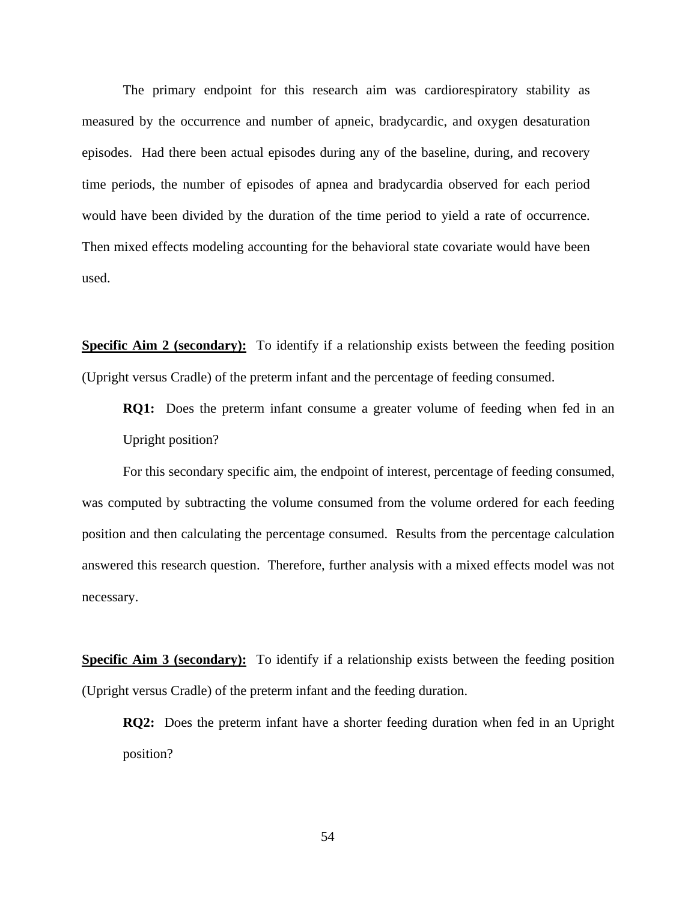The primary endpoint for this research aim was cardiorespiratory stability as measured by the occurrence and number of apneic, bradycardic, and oxygen desaturation episodes. Had there been actual episodes during any of the baseline, during, and recovery time periods, the number of episodes of apnea and bradycardia observed for each period would have been divided by the duration of the time period to yield a rate of occurrence. Then mixed effects modeling accounting for the behavioral state covariate would have been used.

**Specific Aim 2 (secondary):** To identify if a relationship exists between the feeding position (Upright versus Cradle) of the preterm infant and the percentage of feeding consumed.

**RQ1:** Does the preterm infant consume a greater volume of feeding when fed in an Upright position?

For this secondary specific aim, the endpoint of interest, percentage of feeding consumed, was computed by subtracting the volume consumed from the volume ordered for each feeding position and then calculating the percentage consumed. Results from the percentage calculation answered this research question. Therefore, further analysis with a mixed effects model was not necessary.

**Specific Aim 3 (secondary):** To identify if a relationship exists between the feeding position (Upright versus Cradle) of the preterm infant and the feeding duration.

**RQ2:** Does the preterm infant have a shorter feeding duration when fed in an Upright position?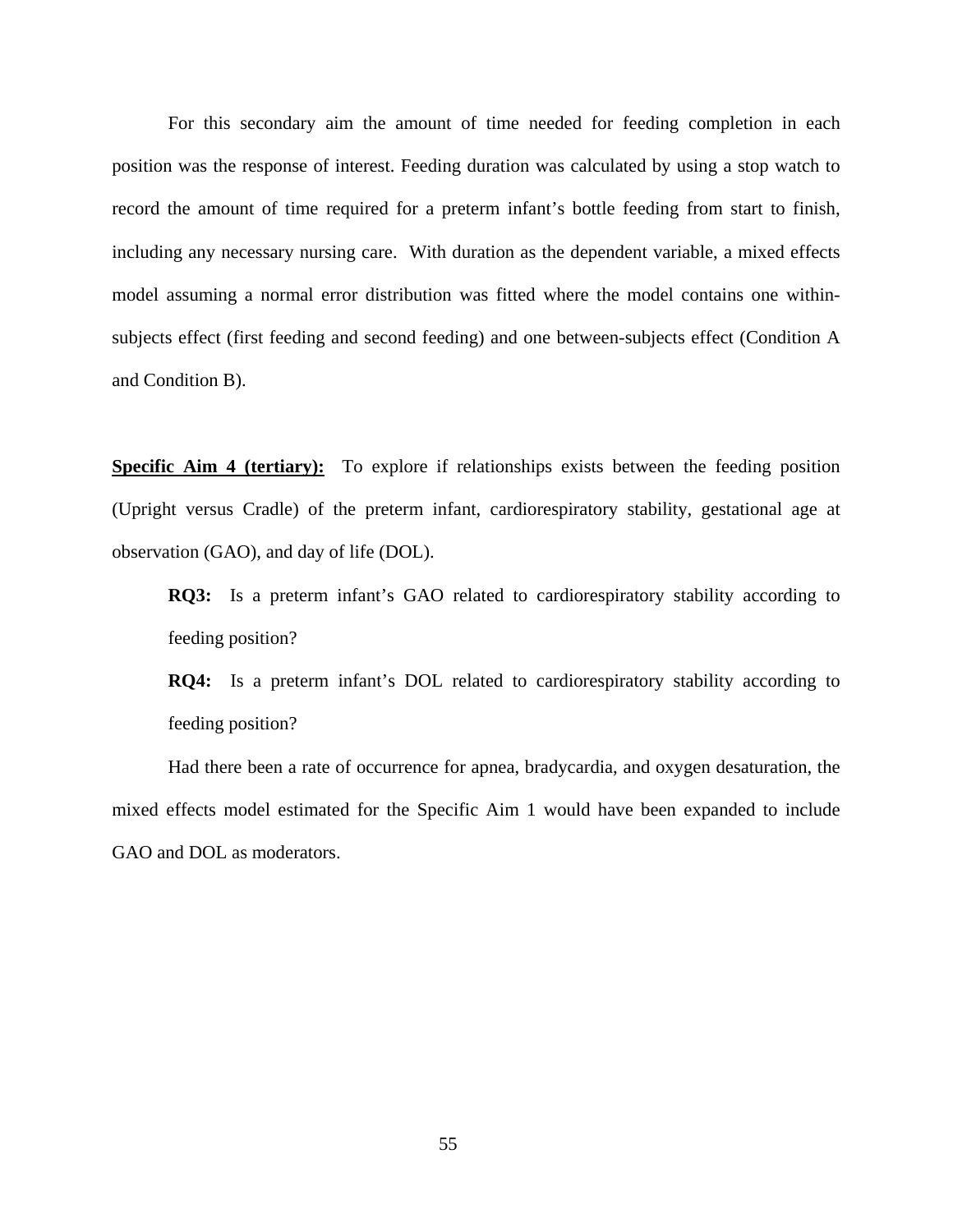For this secondary aim the amount of time needed for feeding completion in each position was the response of interest. Feeding duration was calculated by using a stop watch to record the amount of time required for a preterm infant's bottle feeding from start to finish, including any necessary nursing care. With duration as the dependent variable, a mixed effects model assuming a normal error distribution was fitted where the model contains one within-subjects effect (first feeding and second feeding) and one between-subjects effect (Condition A and Condition B).

**<u>Specific Aim 4 (tertiary):</u>** To explore if relationships exists between the feeding position (Upright versus Cradle) of the preterm infant, cardiorespiratory stability, gestational age at observation (GAO), and day of life (DOL).

> **RQ3:** Is a preterm infant's GAO related to cardiorespiratory stability according to feeding position?
>
> **RQ4:** Is a preterm infant's DOL related to cardiorespiratory stability according to feeding position?

Had there been a rate of occurrence for apnea, bradycardia, and oxygen desaturation, the mixed effects model estimated for the Specific Aim 1 would have been expanded to include GAO and DOL as moderators.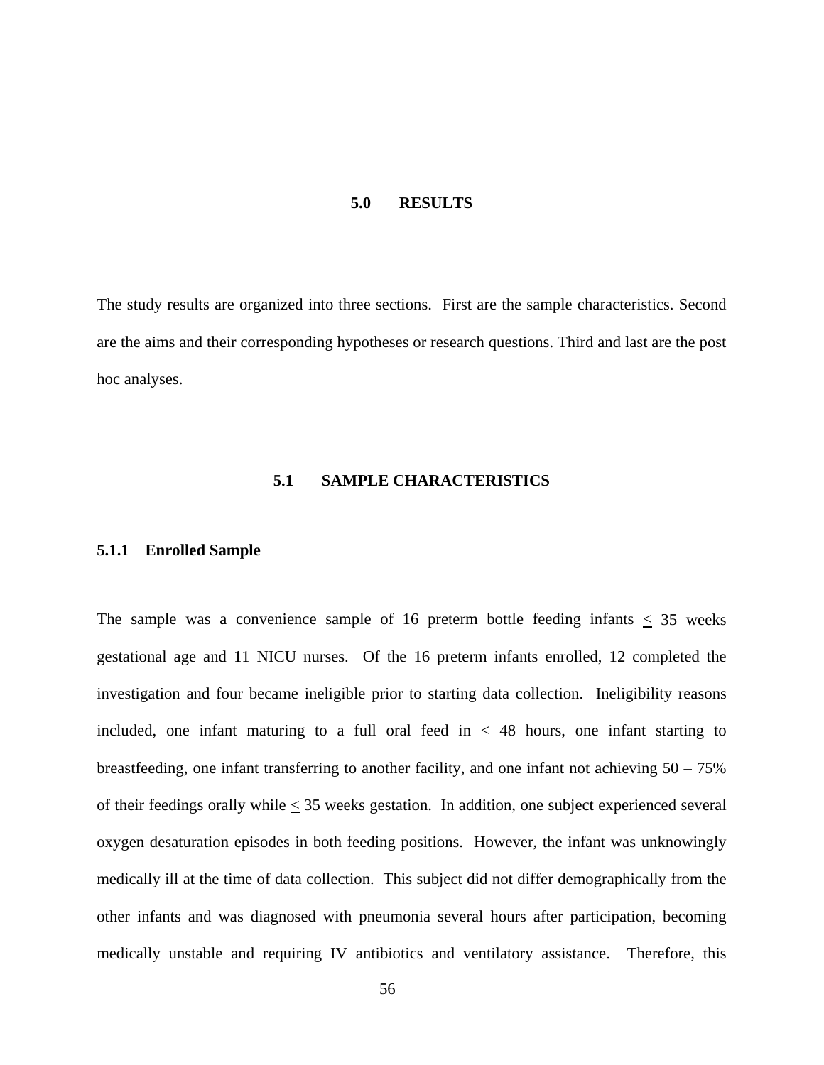# 5.0 RESULTS

The study results are organized into three sections. First are the sample characteristics. Second are the aims and their corresponding hypotheses or research questions. Third and last are the post hoc analyses.

## 5.1 SAMPLE CHARACTERISTICS

### 5.1.1 Enrolled Sample

The sample was a convenience sample of 16 preterm bottle feeding infants $\leq$ 35 weeks gestational age and 11 NICU nurses. Of the 16 preterm infants enrolled, 12 completed the investigation and four became ineligible prior to starting data collection. Ineligibility reasons included, one infant maturing to a full oral feed in < 48 hours, one infant starting to breastfeeding, one infant transferring to another facility, and one infant not achieving 50 – 75% of their feedings orally while $\leq$ 35 weeks gestation. In addition, one subject experienced several oxygen desaturation episodes in both feeding positions. However, the infant was unknowingly medically ill at the time of data collection. This subject did not differ demographically from the other infants and was diagnosed with pneumonia several hours after participation, becoming medically unstable and requiring IV antibiotics and ventilatory assistance. Therefore, this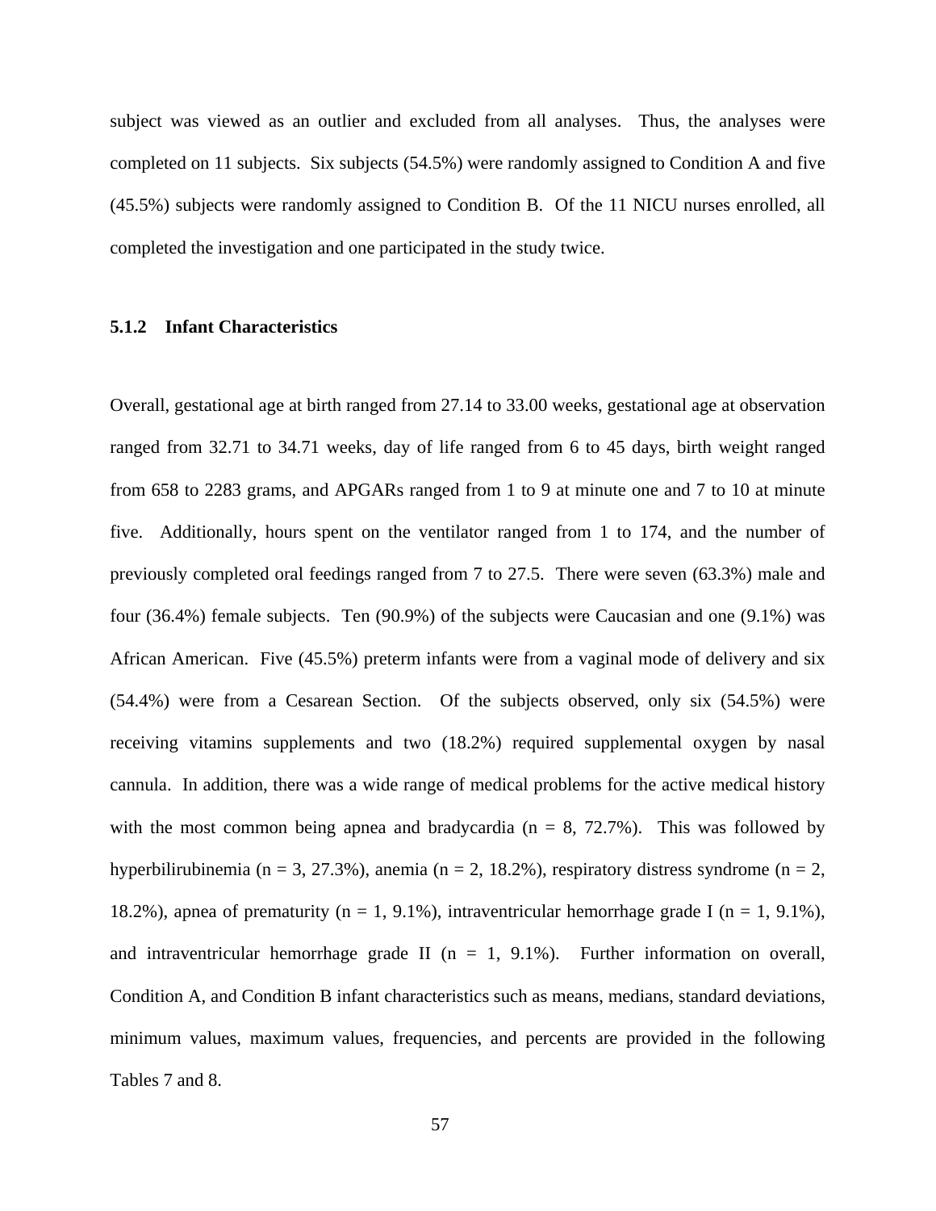subject was viewed as an outlier and excluded from all analyses. Thus, the analyses were completed on 11 subjects. Six subjects (54.5%) were randomly assigned to Condition A and five (45.5%) subjects were randomly assigned to Condition B. Of the 11 NICU nurses enrolled, all completed the investigation and one participated in the study twice.

### 5.1.2 Infant Characteristics

Overall, gestational age at birth ranged from 27.14 to 33.00 weeks, gestational age at observation ranged from 32.71 to 34.71 weeks, day of life ranged from 6 to 45 days, birth weight ranged from 658 to 2283 grams, and APGARs ranged from 1 to 9 at minute one and 7 to 10 at minute five. Additionally, hours spent on the ventilator ranged from 1 to 174, and the number of previously completed oral feedings ranged from 7 to 27.5. There were seven (63.3%) male and four (36.4%) female subjects. Ten (90.9%) of the subjects were Caucasian and one (9.1%) was African American. Five (45.5%) preterm infants were from a vaginal mode of delivery and six (54.4%) were from a Cesarean Section. Of the subjects observed, only six (54.5%) were receiving vitamins supplements and two (18.2%) required supplemental oxygen by nasal cannula. In addition, there was a wide range of medical problems for the active medical history with the most common being apnea and bradycardia (n = 8, 72.7%). This was followed by hyperbilirubinemia (n = 3, 27.3%), anemia (n = 2, 18.2%), respiratory distress syndrome (n = 2, 18.2%), apnea of prematurity (n = 1, 9.1%), intraventricular hemorrhage grade I (n = 1, 9.1%), and intraventricular hemorrhage grade II (n = 1, 9.1%). Further information on overall, Condition A, and Condition B infant characteristics such as means, medians, standard deviations, minimum values, maximum values, frequencies, and percents are provided in the following Tables 7 and 8.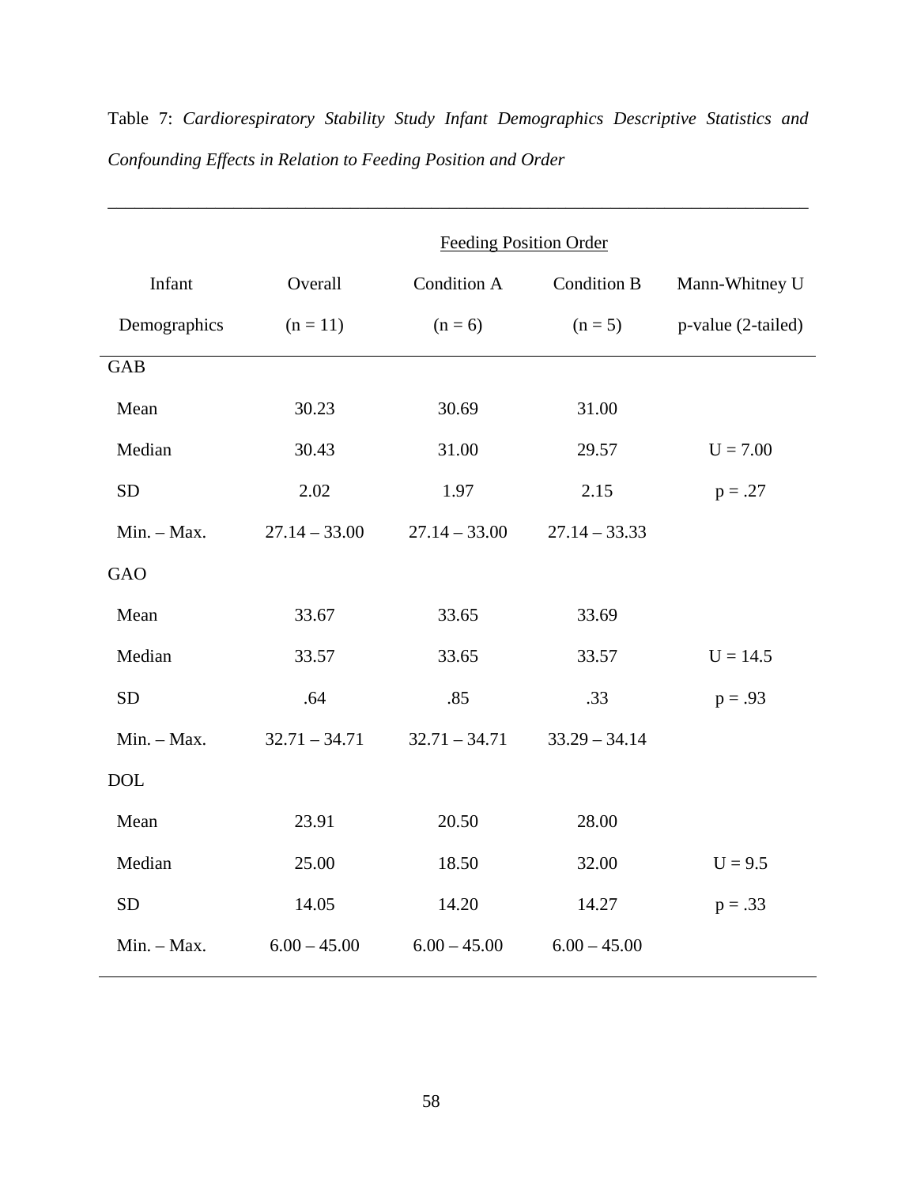Table 7: *Cardiorespiratory Stability Study Infant Demographics Descriptive Statistics and Confounding Effects in Relation to Feeding Position and Order*

| | | Feeding Position Order | | |
|---|---|---|---|---|
| Infant Demographics | Overall (n = 11) | Condition A (n = 6) | Condition B (n = 5) | Mann-Whitney U p-value (2-tailed) |
| GAB | | | | |
| Mean | 30.23 | 30.69 | 31.00 | |
| Median | 30.43 | 31.00 | 29.57 | U = 7.00 |
| SD | 2.02 | 1.97 | 2.15 | p = .27 |
| Min. – Max. | 27.14 – 33.00 | 27.14 – 33.00 | 27.14 – 33.33 | |
| GAO | | | | |
| Mean | 33.67 | 33.65 | 33.69 | |
| Median | 33.57 | 33.65 | 33.57 | U = 14.5 |
| SD | .64 | .85 | .33 | p = .93 |
| Min. – Max. | 32.71 – 34.71 | 32.71 – 34.71 | 33.29 – 34.14 | |
| DOL | | | | |
| Mean | 23.91 | 20.50 | 28.00 | |
| Median | 25.00 | 18.50 | 32.00 | U = 9.5 |
| SD | 14.05 | 14.20 | 14.27 | p = .33 |
| Min. – Max. | 6.00 – 45.00 | 6.00 – 45.00 | 6.00 – 45.00 | |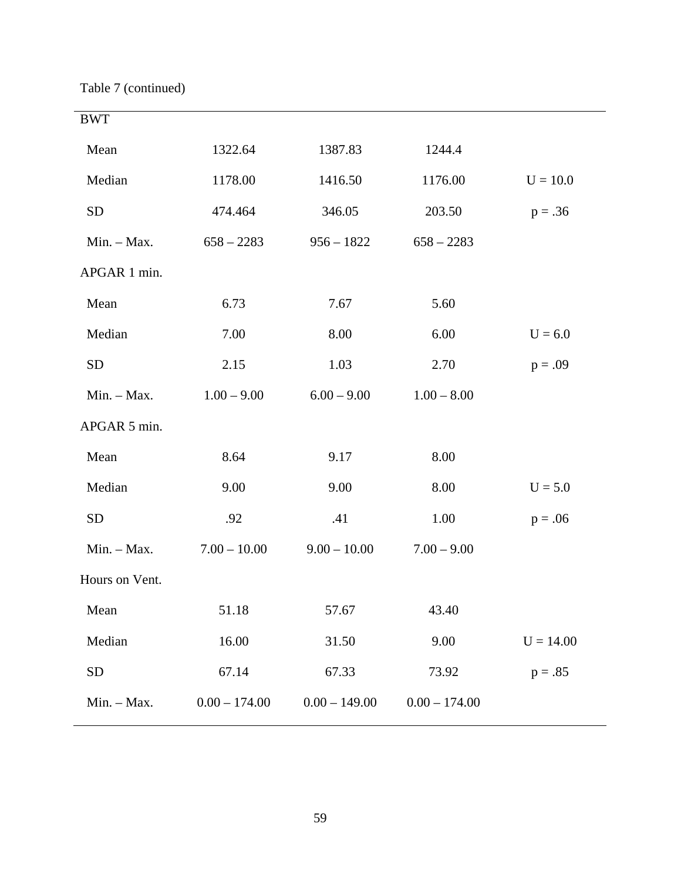Table 7 (continued)

| | | | | |
|---|---|---|---|---|
| BWT | | | | |
| Mean | 1322.64 | 1387.83 | 1244.4 | |
| Median | 1178.00 | 1416.50 | 1176.00 | U = 10.0 |
| SD | 474.464 | 346.05 | 203.50 | p = .36 |
| Min. – Max. | 658 – 2283 | 956 – 1822 | 658 – 2283 | |
| APGAR 1 min. | | | | |
| Mean | 6.73 | 7.67 | 5.60 | |
| Median | 7.00 | 8.00 | 6.00 | U = 6.0 |
| SD | 2.15 | 1.03 | 2.70 | p = .09 |
| Min. – Max. | 1.00 – 9.00 | 6.00 – 9.00 | 1.00 – 8.00 | |
| APGAR 5 min. | | | | |
| Mean | 8.64 | 9.17 | 8.00 | |
| Median | 9.00 | 9.00 | 8.00 | U = 5.0 |
| SD | .92 | .41 | 1.00 | p = .06 |
| Min. – Max. | 7.00 – 10.00 | 9.00 – 10.00 | 7.00 – 9.00 | |
| Hours on Vent. | | | | |
| Mean | 51.18 | 57.67 | 43.40 | |
| Median | 16.00 | 31.50 | 9.00 | U = 14.00 |
| SD | 67.14 | 67.33 | 73.92 | p = .85 |
| Min. – Max. | 0.00 – 174.00 | 0.00 – 149.00 | 0.00 – 174.00 | |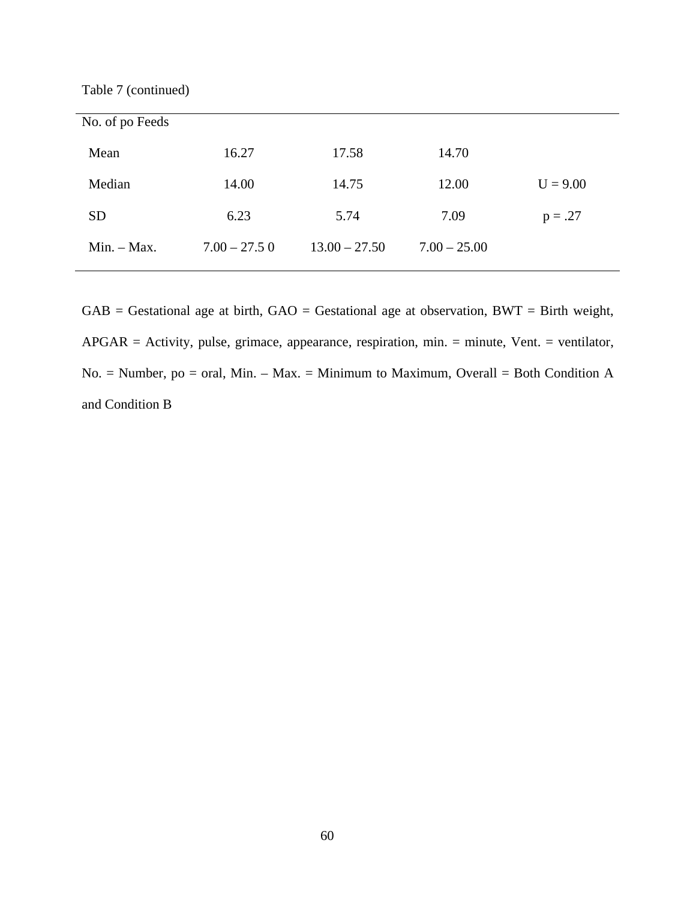Table 7 (continued)

| | | | | |
|---|---|---|---|---|
| No. of po Feeds | | | | |
| Mean | 16.27 | 17.58 | 14.70 | |
| Median | 14.00 | 14.75 | 12.00 | U = 9.00 |
| SD | 6.23 | 5.74 | 7.09 | p = .27 |
| Min. – Max. | 7.00 – 27.5 0 | 13.00 – 27.50 | 7.00 – 25.00 | |

GAB = Gestational age at birth, GAO = Gestational age at observation, BWT = Birth weight, APGAR = Activity, pulse, grimace, appearance, respiration, min. = minute, Vent. = ventilator, No. = Number, po = oral, Min. – Max. = Minimum to Maximum, Overall = Both Condition A and Condition B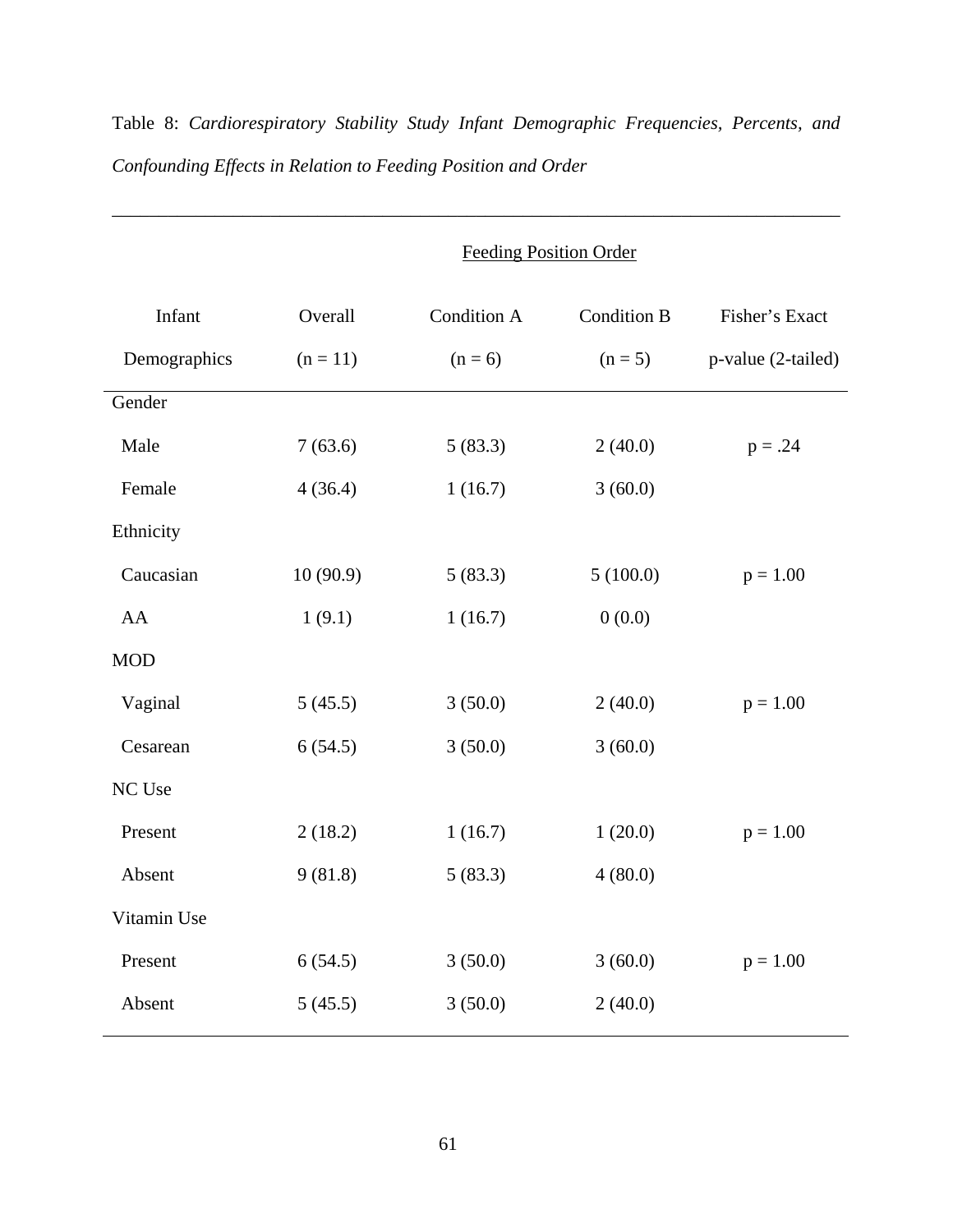Table 8: *Cardiorespiratory Stability Study Infant Demographic Frequencies, Percents, and Confounding Effects in Relation to Feeding Position and Order*

| | | Feeding Position Order | | |
|---|---|---|---|---|
| Infant Demographics | Overall (n = 11) | Condition A (n = 6) | Condition B (n = 5) | Fisher's Exact p-value (2-tailed) |
| Gender | | | | |
| Male | 7 (63.6) | 5 (83.3) | 2 (40.0) | p = .24 |
| Female | 4 (36.4) | 1 (16.7) | 3 (60.0) | |
| Ethnicity | | | | |
| Caucasian | 10 (90.9) | 5 (83.3) | 5 (100.0) | p = 1.00 |
| AA | 1 (9.1) | 1 (16.7) | 0 (0.0) | |
| MOD | | | | |
| Vaginal | 5 (45.5) | 3 (50.0) | 2 (40.0) | p = 1.00 |
| Cesarean | 6 (54.5) | 3 (50.0) | 3 (60.0) | |
| NC Use | | | | |
| Present | 2 (18.2) | 1 (16.7) | 1 (20.0) | p = 1.00 |
| Absent | 9 (81.8) | 5 (83.3) | 4 (80.0) | |
| Vitamin Use | | | | |
| Present | 6 (54.5) | 3 (50.0) | 3 (60.0) | p = 1.00 |
| Absent | 5 (45.5) | 3 (50.0) | 2 (40.0) | |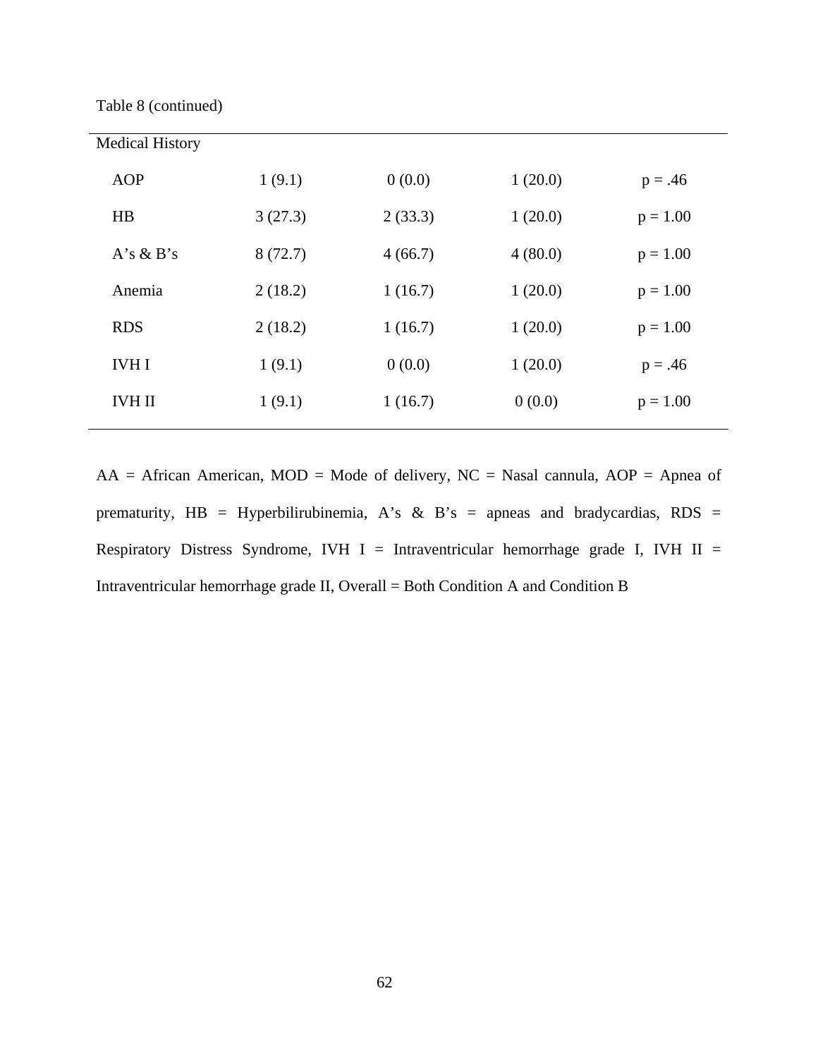Table 8 (continued)

| | | | | |
|---|---|---|---|---|
| Medical History | | | | |
| AOP | 1 (9.1) | 0 (0.0) | 1 (20.0) | p = .46 |
| HB | 3 (27.3) | 2 (33.3) | 1 (20.0) | p = 1.00 |
| A's & B's | 8 (72.7) | 4 (66.7) | 4 (80.0) | p = 1.00 |
| Anemia | 2 (18.2) | 1 (16.7) | 1 (20.0) | p = 1.00 |
| RDS | 2 (18.2) | 1 (16.7) | 1 (20.0) | p = 1.00 |
| IVH I | 1 (9.1) | 0 (0.0) | 1 (20.0) | p = .46 |
| IVH II | 1 (9.1) | 1 (16.7) | 0 (0.0) | p = 1.00 |

AA = African American, MOD = Mode of delivery, NC = Nasal cannula, AOP = Apnea of prematurity, HB = Hyperbilirubinemia, A's & B's = apneas and bradycardias, RDS = Respiratory Distress Syndrome, IVH I = Intraventricular hemorrhage grade I, IVH II = Intraventricular hemorrhage grade II, Overall = Both Condition A and Condition B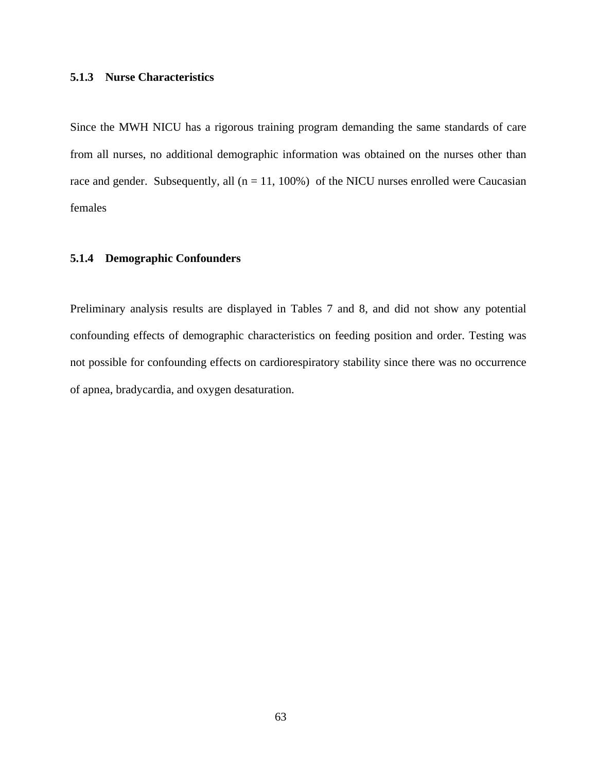### 5.1.3 Nurse Characteristics

Since the MWH NICU has a rigorous training program demanding the same standards of care from all nurses, no additional demographic information was obtained on the nurses other than race and gender. Subsequently, all (n = 11, 100%) of the NICU nurses enrolled were Caucasian females

### 5.1.4 Demographic Confounders

Preliminary analysis results are displayed in Tables 7 and 8, and did not show any potential confounding effects of demographic characteristics on feeding position and order. Testing was not possible for confounding effects on cardiorespiratory stability since there was no occurrence of apnea, bradycardia, and oxygen desaturation.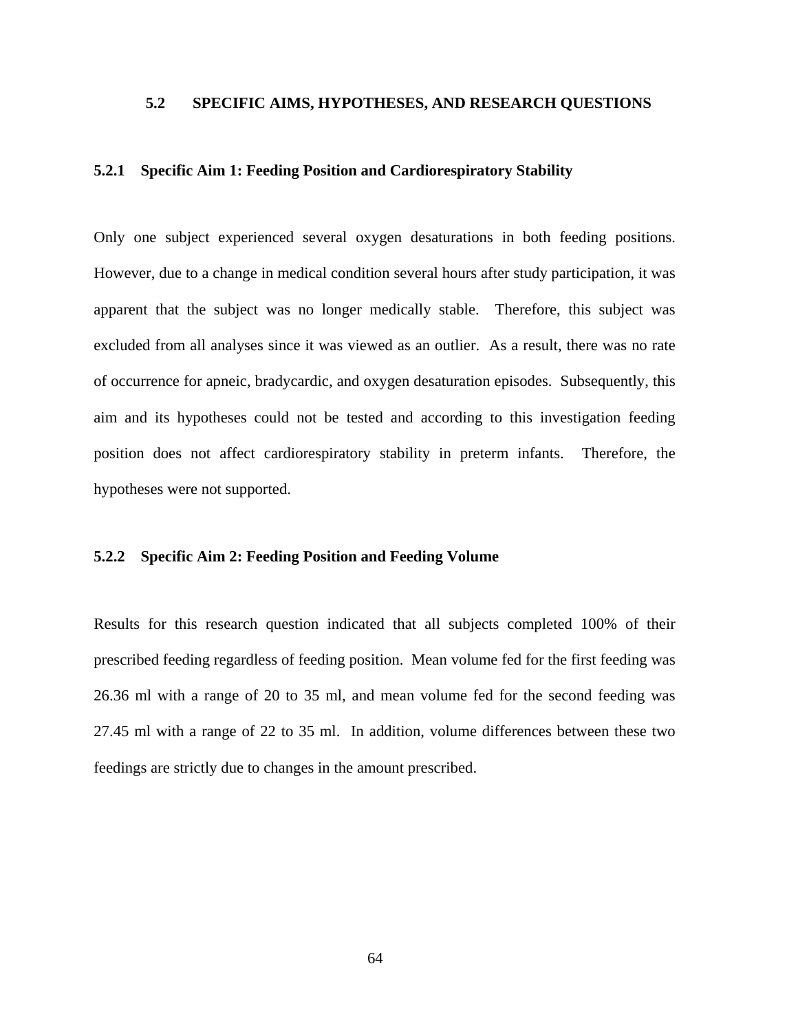## 5.2 SPECIFIC AIMS, HYPOTHESES, AND RESEARCH QUESTIONS

### 5.2.1 Specific Aim 1: Feeding Position and Cardiorespiratory Stability

Only one subject experienced several oxygen desaturations in both feeding positions. However, due to a change in medical condition several hours after study participation, it was apparent that the subject was no longer medically stable. Therefore, this subject was excluded from all analyses since it was viewed as an outlier. As a result, there was no rate of occurrence for apneic, bradycardic, and oxygen desaturation episodes. Subsequently, this aim and its hypotheses could not be tested and according to this investigation feeding position does not affect cardiorespiratory stability in preterm infants. Therefore, the hypotheses were not supported.

### 5.2.2 Specific Aim 2: Feeding Position and Feeding Volume

Results for this research question indicated that all subjects completed 100% of their prescribed feeding regardless of feeding position. Mean volume fed for the first feeding was 26.36 ml with a range of 20 to 35 ml, and mean volume fed for the second feeding was 27.45 ml with a range of 22 to 35 ml. In addition, volume differences between these two feedings are strictly due to changes in the amount prescribed.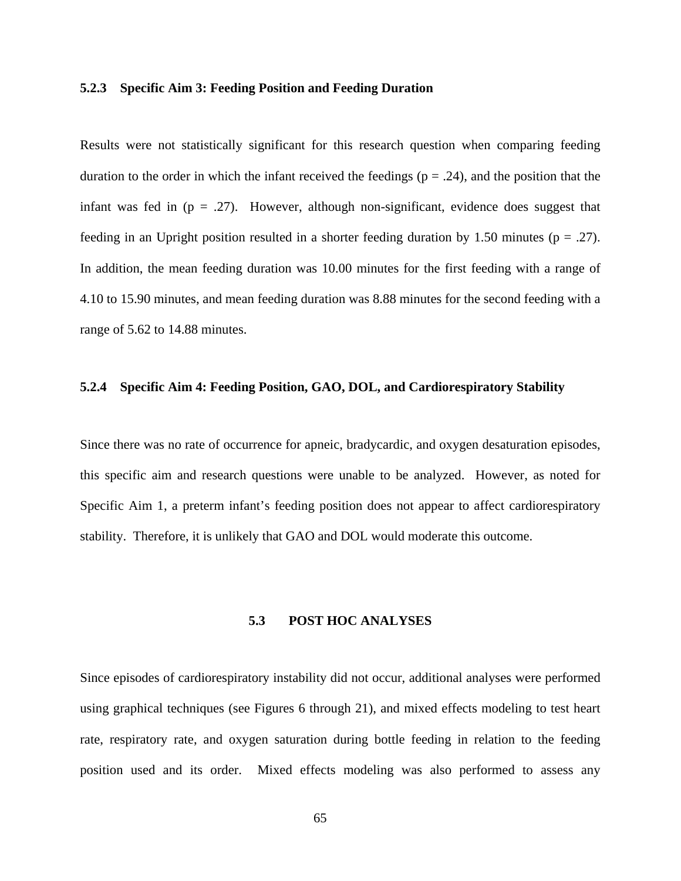### 5.2.3 Specific Aim 3: Feeding Position and Feeding Duration

Results were not statistically significant for this research question when comparing feeding duration to the order in which the infant received the feedings ($p = .24$), and the position that the infant was fed in ($p = .27$). However, although non-significant, evidence does suggest that feeding in an Upright position resulted in a shorter feeding duration by 1.50 minutes ($p = .27$). In addition, the mean feeding duration was 10.00 minutes for the first feeding with a range of 4.10 to 15.90 minutes, and mean feeding duration was 8.88 minutes for the second feeding with a range of 5.62 to 14.88 minutes.

### 5.2.4 Specific Aim 4: Feeding Position, GAO, DOL, and Cardiorespiratory Stability

Since there was no rate of occurrence for apneic, bradycardic, and oxygen desaturation episodes, this specific aim and research questions were unable to be analyzed. However, as noted for Specific Aim 1, a preterm infant's feeding position does not appear to affect cardiorespiratory stability. Therefore, it is unlikely that GAO and DOL would moderate this outcome.

## 5.3 POST HOC ANALYSES

Since episodes of cardiorespiratory instability did not occur, additional analyses were performed using graphical techniques (see Figures 6 through 21), and mixed effects modeling to test heart rate, respiratory rate, and oxygen saturation during bottle feeding in relation to the feeding position used and its order. Mixed effects modeling was also performed to assess any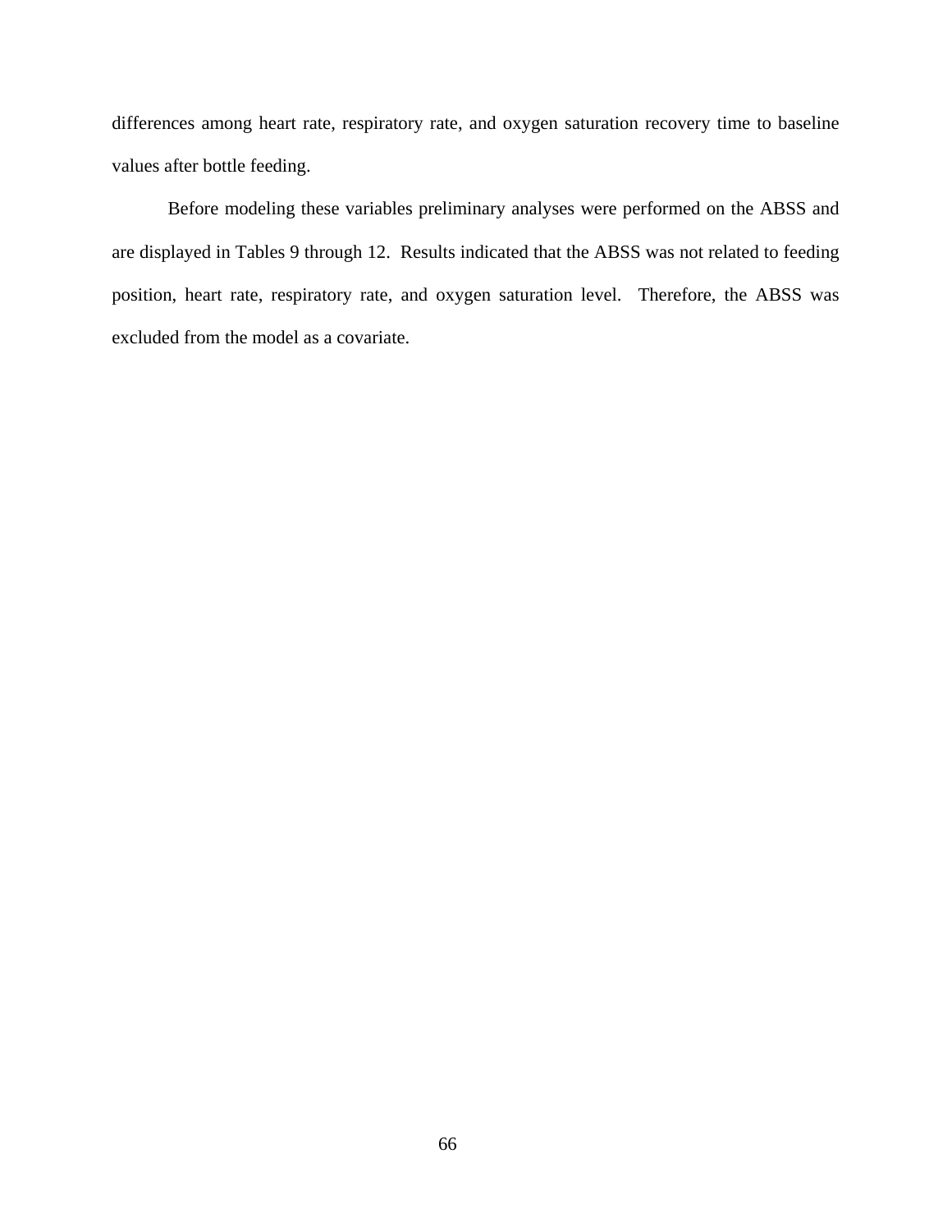differences among heart rate, respiratory rate, and oxygen saturation recovery time to baseline values after bottle feeding.

Before modeling these variables preliminary analyses were performed on the ABSS and are displayed in Tables 9 through 12. Results indicated that the ABSS was not related to feeding position, heart rate, respiratory rate, and oxygen saturation level. Therefore, the ABSS was excluded from the model as a covariate.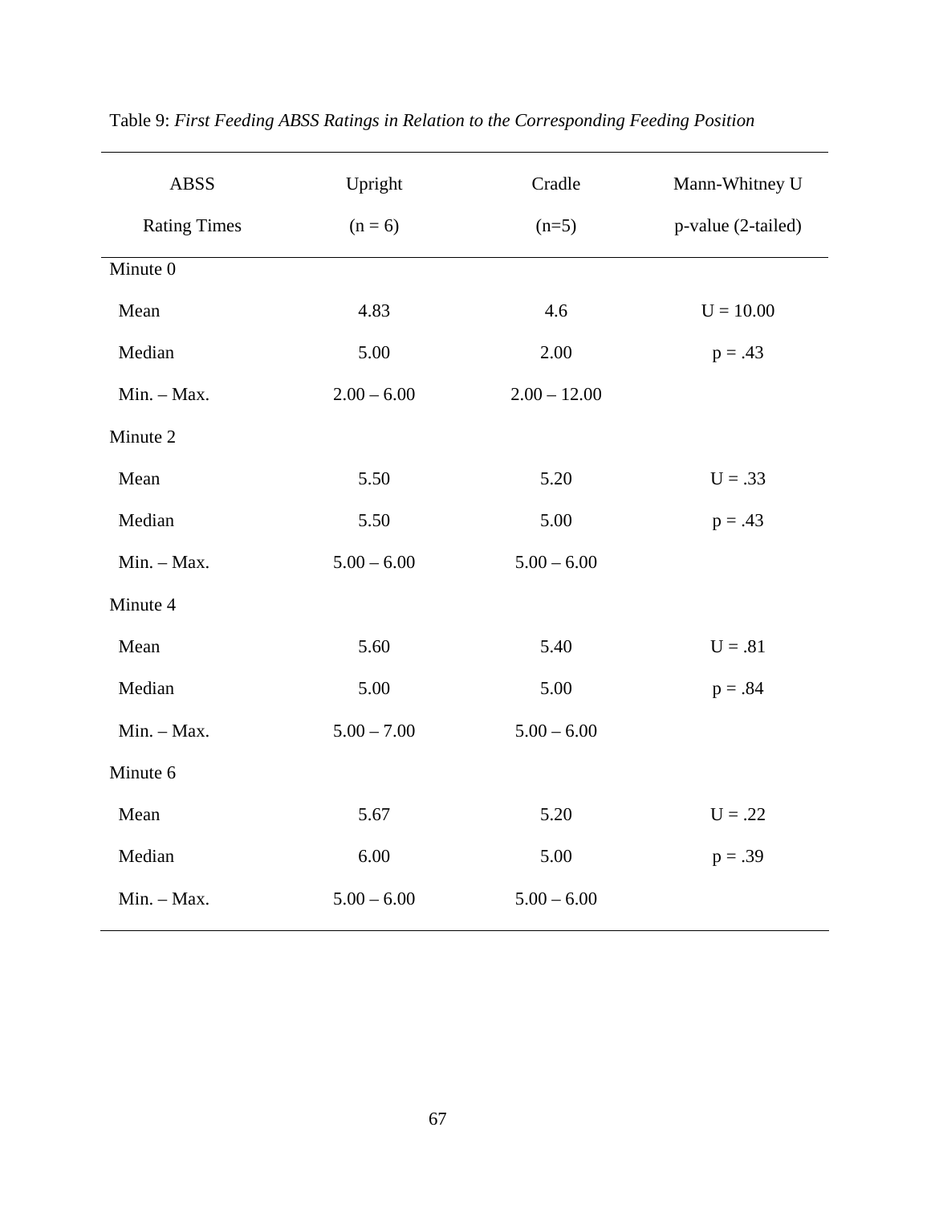Table 9: *First Feeding ABSS Ratings in Relation to the Corresponding Feeding Position*

| ABSS Rating Times | Upright (n = 6) | Cradle (n=5) | Mann-Whitney U p-value (2-tailed) |
|---|---|---|---|
| Minute 0 | | | |
| Mean | 4.83 | 4.6 | U = 10.00 |
| Median | 5.00 | 2.00 | p = .43 |
| Min. – Max. | 2.00 – 6.00 | 2.00 – 12.00 | |
| Minute 2 | | | |
| Mean | 5.50 | 5.20 | U = .33 |
| Median | 5.50 | 5.00 | p = .43 |
| Min. – Max. | 5.00 – 6.00 | 5.00 – 6.00 | |
| Minute 4 | | | |
| Mean | 5.60 | 5.40 | U = .81 |
| Median | 5.00 | 5.00 | p = .84 |
| Min. – Max. | 5.00 – 7.00 | 5.00 – 6.00 | |
| Minute 6 | | | |
| Mean | 5.67 | 5.20 | U = .22 |
| Median | 6.00 | 5.00 | p = .39 |
| Min. – Max. | 5.00 – 6.00 | 5.00 – 6.00 | |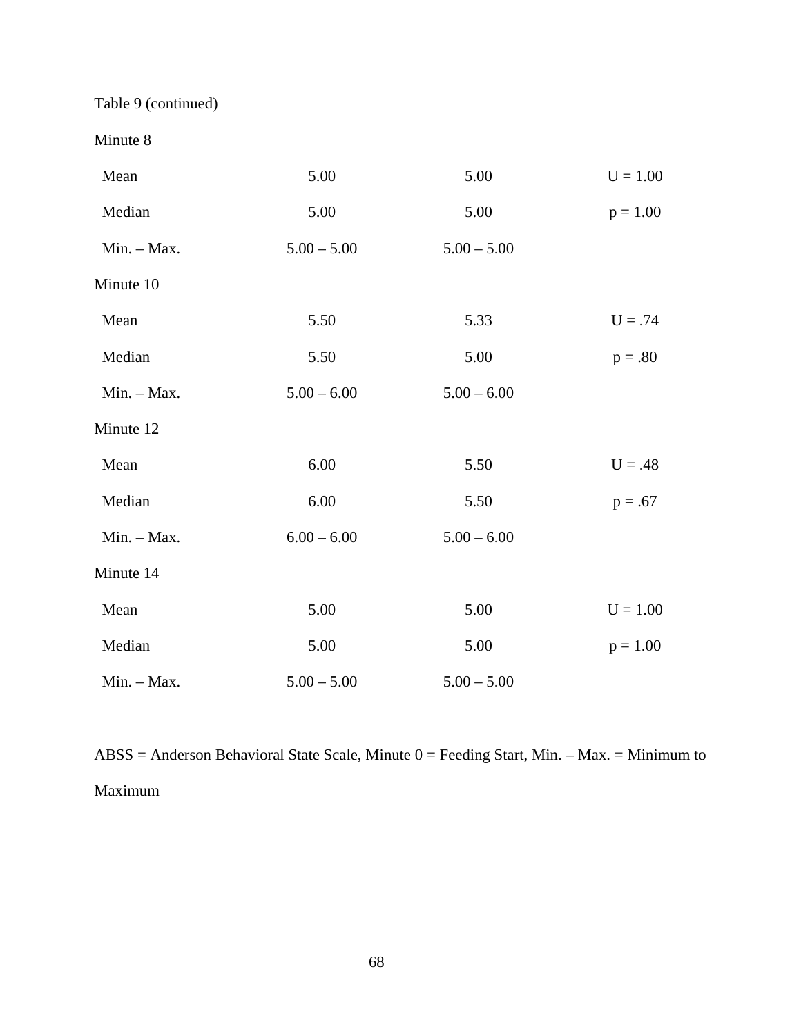Table 9 (continued)

| | | | |
|---|---|---|---|
| Minute 8 | | | |
| Mean | 5.00 | 5.00 | U = 1.00 |
| Median | 5.00 | 5.00 | p = 1.00 |
| Min. – Max. | 5.00 – 5.00 | 5.00 – 5.00 | |
| Minute 10 | | | |
| Mean | 5.50 | 5.33 | U = .74 |
| Median | 5.50 | 5.00 | p = .80 |
| Min. – Max. | 5.00 – 6.00 | 5.00 – 6.00 | |
| Minute 12 | | | |
| Mean | 6.00 | 5.50 | U = .48 |
| Median | 6.00 | 5.50 | p = .67 |
| Min. – Max. | 6.00 – 6.00 | 5.00 – 6.00 | |
| Minute 14 | | | |
| Mean | 5.00 | 5.00 | U = 1.00 |
| Median | 5.00 | 5.00 | p = 1.00 |
| Min. – Max. | 5.00 – 5.00 | 5.00 – 5.00 | |

ABSS = Anderson Behavioral State Scale, Minute 0 = Feeding Start, Min. – Max. = Minimum to Maximum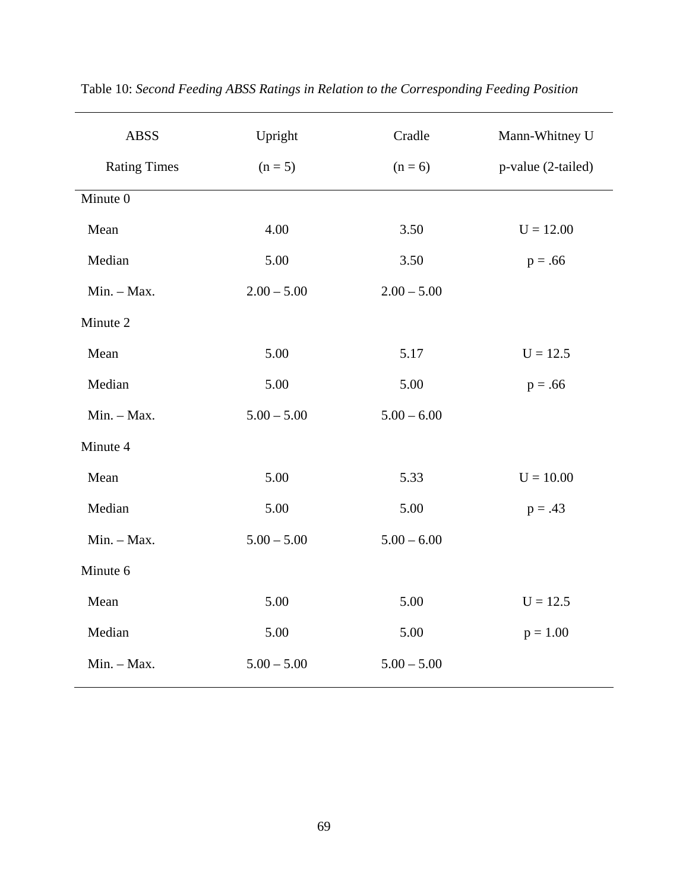Table 10: *Second Feeding ABSS Ratings in Relation to the Corresponding Feeding Position*

| ABSS Rating Times | Upright (n = 5) | Cradle (n = 6) | Mann-Whitney U p-value (2-tailed) |
|---|---|---|---|
| Minute 0 | | | |
| Mean | 4.00 | 3.50 | U = 12.00 |
| Median | 5.00 | 3.50 | p = .66 |
| Min. – Max. | 2.00 – 5.00 | 2.00 – 5.00 | |
| Minute 2 | | | |
| Mean | 5.00 | 5.17 | U = 12.5 |
| Median | 5.00 | 5.00 | p = .66 |
| Min. – Max. | 5.00 – 5.00 | 5.00 – 6.00 | |
| Minute 4 | | | |
| Mean | 5.00 | 5.33 | U = 10.00 |
| Median | 5.00 | 5.00 | p = .43 |
| Min. – Max. | 5.00 – 5.00 | 5.00 – 6.00 | |
| Minute 6 | | | |
| Mean | 5.00 | 5.00 | U = 12.5 |
| Median | 5.00 | 5.00 | p = 1.00 |
| Min. – Max. | 5.00 – 5.00 | 5.00 – 5.00 | |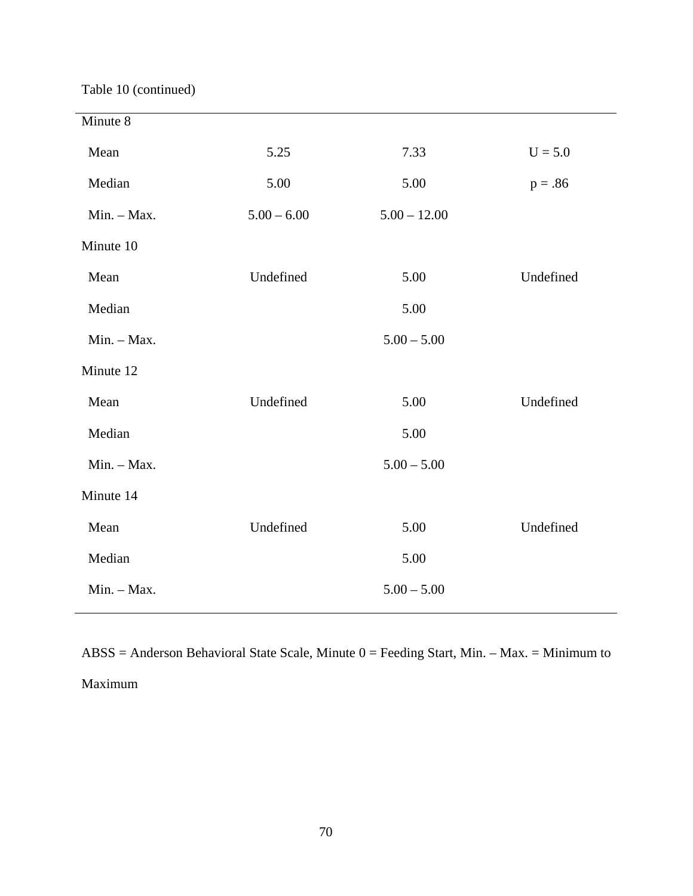Table 10 (continued)

| | | | |
|---|---|---|---|
| Minute 8 | | | |
| Mean | 5.25 | 7.33 | U = 5.0 |
| Median | 5.00 | 5.00 | p = .86 |
| Min. – Max. | 5.00 – 6.00 | 5.00 – 12.00 | |
| Minute 10 | | | |
| Mean | Undefined | 5.00 | Undefined |
| Median | | 5.00 | |
| Min. – Max. | | 5.00 – 5.00 | |
| Minute 12 | | | |
| Mean | Undefined | 5.00 | Undefined |
| Median | | 5.00 | |
| Min. – Max. | | 5.00 – 5.00 | |
| Minute 14 | | | |
| Mean | Undefined | 5.00 | Undefined |
| Median | | 5.00 | |
| Min. – Max. | | 5.00 – 5.00 | |

ABSS = Anderson Behavioral State Scale, Minute 0 = Feeding Start, Min. – Max. = Minimum to Maximum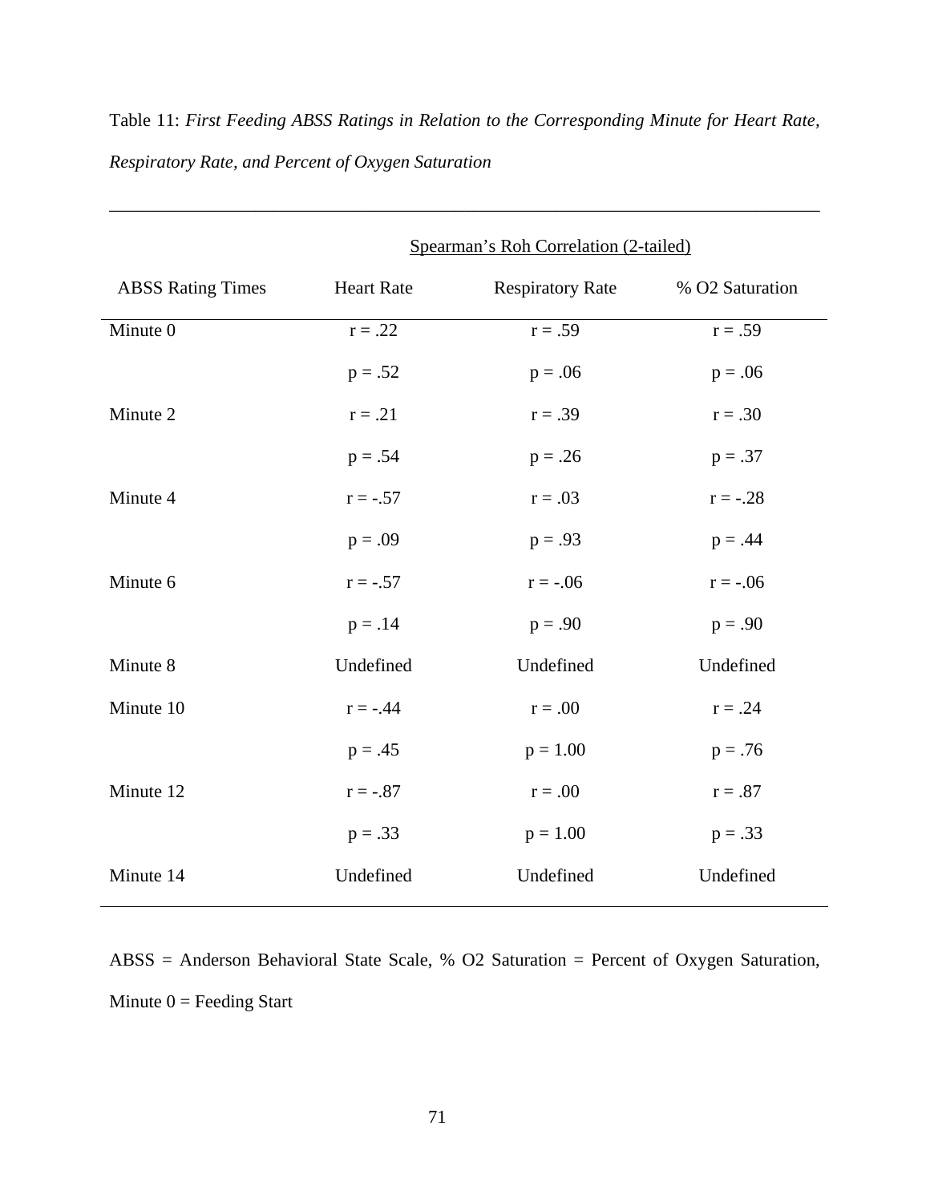Table 11: *First Feeding ABSS Ratings in Relation to the Corresponding Minute for Heart Rate, Respiratory Rate, and Percent of Oxygen Saturation*

| | Spearman's Roh Correlation (2-tailed) | | |
|---|---|---|---|
| ABSS Rating Times | Heart Rate | Respiratory Rate | % O2 Saturation |
| Minute 0 | r = .22 | r = .59 | r = .59 |
| | p = .52 | p = .06 | p = .06 |
| Minute 2 | r = .21 | r = .39 | r = .30 |
| | p = .54 | p = .26 | p = .37 |
| Minute 4 | r = -.57 | r = .03 | r = -.28 |
| | p = .09 | p = .93 | p = .44 |
| Minute 6 | r = -.57 | r = -.06 | r = -.06 |
| | p = .14 | p = .90 | p = .90 |
| Minute 8 | Undefined | Undefined | Undefined |
| Minute 10 | r = -.44 | r = .00 | r = .24 |
| | p = .45 | p = 1.00 | p = .76 |
| Minute 12 | r = -.87 | r = .00 | r = .87 |
| | p = .33 | p = 1.00 | p = .33 |
| Minute 14 | Undefined | Undefined | Undefined |

ABSS = Anderson Behavioral State Scale, % O2 Saturation = Percent of Oxygen Saturation, Minute 0 = Feeding Start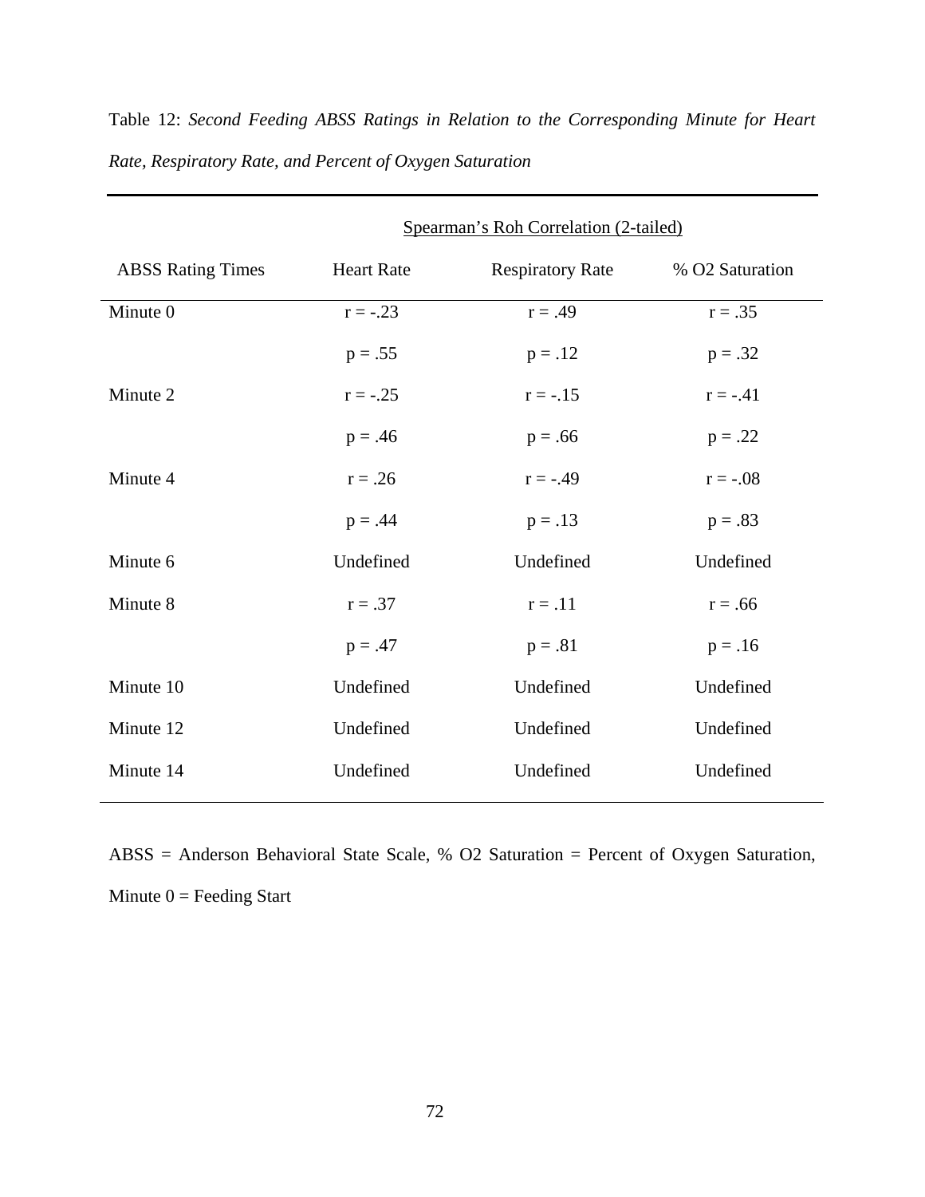Table 12: *Second Feeding ABSS Ratings in Relation to the Corresponding Minute for Heart Rate, Respiratory Rate, and Percent of Oxygen Saturation*

| | Spearman's Roh Correlation (2-tailed) | | |
|---|---|---|---|
| ABSS Rating Times | Heart Rate | Respiratory Rate | % O2 Saturation |
| Minute 0 | r = -.23 | r = .49 | r = .35 |
| | p = .55 | p = .12 | p = .32 |
| Minute 2 | r = -.25 | r = -.15 | r = -.41 |
| | p = .46 | p = .66 | p = .22 |
| Minute 4 | r = .26 | r = -.49 | r = -.08 |
| | p = .44 | p = .13 | p = .83 |
| Minute 6 | Undefined | Undefined | Undefined |
| Minute 8 | r = .37 | r = .11 | r = .66 |
| | p = .47 | p = .81 | p = .16 |
| Minute 10 | Undefined | Undefined | Undefined |
| Minute 12 | Undefined | Undefined | Undefined |
| Minute 14 | Undefined | Undefined | Undefined |

ABSS = Anderson Behavioral State Scale, % O2 Saturation = Percent of Oxygen Saturation, Minute 0 = Feeding Start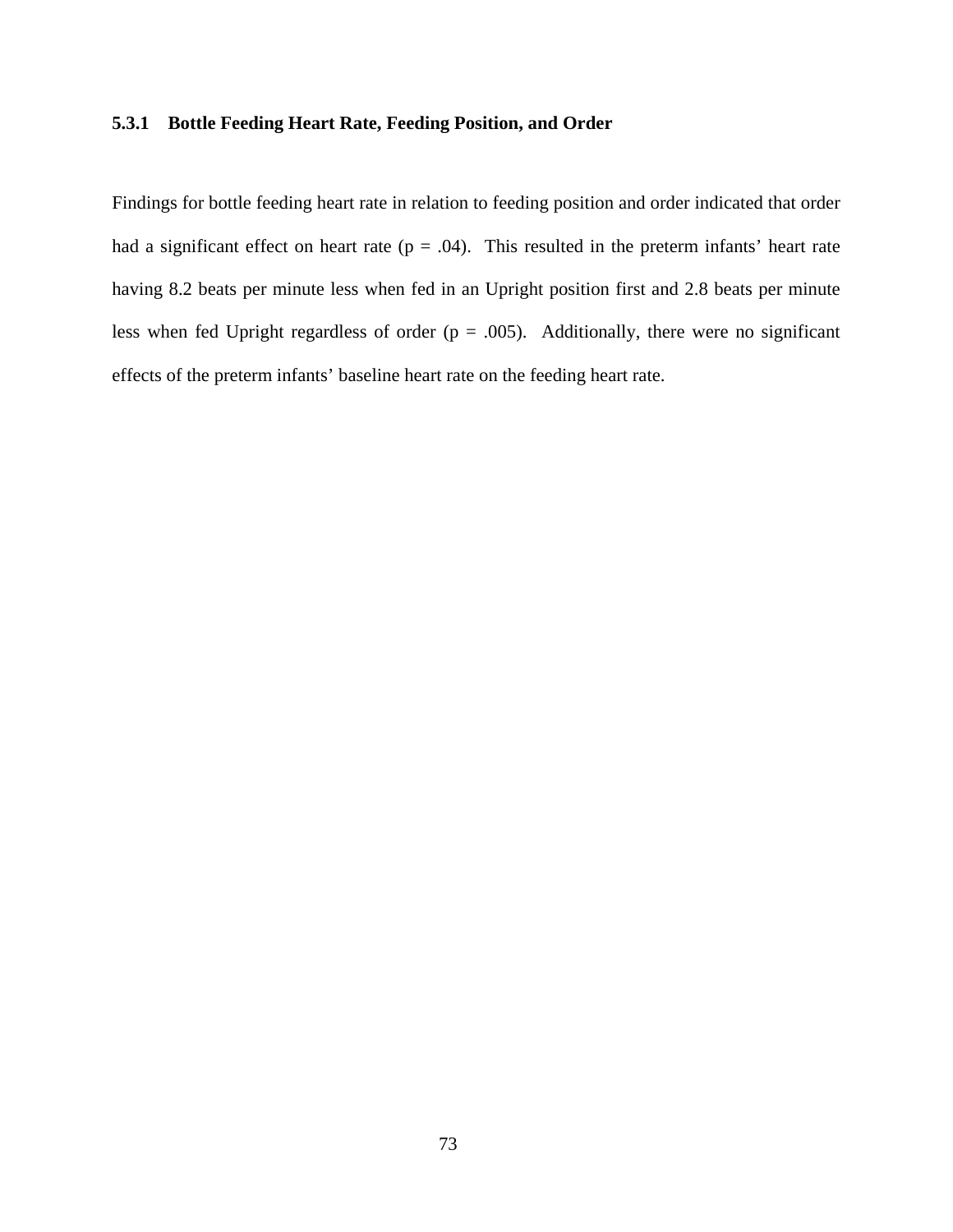### 5.3.1 Bottle Feeding Heart Rate, Feeding Position, and Order

Findings for bottle feeding heart rate in relation to feeding position and order indicated that order had a significant effect on heart rate ($p = .04$). This resulted in the preterm infants' heart rate having 8.2 beats per minute less when fed in an Upright position first and 2.8 beats per minute less when fed Upright regardless of order ($p = .005$). Additionally, there were no significant effects of the preterm infants' baseline heart rate on the feeding heart rate.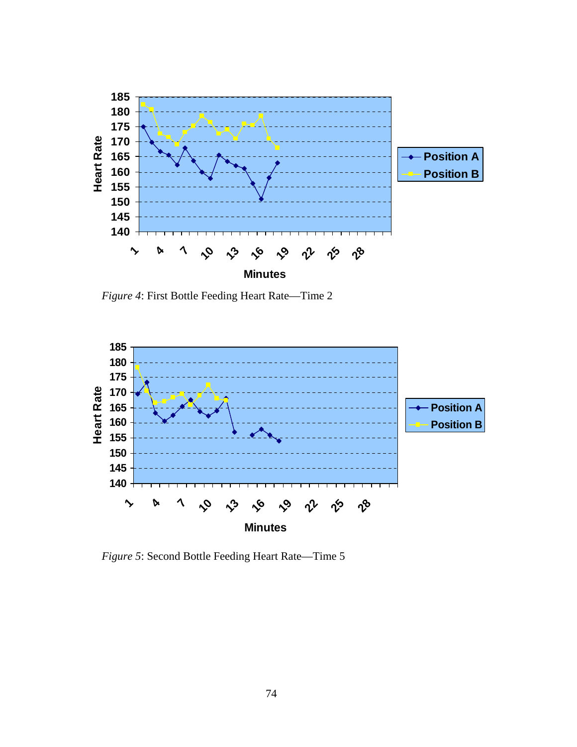*Figure 4*: First Bottle Feeding Heart Rate—Time 2

*Figure 5*: Second Bottle Feeding Heart Rate—Time 5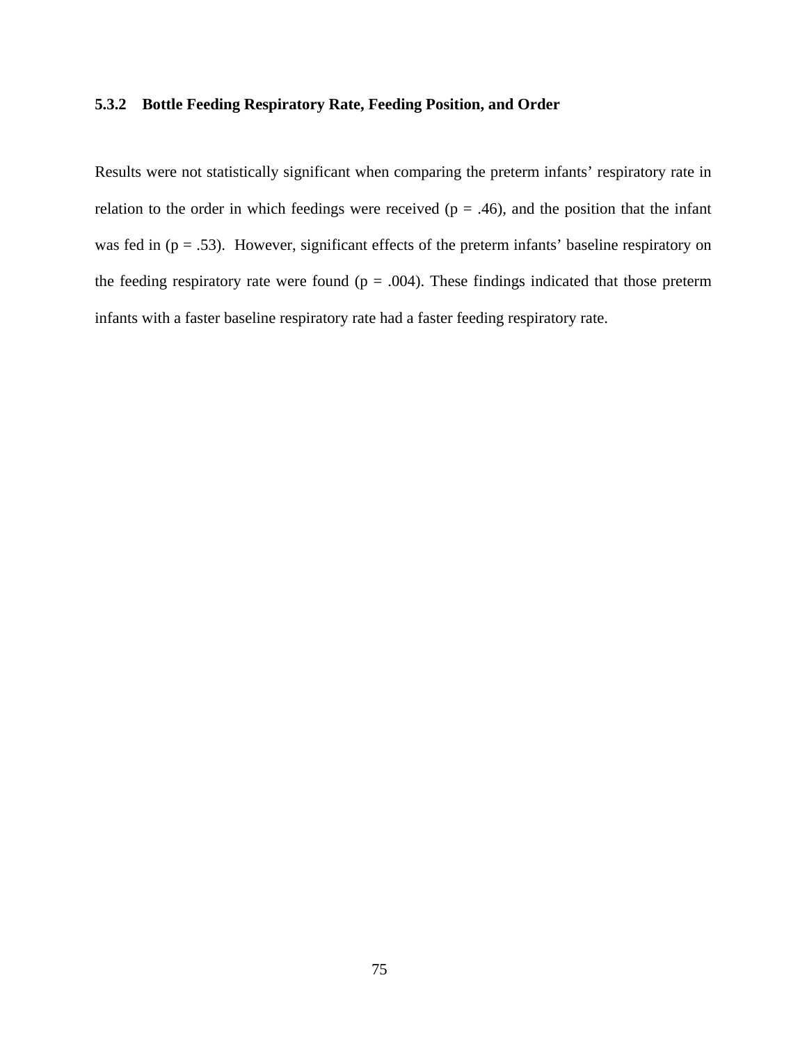### 5.3.2 Bottle Feeding Respiratory Rate, Feeding Position, and Order

Results were not statistically significant when comparing the preterm infants' respiratory rate in relation to the order in which feedings were received ($p = .46$), and the position that the infant was fed in ($p = .53$). However, significant effects of the preterm infants' baseline respiratory on the feeding respiratory rate were found ($p = .004$). These findings indicated that those preterm infants with a faster baseline respiratory rate had a faster feeding respiratory rate.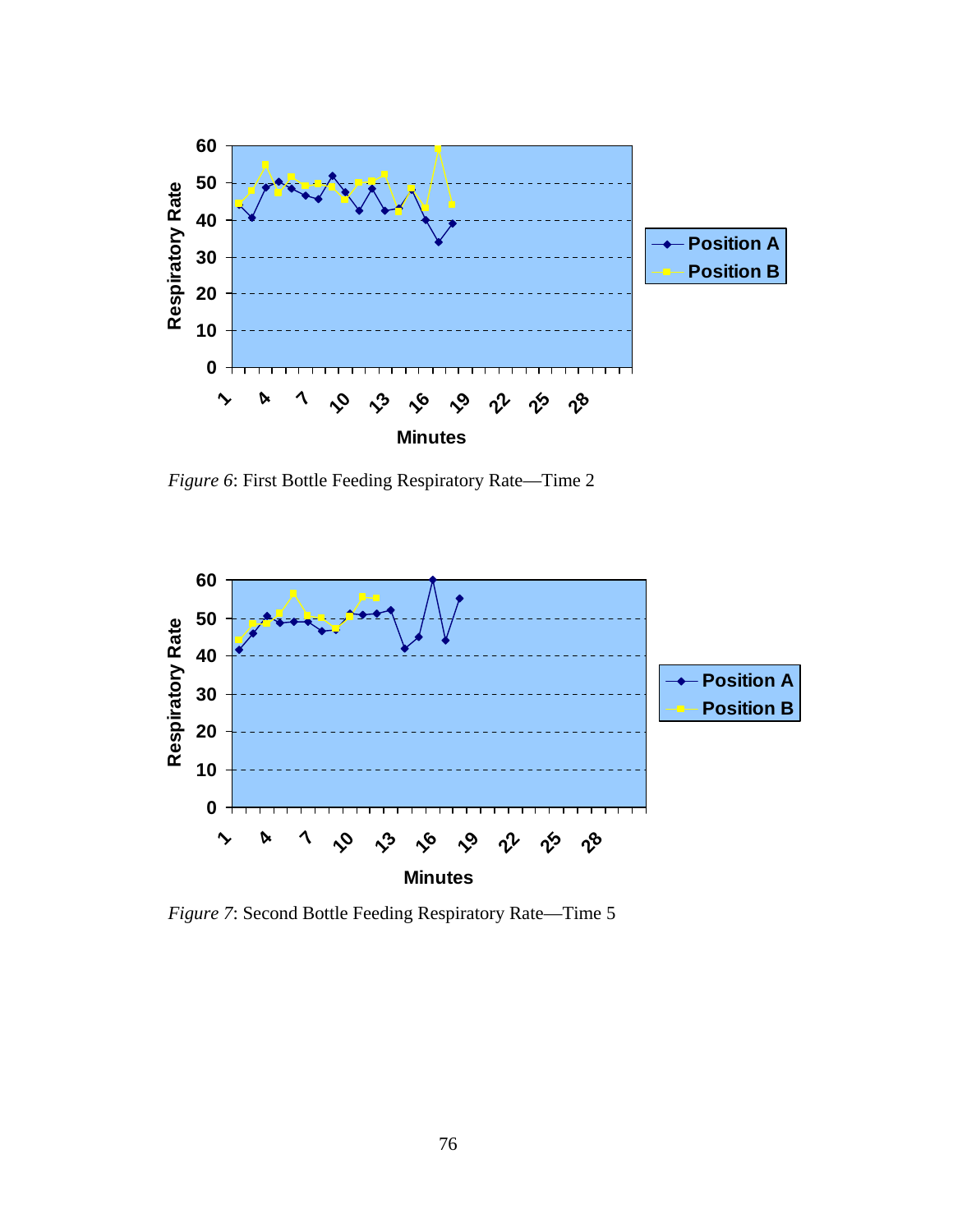*Figure 6*: First Bottle Feeding Respiratory Rate—Time 2

*Figure 7*: Second Bottle Feeding Respiratory Rate—Time 5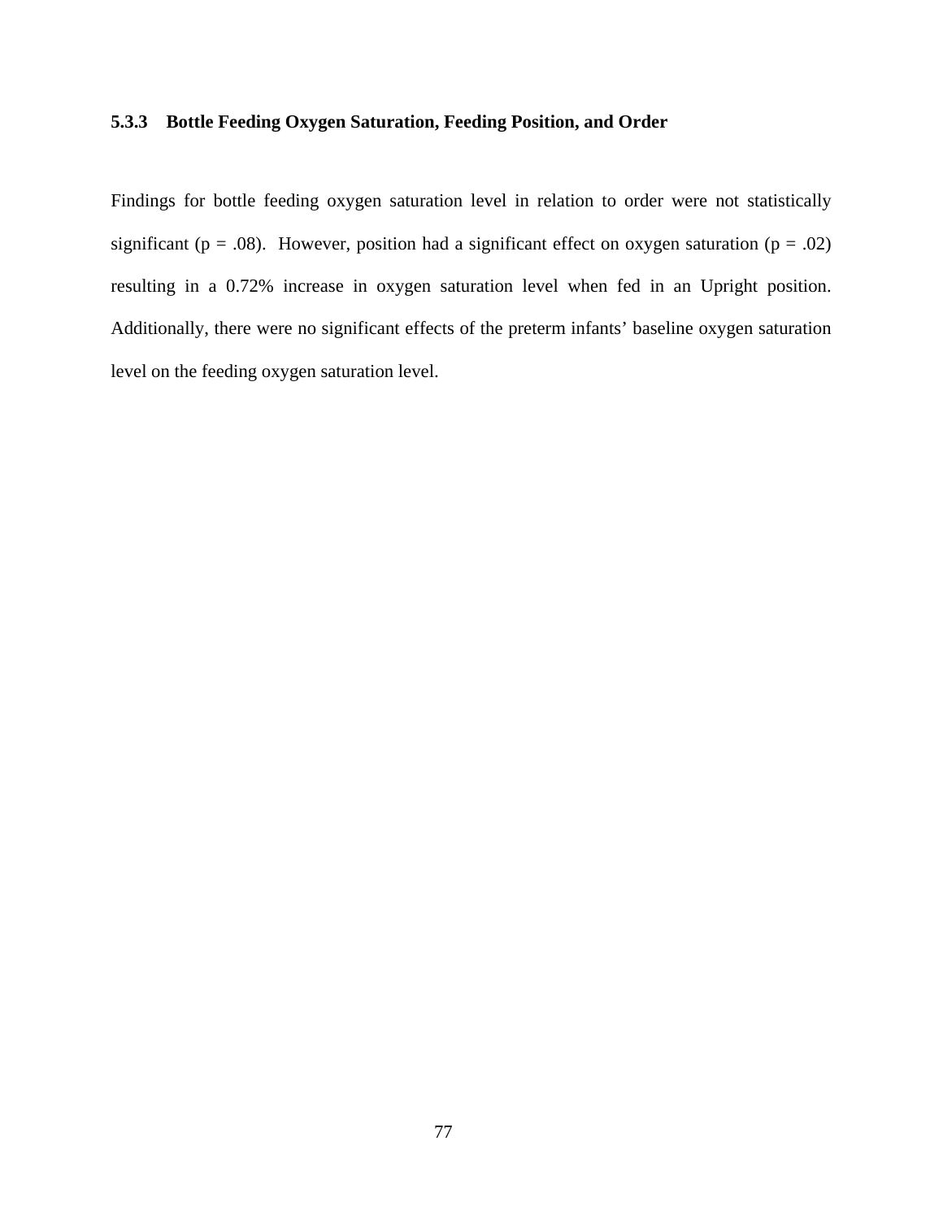### 5.3.3 Bottle Feeding Oxygen Saturation, Feeding Position, and Order

Findings for bottle feeding oxygen saturation level in relation to order were not statistically significant ($p = .08$). However, position had a significant effect on oxygen saturation ($p = .02$) resulting in a 0.72% increase in oxygen saturation level when fed in an Upright position. Additionally, there were no significant effects of the preterm infants' baseline oxygen saturation level on the feeding oxygen saturation level.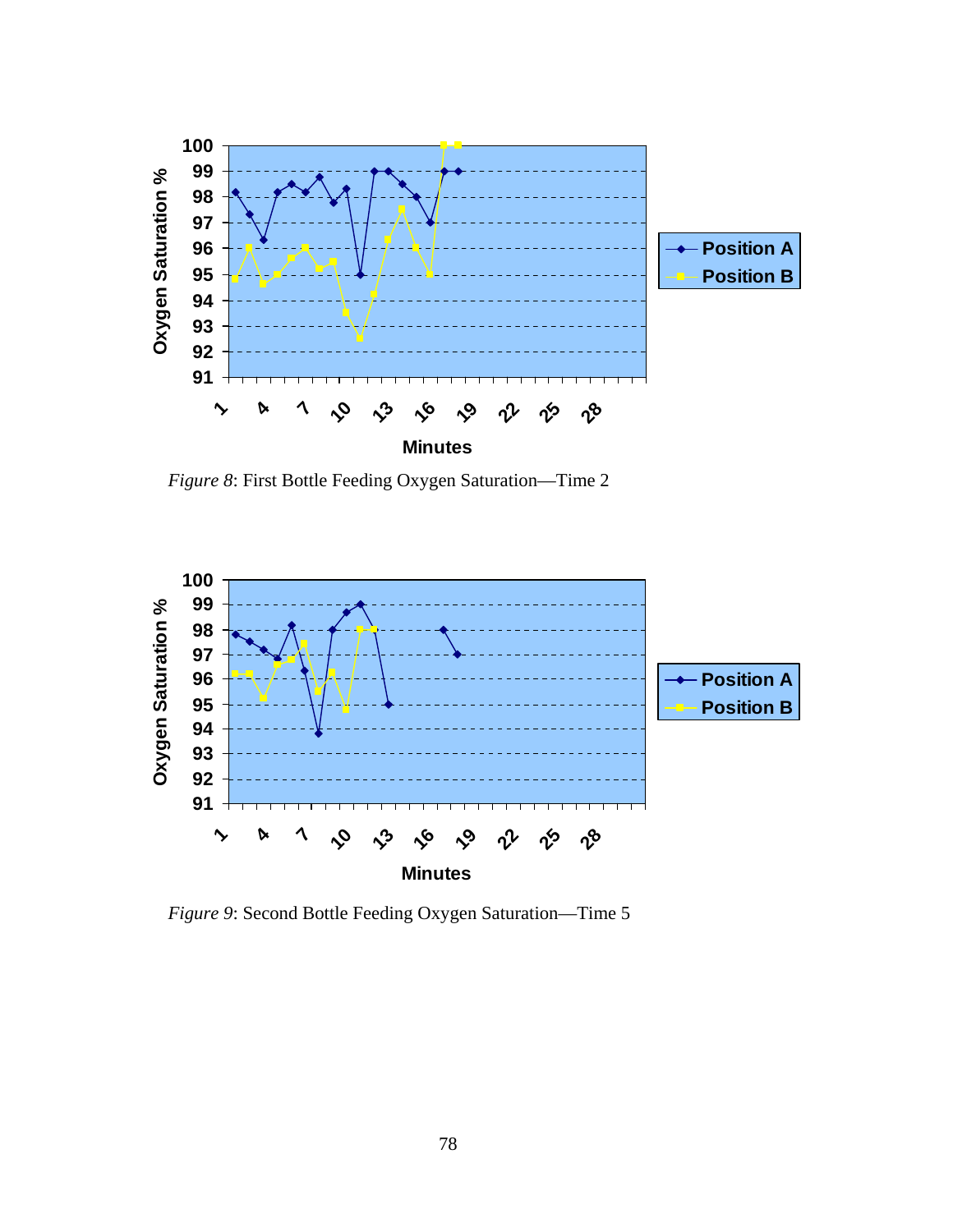*Figure 8*: First Bottle Feeding Oxygen Saturation—Time 2

*Figure 9*: Second Bottle Feeding Oxygen Saturation—Time 5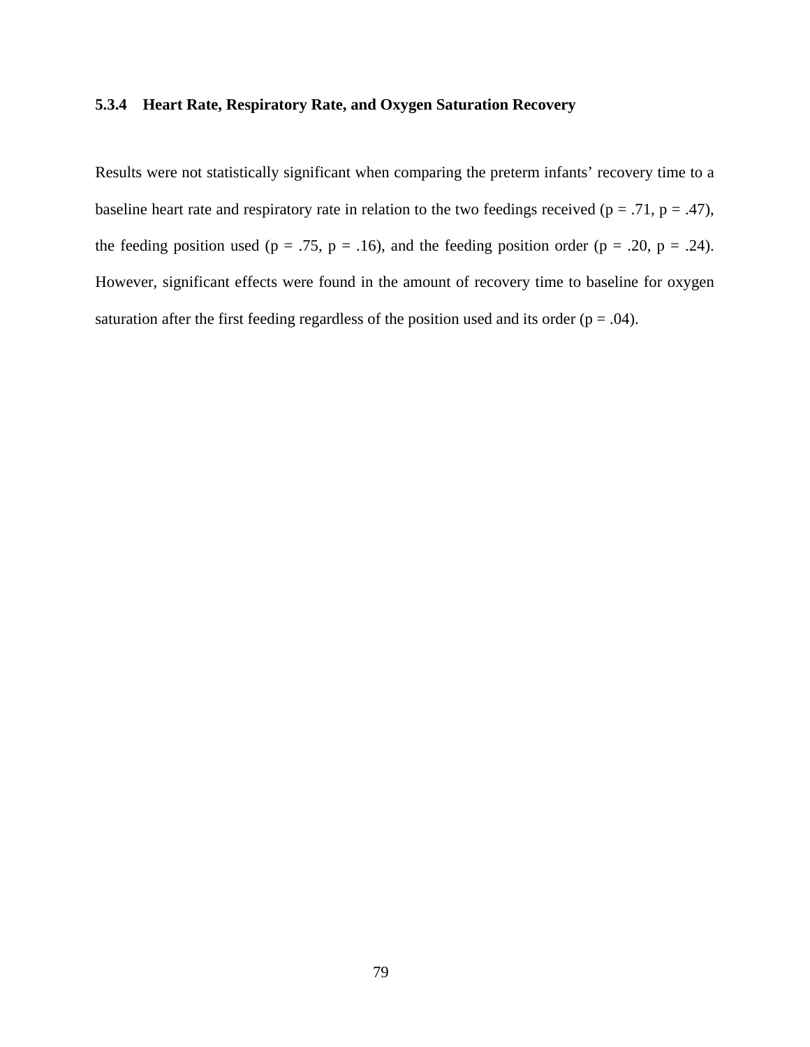### 5.3.4 Heart Rate, Respiratory Rate, and Oxygen Saturation Recovery

Results were not statistically significant when comparing the preterm infants' recovery time to a baseline heart rate and respiratory rate in relation to the two feedings received ($p = .71$, $p = .47$), the feeding position used ($p = .75$, $p = .16$), and the feeding position order ($p = .20$, $p = .24$). However, significant effects were found in the amount of recovery time to baseline for oxygen saturation after the first feeding regardless of the position used and its order ($p = .04$).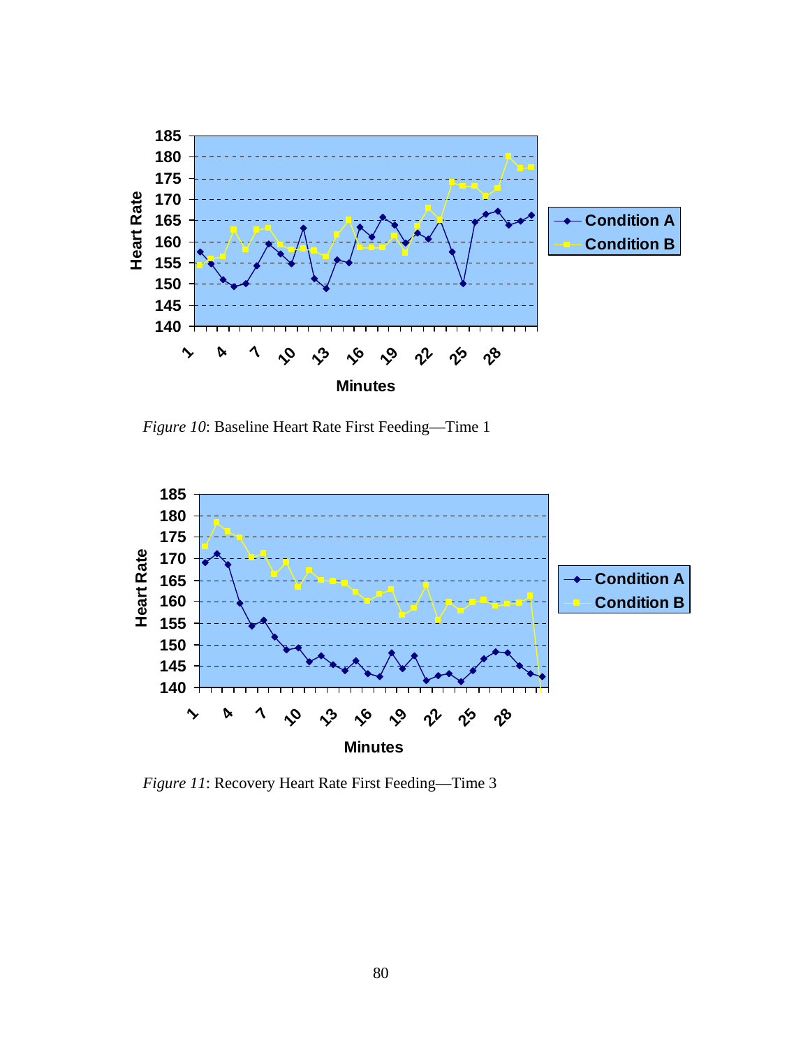*Figure 10*: Baseline Heart Rate First Feeding—Time 1

*Figure 11*: Recovery Heart Rate First Feeding—Time 3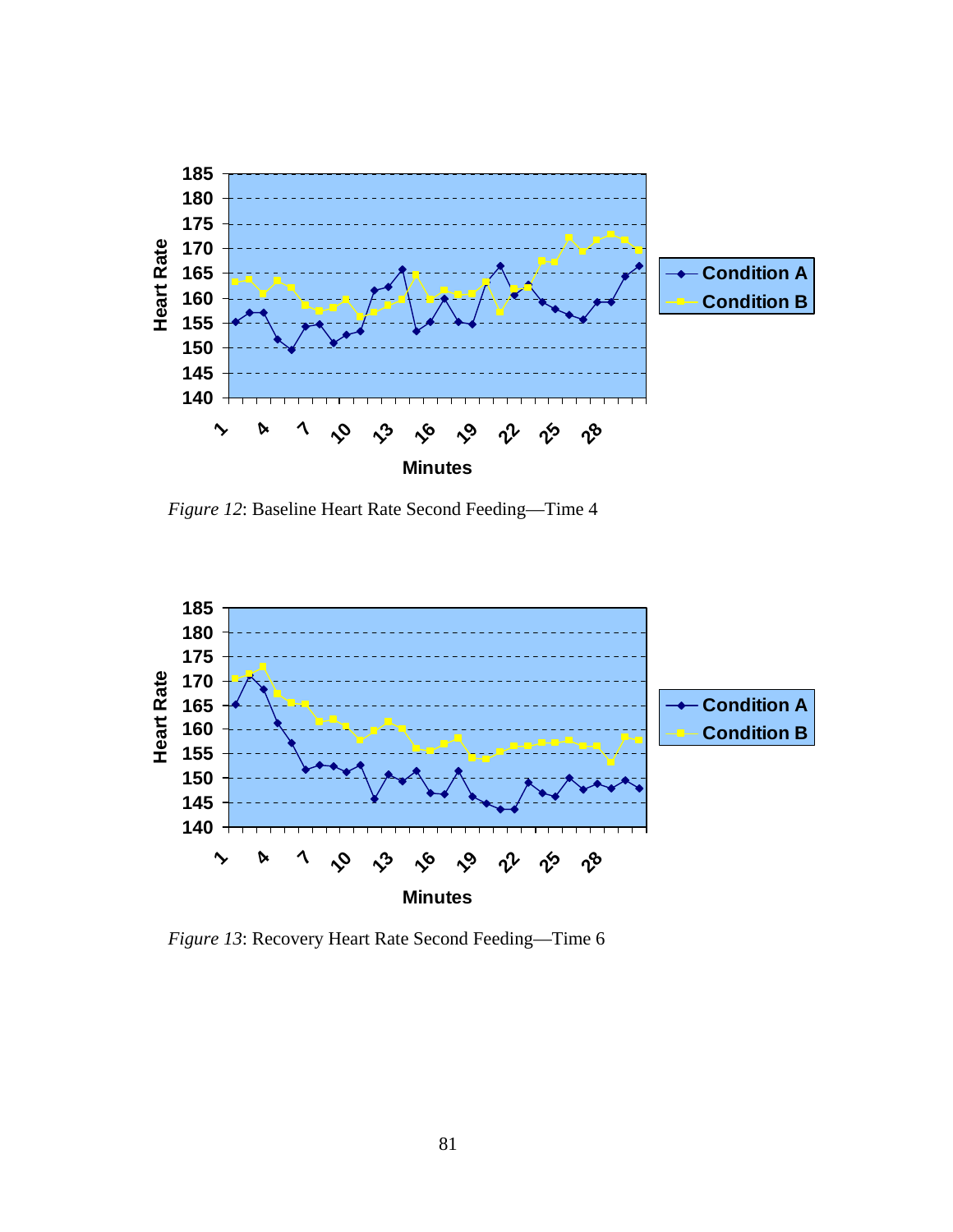*Figure 12*: Baseline Heart Rate Second Feeding—Time 4

*Figure 13*: Recovery Heart Rate Second Feeding—Time 6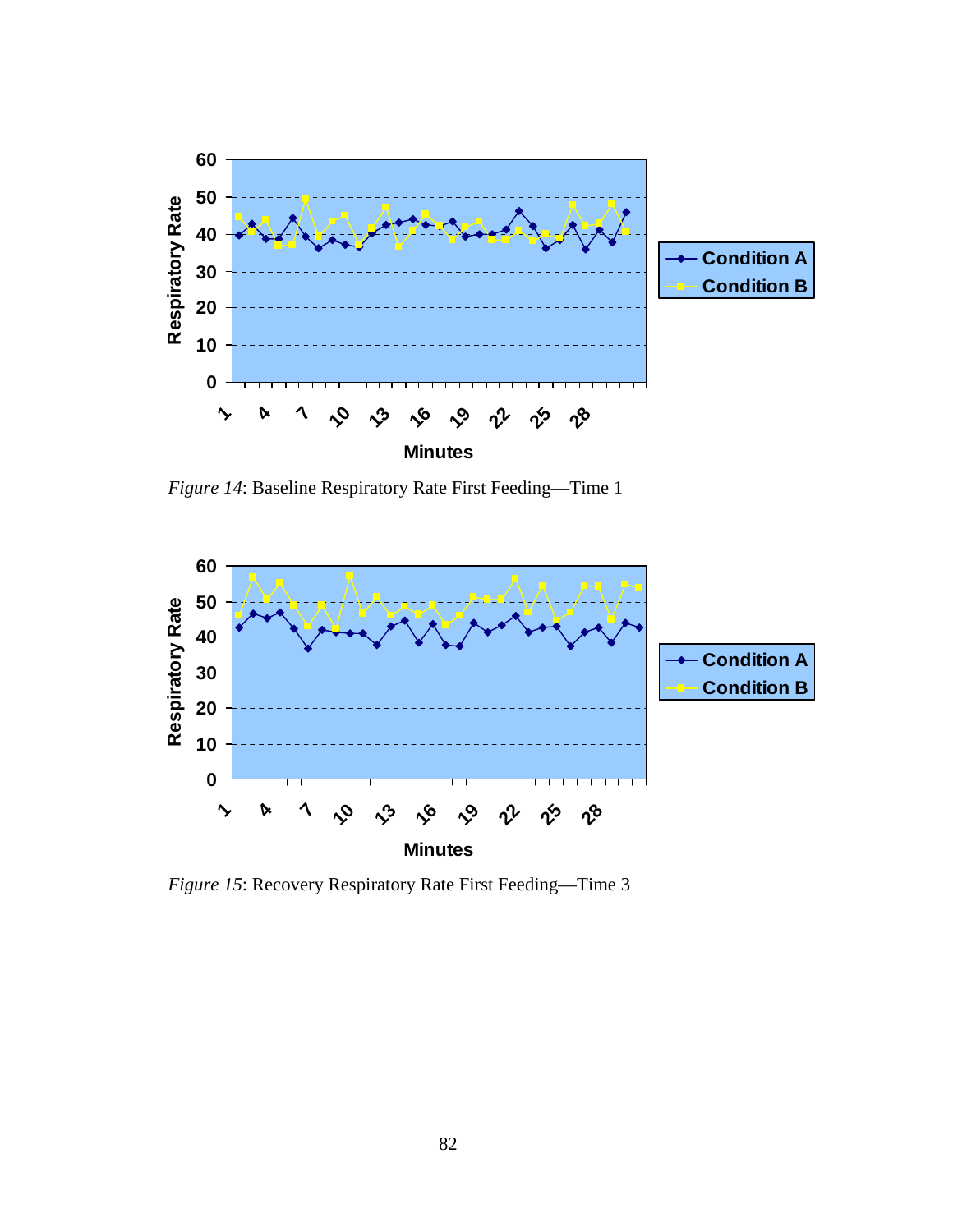*Figure 14*: Baseline Respiratory Rate First Feeding—Time 1

*Figure 15*: Recovery Respiratory Rate First Feeding—Time 3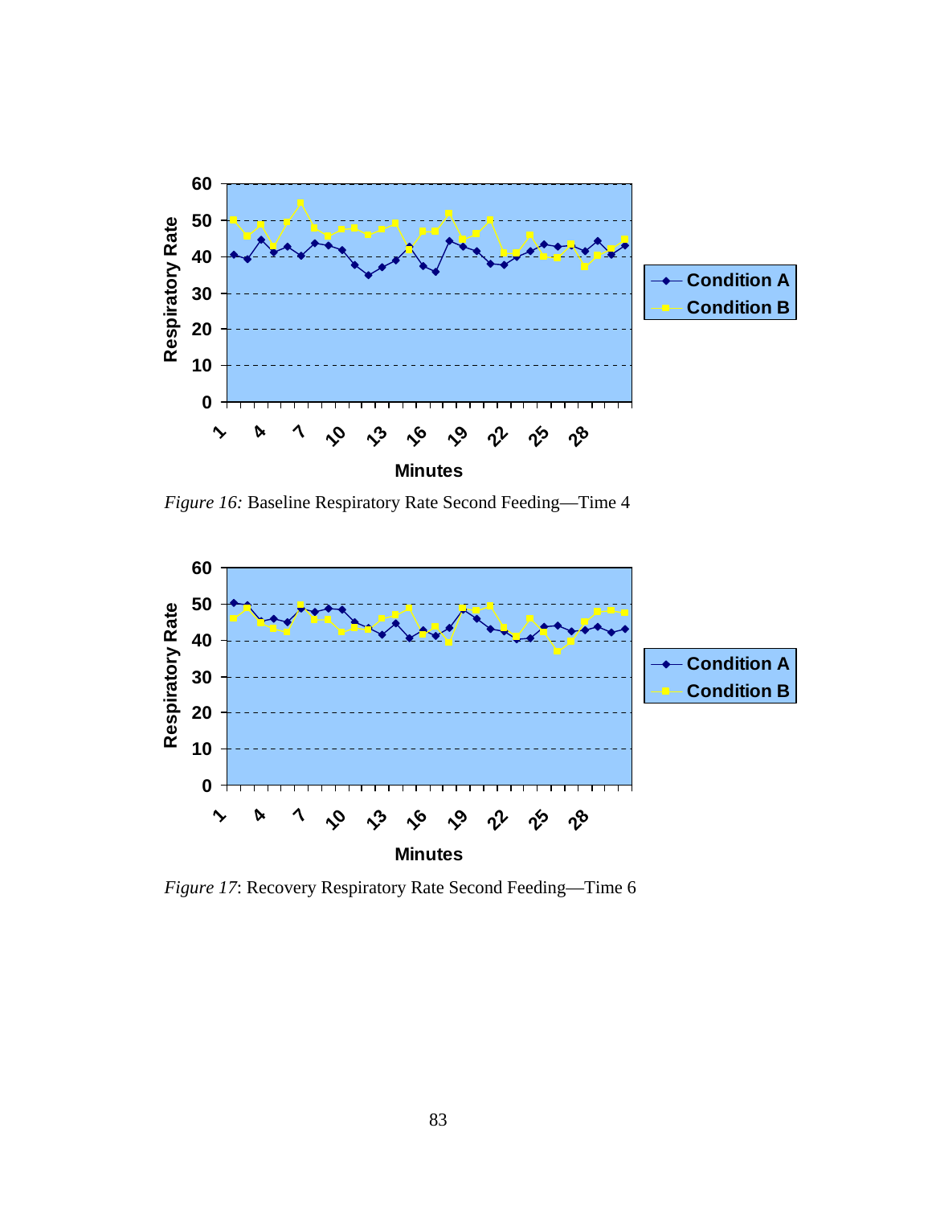*Figure 16:* Baseline Respiratory Rate Second Feeding—Time 4

*Figure 17*: Recovery Respiratory Rate Second Feeding—Time 6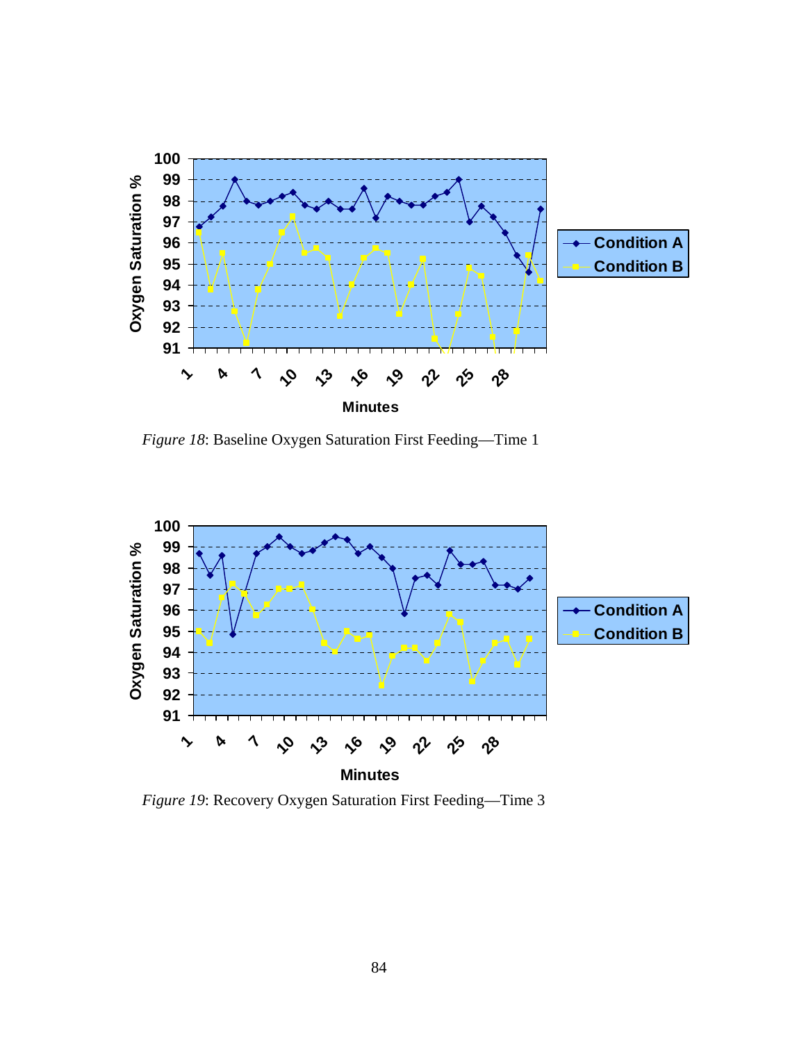*Figure 18*: Baseline Oxygen Saturation First Feeding—Time 1

*Figure 19*: Recovery Oxygen Saturation First Feeding—Time 3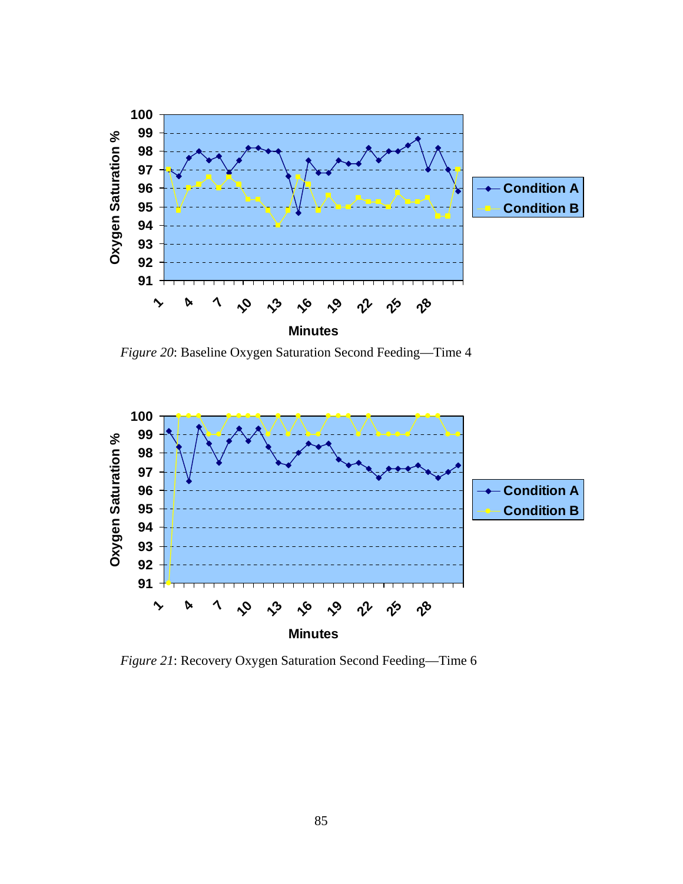*Figure 20*: Baseline Oxygen Saturation Second Feeding—Time 4

*Figure 21*: Recovery Oxygen Saturation Second Feeding—Time 6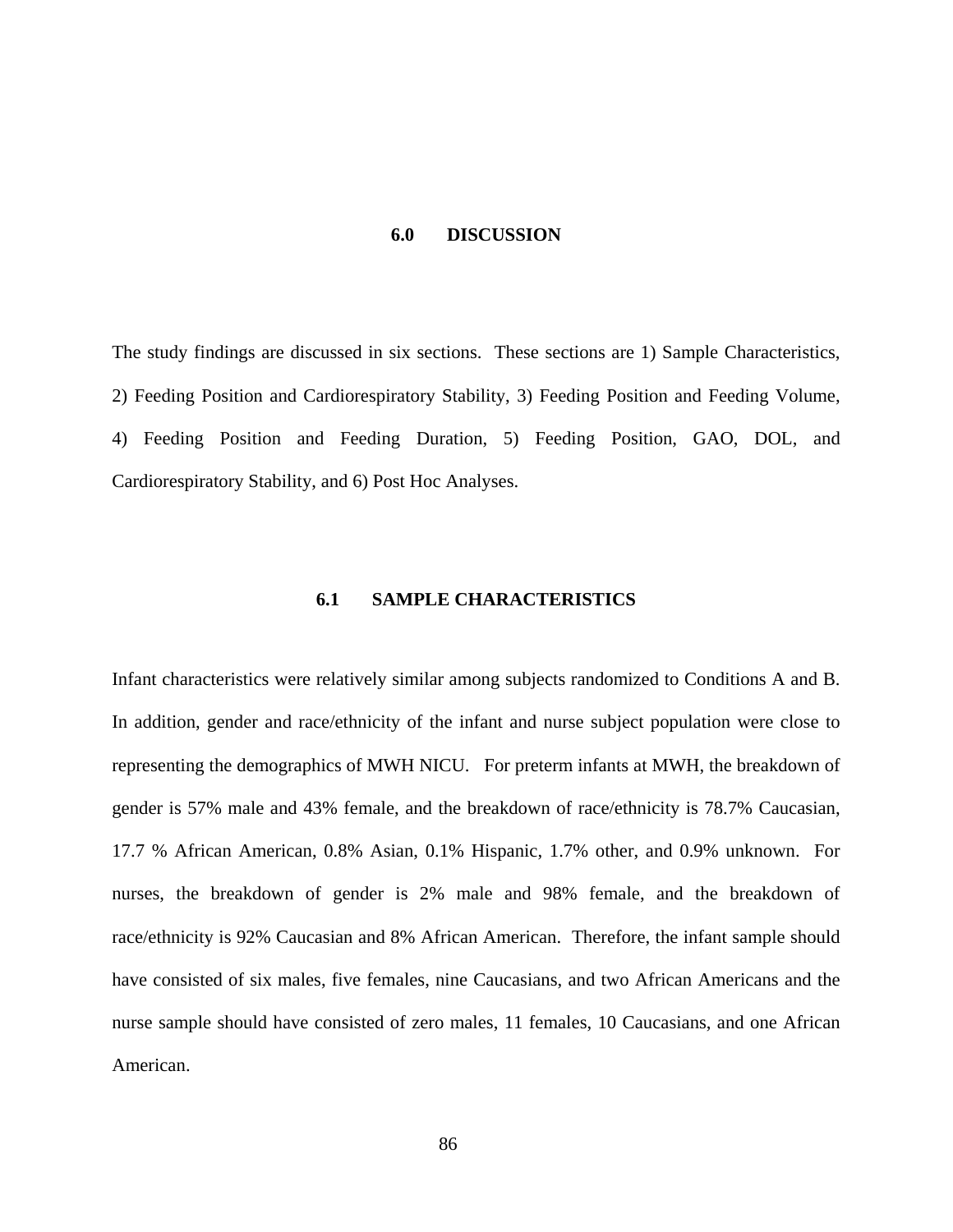# 6.0 DISCUSSION

The study findings are discussed in six sections. These sections are 1) Sample Characteristics, 2) Feeding Position and Cardiorespiratory Stability, 3) Feeding Position and Feeding Volume, 4) Feeding Position and Feeding Duration, 5) Feeding Position, GAO, DOL, and Cardiorespiratory Stability, and 6) Post Hoc Analyses.

## 6.1 SAMPLE CHARACTERISTICS

Infant characteristics were relatively similar among subjects randomized to Conditions A and B. In addition, gender and race/ethnicity of the infant and nurse subject population were close to representing the demographics of MWH NICU. For preterm infants at MWH, the breakdown of gender is 57% male and 43% female, and the breakdown of race/ethnicity is 78.7% Caucasian, 17.7 % African American, 0.8% Asian, 0.1% Hispanic, 1.7% other, and 0.9% unknown. For nurses, the breakdown of gender is 2% male and 98% female, and the breakdown of race/ethnicity is 92% Caucasian and 8% African American. Therefore, the infant sample should have consisted of six males, five females, nine Caucasians, and two African Americans and the nurse sample should have consisted of zero males, 11 females, 10 Caucasians, and one African American.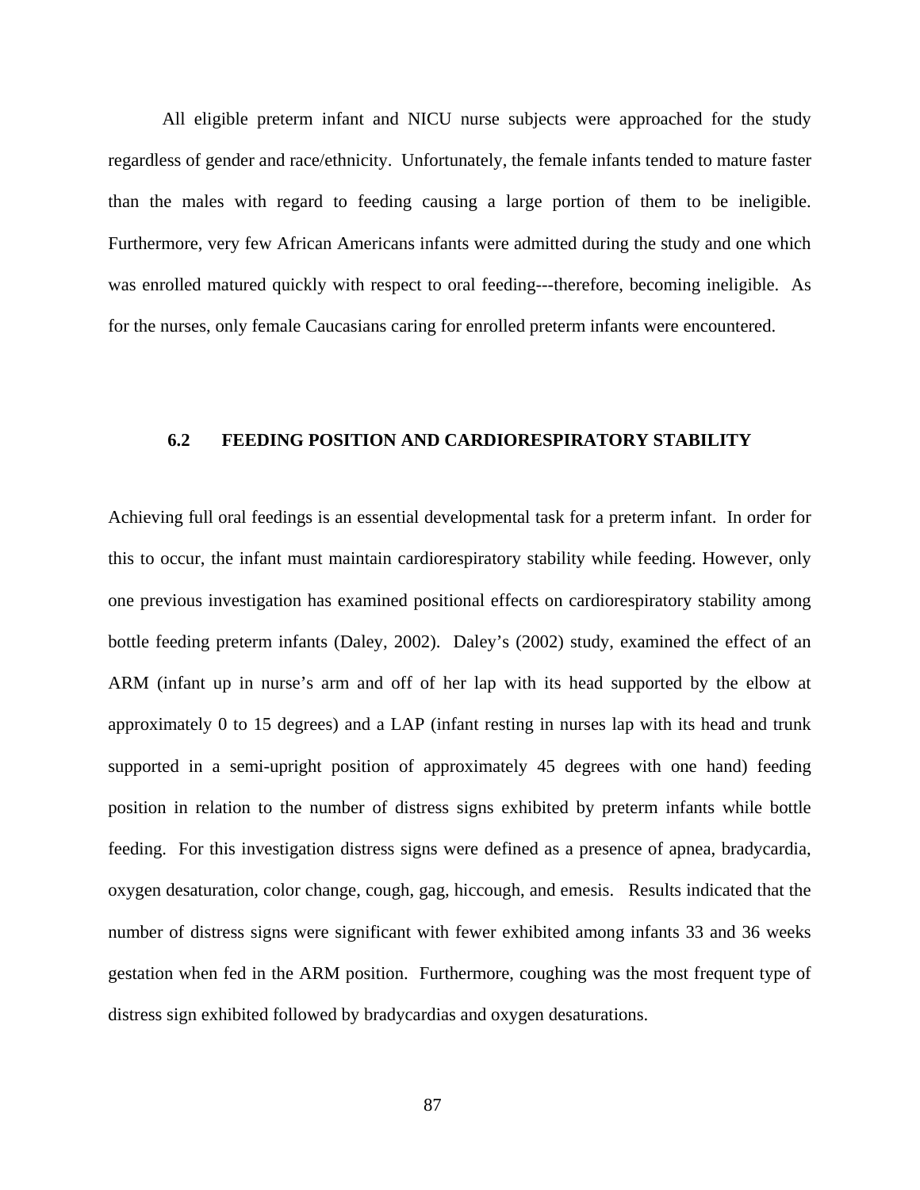All eligible preterm infant and NICU nurse subjects were approached for the study regardless of gender and race/ethnicity. Unfortunately, the female infants tended to mature faster than the males with regard to feeding causing a large portion of them to be ineligible. Furthermore, very few African Americans infants were admitted during the study and one which was enrolled matured quickly with respect to oral feeding---therefore, becoming ineligible. As for the nurses, only female Caucasians caring for enrolled preterm infants were encountered.

## 6.2 FEEDING POSITION AND CARDIORESPIRATORY STABILITY

Achieving full oral feedings is an essential developmental task for a preterm infant. In order for this to occur, the infant must maintain cardiorespiratory stability while feeding. However, only one previous investigation has examined positional effects on cardiorespiratory stability among bottle feeding preterm infants (Daley, 2002). Daley's (2002) study, examined the effect of an ARM (infant up in nurse's arm and off of her lap with its head supported by the elbow at approximately 0 to 15 degrees) and a LAP (infant resting in nurses lap with its head and trunk supported in a semi-upright position of approximately 45 degrees with one hand) feeding position in relation to the number of distress signs exhibited by preterm infants while bottle feeding. For this investigation distress signs were defined as a presence of apnea, bradycardia, oxygen desaturation, color change, cough, gag, hiccough, and emesis. Results indicated that the number of distress signs were significant with fewer exhibited among infants 33 and 36 weeks gestation when fed in the ARM position. Furthermore, coughing was the most frequent type of distress sign exhibited followed by bradycardias and oxygen desaturations.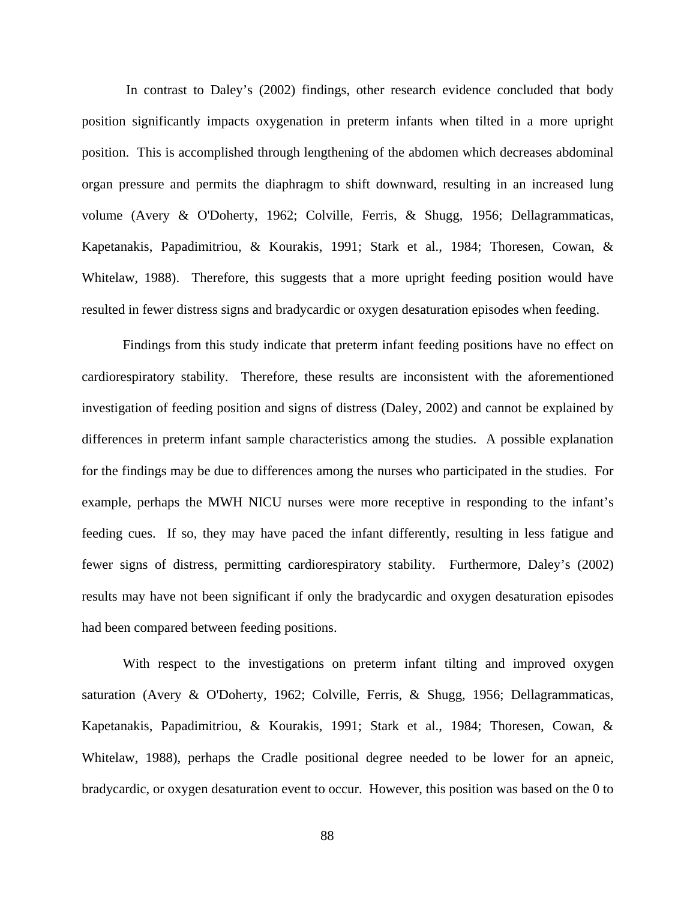In contrast to Daley's (2002) findings, other research evidence concluded that body position significantly impacts oxygenation in preterm infants when tilted in a more upright position. This is accomplished through lengthening of the abdomen which decreases abdominal organ pressure and permits the diaphragm to shift downward, resulting in an increased lung volume (Avery & O'Doherty, 1962; Colville, Ferris, & Shugg, 1956; Dellagrammaticas, Kapetanakis, Papadimitriou, & Kourakis, 1991; Stark et al., 1984; Thoresen, Cowan, & Whitelaw, 1988). Therefore, this suggests that a more upright feeding position would have resulted in fewer distress signs and bradycardic or oxygen desaturation episodes when feeding.

Findings from this study indicate that preterm infant feeding positions have no effect on cardiorespiratory stability. Therefore, these results are inconsistent with the aforementioned investigation of feeding position and signs of distress (Daley, 2002) and cannot be explained by differences in preterm infant sample characteristics among the studies. A possible explanation for the findings may be due to differences among the nurses who participated in the studies. For example, perhaps the MWH NICU nurses were more receptive in responding to the infant's feeding cues. If so, they may have paced the infant differently, resulting in less fatigue and fewer signs of distress, permitting cardiorespiratory stability. Furthermore, Daley's (2002) results may have not been significant if only the bradycardic and oxygen desaturation episodes had been compared between feeding positions.

With respect to the investigations on preterm infant tilting and improved oxygen saturation (Avery & O'Doherty, 1962; Colville, Ferris, & Shugg, 1956; Dellagrammaticas, Kapetanakis, Papadimitriou, & Kourakis, 1991; Stark et al., 1984; Thoresen, Cowan, & Whitelaw, 1988), perhaps the Cradle positional degree needed to be lower for an apneic, bradycardic, or oxygen desaturation event to occur. However, this position was based on the 0 to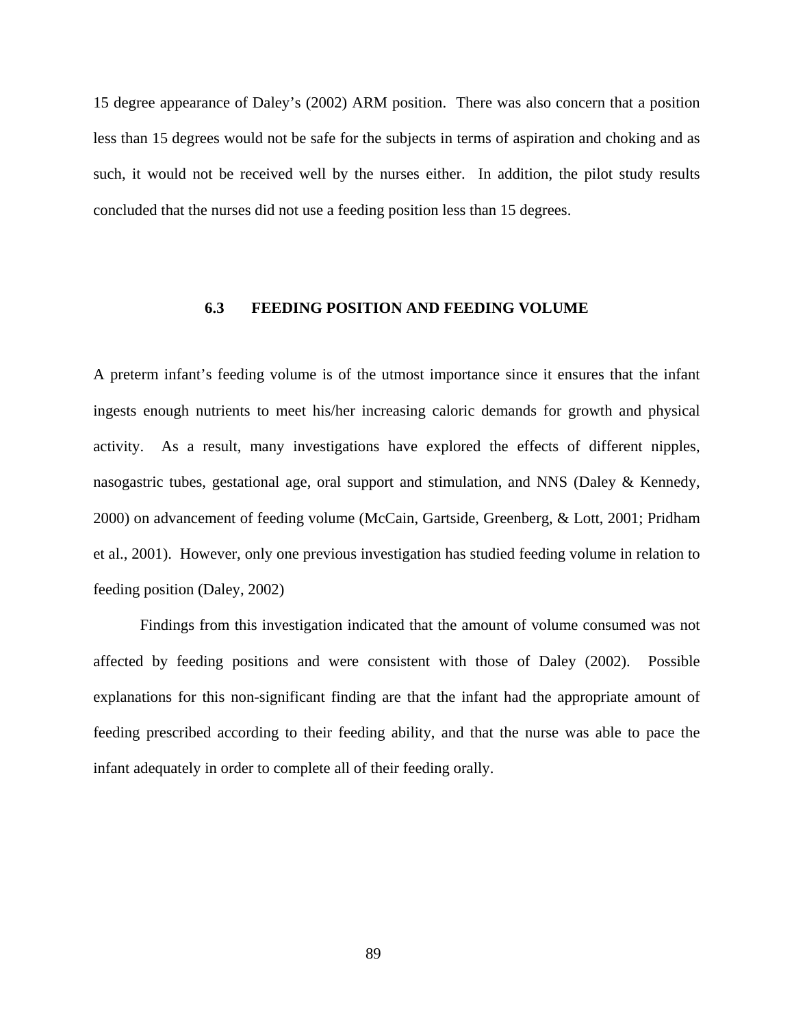15 degree appearance of Daley's (2002) ARM position. There was also concern that a position less than 15 degrees would not be safe for the subjects in terms of aspiration and choking and as such, it would not be received well by the nurses either. In addition, the pilot study results concluded that the nurses did not use a feeding position less than 15 degrees.

### 6.3 FEEDING POSITION AND FEEDING VOLUME

A preterm infant's feeding volume is of the utmost importance since it ensures that the infant ingests enough nutrients to meet his/her increasing caloric demands for growth and physical activity. As a result, many investigations have explored the effects of different nipples, nasogastric tubes, gestational age, oral support and stimulation, and NNS (Daley & Kennedy, 2000) on advancement of feeding volume (McCain, Gartside, Greenberg, & Lott, 2001; Pridham et al., 2001). However, only one previous investigation has studied feeding volume in relation to feeding position (Daley, 2002)

Findings from this investigation indicated that the amount of volume consumed was not affected by feeding positions and were consistent with those of Daley (2002). Possible explanations for this non-significant finding are that the infant had the appropriate amount of feeding prescribed according to their feeding ability, and that the nurse was able to pace the infant adequately in order to complete all of their feeding orally.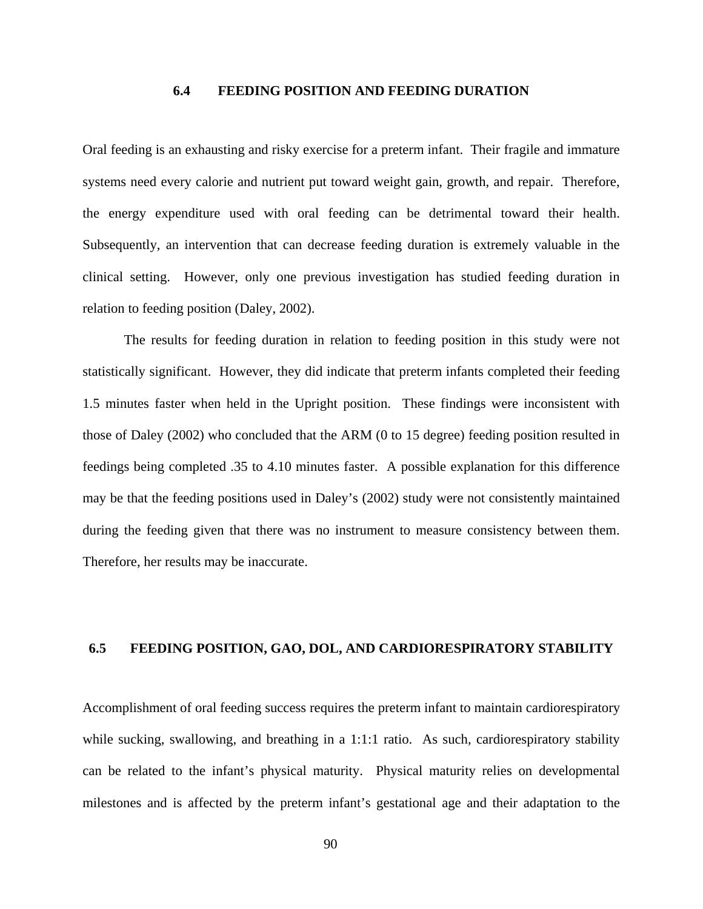### 6.4 FEEDING POSITION AND FEEDING DURATION

Oral feeding is an exhausting and risky exercise for a preterm infant. Their fragile and immature systems need every calorie and nutrient put toward weight gain, growth, and repair. Therefore, the energy expenditure used with oral feeding can be detrimental toward their health. Subsequently, an intervention that can decrease feeding duration is extremely valuable in the clinical setting. However, only one previous investigation has studied feeding duration in relation to feeding position (Daley, 2002).

The results for feeding duration in relation to feeding position in this study were not statistically significant. However, they did indicate that preterm infants completed their feeding 1.5 minutes faster when held in the Upright position. These findings were inconsistent with those of Daley (2002) who concluded that the ARM (0 to 15 degree) feeding position resulted in feedings being completed .35 to 4.10 minutes faster. A possible explanation for this difference may be that the feeding positions used in Daley's (2002) study were not consistently maintained during the feeding given that there was no instrument to measure consistency between them. Therefore, her results may be inaccurate.

### 6.5 FEEDING POSITION, GAO, DOL, AND CARDIORESPIRATORY STABILITY

Accomplishment of oral feeding success requires the preterm infant to maintain cardiorespiratory while sucking, swallowing, and breathing in a 1:1:1 ratio. As such, cardiorespiratory stability can be related to the infant's physical maturity. Physical maturity relies on developmental milestones and is affected by the preterm infant's gestational age and their adaptation to the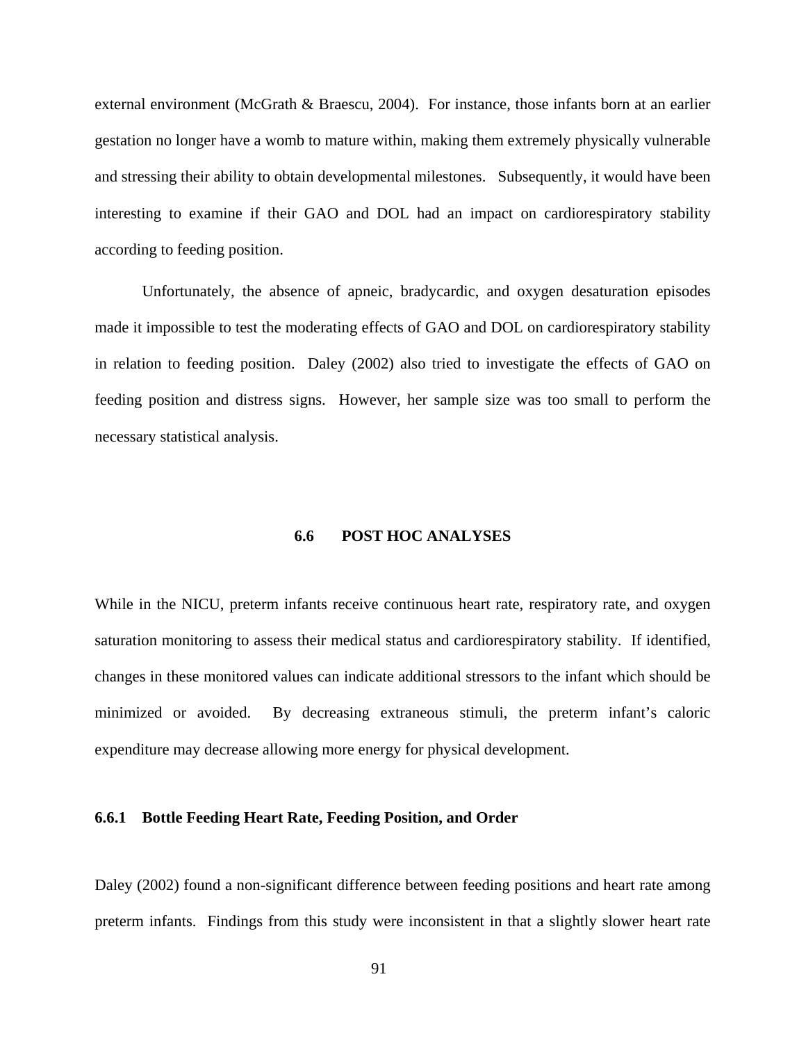external environment (McGrath & Braescu, 2004). For instance, those infants born at an earlier gestation no longer have a womb to mature within, making them extremely physically vulnerable and stressing their ability to obtain developmental milestones. Subsequently, it would have been interesting to examine if their GAO and DOL had an impact on cardiorespiratory stability according to feeding position.

Unfortunately, the absence of apneic, bradycardic, and oxygen desaturation episodes made it impossible to test the moderating effects of GAO and DOL on cardiorespiratory stability in relation to feeding position. Daley (2002) also tried to investigate the effects of GAO on feeding position and distress signs. However, her sample size was too small to perform the necessary statistical analysis.

## 6.6 POST HOC ANALYSES

While in the NICU, preterm infants receive continuous heart rate, respiratory rate, and oxygen saturation monitoring to assess their medical status and cardiorespiratory stability. If identified, changes in these monitored values can indicate additional stressors to the infant which should be minimized or avoided. By decreasing extraneous stimuli, the preterm infant's caloric expenditure may decrease allowing more energy for physical development.

### 6.6.1 Bottle Feeding Heart Rate, Feeding Position, and Order

Daley (2002) found a non-significant difference between feeding positions and heart rate among preterm infants. Findings from this study were inconsistent in that a slightly slower heart rate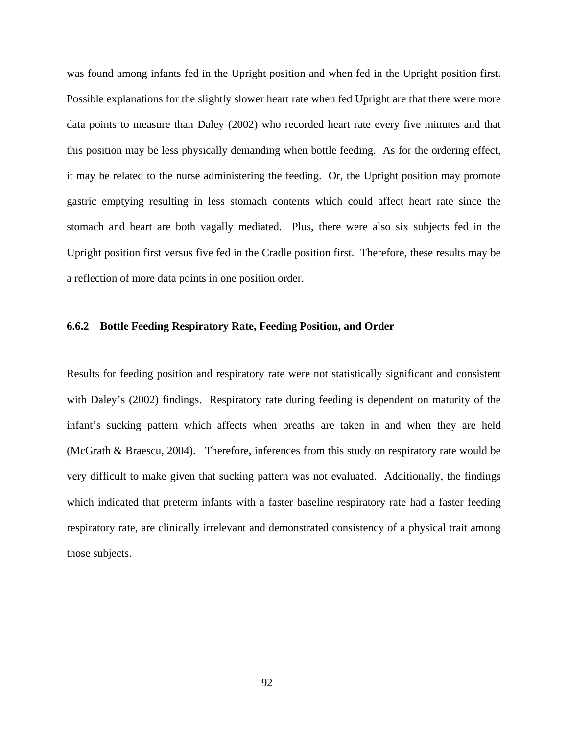was found among infants fed in the Upright position and when fed in the Upright position first. Possible explanations for the slightly slower heart rate when fed Upright are that there were more data points to measure than Daley (2002) who recorded heart rate every five minutes and that this position may be less physically demanding when bottle feeding. As for the ordering effect, it may be related to the nurse administering the feeding. Or, the Upright position may promote gastric emptying resulting in less stomach contents which could affect heart rate since the stomach and heart are both vagally mediated. Plus, there were also six subjects fed in the Upright position first versus five fed in the Cradle position first. Therefore, these results may be a reflection of more data points in one position order.

### 6.6.2 Bottle Feeding Respiratory Rate, Feeding Position, and Order

Results for feeding position and respiratory rate were not statistically significant and consistent with Daley's (2002) findings. Respiratory rate during feeding is dependent on maturity of the infant's sucking pattern which affects when breaths are taken in and when they are held (McGrath & Braescu, 2004). Therefore, inferences from this study on respiratory rate would be very difficult to make given that sucking pattern was not evaluated. Additionally, the findings which indicated that preterm infants with a faster baseline respiratory rate had a faster feeding respiratory rate, are clinically irrelevant and demonstrated consistency of a physical trait among those subjects.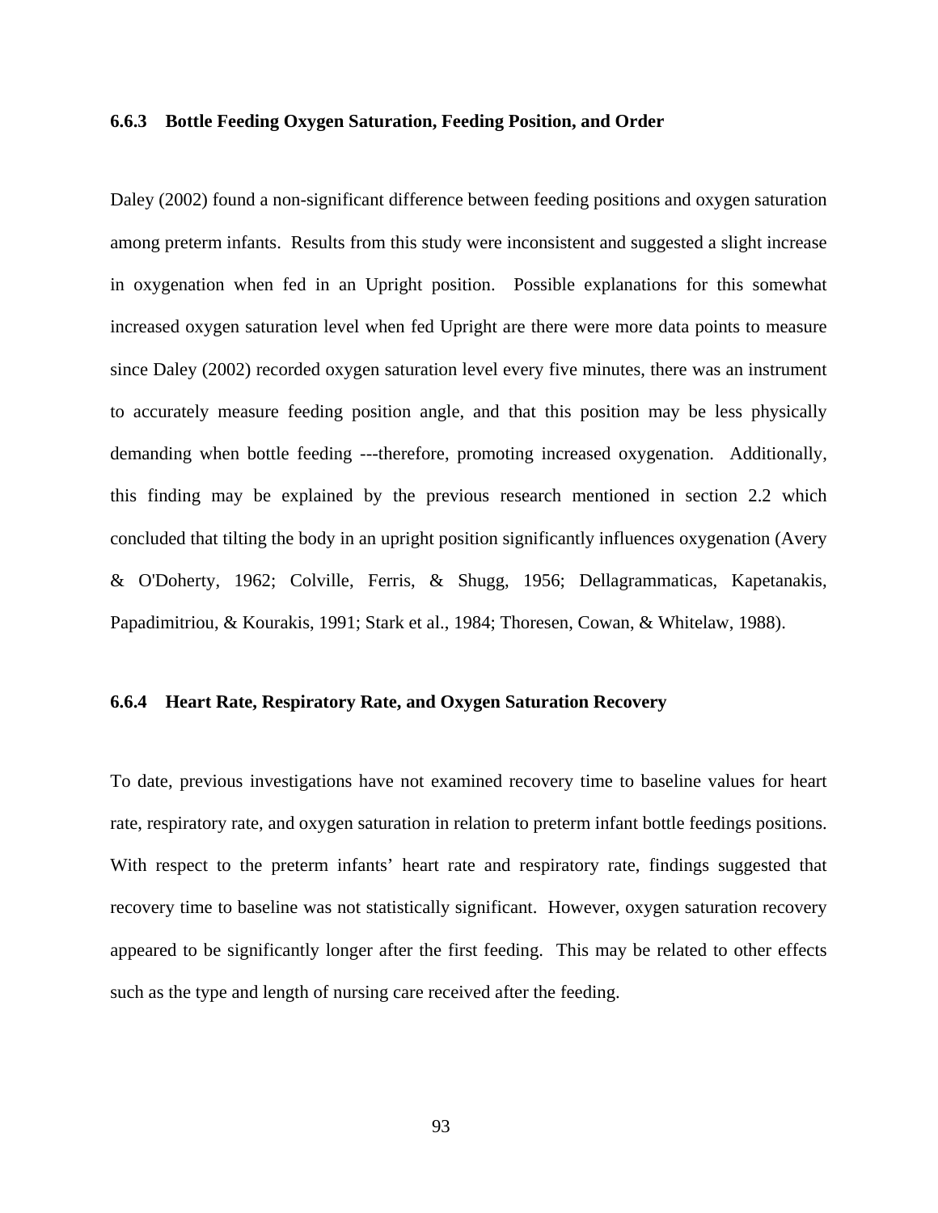### 6.6.3 Bottle Feeding Oxygen Saturation, Feeding Position, and Order

Daley (2002) found a non-significant difference between feeding positions and oxygen saturation among preterm infants. Results from this study were inconsistent and suggested a slight increase in oxygenation when fed in an Upright position. Possible explanations for this somewhat increased oxygen saturation level when fed Upright are there were more data points to measure since Daley (2002) recorded oxygen saturation level every five minutes, there was an instrument to accurately measure feeding position angle, and that this position may be less physically demanding when bottle feeding ---therefore, promoting increased oxygenation. Additionally, this finding may be explained by the previous research mentioned in section 2.2 which concluded that tilting the body in an upright position significantly influences oxygenation (Avery & O'Doherty, 1962; Colville, Ferris, & Shugg, 1956; Dellagrammaticas, Kapetanakis, Papadimitriou, & Kourakis, 1991; Stark et al., 1984; Thoresen, Cowan, & Whitelaw, 1988).

### 6.6.4 Heart Rate, Respiratory Rate, and Oxygen Saturation Recovery

To date, previous investigations have not examined recovery time to baseline values for heart rate, respiratory rate, and oxygen saturation in relation to preterm infant bottle feedings positions. With respect to the preterm infants' heart rate and respiratory rate, findings suggested that recovery time to baseline was not statistically significant. However, oxygen saturation recovery appeared to be significantly longer after the first feeding. This may be related to other effects such as the type and length of nursing care received after the feeding.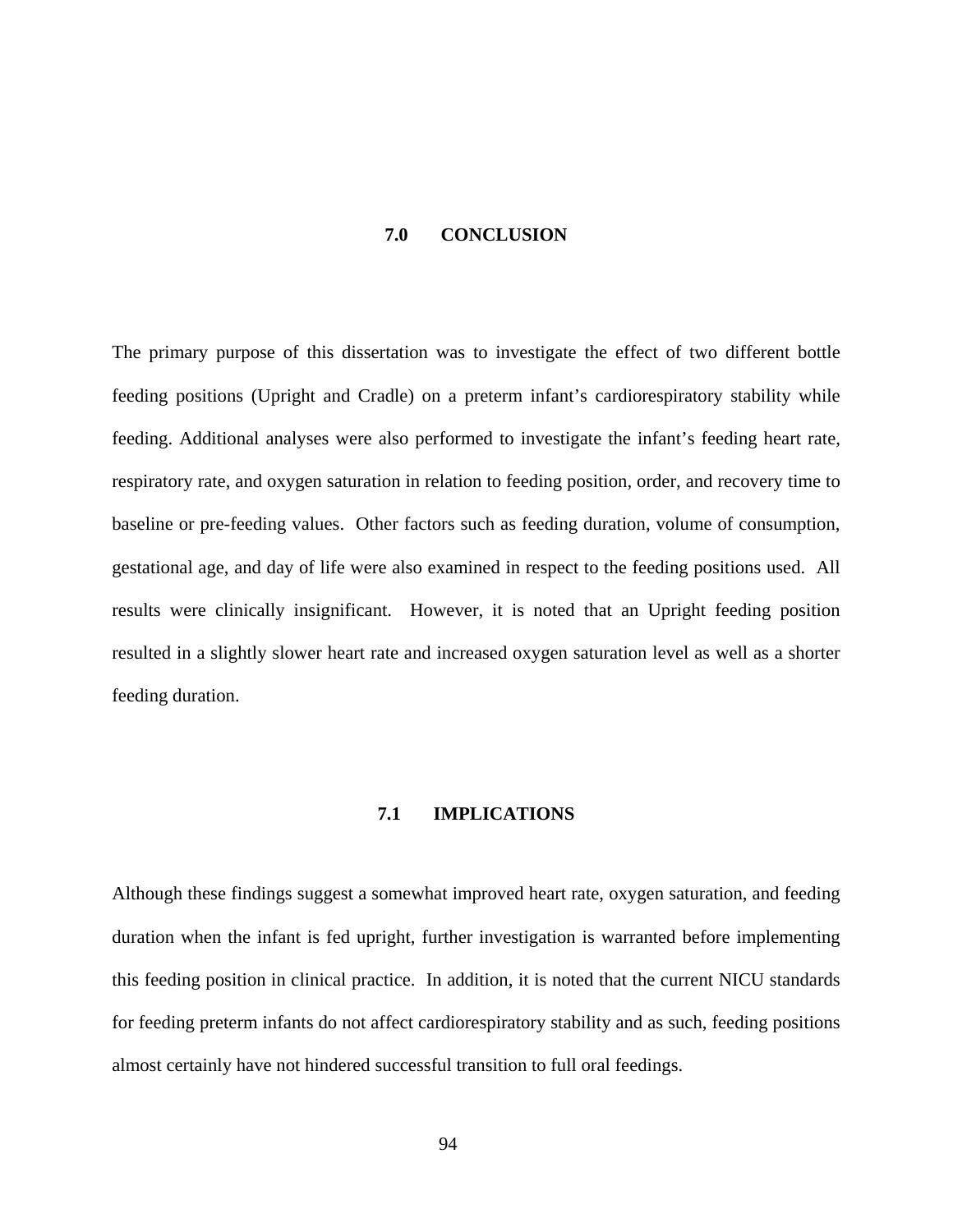# 7.0 CONCLUSION

The primary purpose of this dissertation was to investigate the effect of two different bottle feeding positions (Upright and Cradle) on a preterm infant's cardiorespiratory stability while feeding. Additional analyses were also performed to investigate the infant's feeding heart rate, respiratory rate, and oxygen saturation in relation to feeding position, order, and recovery time to baseline or pre-feeding values. Other factors such as feeding duration, volume of consumption, gestational age, and day of life were also examined in respect to the feeding positions used. All results were clinically insignificant. However, it is noted that an Upright feeding position resulted in a slightly slower heart rate and increased oxygen saturation level as well as a shorter feeding duration.

## 7.1 IMPLICATIONS

Although these findings suggest a somewhat improved heart rate, oxygen saturation, and feeding duration when the infant is fed upright, further investigation is warranted before implementing this feeding position in clinical practice. In addition, it is noted that the current NICU standards for feeding preterm infants do not affect cardiorespiratory stability and as such, feeding positions almost certainly have not hindered successful transition to full oral feedings.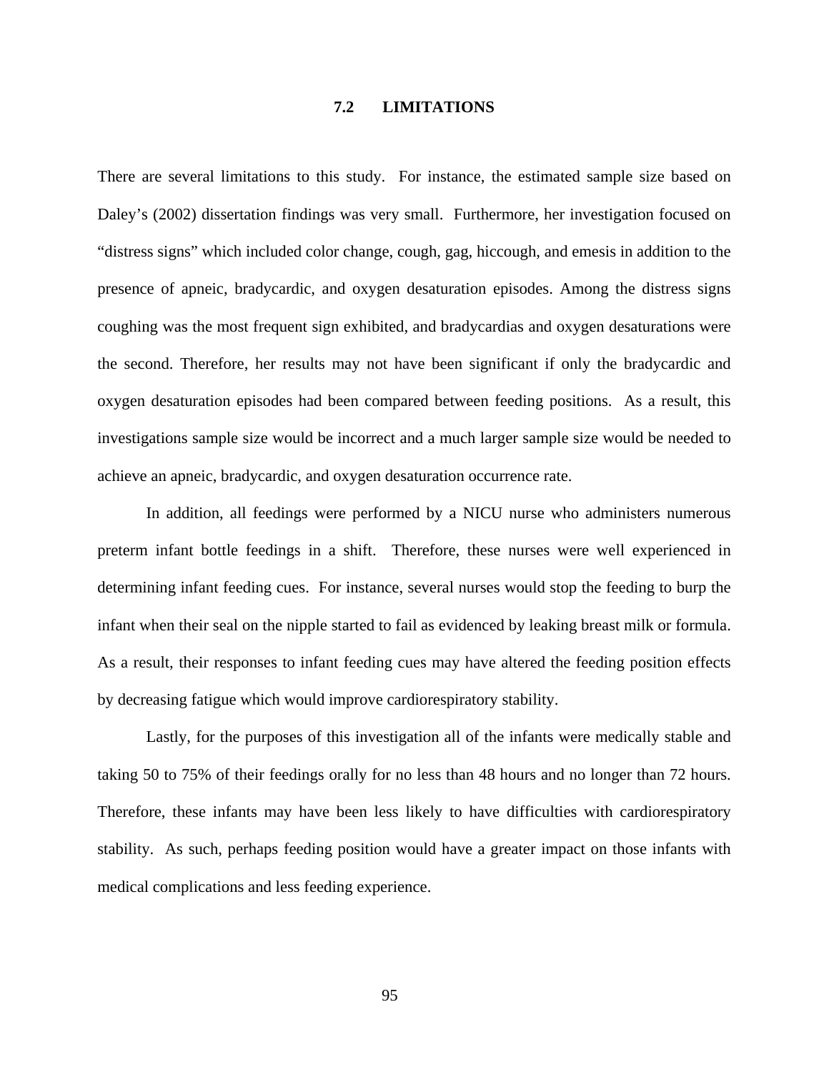## 7.2 LIMITATIONS

There are several limitations to this study. For instance, the estimated sample size based on Daley's (2002) dissertation findings was very small. Furthermore, her investigation focused on "distress signs" which included color change, cough, gag, hiccough, and emesis in addition to the presence of apneic, bradycardic, and oxygen desaturation episodes. Among the distress signs coughing was the most frequent sign exhibited, and bradycardias and oxygen desaturations were the second. Therefore, her results may not have been significant if only the bradycardic and oxygen desaturation episodes had been compared between feeding positions. As a result, this investigations sample size would be incorrect and a much larger sample size would be needed to achieve an apneic, bradycardic, and oxygen desaturation occurrence rate.

In addition, all feedings were performed by a NICU nurse who administers numerous preterm infant bottle feedings in a shift. Therefore, these nurses were well experienced in determining infant feeding cues. For instance, several nurses would stop the feeding to burp the infant when their seal on the nipple started to fail as evidenced by leaking breast milk or formula. As a result, their responses to infant feeding cues may have altered the feeding position effects by decreasing fatigue which would improve cardiorespiratory stability.

Lastly, for the purposes of this investigation all of the infants were medically stable and taking 50 to 75% of their feedings orally for no less than 48 hours and no longer than 72 hours. Therefore, these infants may have been less likely to have difficulties with cardiorespiratory stability. As such, perhaps feeding position would have a greater impact on those infants with medical complications and less feeding experience.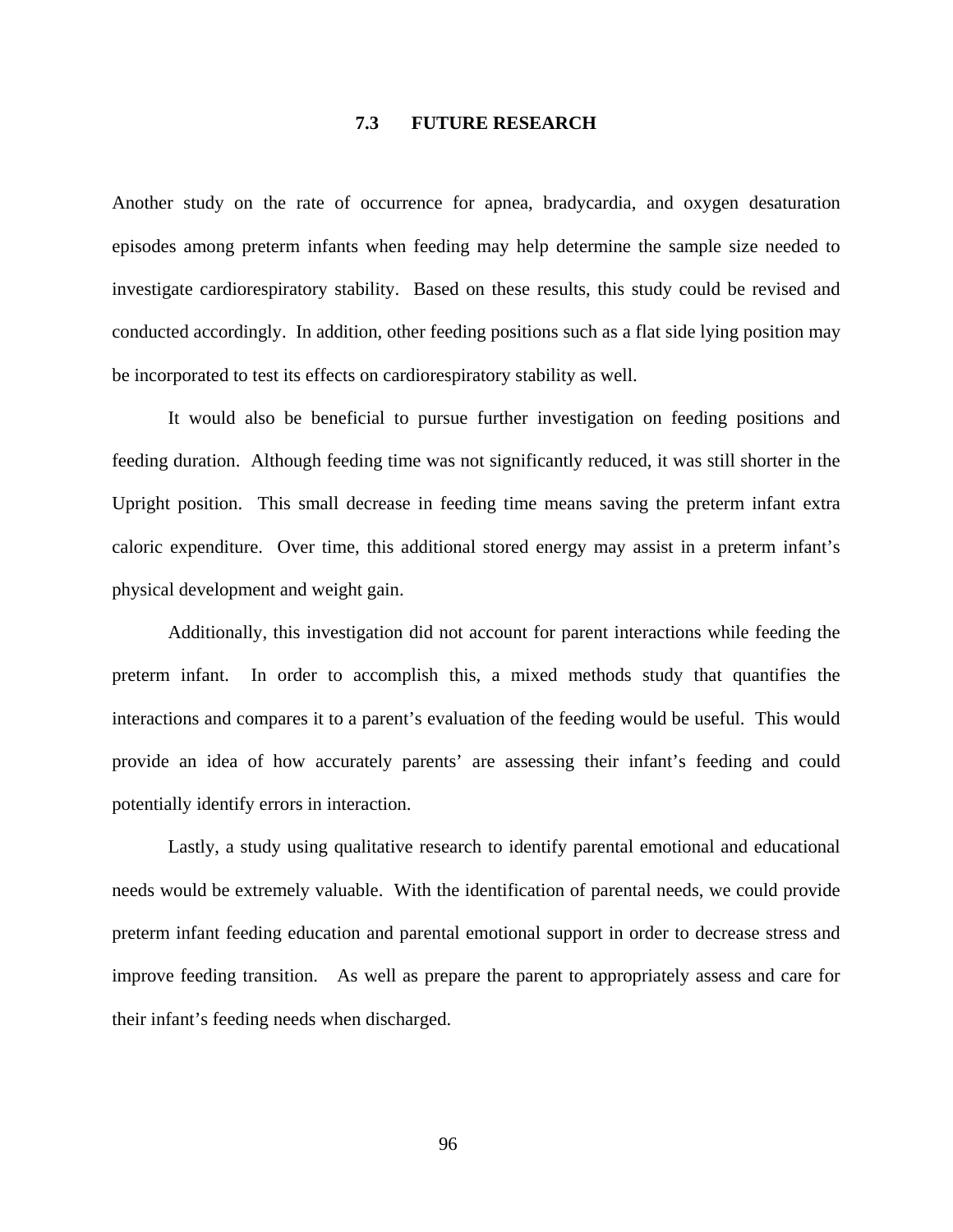### 7.3 FUTURE RESEARCH

Another study on the rate of occurrence for apnea, bradycardia, and oxygen desaturation episodes among preterm infants when feeding may help determine the sample size needed to investigate cardiorespiratory stability. Based on these results, this study could be revised and conducted accordingly. In addition, other feeding positions such as a flat side lying position may be incorporated to test its effects on cardiorespiratory stability as well.

It would also be beneficial to pursue further investigation on feeding positions and feeding duration. Although feeding time was not significantly reduced, it was still shorter in the Upright position. This small decrease in feeding time means saving the preterm infant extra caloric expenditure. Over time, this additional stored energy may assist in a preterm infant's physical development and weight gain.

Additionally, this investigation did not account for parent interactions while feeding the preterm infant. In order to accomplish this, a mixed methods study that quantifies the interactions and compares it to a parent's evaluation of the feeding would be useful. This would provide an idea of how accurately parents' are assessing their infant's feeding and could potentially identify errors in interaction.

Lastly, a study using qualitative research to identify parental emotional and educational needs would be extremely valuable. With the identification of parental needs, we could provide preterm infant feeding education and parental emotional support in order to decrease stress and improve feeding transition. As well as prepare the parent to appropriately assess and care for their infant's feeding needs when discharged.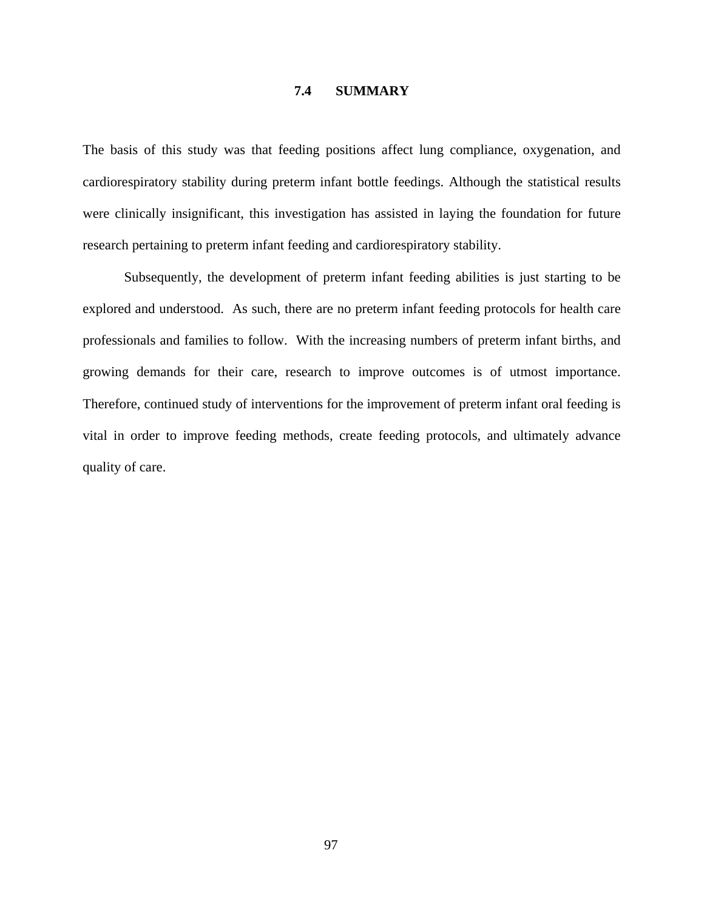## 7.4 SUMMARY

The basis of this study was that feeding positions affect lung compliance, oxygenation, and cardiorespiratory stability during preterm infant bottle feedings. Although the statistical results were clinically insignificant, this investigation has assisted in laying the foundation for future research pertaining to preterm infant feeding and cardiorespiratory stability.

Subsequently, the development of preterm infant feeding abilities is just starting to be explored and understood. As such, there are no preterm infant feeding protocols for health care professionals and families to follow. With the increasing numbers of preterm infant births, and growing demands for their care, research to improve outcomes is of utmost importance. Therefore, continued study of interventions for the improvement of preterm infant oral feeding is vital in order to improve feeding methods, create feeding protocols, and ultimately advance quality of care.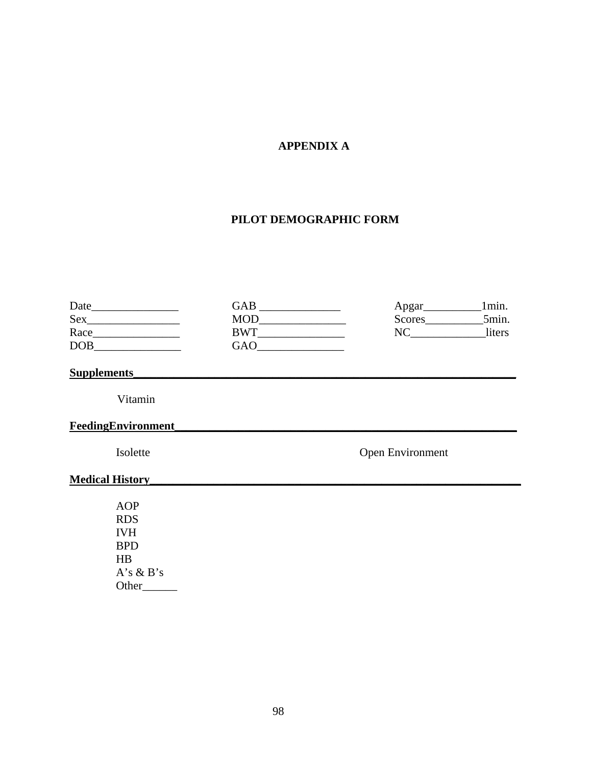# APPENDIX A

## PILOT DEMOGRAPHIC FORM

Date_______________ GAB ______________ Apgar__________1min.

Sex________________ MOD_______________ Scores__________5min.

Race_______________ BWT_______________ NC_____________liters

DOB_______________ GAO_______________

**Supplements**_______________________________________________________________

Vitamin

**FeedingEnvironment**_________________________________________________________

Isolette                                        Open Environment

**Medical History**____________________________________________________________

AOP
RDS
IVH
BPD
HB
A's & B's
Other______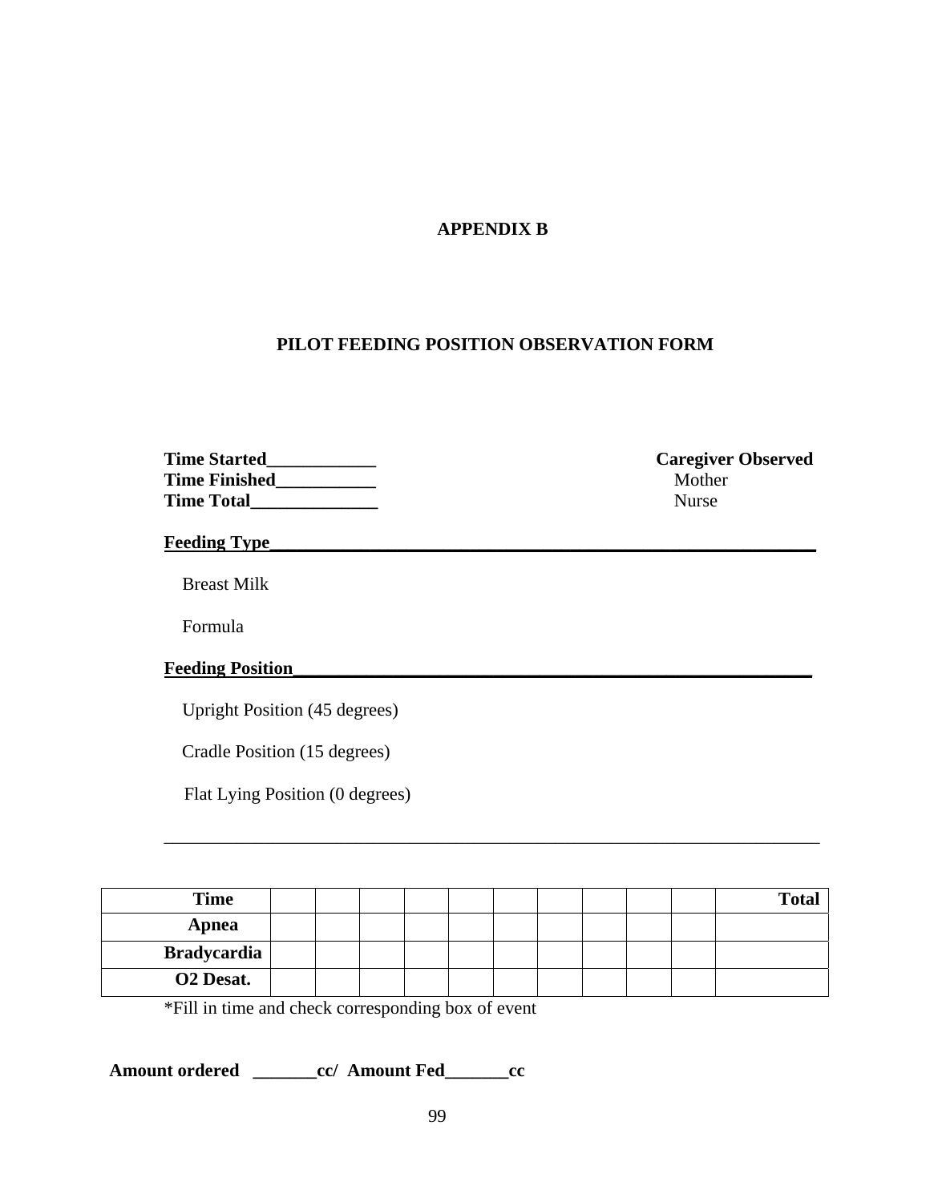# APPENDIX B

## PILOT FEEDING POSITION OBSERVATION FORM

**Time Started____________**
**Time Finished___________**
**Time Total______________**

**Caregiver Observed**
Mother
Nurse

**Feeding Type_______________________________________________________________**

Breast Milk

Formula

**Feeding Position____________________________________________________________**

Upright Position (45 degrees)

Cradle Position (15 degrees)

Flat Lying Position (0 degrees)

___________________________________________________________________________

| Time | | | | | | | | | | | Total |
|---|---|---|---|---|---|---|---|---|---|---|---|
| Apnea | | | | | | | | | | | |
| Bradycardia | | | | | | | | | | | |
| O2 Desat. | | | | | | | | | | | |

*Fill in time and check corresponding box of event

**Amount ordered _______cc/ Amount Fed_______cc**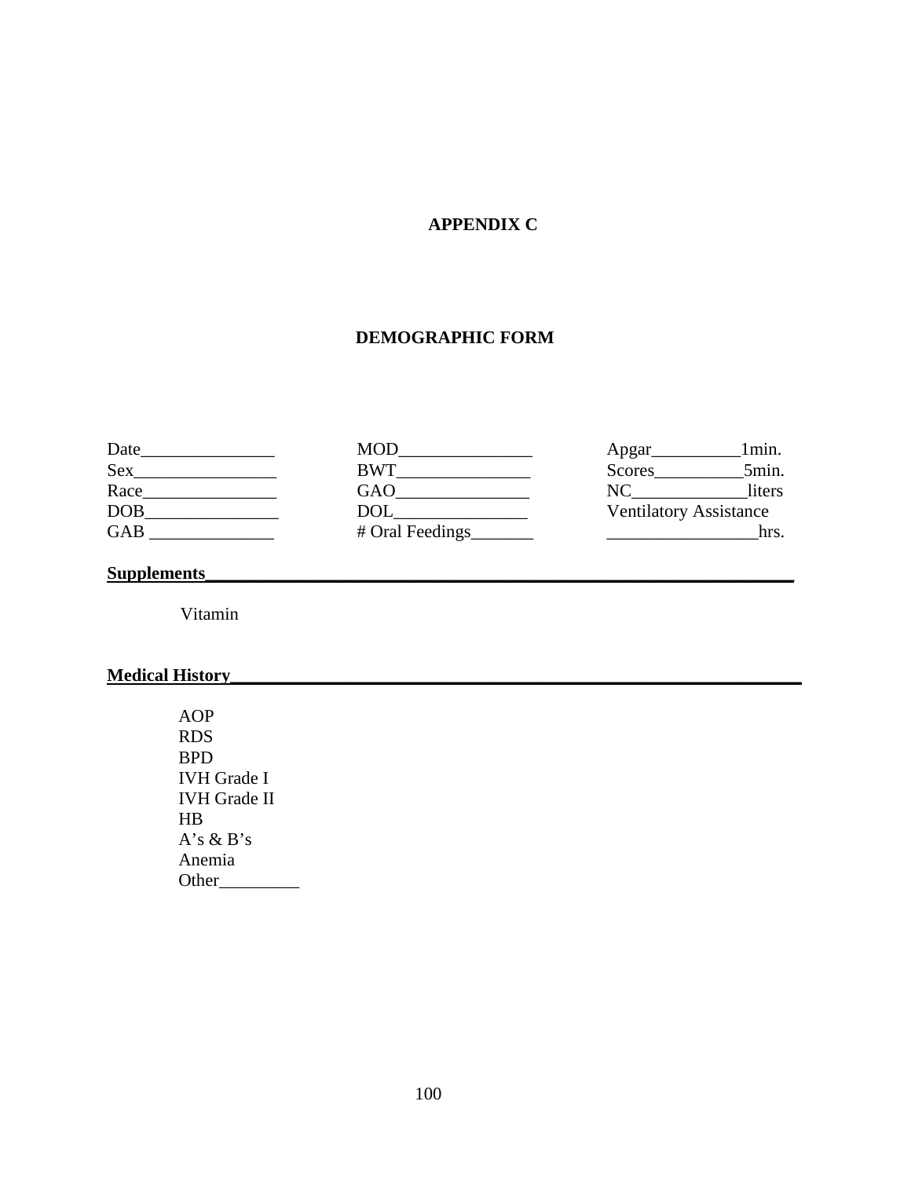# APPENDIX C

## DEMOGRAPHIC FORM

| | | |
|---|---|---|
| Date_______________ | MOD_______________ | Apgar__________1min. |
| Sex________________ | BWT_______________ | Scores__________5min. |
| Race_______________ | GAO_______________ | NC_____________liters |
| DOB_______________ | DOL_______________ | Ventilatory Assistance |
| GAB ______________ | # Oral Feedings_______ | _________________hrs. |

**Supplements**____________________________________________________________________

Vitamin

**Medical History**_________________________________________________________________

AOP
RDS
BPD
IVH Grade I
IVH Grade II
HB
A's & B's
Anemia
Other_________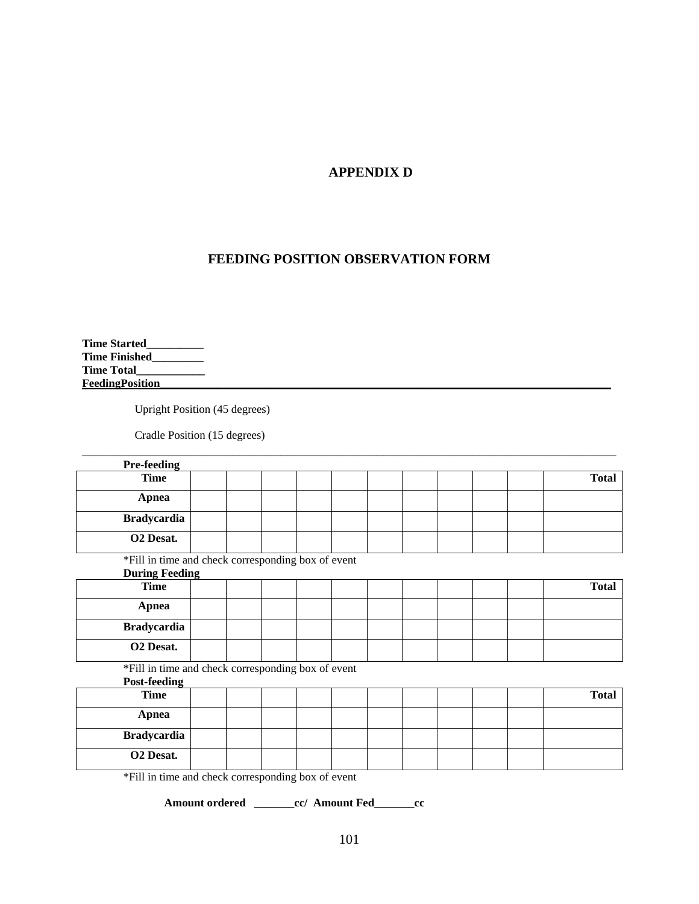# APPENDIX D

## FEEDING POSITION OBSERVATION FORM

**Time Started__________**
**Time Finished_________**
**Time Total____________**
**FeedingPosition______________________________________________________________________________**

Upright Position (45 degrees)

Cradle Position (15 degrees)

---

**Pre-feeding**

| **Time** | | | | | | | | | | | **Total** |
|---|---|---|---|---|---|---|---|---|---|---|---|
| **Apnea** | | | | | | | | | | | |
| **Bradycardia** | | | | | | | | | | | |
| **O2 Desat.** | | | | | | | | | | | |

*Fill in time and check corresponding box of event

**During Feeding**

| **Time** | | | | | | | | | | | **Total** |
|---|---|---|---|---|---|---|---|---|---|---|---|
| **Apnea** | | | | | | | | | | | |
| **Bradycardia** | | | | | | | | | | | |
| **O2 Desat.** | | | | | | | | | | | |

*Fill in time and check corresponding box of event

**Post-feeding**

| **Time** | | | | | | | | | | | **Total** |
|---|---|---|---|---|---|---|---|---|---|---|---|
| **Apnea** | | | | | | | | | | | |
| **Bradycardia** | | | | | | | | | | | |
| **O2 Desat.** | | | | | | | | | | | |

*Fill in time and check corresponding box of event

**Amount ordered _______cc/ Amount Fed_______cc**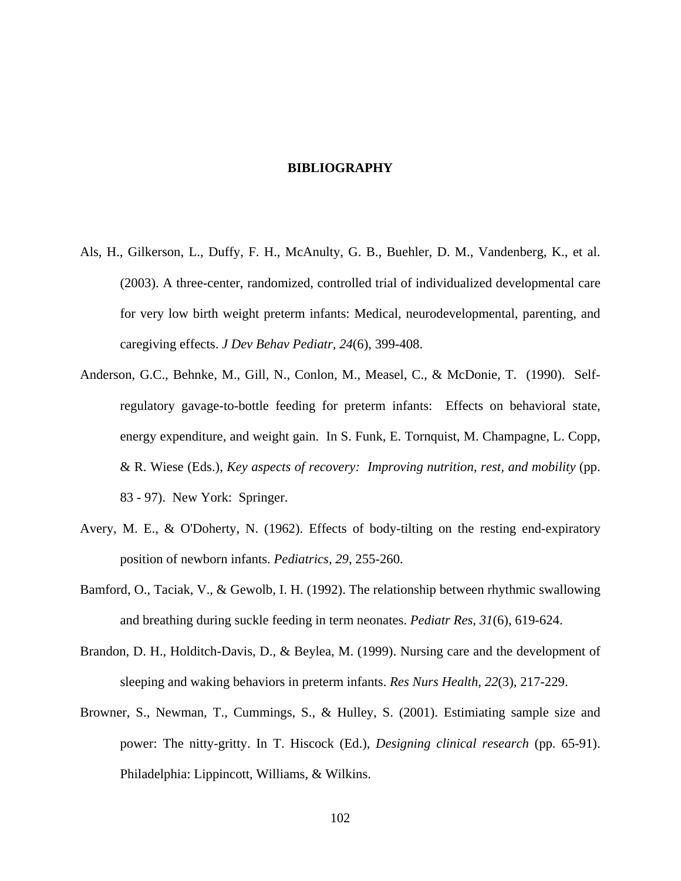# BIBLIOGRAPHY

Als, H., Gilkerson, L., Duffy, F. H., McAnulty, G. B., Buehler, D. M., Vandenberg, K., et al. (2003). A three-center, randomized, controlled trial of individualized developmental care for very low birth weight preterm infants: Medical, neurodevelopmental, parenting, and caregiving effects. *J Dev Behav Pediatr, 24*(6), 399-408.

Anderson, G.C., Behnke, M., Gill, N., Conlon, M., Measel, C., & McDonie, T. (1990). Self-regulatory gavage-to-bottle feeding for preterm infants: Effects on behavioral state, energy expenditure, and weight gain. In S. Funk, E. Tornquist, M. Champagne, L. Copp, & R. Wiese (Eds.), *Key aspects of recovery: Improving nutrition, rest, and mobility* (pp. 83 - 97). New York: Springer.

Avery, M. E., & O'Doherty, N. (1962). Effects of body-tilting on the resting end-expiratory position of newborn infants. *Pediatrics, 29*, 255-260.

Bamford, O., Taciak, V., & Gewolb, I. H. (1992). The relationship between rhythmic swallowing and breathing during suckle feeding in term neonates. *Pediatr Res, 31*(6), 619-624.

Brandon, D. H., Holditch-Davis, D., & Beylea, M. (1999). Nursing care and the development of sleeping and waking behaviors in preterm infants. *Res Nurs Health, 22*(3), 217-229.

Browner, S., Newman, T., Cummings, S., & Hulley, S. (2001). Estimiating sample size and power: The nitty-gritty. In T. Hiscock (Ed.), *Designing clinical research* (pp. 65-91). Philadelphia: Lippincott, Williams, & Wilkins.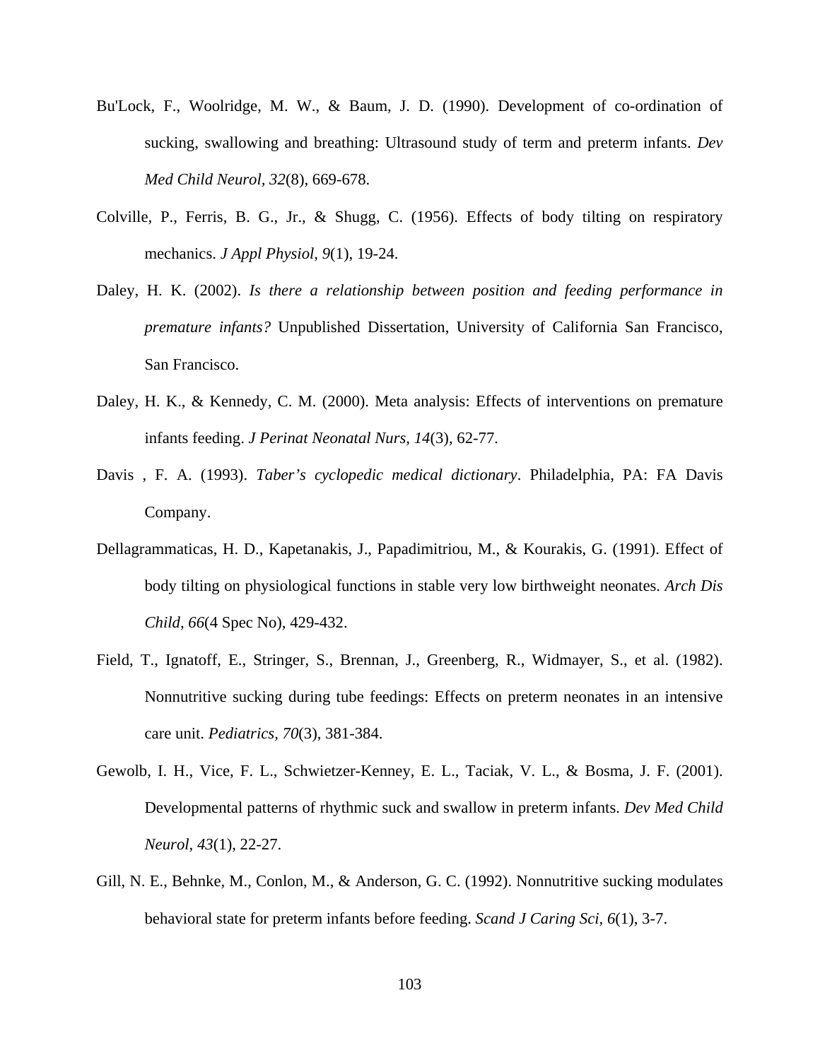Bu'Lock, F., Woolridge, M. W., & Baum, J. D. (1990). Development of co-ordination of sucking, swallowing and breathing: Ultrasound study of term and preterm infants. *Dev Med Child Neurol, 32*(8), 669-678.

Colville, P., Ferris, B. G., Jr., & Shugg, C. (1956). Effects of body tilting on respiratory mechanics. *J Appl Physiol, 9*(1), 19-24.

Daley, H. K. (2002). *Is there a relationship between position and feeding performance in premature infants?* Unpublished Dissertation, University of California San Francisco, San Francisco.

Daley, H. K., & Kennedy, C. M. (2000). Meta analysis: Effects of interventions on premature infants feeding. *J Perinat Neonatal Nurs, 14*(3), 62-77.

Davis , F. A. (1993). *Taber's cyclopedic medical dictionary*. Philadelphia, PA: FA Davis Company.

Dellagrammaticas, H. D., Kapetanakis, J., Papadimitriou, M., & Kourakis, G. (1991). Effect of body tilting on physiological functions in stable very low birthweight neonates. *Arch Dis Child, 66*(4 Spec No), 429-432.

Field, T., Ignatoff, E., Stringer, S., Brennan, J., Greenberg, R., Widmayer, S., et al. (1982). Nonnutritive sucking during tube feedings: Effects on preterm neonates in an intensive care unit. *Pediatrics, 70*(3), 381-384.

Gewolb, I. H., Vice, F. L., Schwietzer-Kenney, E. L., Taciak, V. L., & Bosma, J. F. (2001). Developmental patterns of rhythmic suck and swallow in preterm infants. *Dev Med Child Neurol, 43*(1), 22-27.

Gill, N. E., Behnke, M., Conlon, M., & Anderson, G. C. (1992). Nonnutritive sucking modulates behavioral state for preterm infants before feeding. *Scand J Caring Sci, 6*(1), 3-7.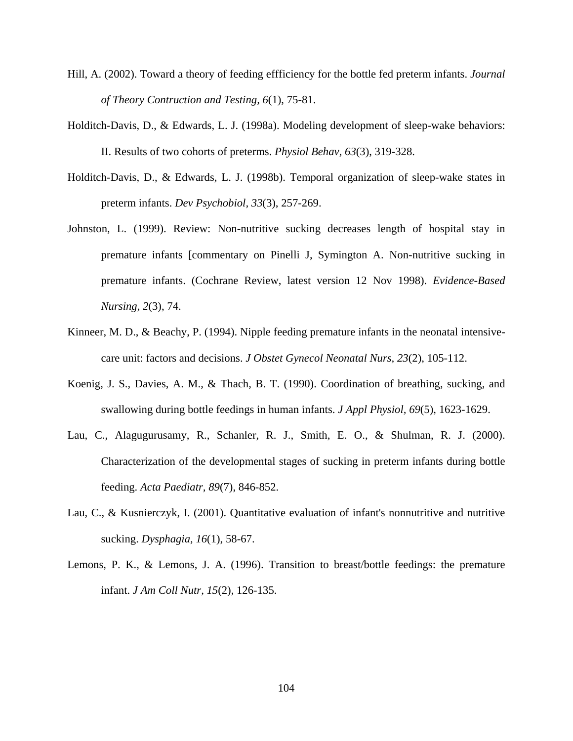Hill, A. (2002). Toward a theory of feeding effficiency for the bottle fed preterm infants. *Journal of Theory Contruction and Testing, 6*(1), 75-81.

Holditch-Davis, D., & Edwards, L. J. (1998a). Modeling development of sleep-wake behaviors: II. Results of two cohorts of preterms. *Physiol Behav, 63*(3), 319-328.

Holditch-Davis, D., & Edwards, L. J. (1998b). Temporal organization of sleep-wake states in preterm infants. *Dev Psychobiol, 33*(3), 257-269.

Johnston, L. (1999). Review: Non-nutritive sucking decreases length of hospital stay in premature infants [commentary on Pinelli J, Symington A. Non-nutritive sucking in premature infants. (Cochrane Review, latest version 12 Nov 1998). *Evidence-Based Nursing, 2*(3), 74.

Kinneer, M. D., & Beachy, P. (1994). Nipple feeding premature infants in the neonatal intensive-care unit: factors and decisions. *J Obstet Gynecol Neonatal Nurs, 23*(2), 105-112.

Koenig, J. S., Davies, A. M., & Thach, B. T. (1990). Coordination of breathing, sucking, and swallowing during bottle feedings in human infants. *J Appl Physiol, 69*(5), 1623-1629.

Lau, C., Alagugurusamy, R., Schanler, R. J., Smith, E. O., & Shulman, R. J. (2000). Characterization of the developmental stages of sucking in preterm infants during bottle feeding. *Acta Paediatr, 89*(7), 846-852.

Lau, C., & Kusnierczyk, I. (2001). Quantitative evaluation of infant's nonnutritive and nutritive sucking. *Dysphagia, 16*(1), 58-67.

Lemons, P. K., & Lemons, J. A. (1996). Transition to breast/bottle feedings: the premature infant. *J Am Coll Nutr, 15*(2), 126-135.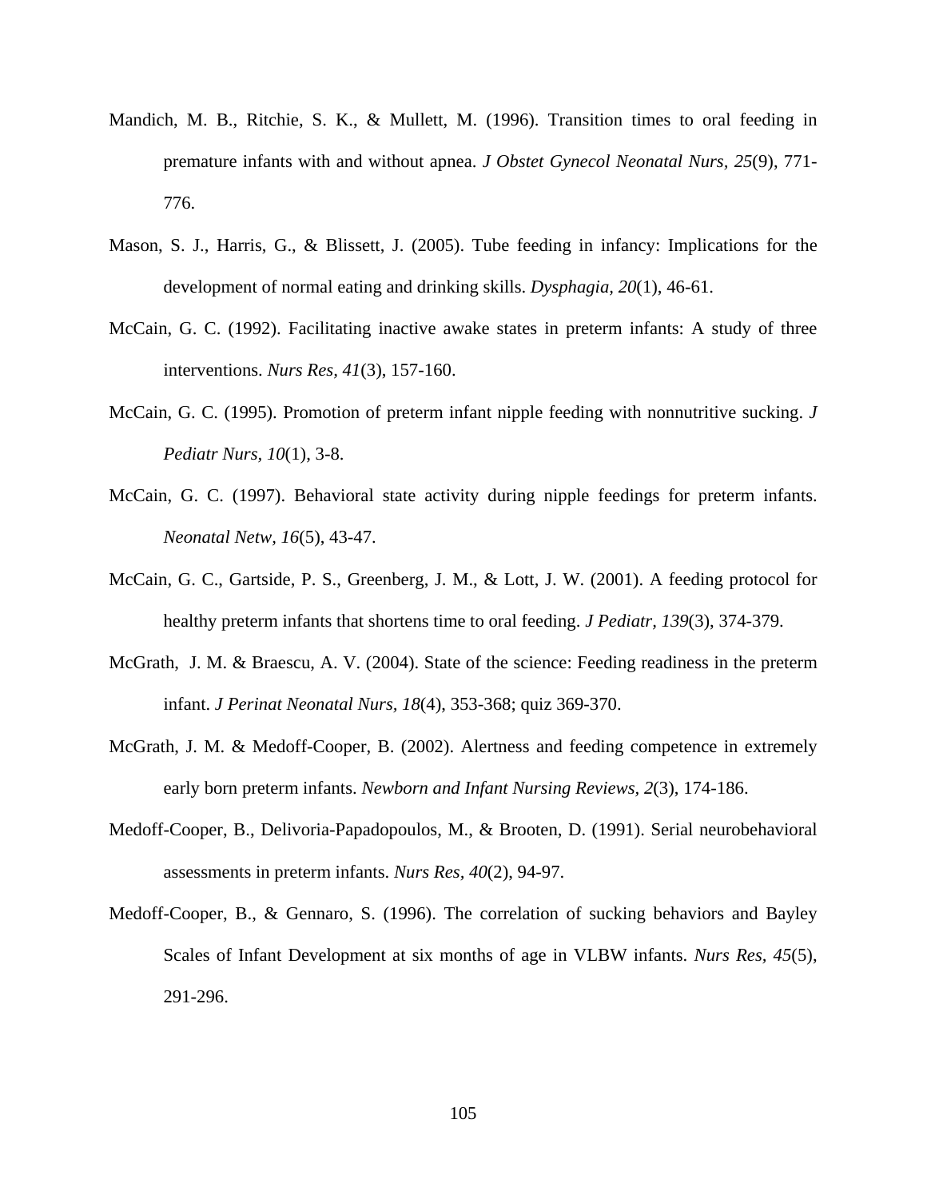Mandich, M. B., Ritchie, S. K., & Mullett, M. (1996). Transition times to oral feeding in premature infants with and without apnea. *J Obstet Gynecol Neonatal Nurs, 25*(9), 771-776.

Mason, S. J., Harris, G., & Blissett, J. (2005). Tube feeding in infancy: Implications for the development of normal eating and drinking skills. *Dysphagia, 20*(1), 46-61.

McCain, G. C. (1992). Facilitating inactive awake states in preterm infants: A study of three interventions. *Nurs Res, 41*(3), 157-160.

McCain, G. C. (1995). Promotion of preterm infant nipple feeding with nonnutritive sucking. *J Pediatr Nurs, 10*(1), 3-8.

McCain, G. C. (1997). Behavioral state activity during nipple feedings for preterm infants. *Neonatal Netw, 16*(5), 43-47.

McCain, G. C., Gartside, P. S., Greenberg, J. M., & Lott, J. W. (2001). A feeding protocol for healthy preterm infants that shortens time to oral feeding. *J Pediatr, 139*(3), 374-379.

McGrath, J. M. & Braescu, A. V. (2004). State of the science: Feeding readiness in the preterm infant. *J Perinat Neonatal Nurs, 18*(4), 353-368; quiz 369-370.

McGrath, J. M. & Medoff-Cooper, B. (2002). Alertness and feeding competence in extremely early born preterm infants. *Newborn and Infant Nursing Reviews, 2*(3), 174-186.

Medoff-Cooper, B., Delivoria-Papadopoulos, M., & Brooten, D. (1991). Serial neurobehavioral assessments in preterm infants. *Nurs Res, 40*(2), 94-97.

Medoff-Cooper, B., & Gennaro, S. (1996). The correlation of sucking behaviors and Bayley Scales of Infant Development at six months of age in VLBW infants. *Nurs Res, 45*(5), 291-296.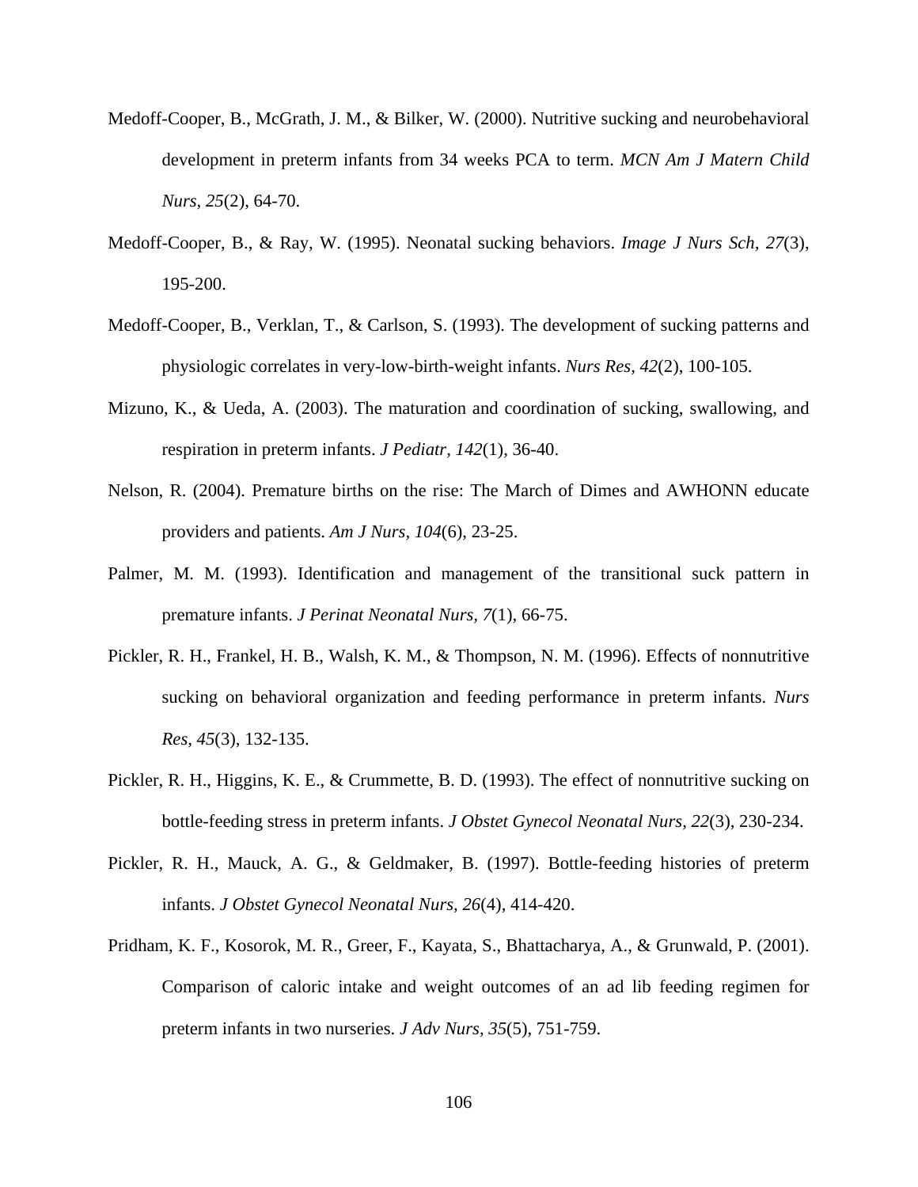Medoff-Cooper, B., McGrath, J. M., & Bilker, W. (2000). Nutritive sucking and neurobehavioral development in preterm infants from 34 weeks PCA to term. *MCN Am J Matern Child Nurs, 25*(2), 64-70.

Medoff-Cooper, B., & Ray, W. (1995). Neonatal sucking behaviors. *Image J Nurs Sch, 27*(3), 195-200.

Medoff-Cooper, B., Verklan, T., & Carlson, S. (1993). The development of sucking patterns and physiologic correlates in very-low-birth-weight infants. *Nurs Res, 42*(2), 100-105.

Mizuno, K., & Ueda, A. (2003). The maturation and coordination of sucking, swallowing, and respiration in preterm infants. *J Pediatr, 142*(1), 36-40.

Nelson, R. (2004). Premature births on the rise: The March of Dimes and AWHONN educate providers and patients. *Am J Nurs, 104*(6), 23-25.

Palmer, M. M. (1993). Identification and management of the transitional suck pattern in premature infants. *J Perinat Neonatal Nurs, 7*(1), 66-75.

Pickler, R. H., Frankel, H. B., Walsh, K. M., & Thompson, N. M. (1996). Effects of nonnutritive sucking on behavioral organization and feeding performance in preterm infants. *Nurs Res, 45*(3), 132-135.

Pickler, R. H., Higgins, K. E., & Crummette, B. D. (1993). The effect of nonnutritive sucking on bottle-feeding stress in preterm infants. *J Obstet Gynecol Neonatal Nurs, 22*(3), 230-234.

Pickler, R. H., Mauck, A. G., & Geldmaker, B. (1997). Bottle-feeding histories of preterm infants. *J Obstet Gynecol Neonatal Nurs, 26*(4), 414-420.

Pridham, K. F., Kosorok, M. R., Greer, F., Kayata, S., Bhattacharya, A., & Grunwald, P. (2001). Comparison of caloric intake and weight outcomes of an ad lib feeding regimen for preterm infants in two nurseries. *J Adv Nurs, 35*(5), 751-759.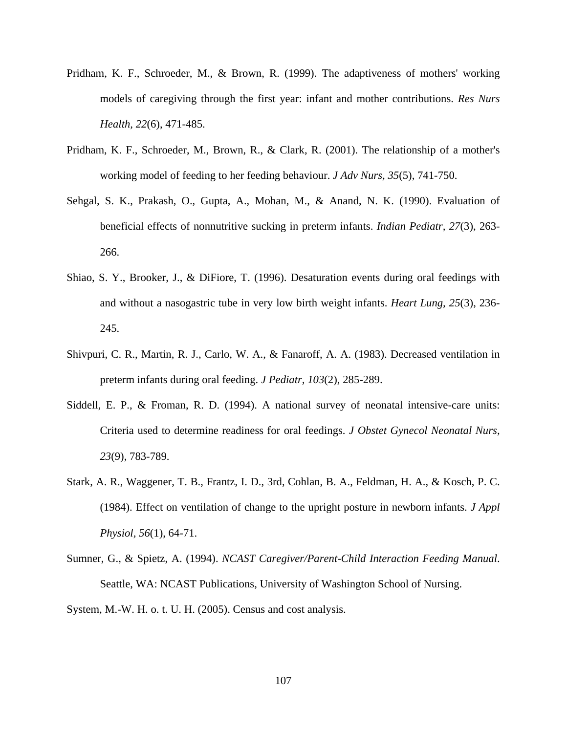Pridham, K. F., Schroeder, M., & Brown, R. (1999). The adaptiveness of mothers' working models of caregiving through the first year: infant and mother contributions. *Res Nurs Health, 22*(6), 471-485.

Pridham, K. F., Schroeder, M., Brown, R., & Clark, R. (2001). The relationship of a mother's working model of feeding to her feeding behaviour. *J Adv Nurs, 35*(5), 741-750.

Sehgal, S. K., Prakash, O., Gupta, A., Mohan, M., & Anand, N. K. (1990). Evaluation of beneficial effects of nonnutritive sucking in preterm infants. *Indian Pediatr, 27*(3), 263-266.

Shiao, S. Y., Brooker, J., & DiFiore, T. (1996). Desaturation events during oral feedings with and without a nasogastric tube in very low birth weight infants. *Heart Lung, 25*(3), 236-245.

Shivpuri, C. R., Martin, R. J., Carlo, W. A., & Fanaroff, A. A. (1983). Decreased ventilation in preterm infants during oral feeding. *J Pediatr, 103*(2), 285-289.

Siddell, E. P., & Froman, R. D. (1994). A national survey of neonatal intensive-care units: Criteria used to determine readiness for oral feedings. *J Obstet Gynecol Neonatal Nurs, 23*(9), 783-789.

Stark, A. R., Waggener, T. B., Frantz, I. D., 3rd, Cohlan, B. A., Feldman, H. A., & Kosch, P. C. (1984). Effect on ventilation of change to the upright posture in newborn infants. *J Appl Physiol, 56*(1), 64-71.

Sumner, G., & Spietz, A. (1994). *NCAST Caregiver/Parent-Child Interaction Feeding Manual*. Seattle, WA: NCAST Publications, University of Washington School of Nursing.

System, M.-W. H. o. t. U. H. (2005). Census and cost analysis.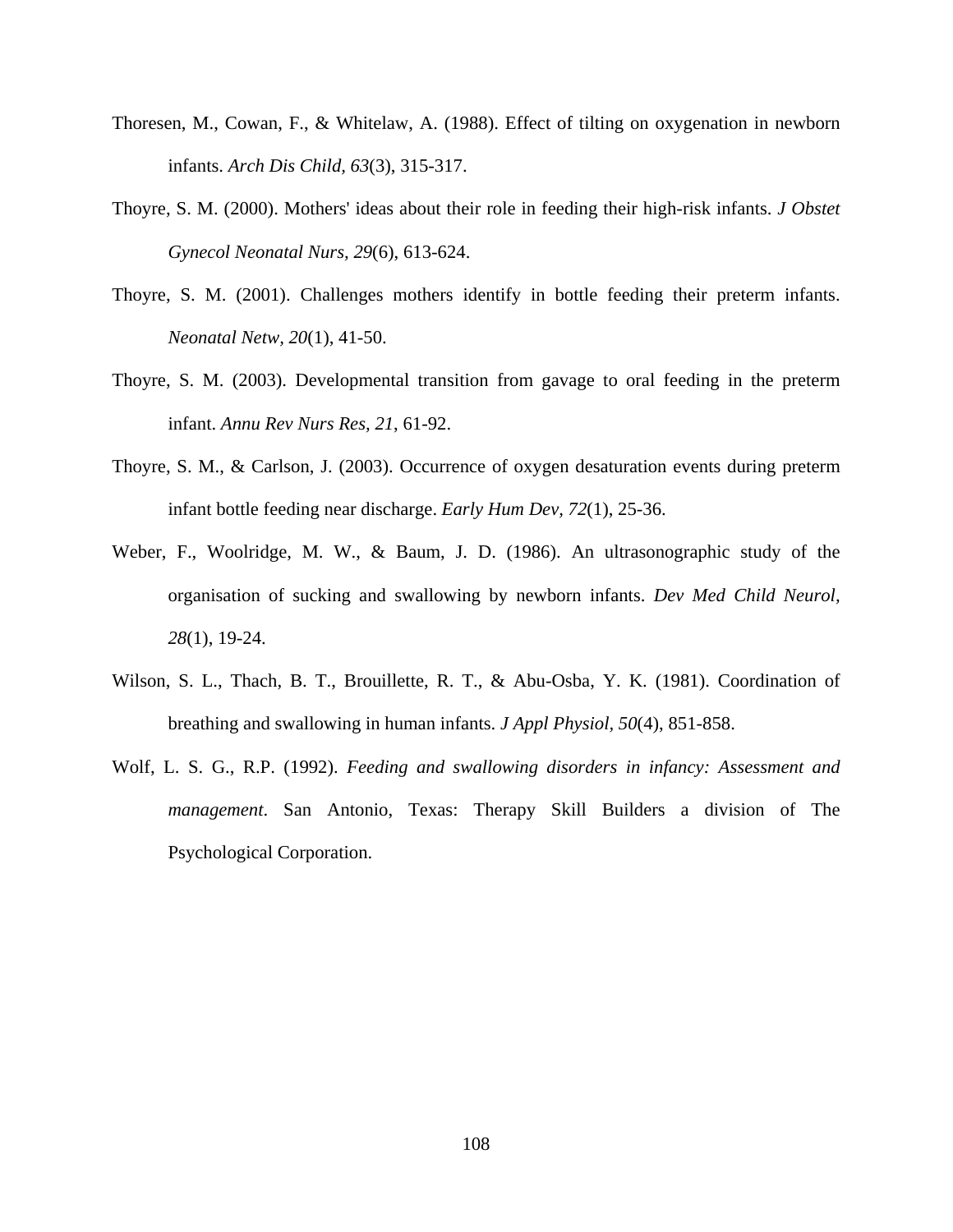Thoresen, M., Cowan, F., & Whitelaw, A. (1988). Effect of tilting on oxygenation in newborn infants. *Arch Dis Child, 63*(3), 315-317.

Thoyre, S. M. (2000). Mothers' ideas about their role in feeding their high-risk infants. *J Obstet Gynecol Neonatal Nurs, 29*(6), 613-624.

Thoyre, S. M. (2001). Challenges mothers identify in bottle feeding their preterm infants. *Neonatal Netw, 20*(1), 41-50.

Thoyre, S. M. (2003). Developmental transition from gavage to oral feeding in the preterm infant. *Annu Rev Nurs Res, 21*, 61-92.

Thoyre, S. M., & Carlson, J. (2003). Occurrence of oxygen desaturation events during preterm infant bottle feeding near discharge. *Early Hum Dev, 72*(1), 25-36.

Weber, F., Woolridge, M. W., & Baum, J. D. (1986). An ultrasonographic study of the organisation of sucking and swallowing by newborn infants. *Dev Med Child Neurol, 28*(1), 19-24.

Wilson, S. L., Thach, B. T., Brouillette, R. T., & Abu-Osba, Y. K. (1981). Coordination of breathing and swallowing in human infants. *J Appl Physiol, 50*(4), 851-858.

Wolf, L. S. G., R.P. (1992). *Feeding and swallowing disorders in infancy: Assessment and management*. San Antonio, Texas: Therapy Skill Builders a division of The Psychological Corporation.